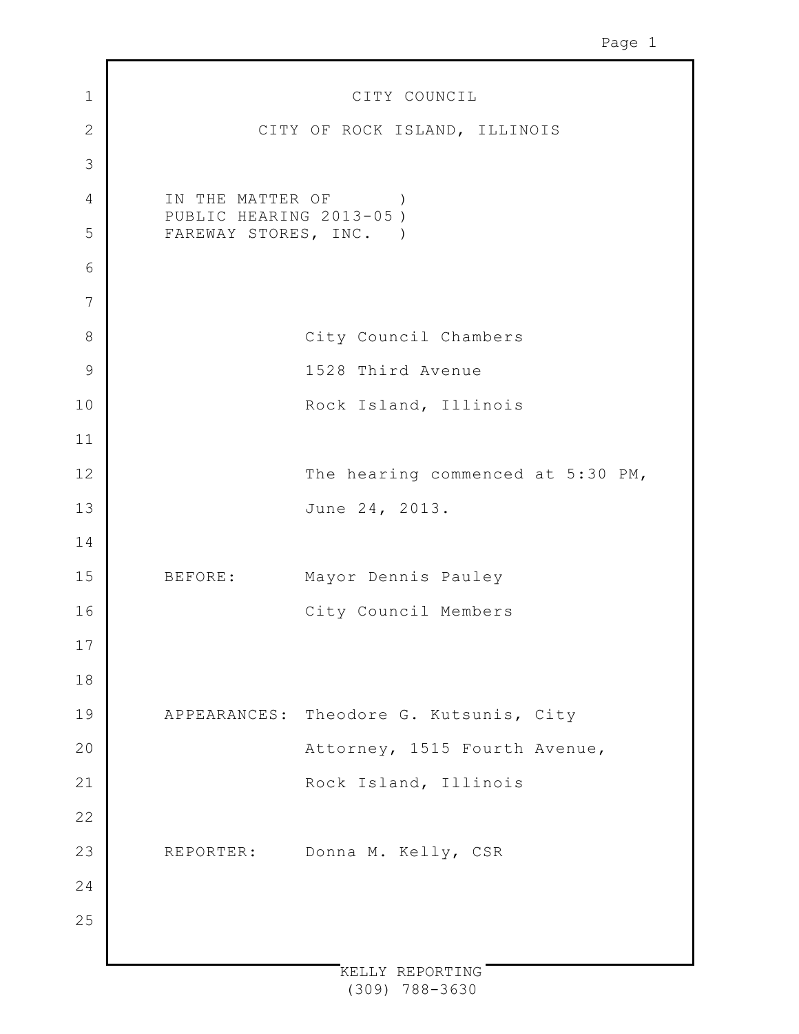CITY COUNCIL

CITY OF ROCK ISLAND, ILLINOIS

IN THE MATTER OF )
PUBLIC HEARING 2013-05 )
FAREWAY STORES, INC. )

City Council Chambers
1528 Third Avenue
Rock Island, Illinois

The hearing commenced at 5:30 PM,
June 24, 2013.

BEFORE: Mayor Dennis Pauley
City Council Members

APPEARANCES: Theodore G. Kutsunis, City
Attorney, 1515 Fourth Avenue,
Rock Island, Illinois

REPORTER: Donna M. Kelly, CSR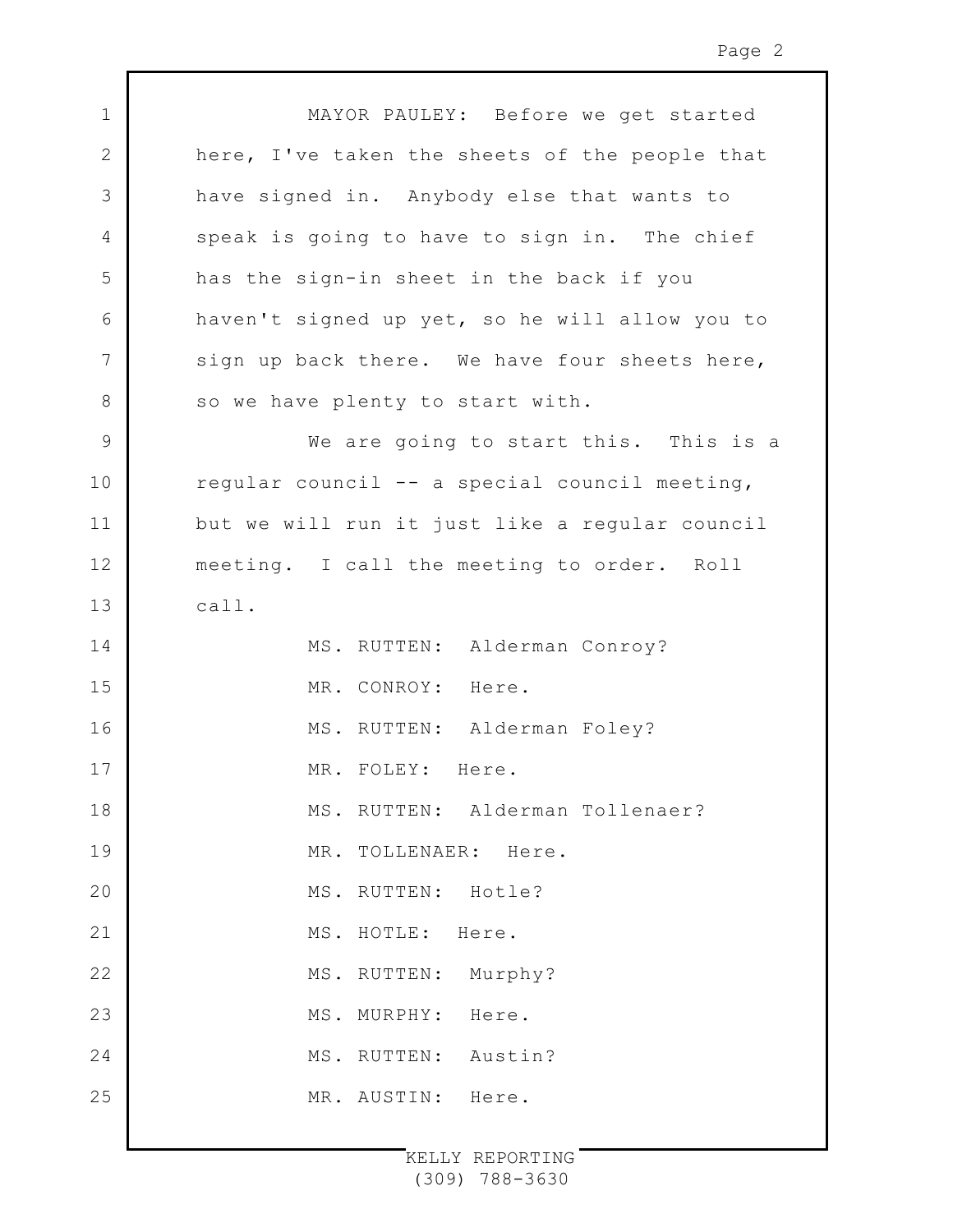MAYOR PAULEY: Before we get started here, I've taken the sheets of the people that have signed in. Anybody else that wants to speak is going to have to sign in. The chief has the sign-in sheet in the back if you haven't signed up yet, so he will allow you to sign up back there. We have four sheets here, so we have plenty to start with.

We are going to start this. This is a regular council -- a special council meeting, but we will run it just like a regular council meeting. I call the meeting to order. Roll call.

MS. RUTTEN: Alderman Conroy?

MR. CONROY: Here.

MS. RUTTEN: Alderman Foley?

MR. FOLEY: Here.

MS. RUTTEN: Alderman Tollenaer?

MR. TOLLENAER: Here.

MS. RUTTEN: Hotle?

MS. HOTLE: Here.

MS. RUTTEN: Murphy?

MS. MURPHY: Here.

MS. RUTTEN: Austin?

MR. AUSTIN: Here.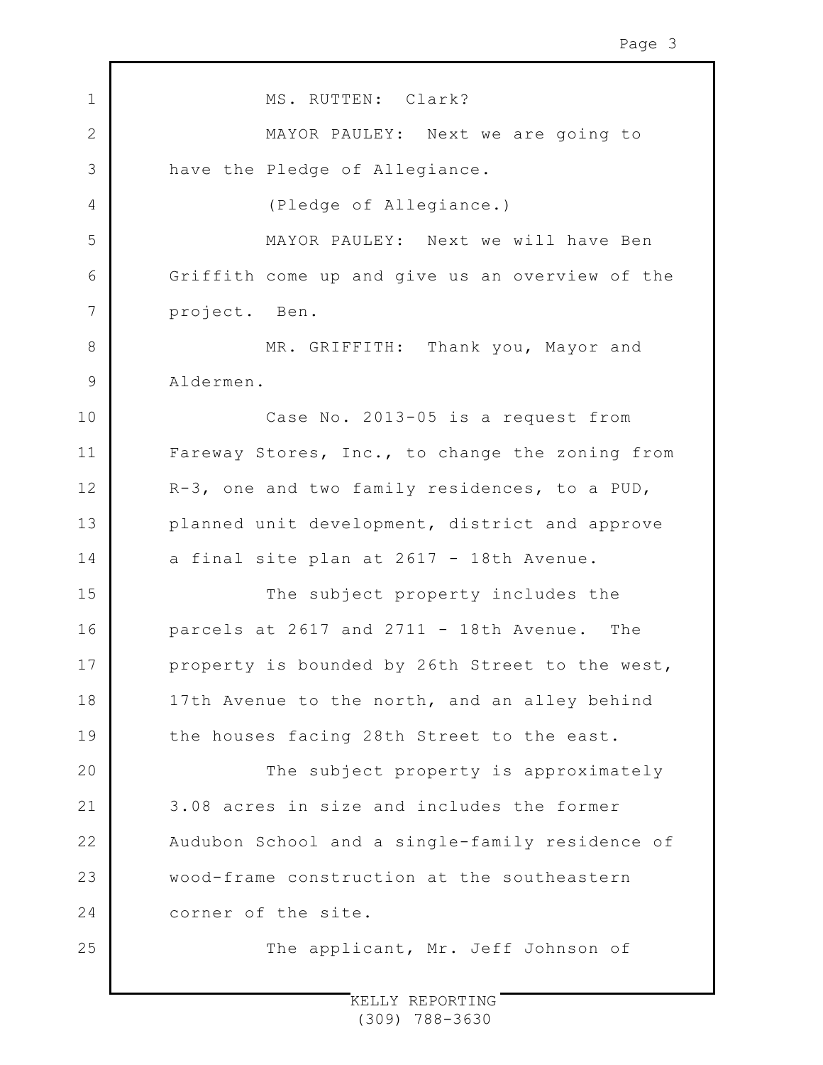MS. RUTTEN: Clark?

MAYOR PAULEY: Next we are going to have the Pledge of Allegiance.

(Pledge of Allegiance.)

MAYOR PAULEY: Next we will have Ben Griffith come up and give us an overview of the project. Ben.

MR. GRIFFITH: Thank you, Mayor and Aldermen.

Case No. 2013-05 is a request from Fareway Stores, Inc., to change the zoning from R-3, one and two family residences, to a PUD, planned unit development, district and approve a final site plan at 2617 - 18th Avenue.

The subject property includes the parcels at 2617 and 2711 - 18th Avenue. The property is bounded by 26th Street to the west, 17th Avenue to the north, and an alley behind the houses facing 28th Street to the east.

The subject property is approximately 3.08 acres in size and includes the former Audubon School and a single-family residence of wood-frame construction at the southeastern corner of the site.

The applicant, Mr. Jeff Johnson of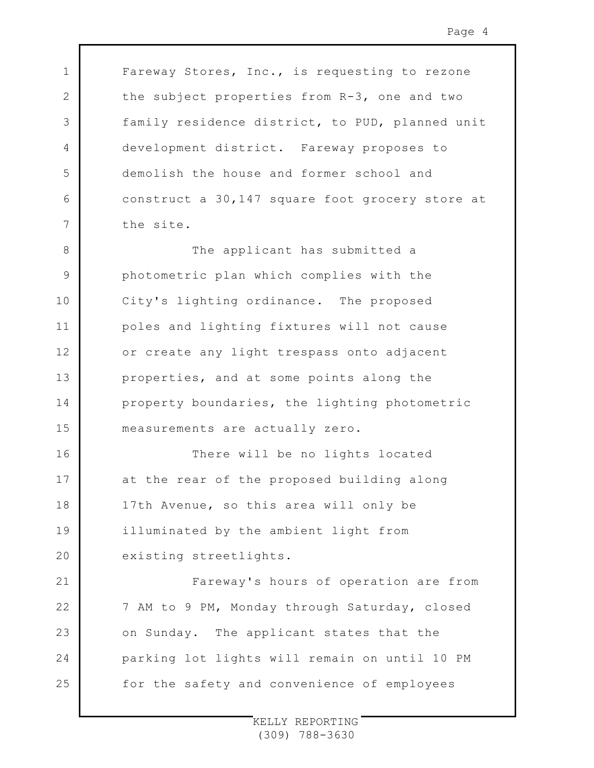Fareway Stores, Inc., is requesting to rezone the subject properties from R-3, one and two family residence district, to PUD, planned unit development district. Fareway proposes to demolish the house and former school and construct a 30,147 square foot grocery store at the site.

The applicant has submitted a photometric plan which complies with the City's lighting ordinance. The proposed poles and lighting fixtures will not cause or create any light trespass onto adjacent properties, and at some points along the property boundaries, the lighting photometric measurements are actually zero.

There will be no lights located at the rear of the proposed building along 17th Avenue, so this area will only be illuminated by the ambient light from existing streetlights.

Fareway's hours of operation are from 7 AM to 9 PM, Monday through Saturday, closed on Sunday. The applicant states that the parking lot lights will remain on until 10 PM for the safety and convenience of employees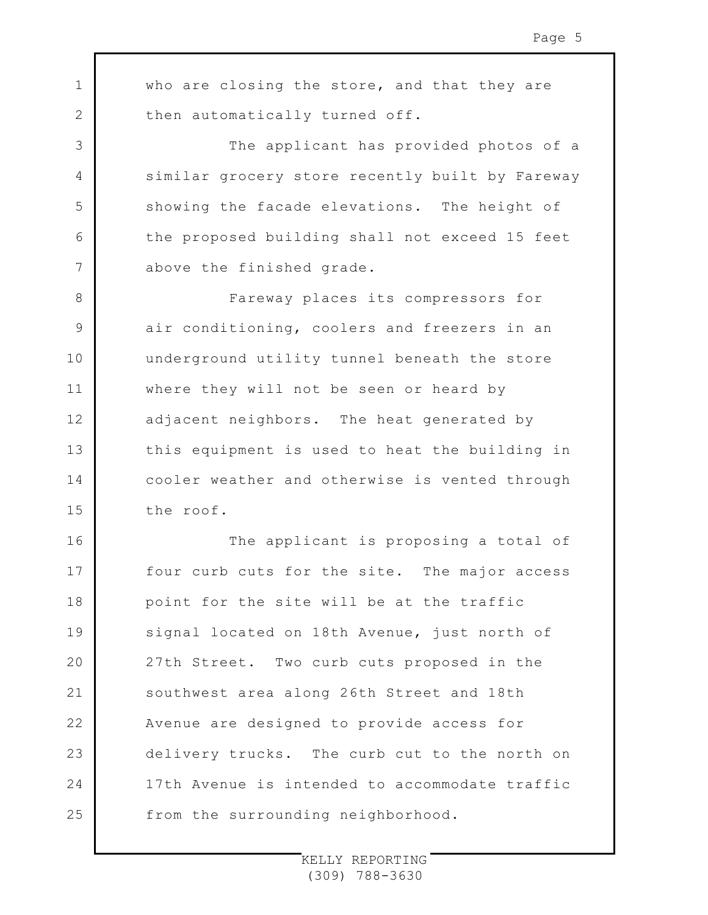who are closing the store, and that they are then automatically turned off.

The applicant has provided photos of a similar grocery store recently built by Fareway showing the facade elevations. The height of the proposed building shall not exceed 15 feet above the finished grade.

Fareway places its compressors for air conditioning, coolers and freezers in an underground utility tunnel beneath the store where they will not be seen or heard by adjacent neighbors. The heat generated by this equipment is used to heat the building in cooler weather and otherwise is vented through the roof.

The applicant is proposing a total of four curb cuts for the site. The major access point for the site will be at the traffic signal located on 18th Avenue, just north of 27th Street. Two curb cuts proposed in the southwest area along 26th Street and 18th Avenue are designed to provide access for delivery trucks. The curb cut to the north on 17th Avenue is intended to accommodate traffic from the surrounding neighborhood.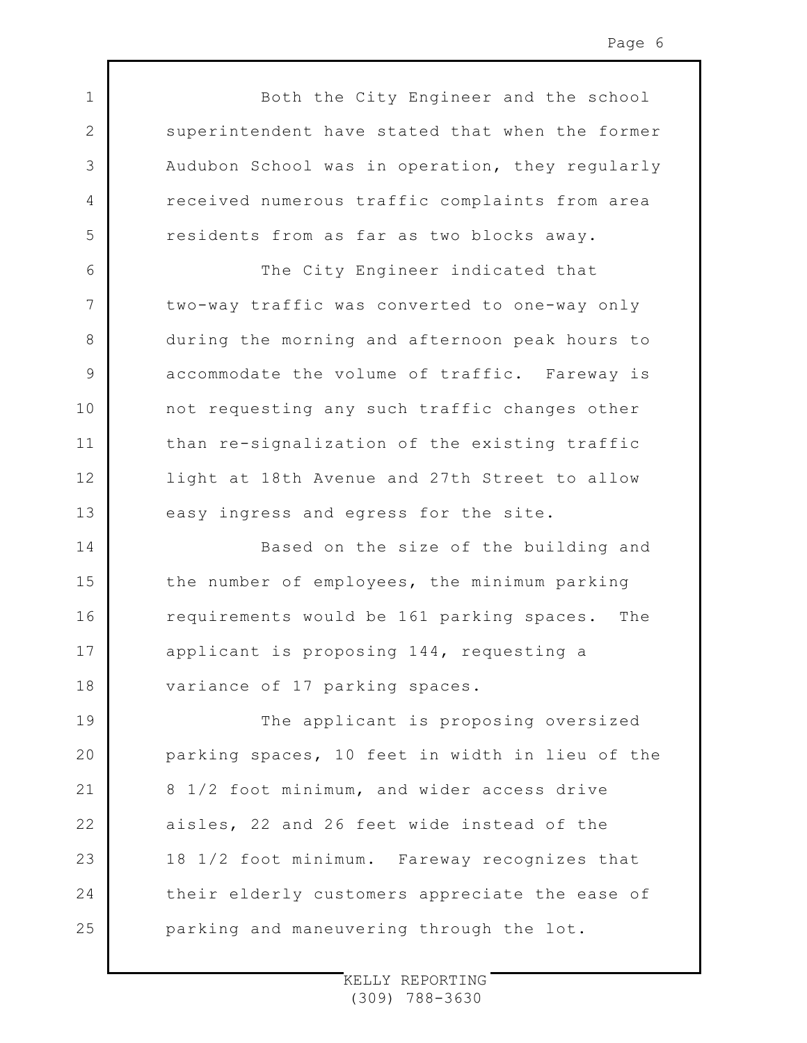Both the City Engineer and the school superintendent have stated that when the former Audubon School was in operation, they regularly received numerous traffic complaints from area residents from as far as two blocks away.

The City Engineer indicated that two-way traffic was converted to one-way only during the morning and afternoon peak hours to accommodate the volume of traffic. Fareway is not requesting any such traffic changes other than re-signalization of the existing traffic light at 18th Avenue and 27th Street to allow easy ingress and egress for the site.

Based on the size of the building and the number of employees, the minimum parking requirements would be 161 parking spaces. The applicant is proposing 144, requesting a variance of 17 parking spaces.

The applicant is proposing oversized parking spaces, 10 feet in width in lieu of the 8 1/2 foot minimum, and wider access drive aisles, 22 and 26 feet wide instead of the 18 1/2 foot minimum. Fareway recognizes that their elderly customers appreciate the ease of parking and maneuvering through the lot.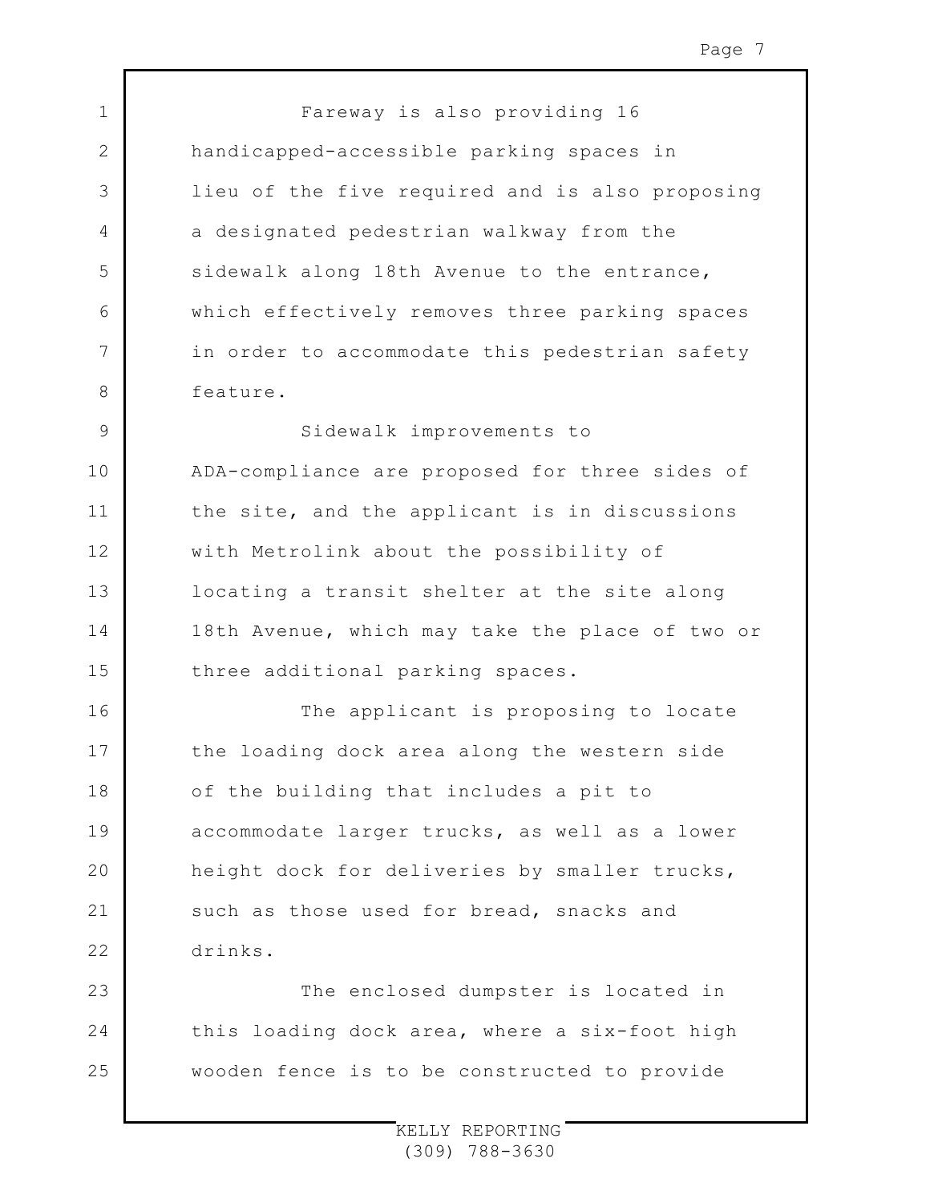Fareway is also providing 16 handicapped-accessible parking spaces in lieu of the five required and is also proposing a designated pedestrian walkway from the sidewalk along 18th Avenue to the entrance, which effectively removes three parking spaces in order to accommodate this pedestrian safety feature.

Sidewalk improvements to ADA-compliance are proposed for three sides of the site, and the applicant is in discussions with Metrolink about the possibility of locating a transit shelter at the site along 18th Avenue, which may take the place of two or three additional parking spaces.

The applicant is proposing to locate the loading dock area along the western side of the building that includes a pit to accommodate larger trucks, as well as a lower height dock for deliveries by smaller trucks, such as those used for bread, snacks and drinks.

The enclosed dumpster is located in this loading dock area, where a six-foot high wooden fence is to be constructed to provide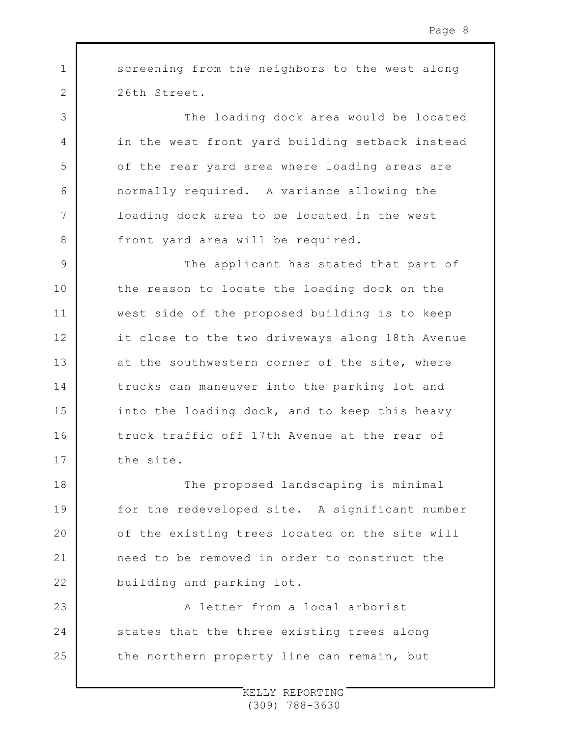screening from the neighbors to the west along 26th Street.

The loading dock area would be located in the west front yard building setback instead of the rear yard area where loading areas are normally required. A variance allowing the loading dock area to be located in the west front yard area will be required.

The applicant has stated that part of the reason to locate the loading dock on the west side of the proposed building is to keep it close to the two driveways along 18th Avenue at the southwestern corner of the site, where trucks can maneuver into the parking lot and into the loading dock, and to keep this heavy truck traffic off 17th Avenue at the rear of the site.

The proposed landscaping is minimal for the redeveloped site. A significant number of the existing trees located on the site will need to be removed in order to construct the building and parking lot.

A letter from a local arborist states that the three existing trees along the northern property line can remain, but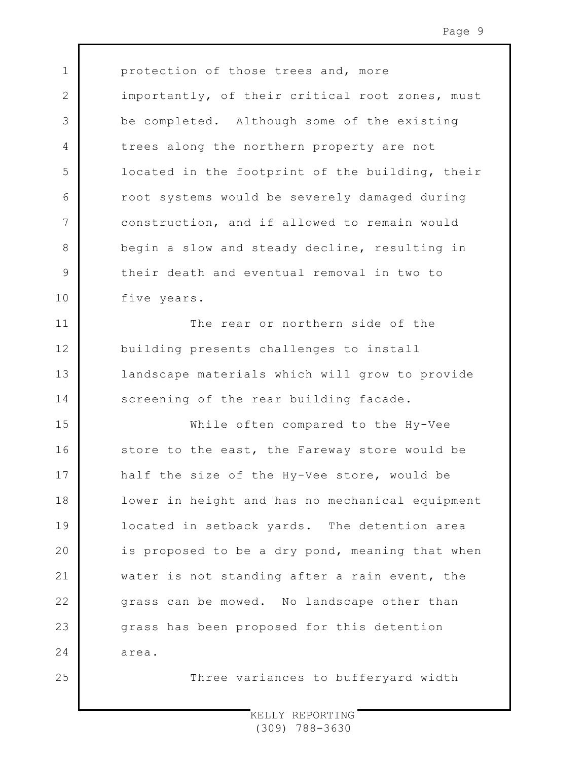protection of those trees and, more importantly, of their critical root zones, must be completed. Although some of the existing trees along the northern property are not located in the footprint of the building, their root systems would be severely damaged during construction, and if allowed to remain would begin a slow and steady decline, resulting in their death and eventual removal in two to five years.

The rear or northern side of the building presents challenges to install landscape materials which will grow to provide screening of the rear building facade.

While often compared to the Hy-Vee store to the east, the Fareway store would be half the size of the Hy-Vee store, would be lower in height and has no mechanical equipment located in setback yards. The detention area is proposed to be a dry pond, meaning that when water is not standing after a rain event, the grass can be mowed. No landscape other than grass has been proposed for this detention area.

Three variances to bufferyard width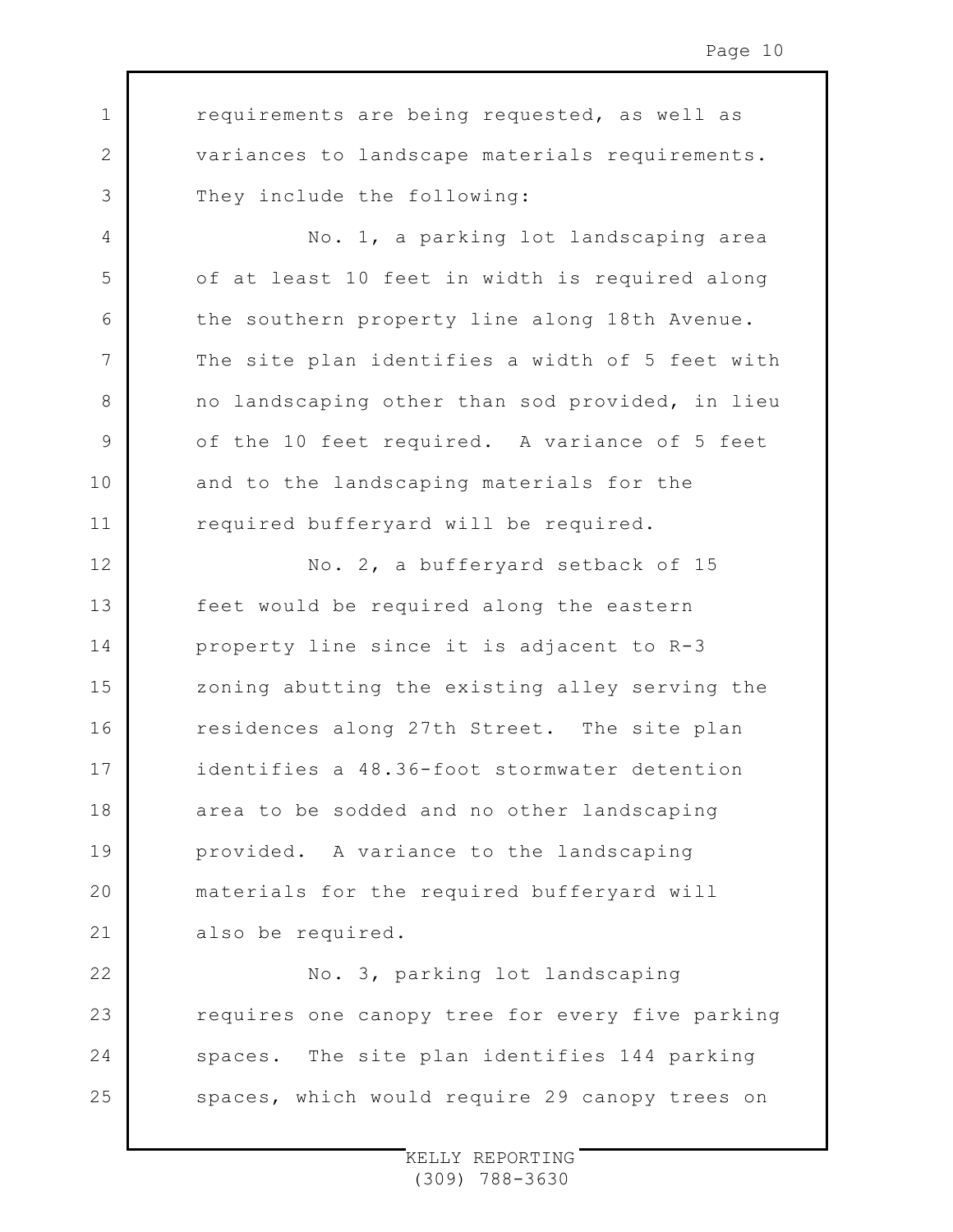requirements are being requested, as well as variances to landscape materials requirements. They include the following:

No. 1, a parking lot landscaping area of at least 10 feet in width is required along the southern property line along 18th Avenue. The site plan identifies a width of 5 feet with no landscaping other than sod provided, in lieu of the 10 feet required. A variance of 5 feet and to the landscaping materials for the required bufferyard will be required.

No. 2, a bufferyard setback of 15 feet would be required along the eastern property line since it is adjacent to R-3 zoning abutting the existing alley serving the residences along 27th Street. The site plan identifies a 48.36-foot stormwater detention area to be sodded and no other landscaping provided. A variance to the landscaping materials for the required bufferyard will also be required.

No. 3, parking lot landscaping requires one canopy tree for every five parking spaces. The site plan identifies 144 parking spaces, which would require 29 canopy trees on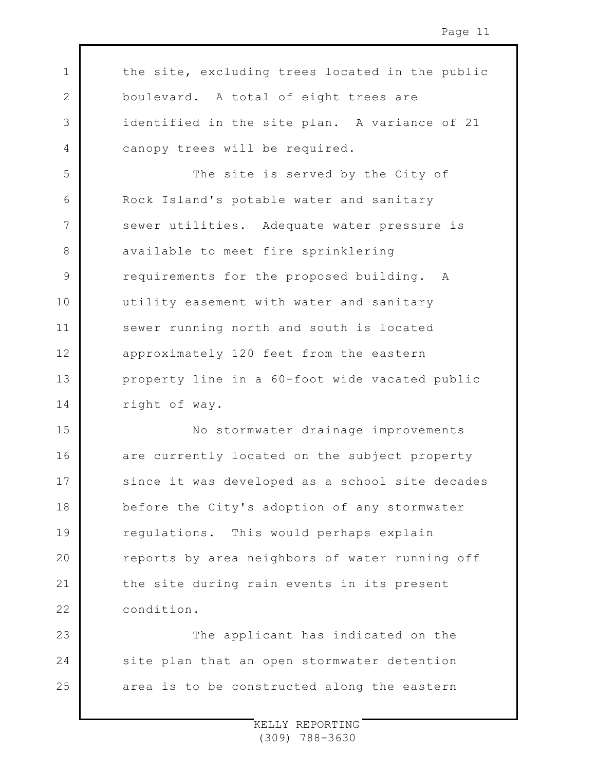the site, excluding trees located in the public boulevard. A total of eight trees are identified in the site plan. A variance of 21 canopy trees will be required.

The site is served by the City of Rock Island's potable water and sanitary sewer utilities. Adequate water pressure is available to meet fire sprinklering requirements for the proposed building. A utility easement with water and sanitary sewer running north and south is located approximately 120 feet from the eastern property line in a 60-foot wide vacated public right of way.

No stormwater drainage improvements are currently located on the subject property since it was developed as a school site decades before the City's adoption of any stormwater regulations. This would perhaps explain reports by area neighbors of water running off the site during rain events in its present condition.

The applicant has indicated on the site plan that an open stormwater detention area is to be constructed along the eastern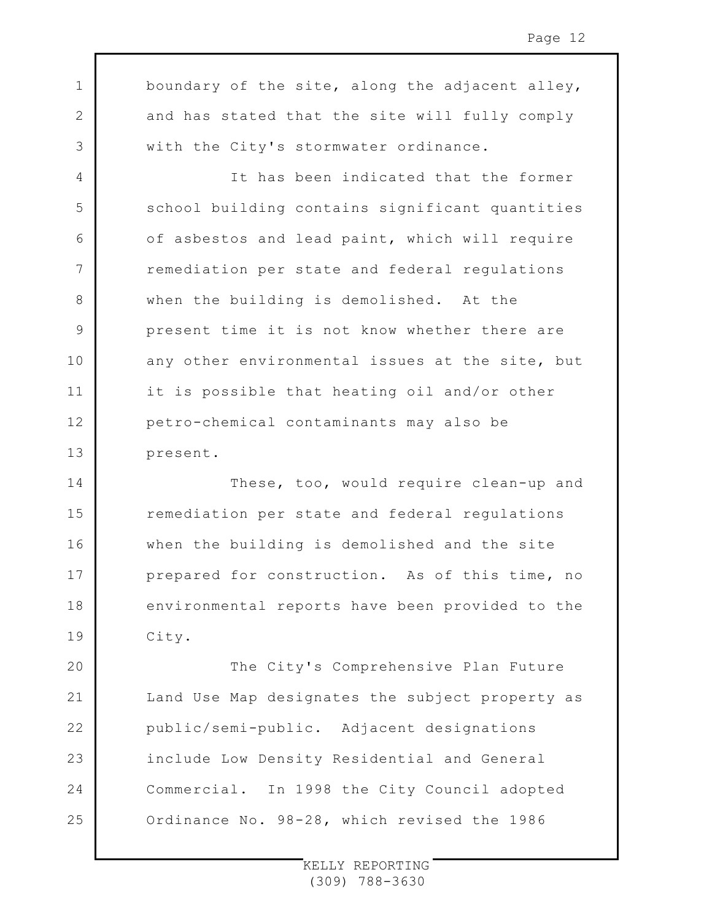boundary of the site, along the adjacent alley, and has stated that the site will fully comply with the City's stormwater ordinance.

It has been indicated that the former school building contains significant quantities of asbestos and lead paint, which will require remediation per state and federal regulations when the building is demolished. At the present time it is not know whether there are any other environmental issues at the site, but it is possible that heating oil and/or other petro-chemical contaminants may also be present.

These, too, would require clean-up and remediation per state and federal regulations when the building is demolished and the site prepared for construction. As of this time, no environmental reports have been provided to the City.

The City's Comprehensive Plan Future Land Use Map designates the subject property as public/semi-public. Adjacent designations include Low Density Residential and General Commercial. In 1998 the City Council adopted Ordinance No. 98-28, which revised the 1986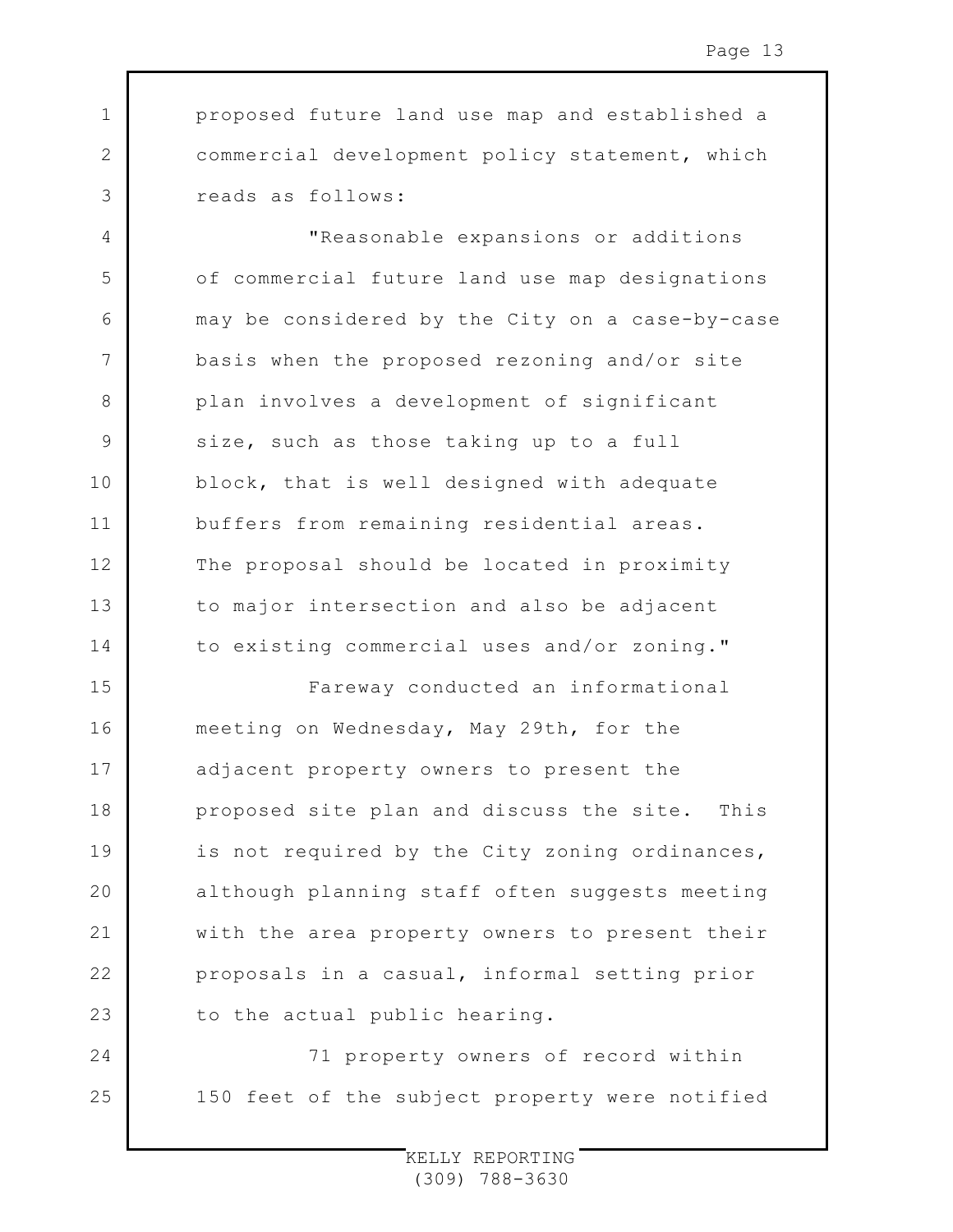proposed future land use map and established a commercial development policy statement, which reads as follows:

"Reasonable expansions or additions of commercial future land use map designations may be considered by the City on a case-by-case basis when the proposed rezoning and/or site plan involves a development of significant size, such as those taking up to a full block, that is well designed with adequate buffers from remaining residential areas. The proposal should be located in proximity to major intersection and also be adjacent to existing commercial uses and/or zoning."

Fareway conducted an informational meeting on Wednesday, May 29th, for the adjacent property owners to present the proposed site plan and discuss the site. This is not required by the City zoning ordinances, although planning staff often suggests meeting with the area property owners to present their proposals in a casual, informal setting prior to the actual public hearing.

71 property owners of record within 150 feet of the subject property were notified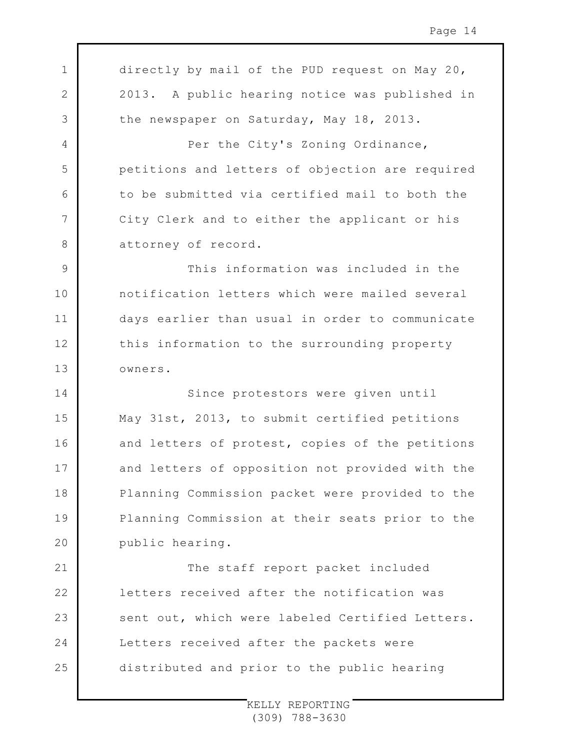directly by mail of the PUD request on May 20, 2013. A public hearing notice was published in the newspaper on Saturday, May 18, 2013.

Per the City's Zoning Ordinance, petitions and letters of objection are required to be submitted via certified mail to both the City Clerk and to either the applicant or his attorney of record.

This information was included in the notification letters which were mailed several days earlier than usual in order to communicate this information to the surrounding property owners.

Since protestors were given until May 31st, 2013, to submit certified petitions and letters of protest, copies of the petitions and letters of opposition not provided with the Planning Commission packet were provided to the Planning Commission at their seats prior to the public hearing.

The staff report packet included letters received after the notification was sent out, which were labeled Certified Letters. Letters received after the packets were distributed and prior to the public hearing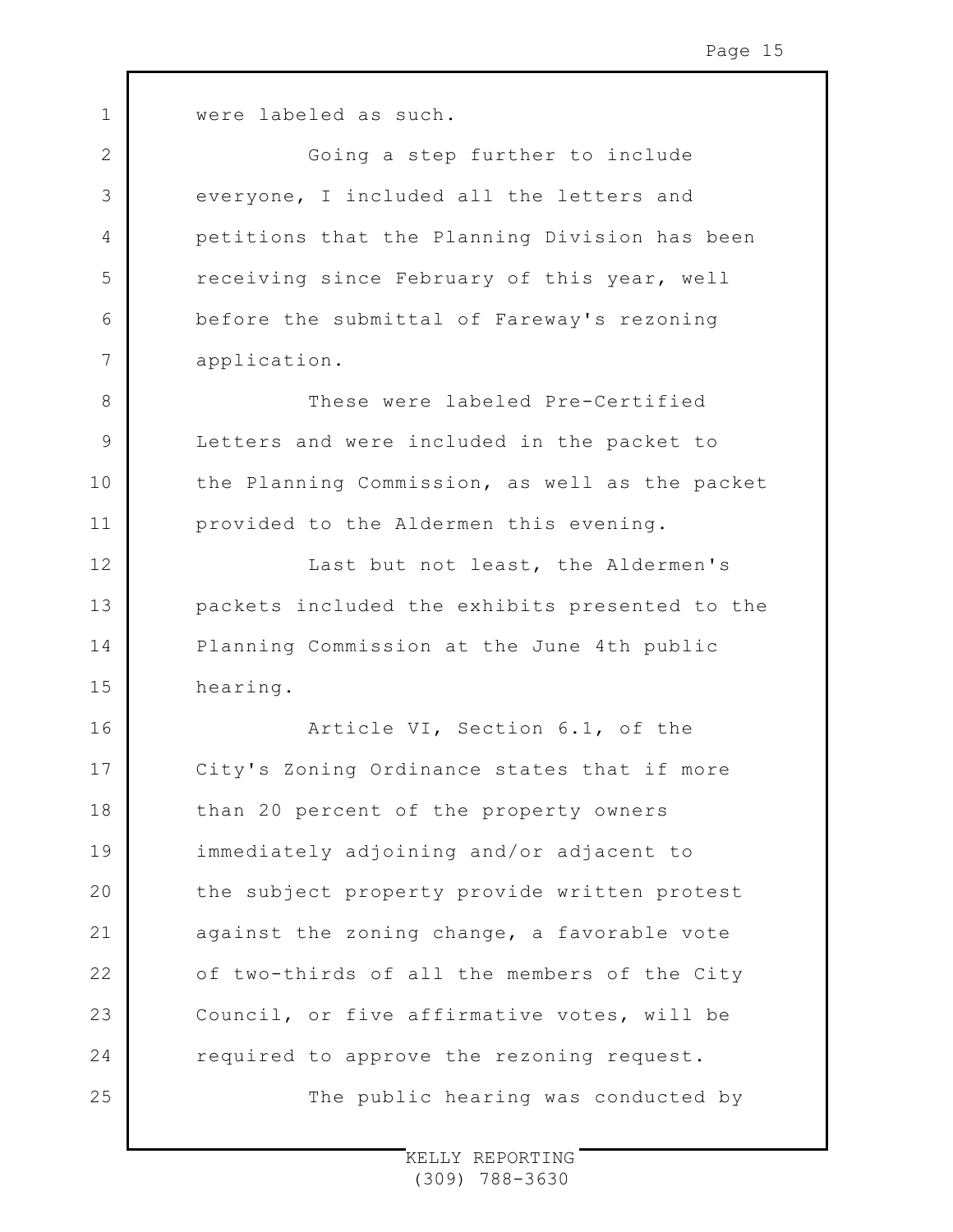were labeled as such.

Going a step further to include everyone, I included all the letters and petitions that the Planning Division has been receiving since February of this year, well before the submittal of Fareway's rezoning application.

These were labeled Pre-Certified Letters and were included in the packet to the Planning Commission, as well as the packet provided to the Aldermen this evening.

Last but not least, the Aldermen's packets included the exhibits presented to the Planning Commission at the June 4th public hearing.

Article VI, Section 6.1, of the City's Zoning Ordinance states that if more than 20 percent of the property owners immediately adjoining and/or adjacent to the subject property provide written protest against the zoning change, a favorable vote of two-thirds of all the members of the City Council, or five affirmative votes, will be required to approve the rezoning request.

The public hearing was conducted by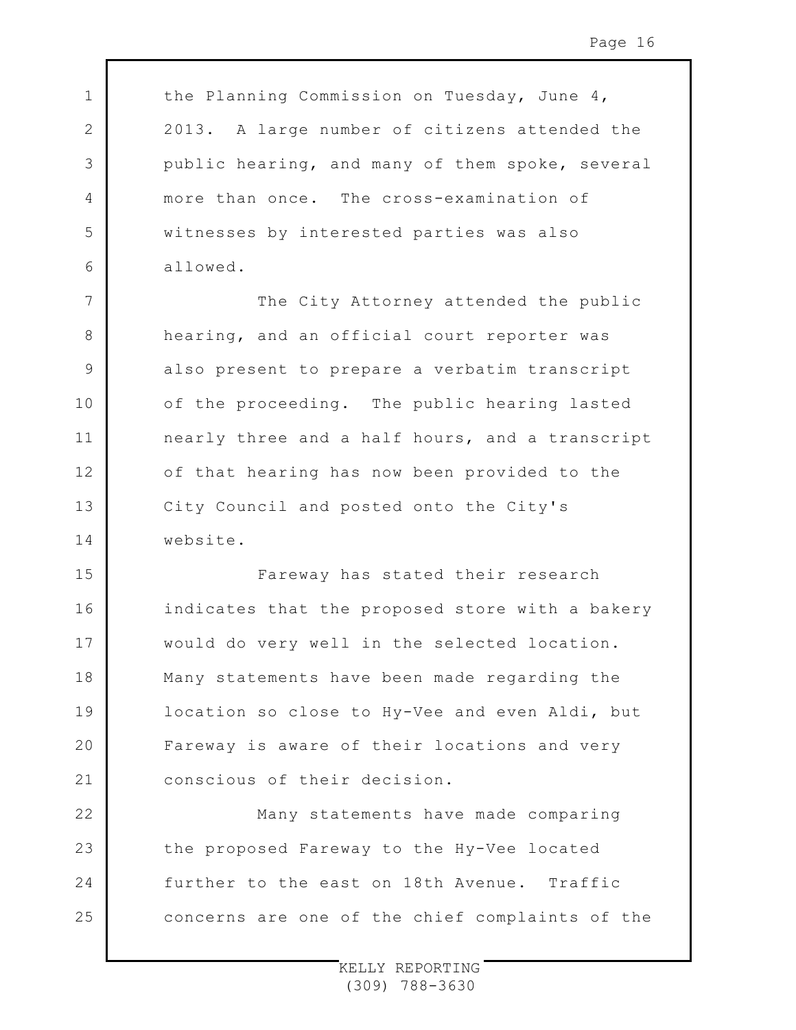the Planning Commission on Tuesday, June 4, 2013. A large number of citizens attended the public hearing, and many of them spoke, several more than once. The cross-examination of witnesses by interested parties was also allowed.

The City Attorney attended the public hearing, and an official court reporter was also present to prepare a verbatim transcript of the proceeding. The public hearing lasted nearly three and a half hours, and a transcript of that hearing has now been provided to the City Council and posted onto the City's website.

Fareway has stated their research indicates that the proposed store with a bakery would do very well in the selected location. Many statements have been made regarding the location so close to Hy-Vee and even Aldi, but Fareway is aware of their locations and very conscious of their decision.

Many statements have made comparing the proposed Fareway to the Hy-Vee located further to the east on 18th Avenue. Traffic concerns are one of the chief complaints of the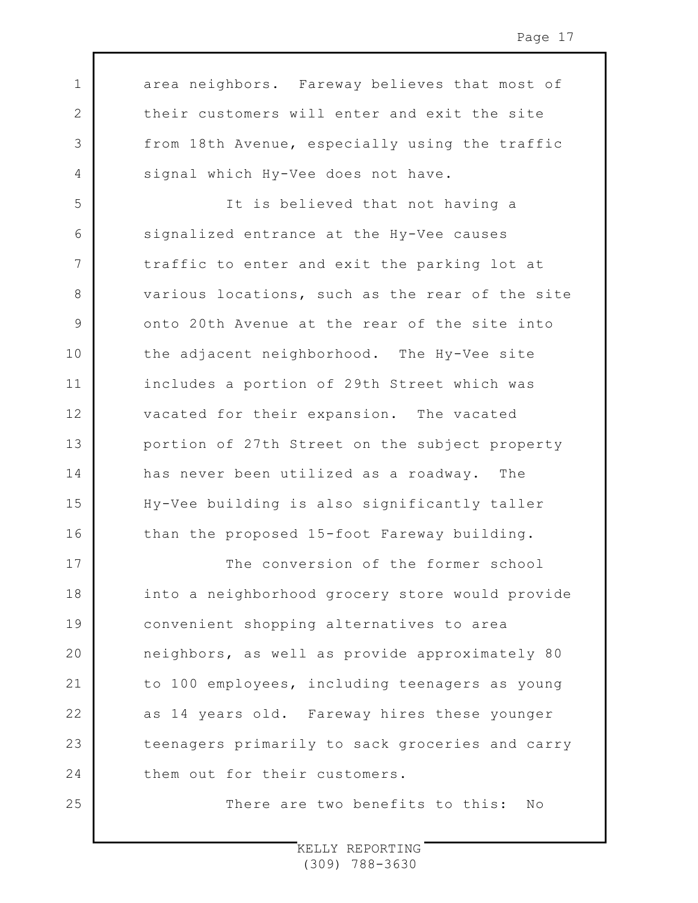area neighbors. Fareway believes that most of their customers will enter and exit the site from 18th Avenue, especially using the traffic signal which Hy-Vee does not have.

It is believed that not having a signalized entrance at the Hy-Vee causes traffic to enter and exit the parking lot at various locations, such as the rear of the site onto 20th Avenue at the rear of the site into the adjacent neighborhood. The Hy-Vee site includes a portion of 29th Street which was vacated for their expansion. The vacated portion of 27th Street on the subject property has never been utilized as a roadway. The Hy-Vee building is also significantly taller than the proposed 15-foot Fareway building.

The conversion of the former school into a neighborhood grocery store would provide convenient shopping alternatives to area neighbors, as well as provide approximately 80 to 100 employees, including teenagers as young as 14 years old. Fareway hires these younger teenagers primarily to sack groceries and carry them out for their customers.

There are two benefits to this: No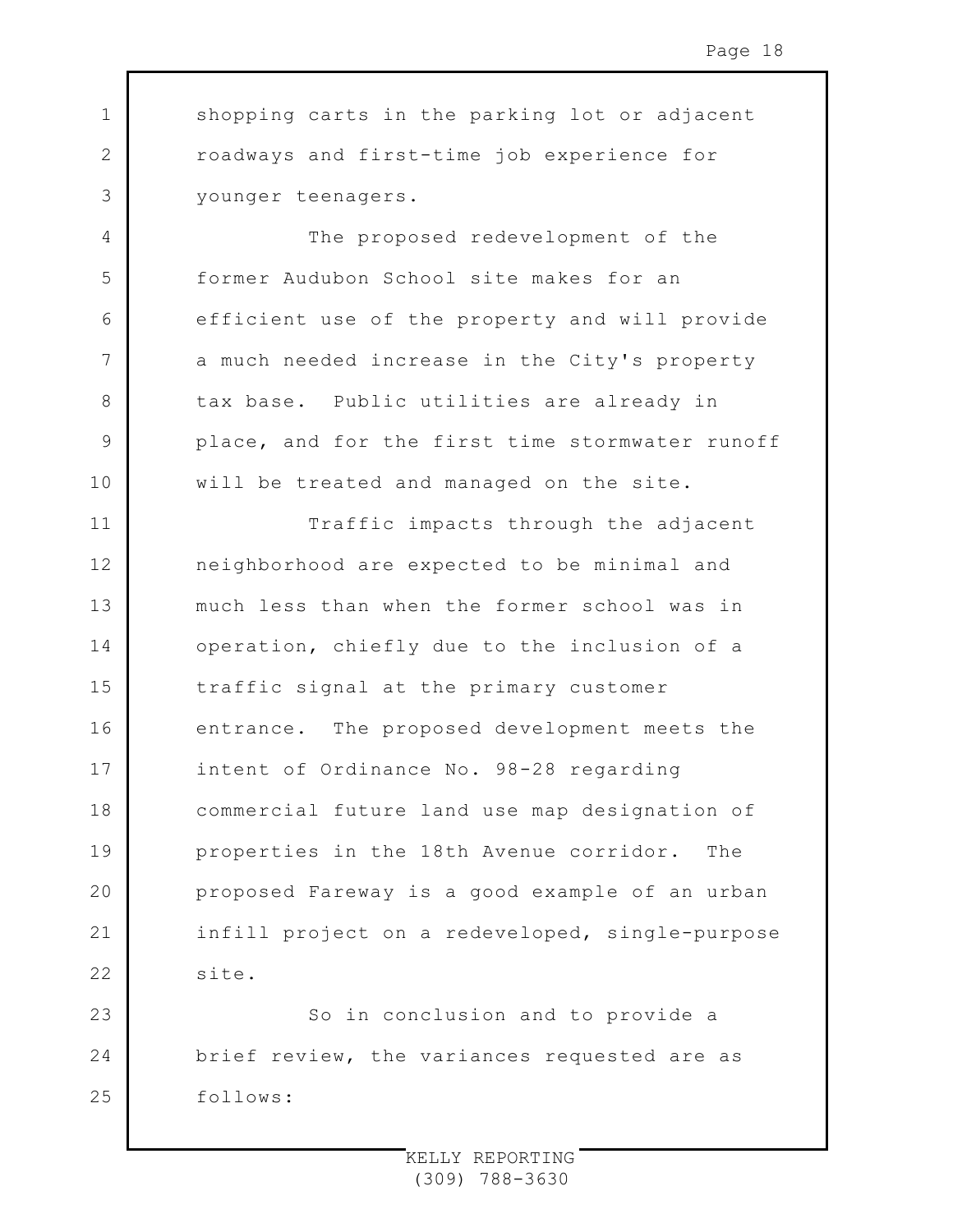shopping carts in the parking lot or adjacent roadways and first-time job experience for younger teenagers.

The proposed redevelopment of the former Audubon School site makes for an efficient use of the property and will provide a much needed increase in the City's property tax base. Public utilities are already in place, and for the first time stormwater runoff will be treated and managed on the site.

Traffic impacts through the adjacent neighborhood are expected to be minimal and much less than when the former school was in operation, chiefly due to the inclusion of a traffic signal at the primary customer entrance. The proposed development meets the intent of Ordinance No. 98-28 regarding commercial future land use map designation of properties in the 18th Avenue corridor. The proposed Fareway is a good example of an urban infill project on a redeveloped, single-purpose site.

So in conclusion and to provide a brief review, the variances requested are as follows: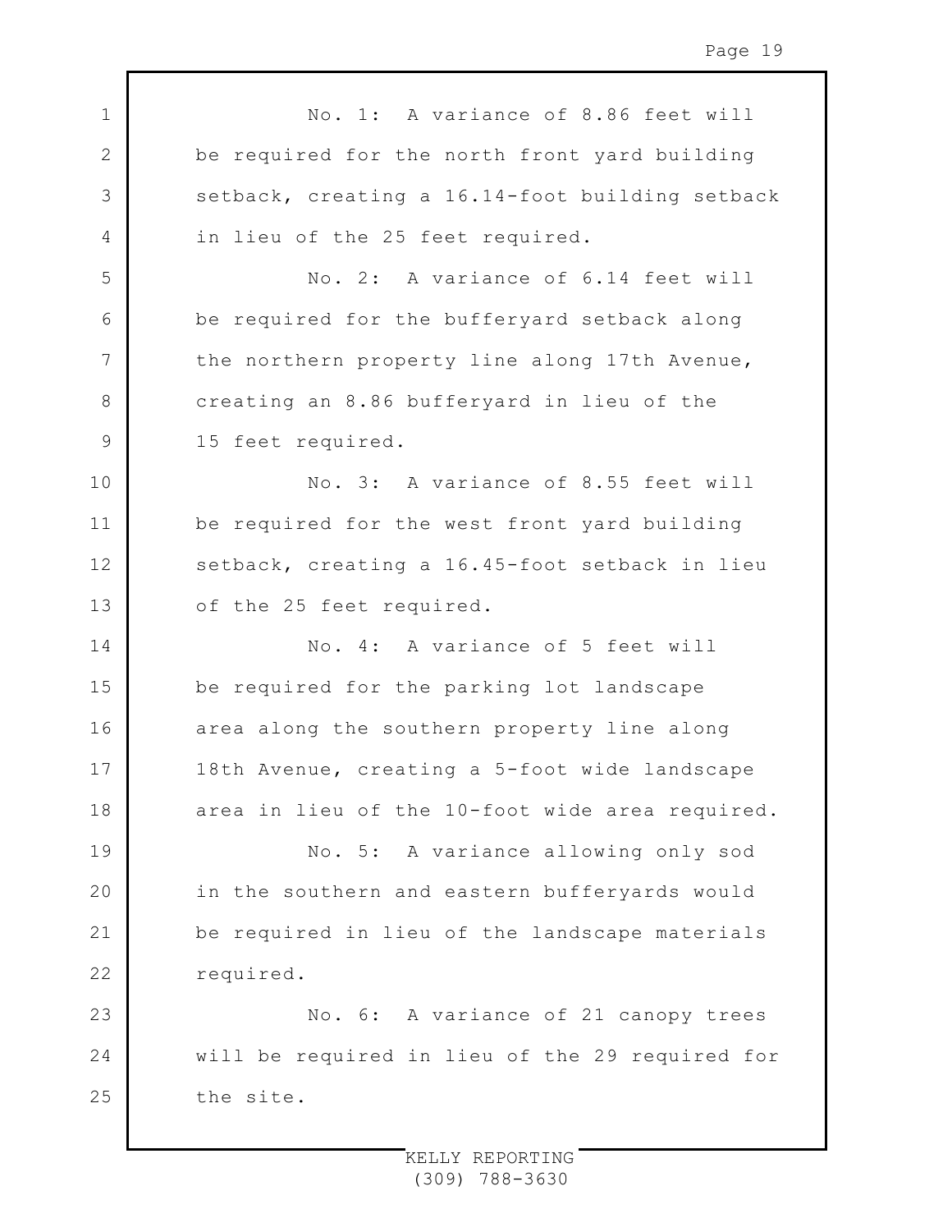No. 1: A variance of 8.86 feet will be required for the north front yard building setback, creating a 16.14-foot building setback in lieu of the 25 feet required.

No. 2: A variance of 6.14 feet will be required for the bufferyard setback along the northern property line along 17th Avenue, creating an 8.86 bufferyard in lieu of the 15 feet required.

No. 3: A variance of 8.55 feet will be required for the west front yard building setback, creating a 16.45-foot setback in lieu of the 25 feet required.

No. 4: A variance of 5 feet will be required for the parking lot landscape area along the southern property line along 18th Avenue, creating a 5-foot wide landscape area in lieu of the 10-foot wide area required.

No. 5: A variance allowing only sod in the southern and eastern bufferyards would be required in lieu of the landscape materials required.

No. 6: A variance of 21 canopy trees will be required in lieu of the 29 required for the site.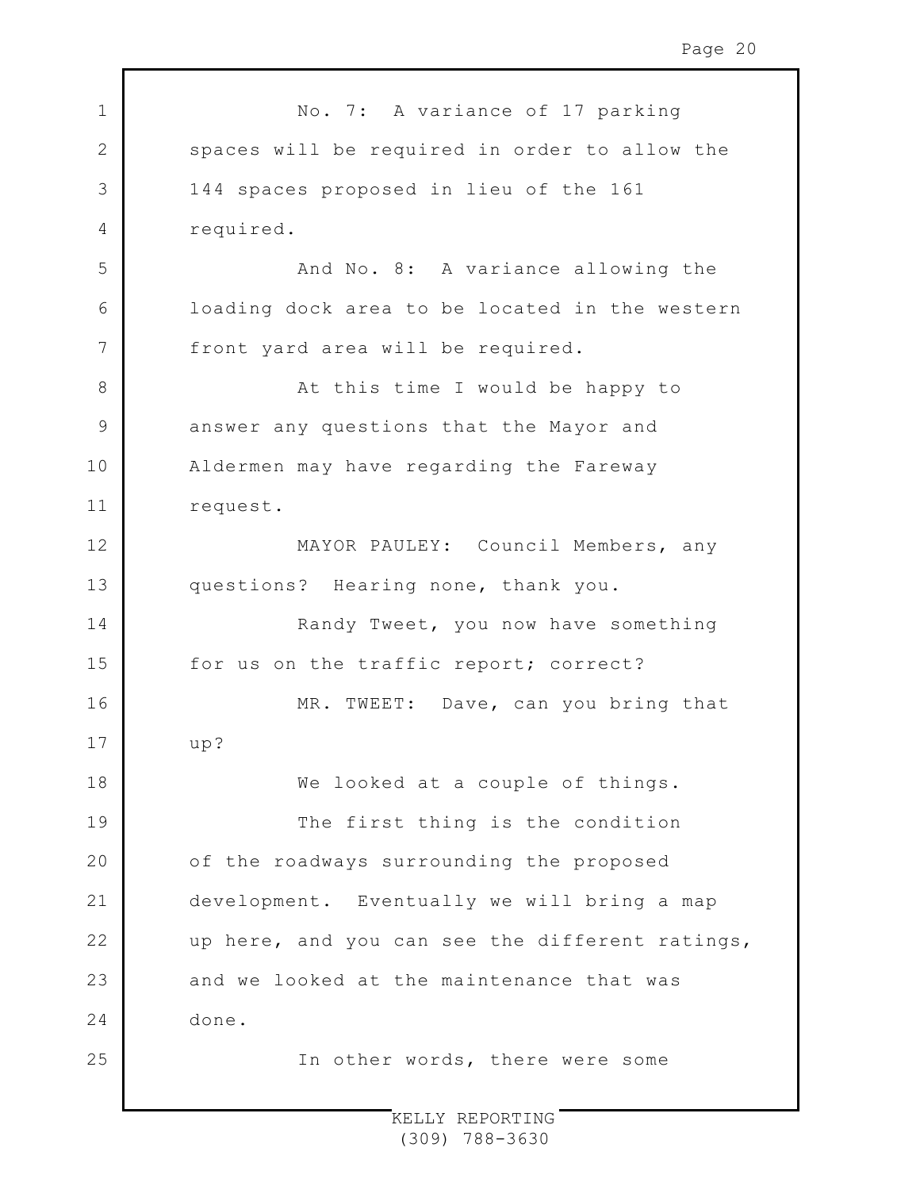No. 7: A variance of 17 parking spaces will be required in order to allow the 144 spaces proposed in lieu of the 161 required.

And No. 8: A variance allowing the loading dock area to be located in the western front yard area will be required.

At this time I would be happy to answer any questions that the Mayor and Aldermen may have regarding the Fareway request.

MAYOR PAULEY: Council Members, any questions? Hearing none, thank you.

Randy Tweet, you now have something for us on the traffic report; correct?

MR. TWEET: Dave, can you bring that up?

We looked at a couple of things.

The first thing is the condition of the roadways surrounding the proposed development. Eventually we will bring a map up here, and you can see the different ratings, and we looked at the maintenance that was done.

In other words, there were some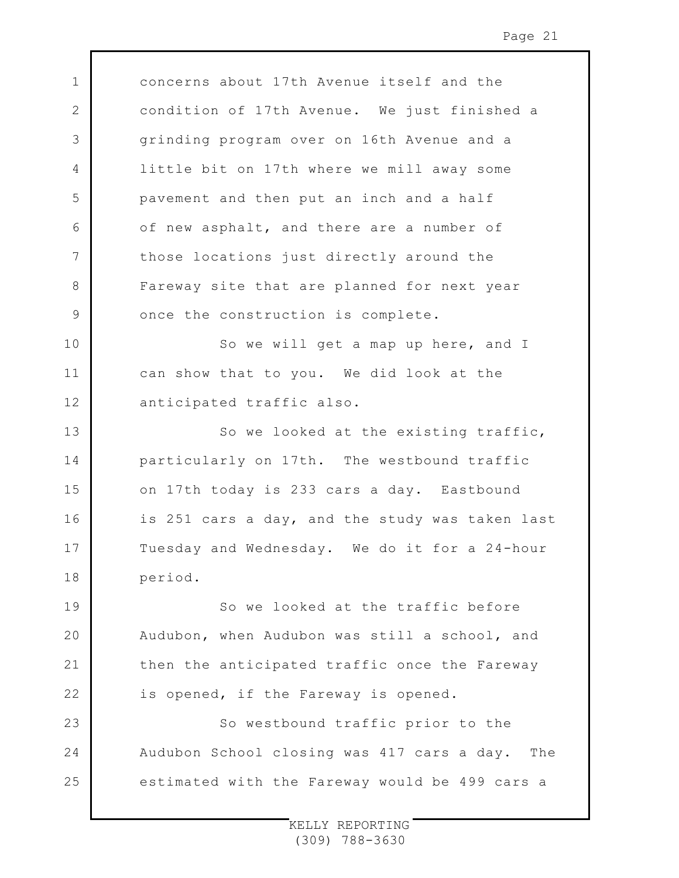concerns about 17th Avenue itself and the condition of 17th Avenue. We just finished a grinding program over on 16th Avenue and a little bit on 17th where we mill away some pavement and then put an inch and a half of new asphalt, and there are a number of those locations just directly around the Fareway site that are planned for next year once the construction is complete.

So we will get a map up here, and I can show that to you. We did look at the anticipated traffic also.

So we looked at the existing traffic, particularly on 17th. The westbound traffic on 17th today is 233 cars a day. Eastbound is 251 cars a day, and the study was taken last Tuesday and Wednesday. We do it for a 24-hour period.

So we looked at the traffic before Audubon, when Audubon was still a school, and then the anticipated traffic once the Fareway is opened, if the Fareway is opened.

So westbound traffic prior to the Audubon School closing was 417 cars a day. The estimated with the Fareway would be 499 cars a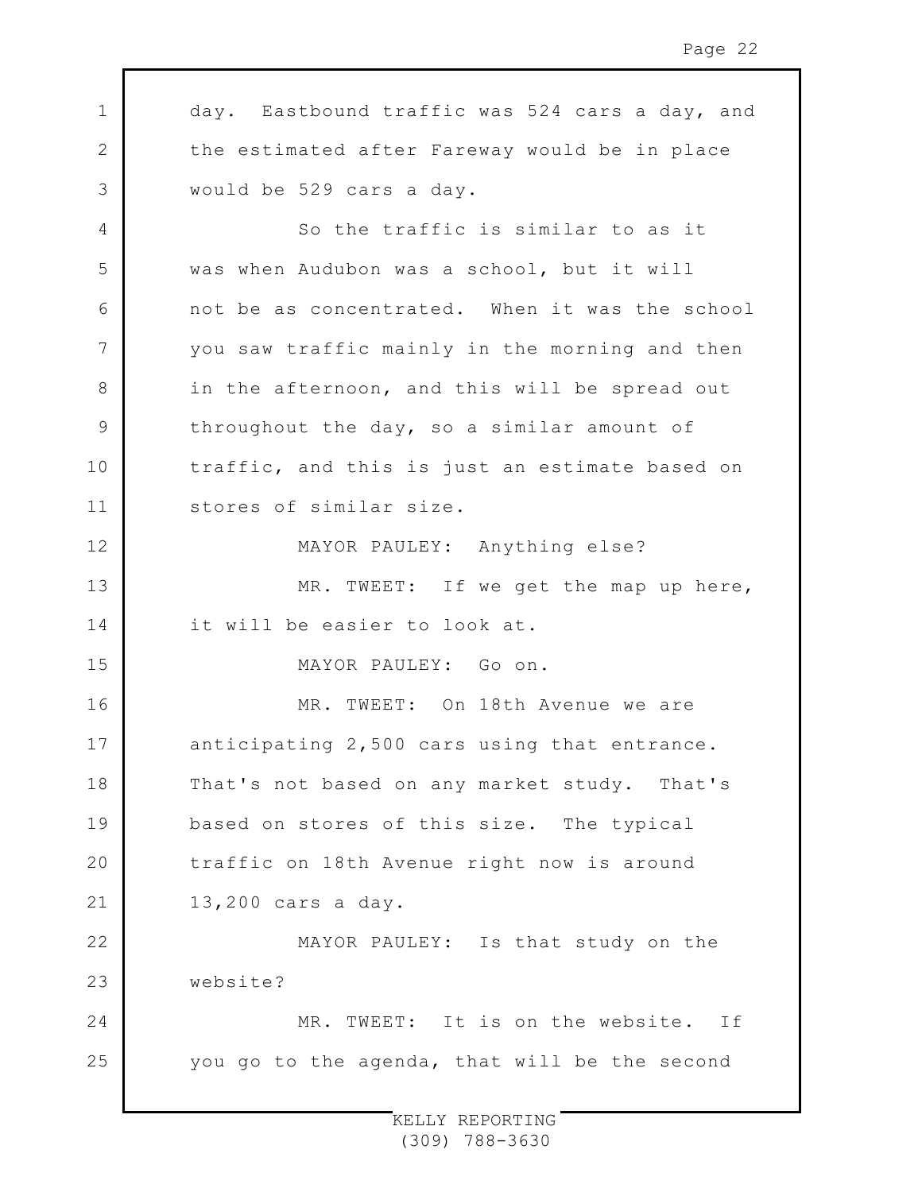day. Eastbound traffic was 524 cars a day, and the estimated after Fareway would be in place would be 529 cars a day.

So the traffic is similar to as it was when Audubon was a school, but it will not be as concentrated. When it was the school you saw traffic mainly in the morning and then in the afternoon, and this will be spread out throughout the day, so a similar amount of traffic, and this is just an estimate based on stores of similar size.

MAYOR PAULEY: Anything else?

MR. TWEET: If we get the map up here, it will be easier to look at.

MAYOR PAULEY: Go on.

MR. TWEET: On 18th Avenue we are anticipating 2,500 cars using that entrance. That's not based on any market study. That's based on stores of this size. The typical traffic on 18th Avenue right now is around 13,200 cars a day.

MAYOR PAULEY: Is that study on the website?

MR. TWEET: It is on the website. If you go to the agenda, that will be the second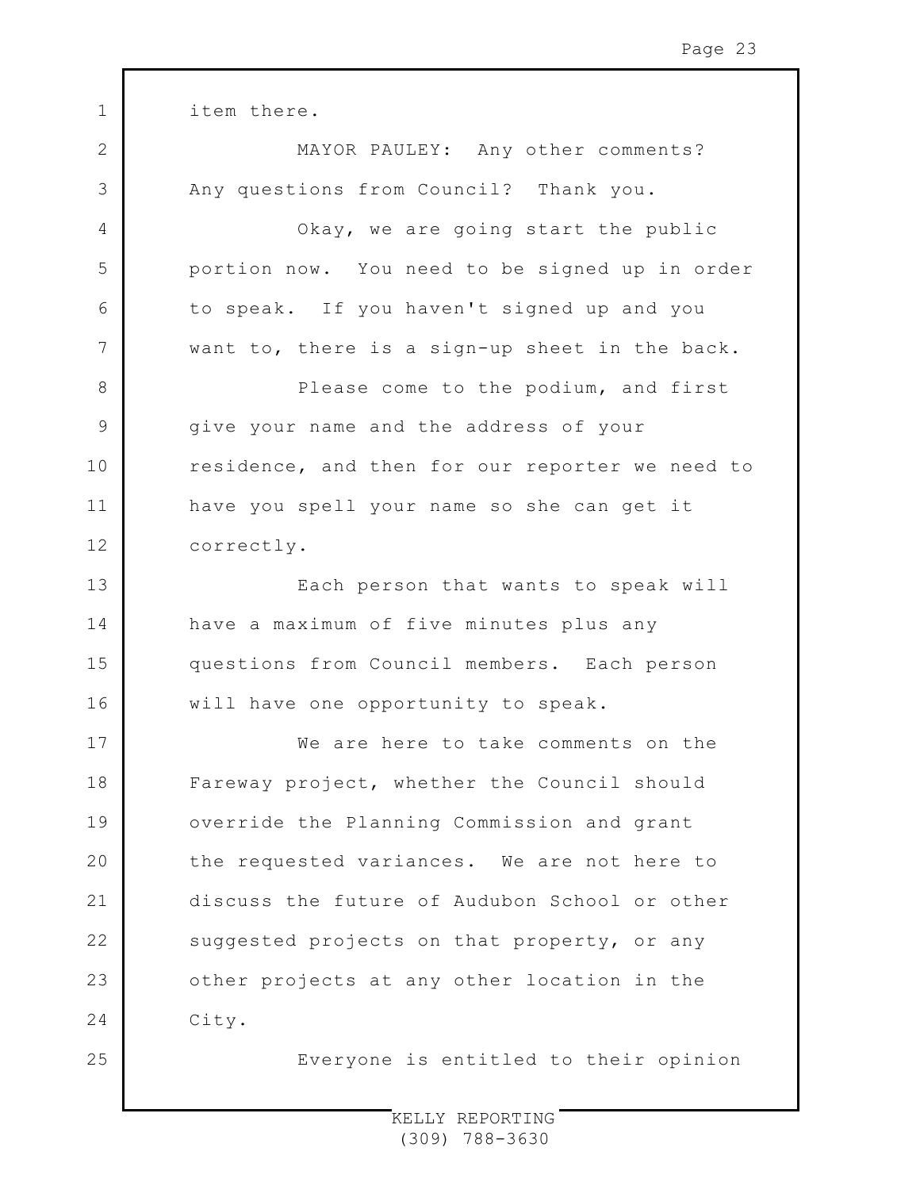item there.

MAYOR PAULEY: Any other comments? Any questions from Council? Thank you.

Okay, we are going start the public portion now. You need to be signed up in order to speak. If you haven't signed up and you want to, there is a sign-up sheet in the back.

Please come to the podium, and first give your name and the address of your residence, and then for our reporter we need to have you spell your name so she can get it correctly.

Each person that wants to speak will have a maximum of five minutes plus any questions from Council members. Each person will have one opportunity to speak.

We are here to take comments on the Fareway project, whether the Council should override the Planning Commission and grant the requested variances. We are not here to discuss the future of Audubon School or other suggested projects on that property, or any other projects at any other location in the City.

Everyone is entitled to their opinion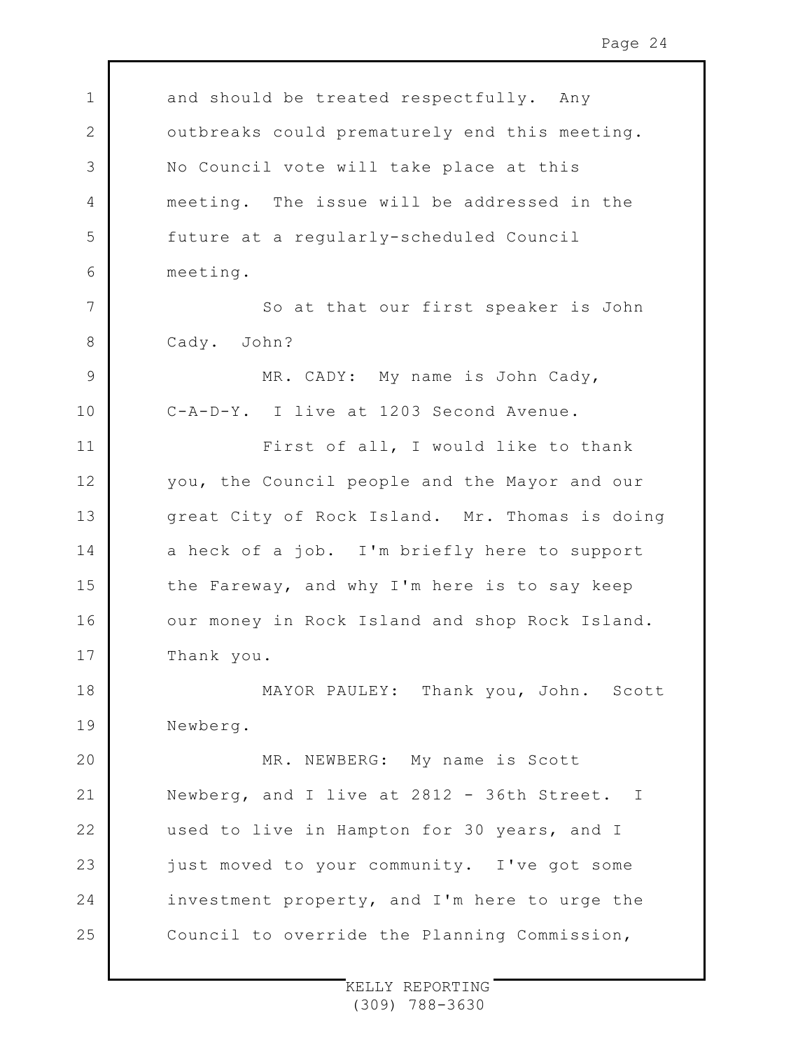and should be treated respectfully. Any outbreaks could prematurely end this meeting. No Council vote will take place at this meeting. The issue will be addressed in the future at a regularly-scheduled Council meeting.

So at that our first speaker is John Cady. John?

MR. CADY: My name is John Cady, C-A-D-Y. I live at 1203 Second Avenue.

First of all, I would like to thank you, the Council people and the Mayor and our great City of Rock Island. Mr. Thomas is doing a heck of a job. I'm briefly here to support the Fareway, and why I'm here is to say keep our money in Rock Island and shop Rock Island. Thank you.

MAYOR PAULEY: Thank you, John. Scott Newberg.

MR. NEWBERG: My name is Scott Newberg, and I live at 2812 - 36th Street. I used to live in Hampton for 30 years, and I just moved to your community. I've got some investment property, and I'm here to urge the Council to override the Planning Commission,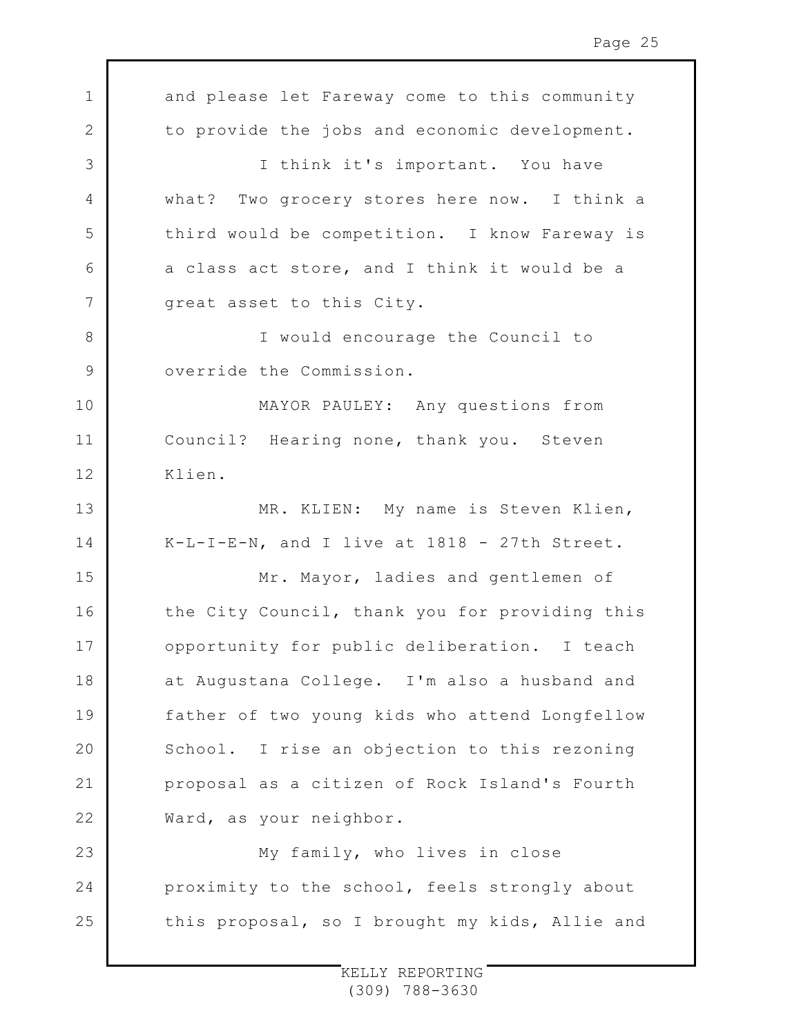and please let Fareway come to this community to provide the jobs and economic development.

I think it's important. You have what? Two grocery stores here now. I think a third would be competition. I know Fareway is a class act store, and I think it would be a great asset to this City.

I would encourage the Council to override the Commission.

MAYOR PAULEY: Any questions from Council? Hearing none, thank you. Steven Klien.

MR. KLIEN: My name is Steven Klien, K-L-I-E-N, and I live at 1818 - 27th Street.

Mr. Mayor, ladies and gentlemen of the City Council, thank you for providing this opportunity for public deliberation. I teach at Augustana College. I'm also a husband and father of two young kids who attend Longfellow School. I rise an objection to this rezoning proposal as a citizen of Rock Island's Fourth Ward, as your neighbor.

My family, who lives in close proximity to the school, feels strongly about this proposal, so I brought my kids, Allie and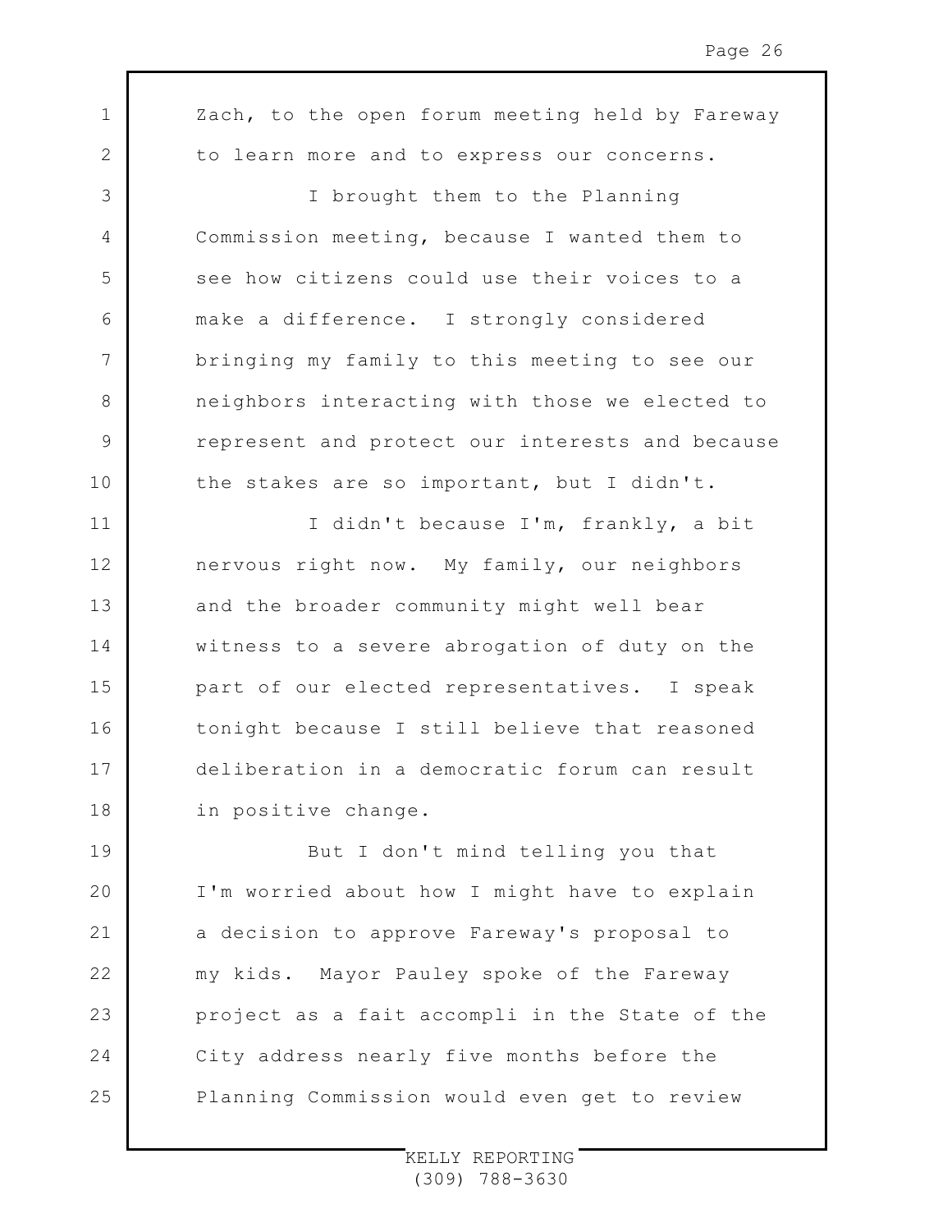Zach, to the open forum meeting held by Fareway to learn more and to express our concerns.

I brought them to the Planning Commission meeting, because I wanted them to see how citizens could use their voices to a make a difference. I strongly considered bringing my family to this meeting to see our neighbors interacting with those we elected to represent and protect our interests and because the stakes are so important, but I didn't.

I didn't because I'm, frankly, a bit nervous right now. My family, our neighbors and the broader community might well bear witness to a severe abrogation of duty on the part of our elected representatives. I speak tonight because I still believe that reasoned deliberation in a democratic forum can result in positive change.

But I don't mind telling you that I'm worried about how I might have to explain a decision to approve Fareway's proposal to my kids. Mayor Pauley spoke of the Fareway project as a fait accompli in the State of the City address nearly five months before the Planning Commission would even get to review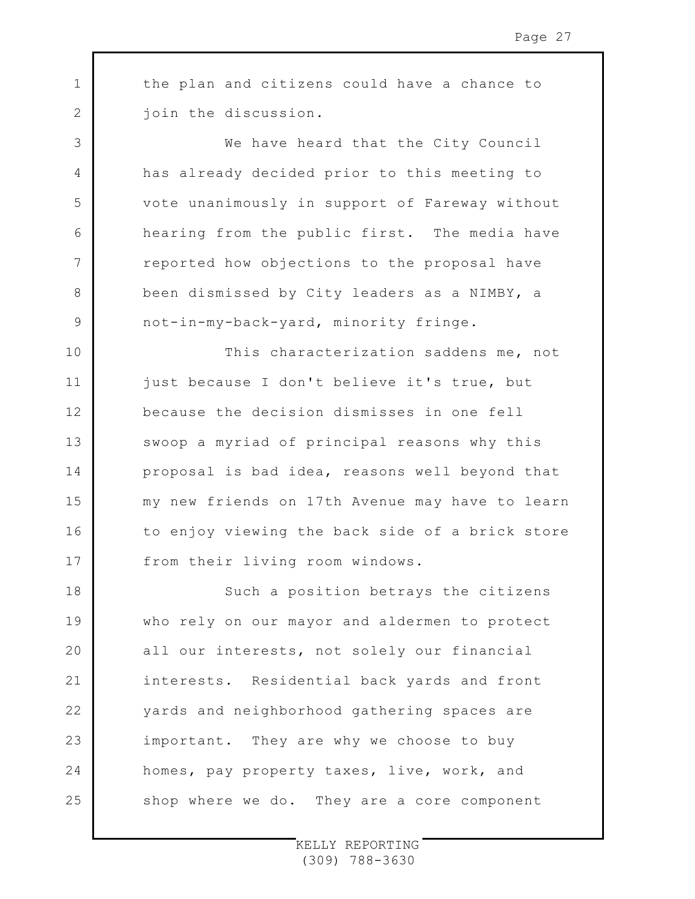the plan and citizens could have a chance to join the discussion.

We have heard that the City Council has already decided prior to this meeting to vote unanimously in support of Fareway without hearing from the public first. The media have reported how objections to the proposal have been dismissed by City leaders as a NIMBY, a not-in-my-back-yard, minority fringe.

This characterization saddens me, not just because I don't believe it's true, but because the decision dismisses in one fell swoop a myriad of principal reasons why this proposal is bad idea, reasons well beyond that my new friends on 17th Avenue may have to learn to enjoy viewing the back side of a brick store from their living room windows.

Such a position betrays the citizens who rely on our mayor and aldermen to protect all our interests, not solely our financial interests. Residential back yards and front yards and neighborhood gathering spaces are important. They are why we choose to buy homes, pay property taxes, live, work, and shop where we do. They are a core component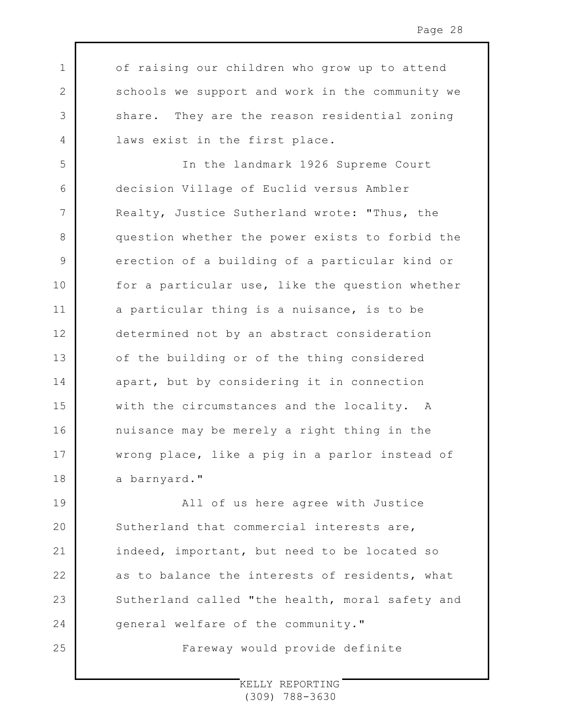of raising our children who grow up to attend schools we support and work in the community we share. They are the reason residential zoning laws exist in the first place.

In the landmark 1926 Supreme Court decision Village of Euclid versus Ambler Realty, Justice Sutherland wrote: "Thus, the question whether the power exists to forbid the erection of a building of a particular kind or for a particular use, like the question whether a particular thing is a nuisance, is to be determined not by an abstract consideration of the building or of the thing considered apart, but by considering it in connection with the circumstances and the locality. A nuisance may be merely a right thing in the wrong place, like a pig in a parlor instead of a barnyard."

All of us here agree with Justice Sutherland that commercial interests are, indeed, important, but need to be located so as to balance the interests of residents, what Sutherland called "the health, moral safety and general welfare of the community."

Fareway would provide definite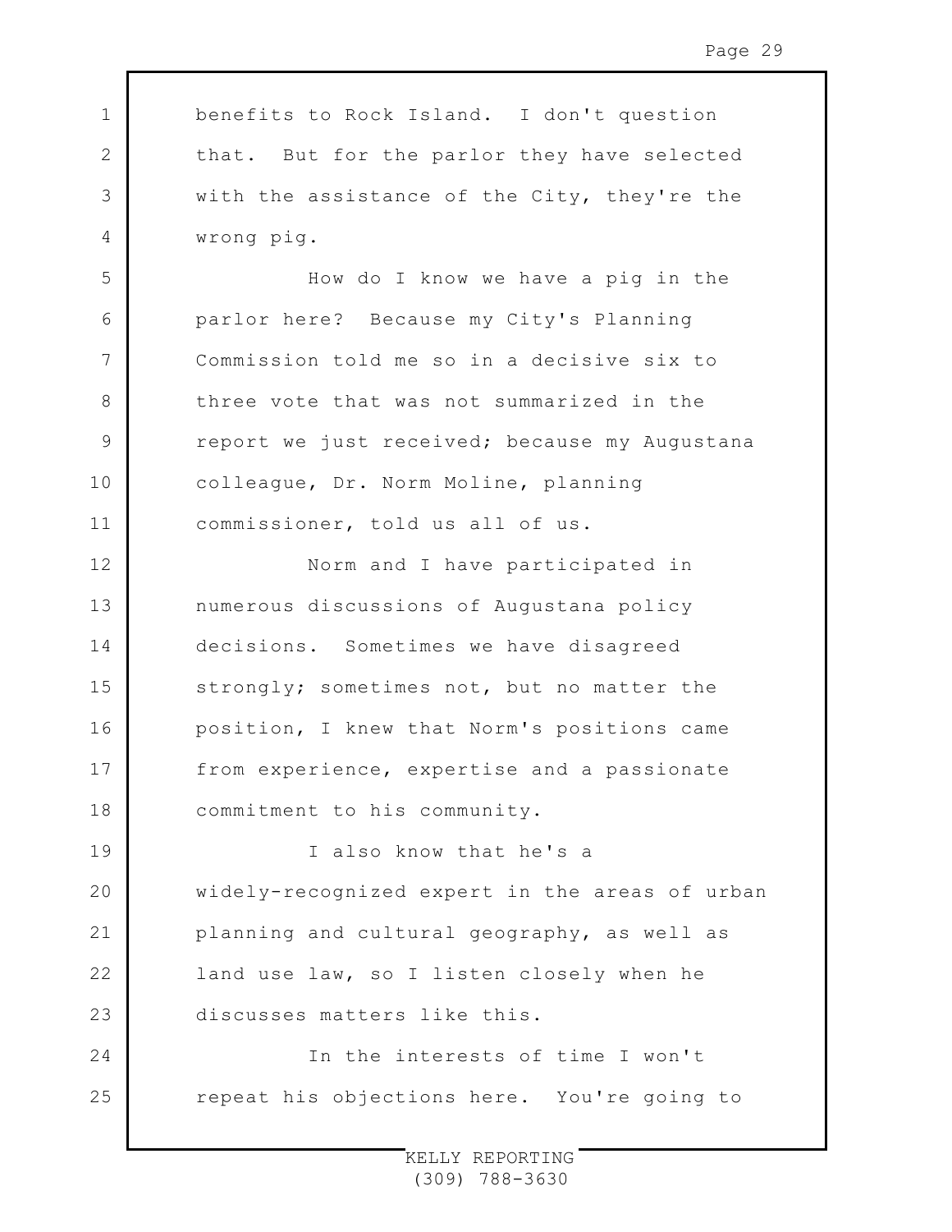benefits to Rock Island. I don't question that. But for the parlor they have selected with the assistance of the City, they're the wrong pig.

How do I know we have a pig in the parlor here? Because my City's Planning Commission told me so in a decisive six to three vote that was not summarized in the report we just received; because my Augustana colleague, Dr. Norm Moline, planning commissioner, told us all of us.

Norm and I have participated in numerous discussions of Augustana policy decisions. Sometimes we have disagreed strongly; sometimes not, but no matter the position, I knew that Norm's positions came from experience, expertise and a passionate commitment to his community.

I also know that he's a widely-recognized expert in the areas of urban planning and cultural geography, as well as land use law, so I listen closely when he discusses matters like this.

In the interests of time I won't repeat his objections here. You're going to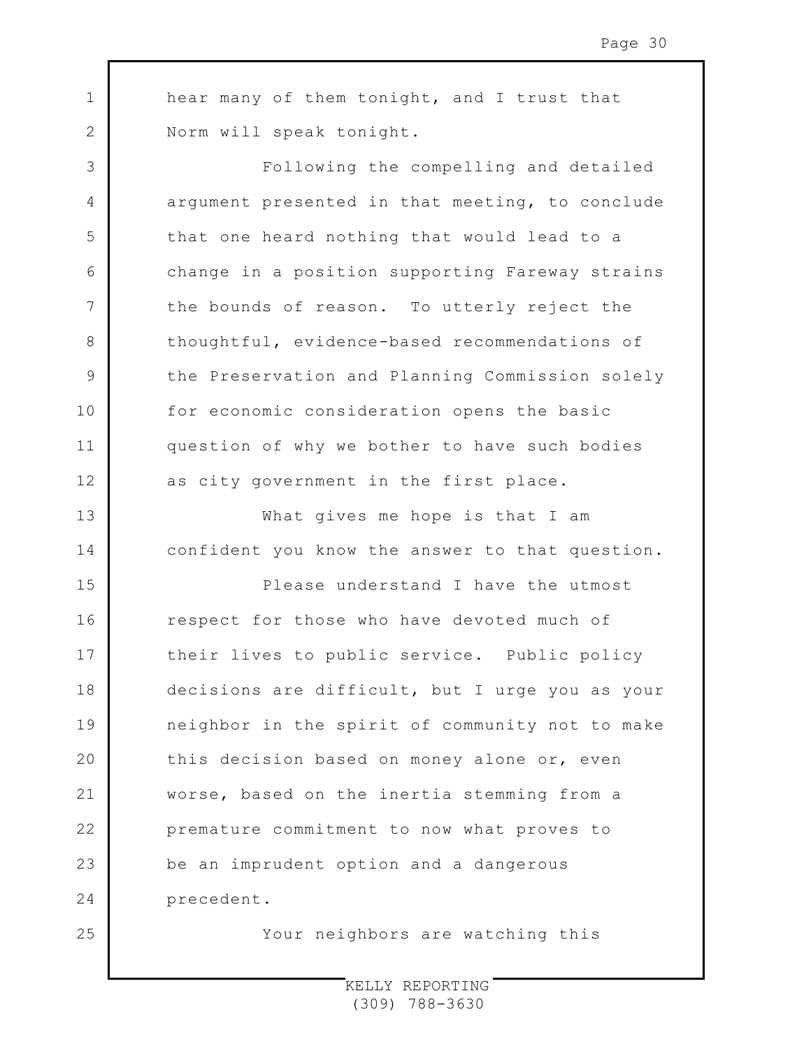hear many of them tonight, and I trust that Norm will speak tonight.

Following the compelling and detailed argument presented in that meeting, to conclude that one heard nothing that would lead to a change in a position supporting Fareway strains the bounds of reason. To utterly reject the thoughtful, evidence-based recommendations of the Preservation and Planning Commission solely for economic consideration opens the basic question of why we bother to have such bodies as city government in the first place.

What gives me hope is that I am confident you know the answer to that question.

Please understand I have the utmost respect for those who have devoted much of their lives to public service. Public policy decisions are difficult, but I urge you as your neighbor in the spirit of community not to make this decision based on money alone or, even worse, based on the inertia stemming from a premature commitment to now what proves to be an imprudent option and a dangerous precedent.

Your neighbors are watching this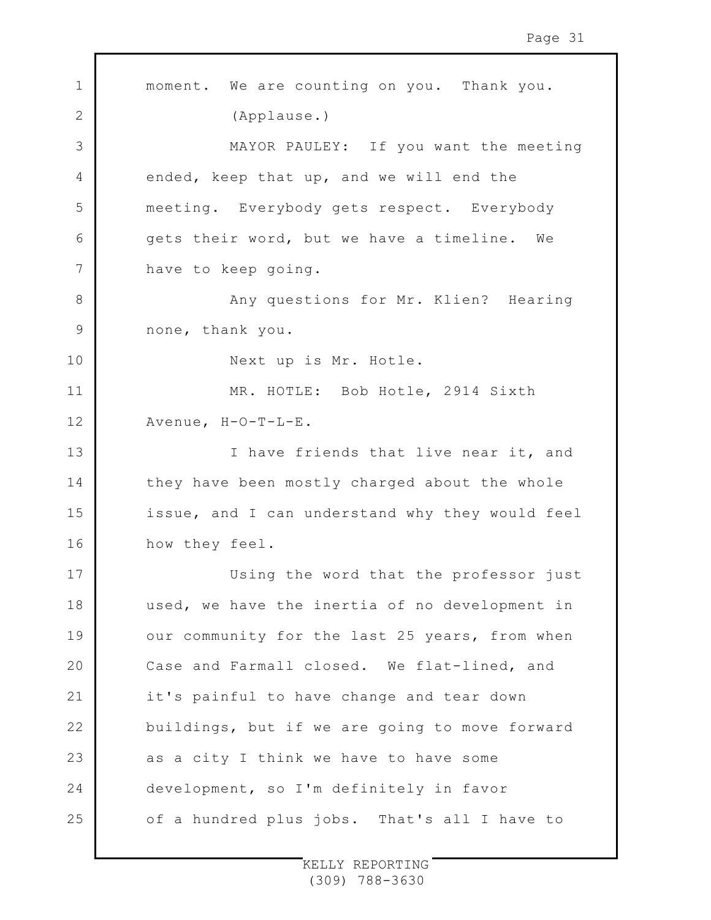moment. We are counting on you. Thank you.

(Applause.)

MAYOR PAULEY: If you want the meeting ended, keep that up, and we will end the meeting. Everybody gets respect. Everybody gets their word, but we have a timeline. We have to keep going.

Any questions for Mr. Klien? Hearing none, thank you.

Next up is Mr. Hotle.

MR. HOTLE: Bob Hotle, 2914 Sixth Avenue, H-O-T-L-E.

I have friends that live near it, and they have been mostly charged about the whole issue, and I can understand why they would feel how they feel.

Using the word that the professor just used, we have the inertia of no development in our community for the last 25 years, from when Case and Farmall closed. We flat-lined, and it's painful to have change and tear down buildings, but if we are going to move forward as a city I think we have to have some development, so I'm definitely in favor of a hundred plus jobs. That's all I have to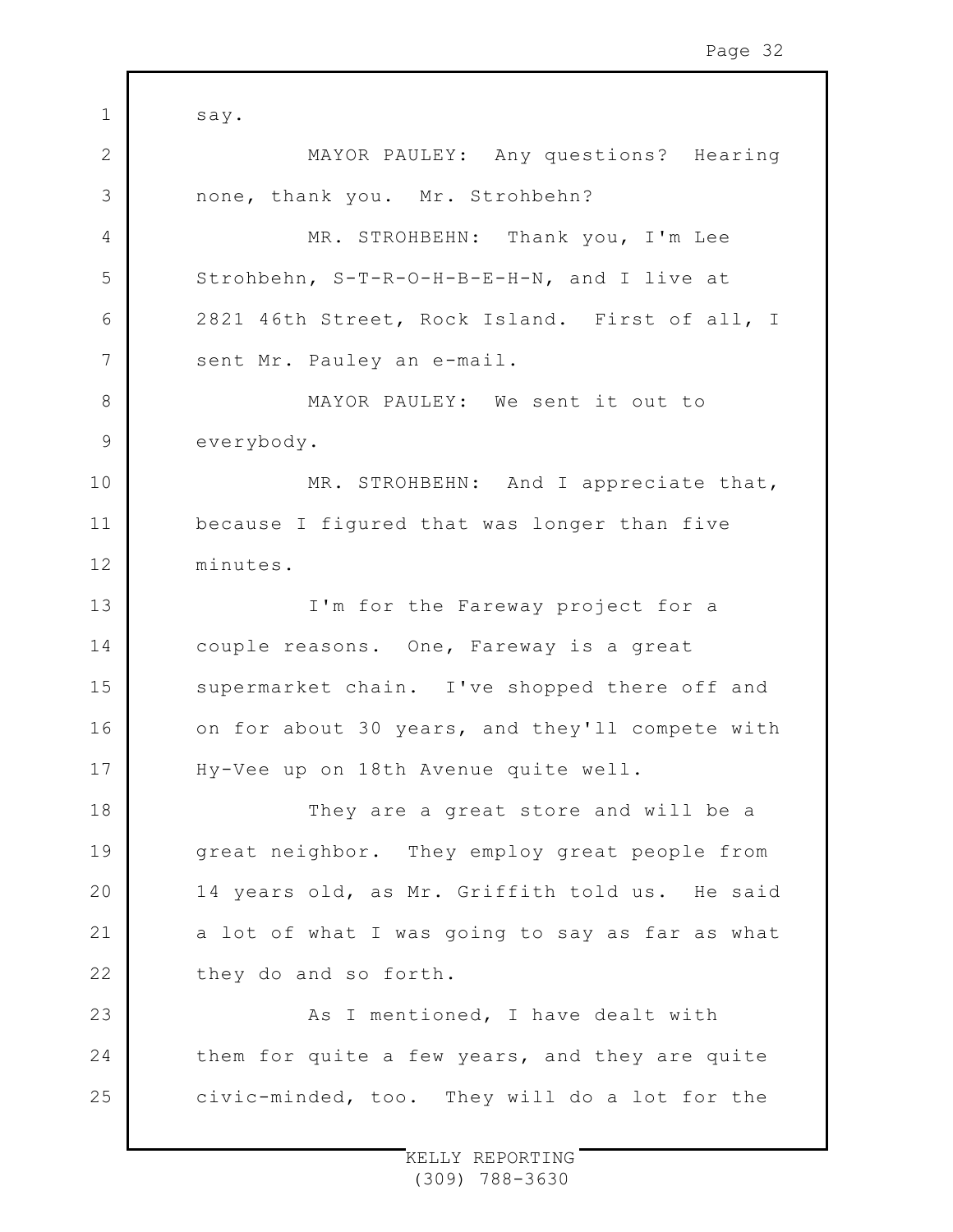say.

MAYOR PAULEY: Any questions? Hearing none, thank you. Mr. Strohbehn?

MR. STROHBEHN: Thank you, I'm Lee Strohbehn, S-T-R-O-H-B-E-H-N, and I live at 2821 46th Street, Rock Island. First of all, I sent Mr. Pauley an e-mail.

MAYOR PAULEY: We sent it out to everybody.

MR. STROHBEHN: And I appreciate that, because I figured that was longer than five minutes.

I'm for the Fareway project for a couple reasons. One, Fareway is a great supermarket chain. I've shopped there off and on for about 30 years, and they'll compete with Hy-Vee up on 18th Avenue quite well.

They are a great store and will be a great neighbor. They employ great people from 14 years old, as Mr. Griffith told us. He said a lot of what I was going to say as far as what they do and so forth.

As I mentioned, I have dealt with them for quite a few years, and they are quite civic-minded, too. They will do a lot for the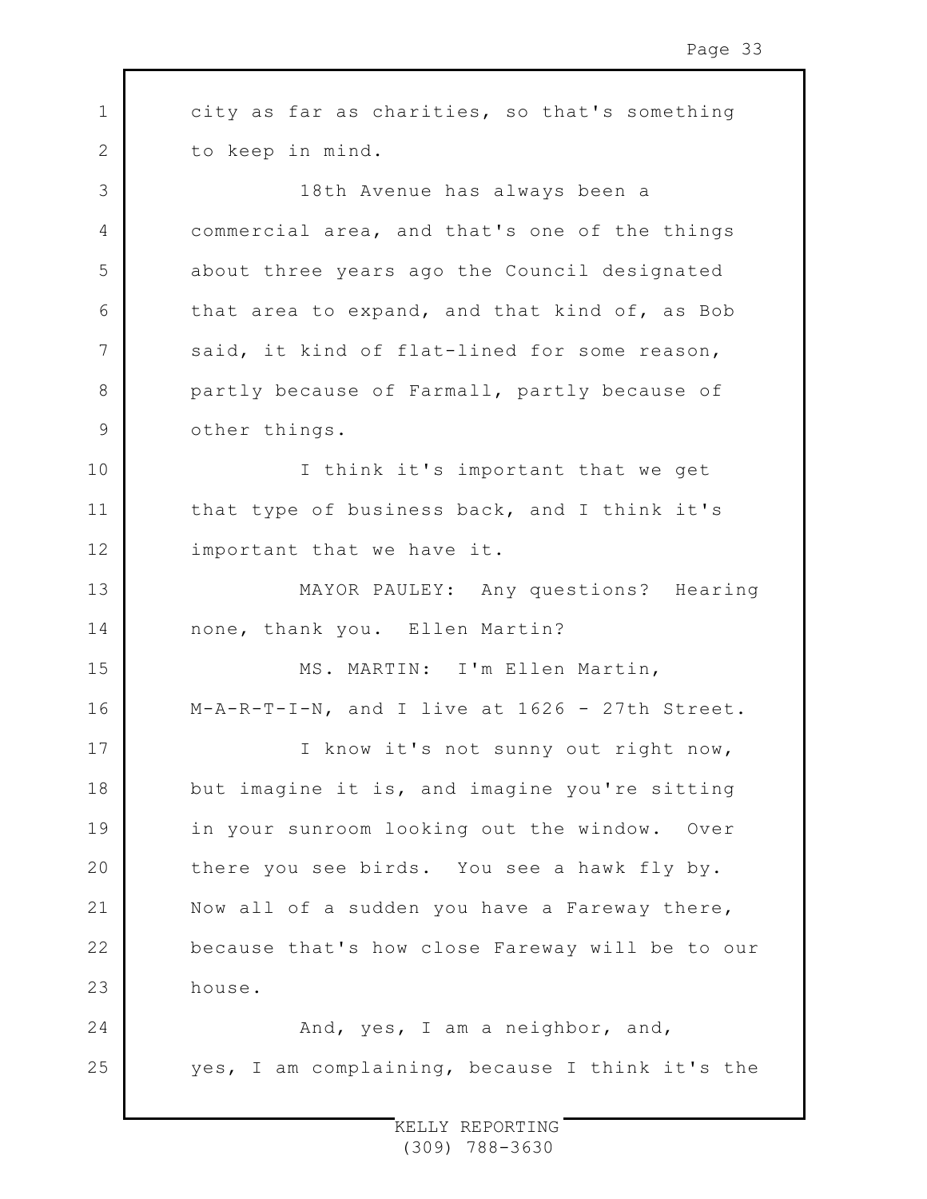city as far as charities, so that's something to keep in mind.

18th Avenue has always been a commercial area, and that's one of the things about three years ago the Council designated that area to expand, and that kind of, as Bob said, it kind of flat-lined for some reason, partly because of Farmall, partly because of other things.

I think it's important that we get that type of business back, and I think it's important that we have it.

MAYOR PAULEY: Any questions? Hearing none, thank you. Ellen Martin?

MS. MARTIN: I'm Ellen Martin, M-A-R-T-I-N, and I live at 1626 - 27th Street.

I know it's not sunny out right now, but imagine it is, and imagine you're sitting in your sunroom looking out the window. Over there you see birds. You see a hawk fly by. Now all of a sudden you have a Fareway there, because that's how close Fareway will be to our house.

And, yes, I am a neighbor, and, yes, I am complaining, because I think it's the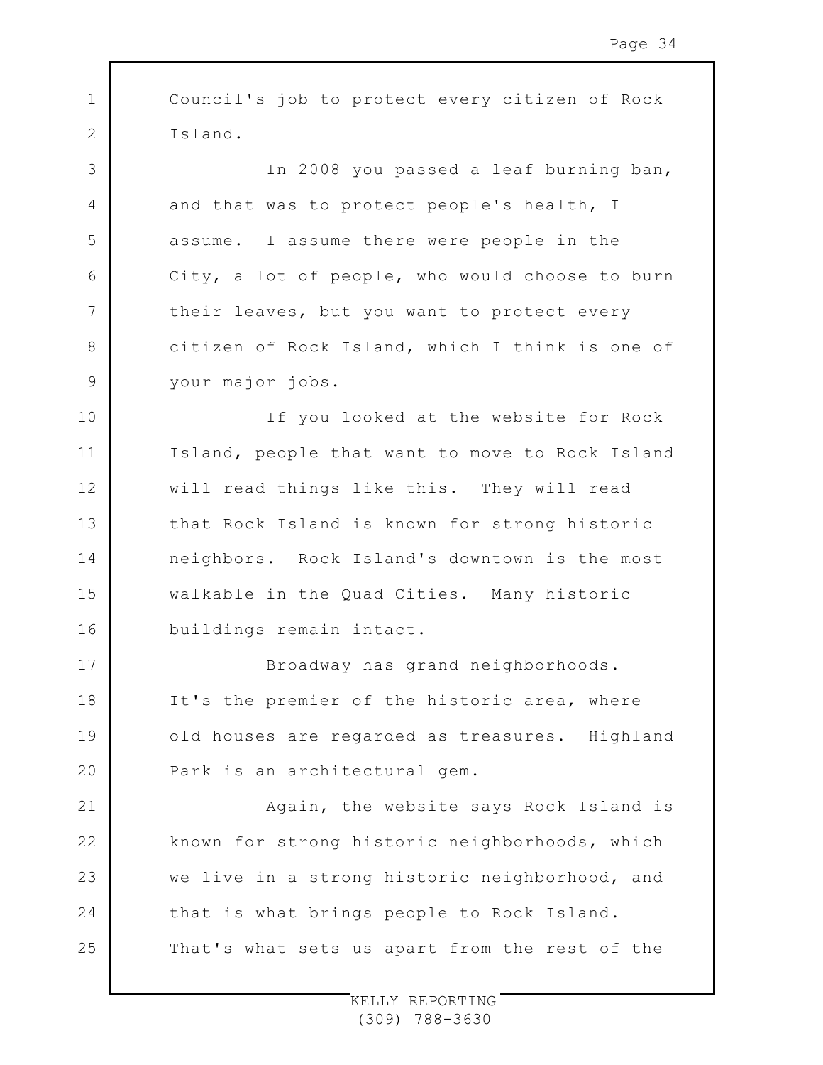Council's job to protect every citizen of Rock Island.

In 2008 you passed a leaf burning ban, and that was to protect people's health, I assume. I assume there were people in the City, a lot of people, who would choose to burn their leaves, but you want to protect every citizen of Rock Island, which I think is one of your major jobs.

If you looked at the website for Rock Island, people that want to move to Rock Island will read things like this. They will read that Rock Island is known for strong historic neighbors. Rock Island's downtown is the most walkable in the Quad Cities. Many historic buildings remain intact.

Broadway has grand neighborhoods. It's the premier of the historic area, where old houses are regarded as treasures. Highland Park is an architectural gem.

Again, the website says Rock Island is known for strong historic neighborhoods, which we live in a strong historic neighborhood, and that is what brings people to Rock Island. That's what sets us apart from the rest of the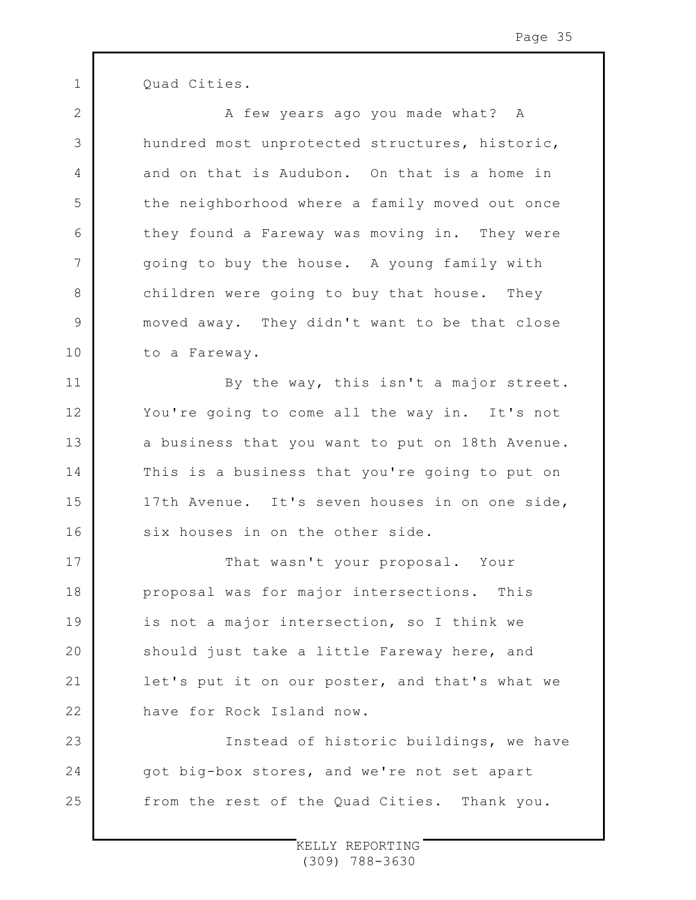Quad Cities.

A few years ago you made what? A hundred most unprotected structures, historic, and on that is Audubon. On that is a home in the neighborhood where a family moved out once they found a Fareway was moving in. They were going to buy the house. A young family with children were going to buy that house. They moved away. They didn't want to be that close to a Fareway.

By the way, this isn't a major street. You're going to come all the way in. It's not a business that you want to put on 18th Avenue. This is a business that you're going to put on 17th Avenue. It's seven houses in on one side, six houses in on the other side.

That wasn't your proposal. Your proposal was for major intersections. This is not a major intersection, so I think we should just take a little Fareway here, and let's put it on our poster, and that's what we have for Rock Island now.

Instead of historic buildings, we have got big-box stores, and we're not set apart from the rest of the Quad Cities. Thank you.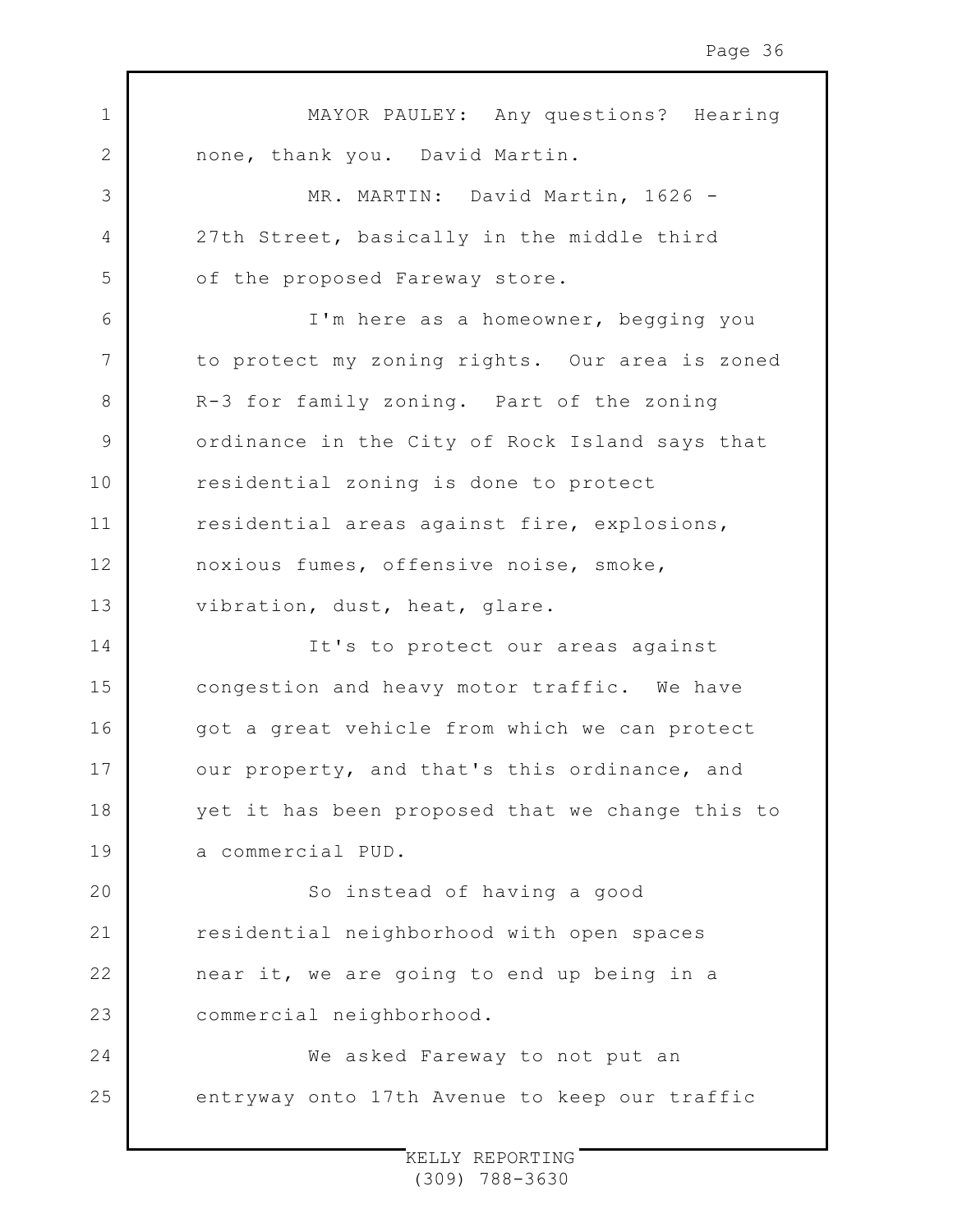MAYOR PAULEY: Any questions? Hearing none, thank you. David Martin.

MR. MARTIN: David Martin, 1626 - 27th Street, basically in the middle third of the proposed Fareway store.

I'm here as a homeowner, begging you to protect my zoning rights. Our area is zoned R-3 for family zoning. Part of the zoning ordinance in the City of Rock Island says that residential zoning is done to protect residential areas against fire, explosions, noxious fumes, offensive noise, smoke, vibration, dust, heat, glare.

It's to protect our areas against congestion and heavy motor traffic. We have got a great vehicle from which we can protect our property, and that's this ordinance, and yet it has been proposed that we change this to a commercial PUD.

So instead of having a good residential neighborhood with open spaces near it, we are going to end up being in a commercial neighborhood.

We asked Fareway to not put an entryway onto 17th Avenue to keep our traffic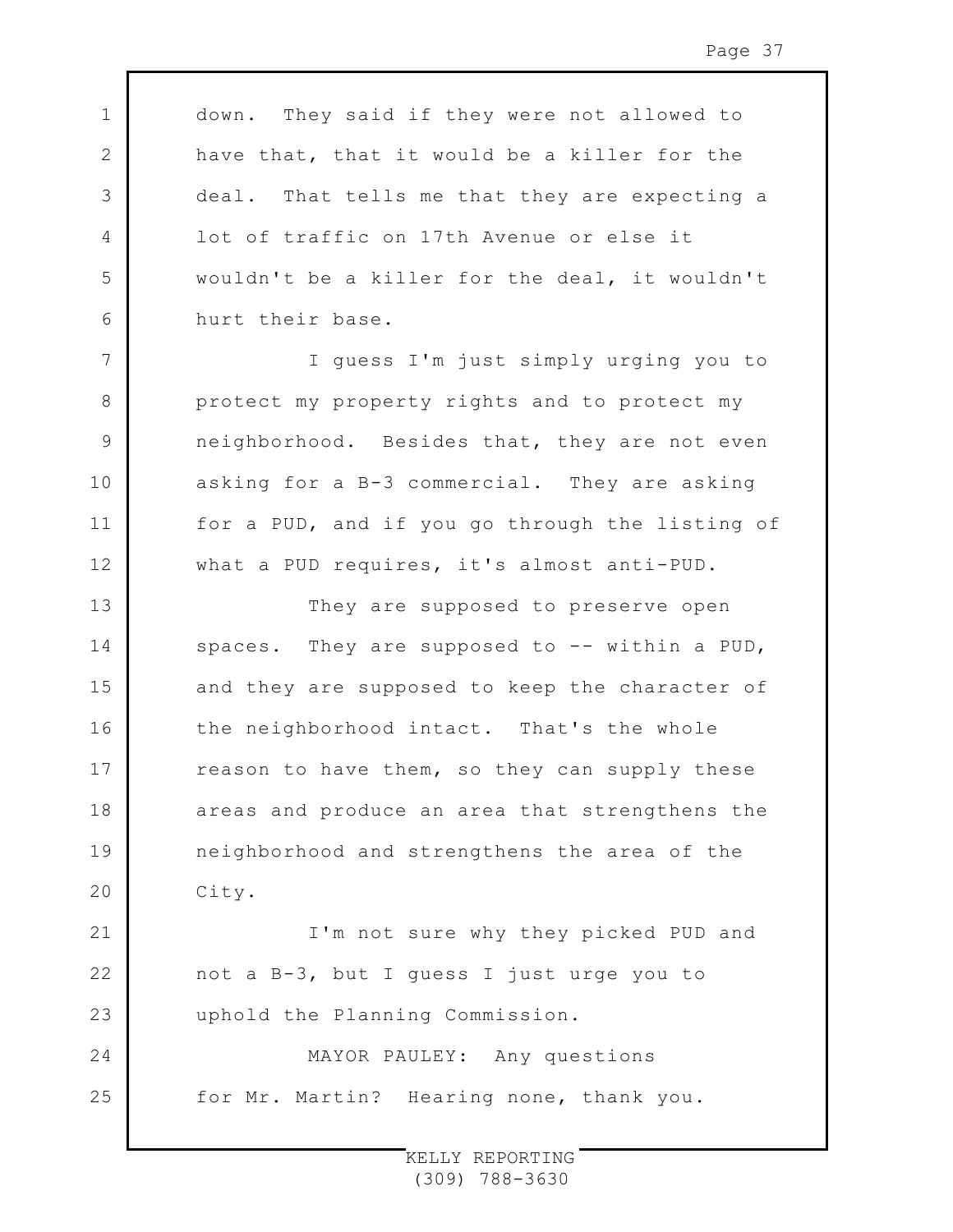down. They said if they were not allowed to have that, that it would be a killer for the deal. That tells me that they are expecting a lot of traffic on 17th Avenue or else it wouldn't be a killer for the deal, it wouldn't hurt their base.

I guess I'm just simply urging you to protect my property rights and to protect my neighborhood. Besides that, they are not even asking for a B-3 commercial. They are asking for a PUD, and if you go through the listing of what a PUD requires, it's almost anti-PUD.

They are supposed to preserve open spaces. They are supposed to -- within a PUD, and they are supposed to keep the character of the neighborhood intact. That's the whole reason to have them, so they can supply these areas and produce an area that strengthens the neighborhood and strengthens the area of the City.

I'm not sure why they picked PUD and not a B-3, but I guess I just urge you to uphold the Planning Commission.

MAYOR PAULEY: Any questions for Mr. Martin? Hearing none, thank you.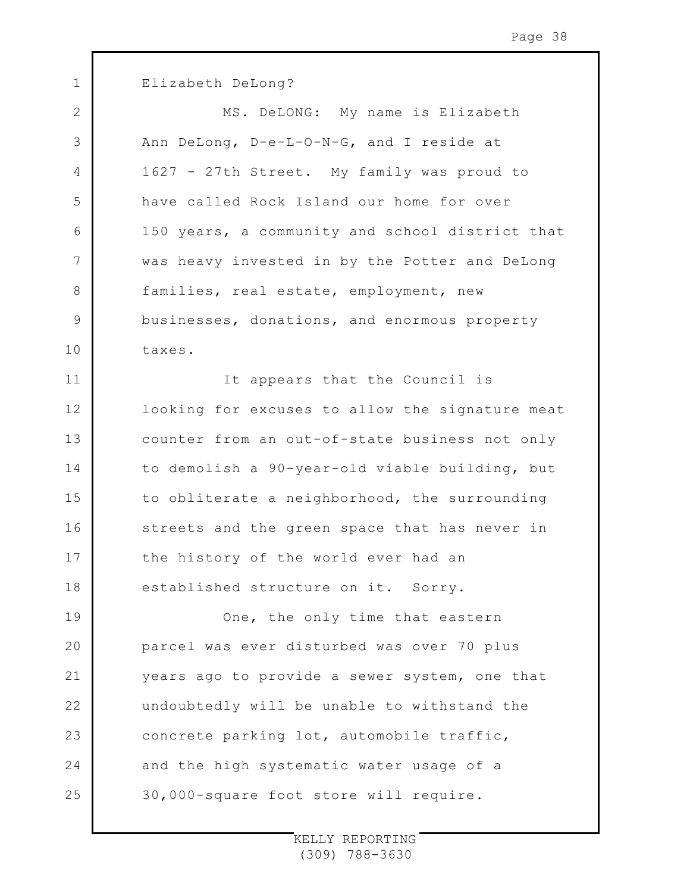Elizabeth DeLong?

MS. DeLONG: My name is Elizabeth Ann DeLong, D-e-L-O-N-G, and I reside at 1627 - 27th Street. My family was proud to have called Rock Island our home for over 150 years, a community and school district that was heavy invested in by the Potter and DeLong families, real estate, employment, new businesses, donations, and enormous property taxes.

It appears that the Council is looking for excuses to allow the signature meat counter from an out-of-state business not only to demolish a 90-year-old viable building, but to obliterate a neighborhood, the surrounding streets and the green space that has never in the history of the world ever had an established structure on it. Sorry.

One, the only time that eastern parcel was ever disturbed was over 70 plus years ago to provide a sewer system, one that undoubtedly will be unable to withstand the concrete parking lot, automobile traffic, and the high systematic water usage of a 30,000-square foot store will require.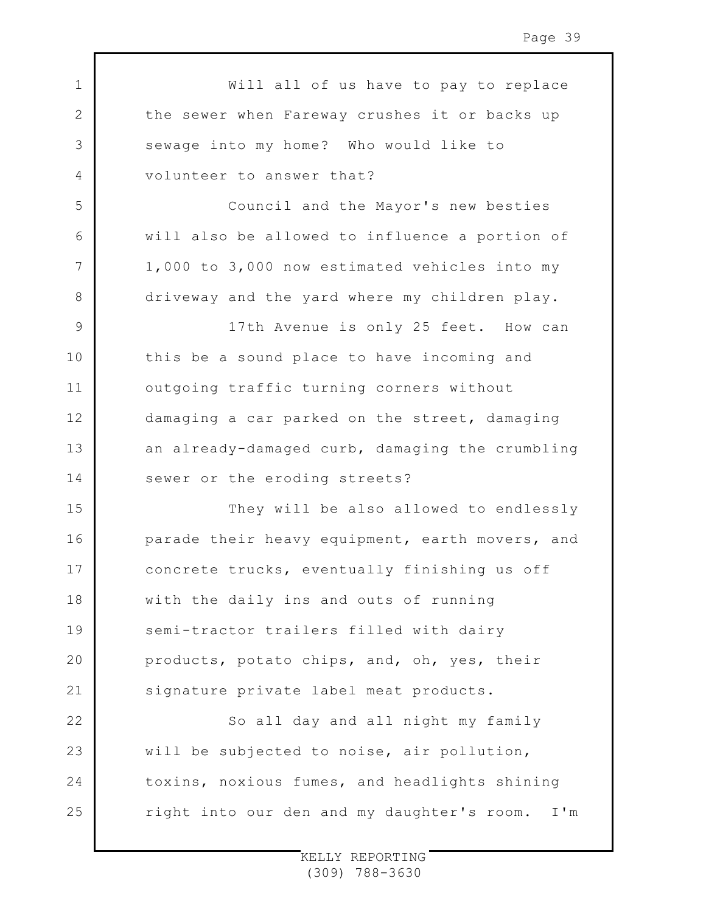Will all of us have to pay to replace the sewer when Fareway crushes it or backs up sewage into my home? Who would like to volunteer to answer that?

Council and the Mayor's new besties will also be allowed to influence a portion of 1,000 to 3,000 now estimated vehicles into my driveway and the yard where my children play.

17th Avenue is only 25 feet. How can this be a sound place to have incoming and outgoing traffic turning corners without damaging a car parked on the street, damaging an already-damaged curb, damaging the crumbling sewer or the eroding streets?

They will be also allowed to endlessly parade their heavy equipment, earth movers, and concrete trucks, eventually finishing us off with the daily ins and outs of running semi-tractor trailers filled with dairy products, potato chips, and, oh, yes, their signature private label meat products.

So all day and all night my family will be subjected to noise, air pollution, toxins, noxious fumes, and headlights shining right into our den and my daughter's room. I'm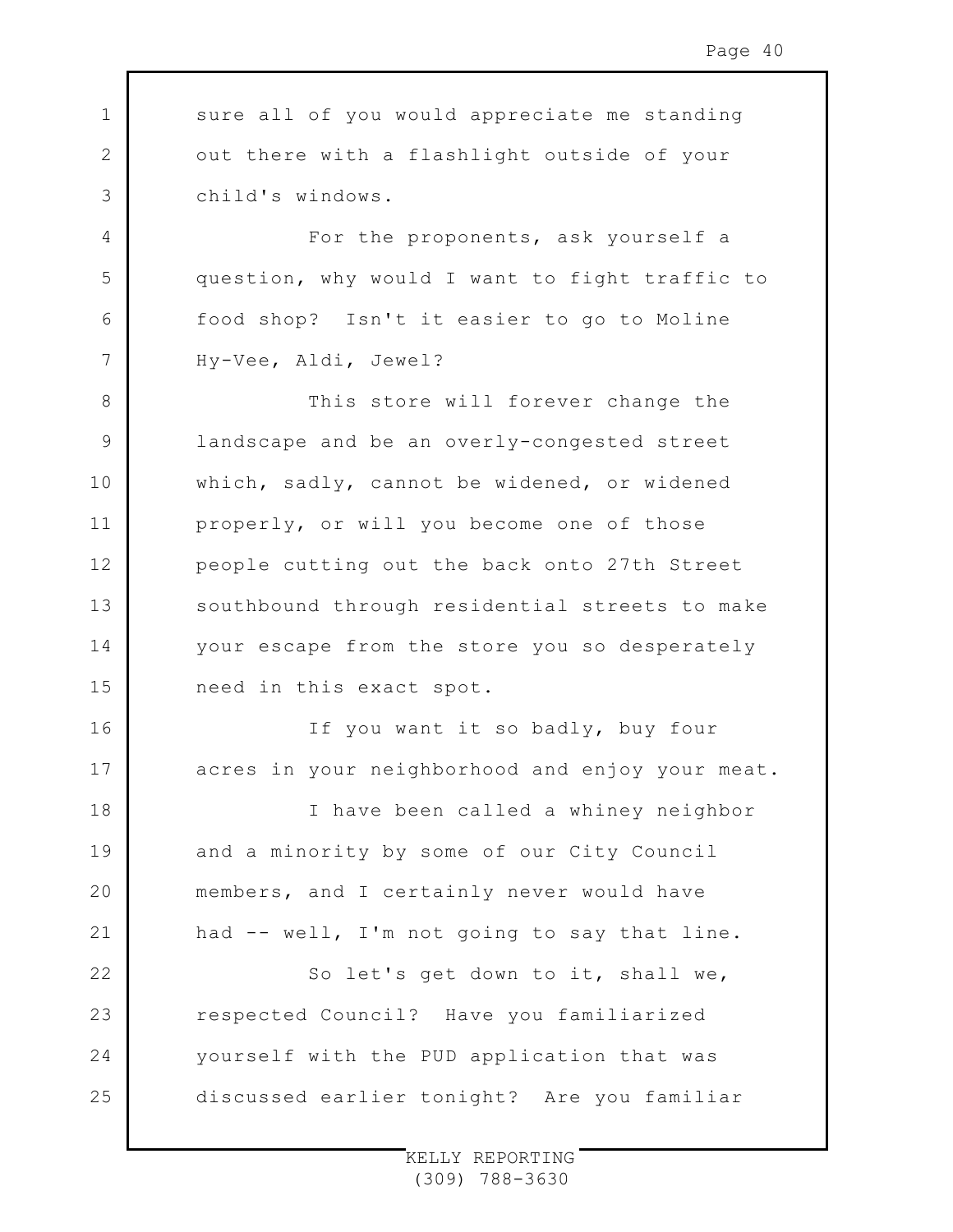sure all of you would appreciate me standing out there with a flashlight outside of your child's windows.

For the proponents, ask yourself a question, why would I want to fight traffic to food shop? Isn't it easier to go to Moline Hy-Vee, Aldi, Jewel?

This store will forever change the landscape and be an overly-congested street which, sadly, cannot be widened, or widened properly, or will you become one of those people cutting out the back onto 27th Street southbound through residential streets to make your escape from the store you so desperately need in this exact spot.

If you want it so badly, buy four acres in your neighborhood and enjoy your meat.

I have been called a whiney neighbor and a minority by some of our City Council members, and I certainly never would have had -- well, I'm not going to say that line.

So let's get down to it, shall we, respected Council? Have you familiarized yourself with the PUD application that was discussed earlier tonight? Are you familiar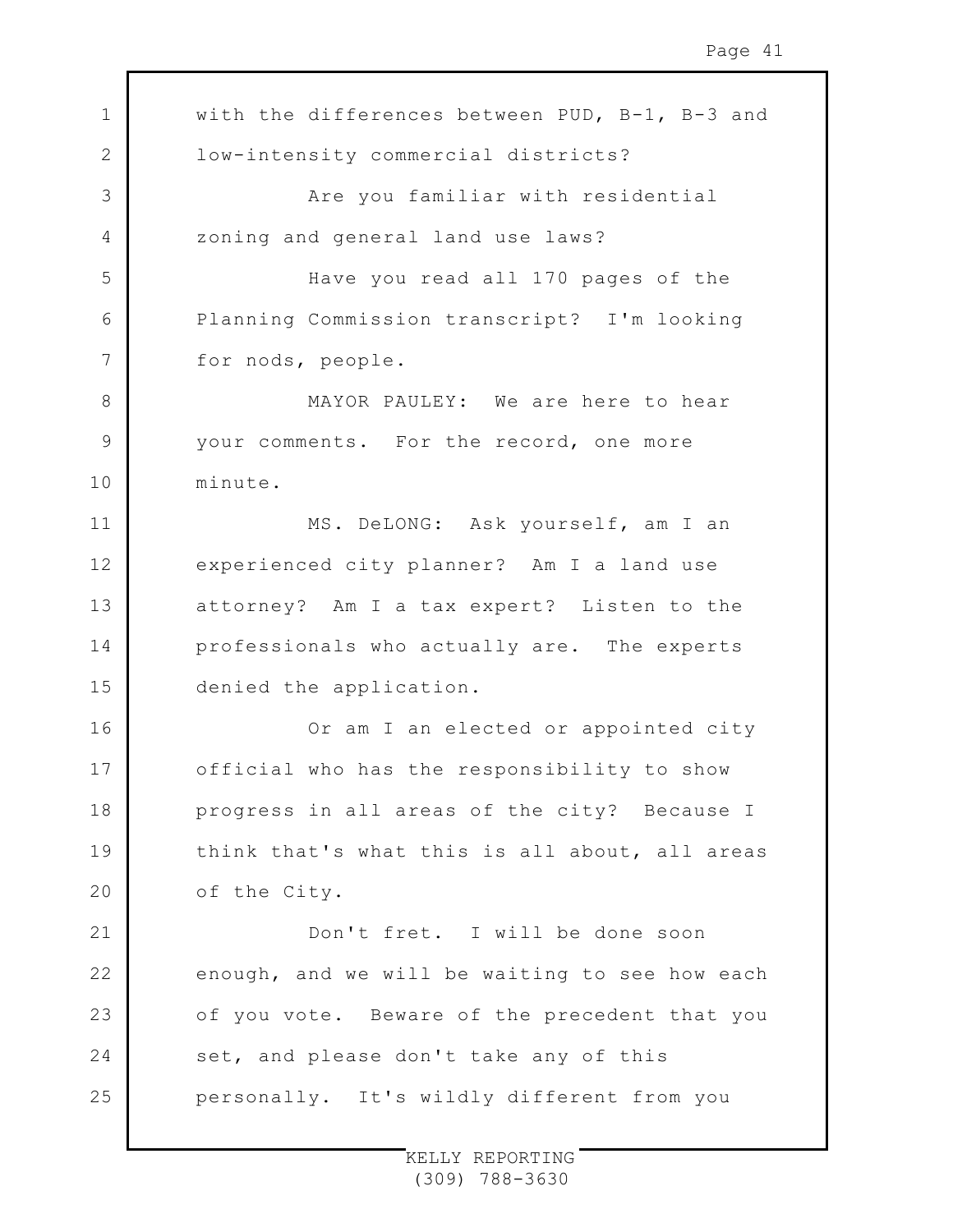with the differences between PUD, B-1, B-3 and low-intensity commercial districts?

Are you familiar with residential zoning and general land use laws?

Have you read all 170 pages of the Planning Commission transcript? I'm looking for nods, people.

MAYOR PAULEY: We are here to hear your comments. For the record, one more minute.

MS. DeLONG: Ask yourself, am I an experienced city planner? Am I a land use attorney? Am I a tax expert? Listen to the professionals who actually are. The experts denied the application.

Or am I an elected or appointed city official who has the responsibility to show progress in all areas of the city? Because I think that's what this is all about, all areas of the City.

Don't fret. I will be done soon enough, and we will be waiting to see how each of you vote. Beware of the precedent that you set, and please don't take any of this personally. It's wildly different from you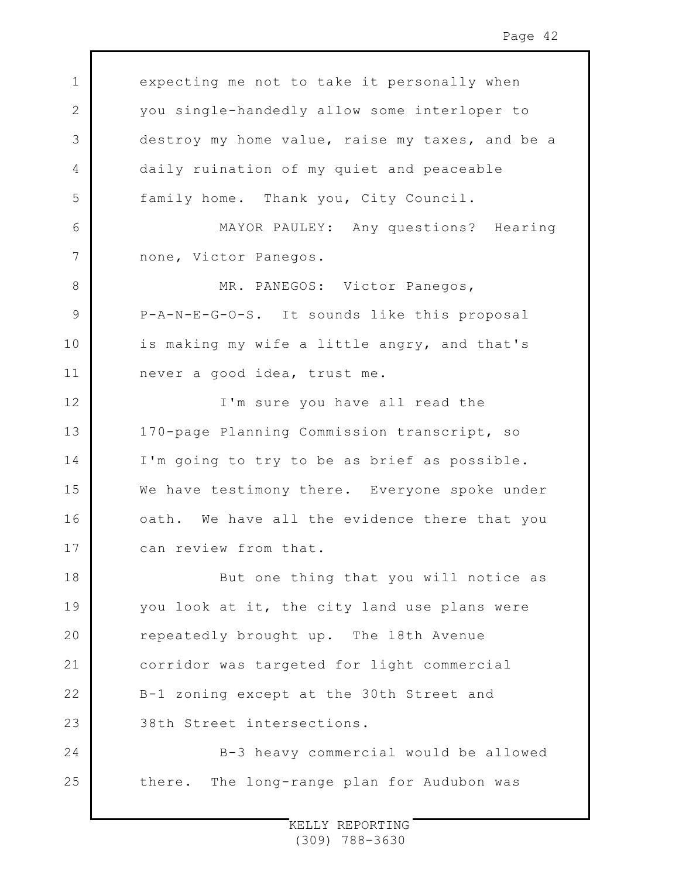expecting me not to take it personally when you single-handedly allow some interloper to destroy my home value, raise my taxes, and be a daily ruination of my quiet and peaceable family home. Thank you, City Council.

MAYOR PAULEY: Any questions? Hearing none, Victor Panegos.

MR. PANEGOS: Victor Panegos, P-A-N-E-G-O-S. It sounds like this proposal is making my wife a little angry, and that's never a good idea, trust me.

I'm sure you have all read the 170-page Planning Commission transcript, so I'm going to try to be as brief as possible. We have testimony there. Everyone spoke under oath. We have all the evidence there that you can review from that.

But one thing that you will notice as you look at it, the city land use plans were repeatedly brought up. The 18th Avenue corridor was targeted for light commercial B-1 zoning except at the 30th Street and 38th Street intersections.

B-3 heavy commercial would be allowed there. The long-range plan for Audubon was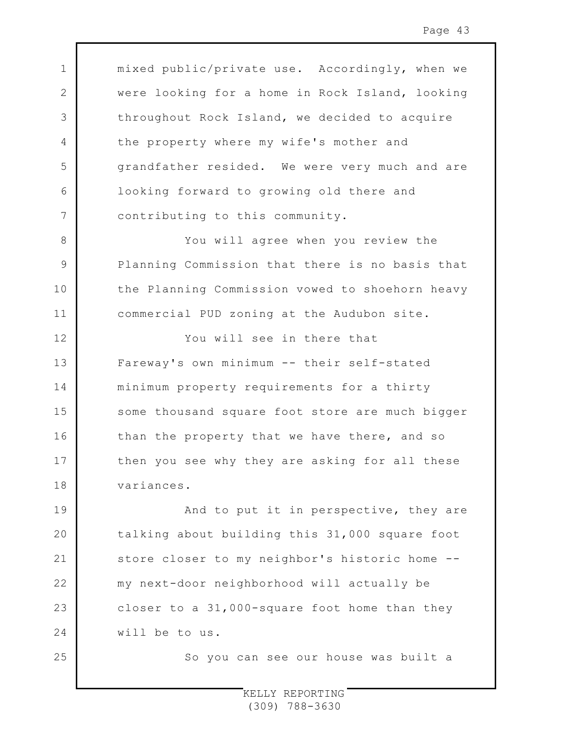mixed public/private use. Accordingly, when we were looking for a home in Rock Island, looking throughout Rock Island, we decided to acquire the property where my wife's mother and grandfather resided. We were very much and are looking forward to growing old there and contributing to this community.

You will agree when you review the Planning Commission that there is no basis that the Planning Commission vowed to shoehorn heavy commercial PUD zoning at the Audubon site.

You will see in there that Fareway's own minimum -- their self-stated minimum property requirements for a thirty some thousand square foot store are much bigger than the property that we have there, and so then you see why they are asking for all these variances.

And to put it in perspective, they are talking about building this 31,000 square foot store closer to my neighbor's historic home -- my next-door neighborhood will actually be closer to a 31,000-square foot home than they will be to us.

So you can see our house was built a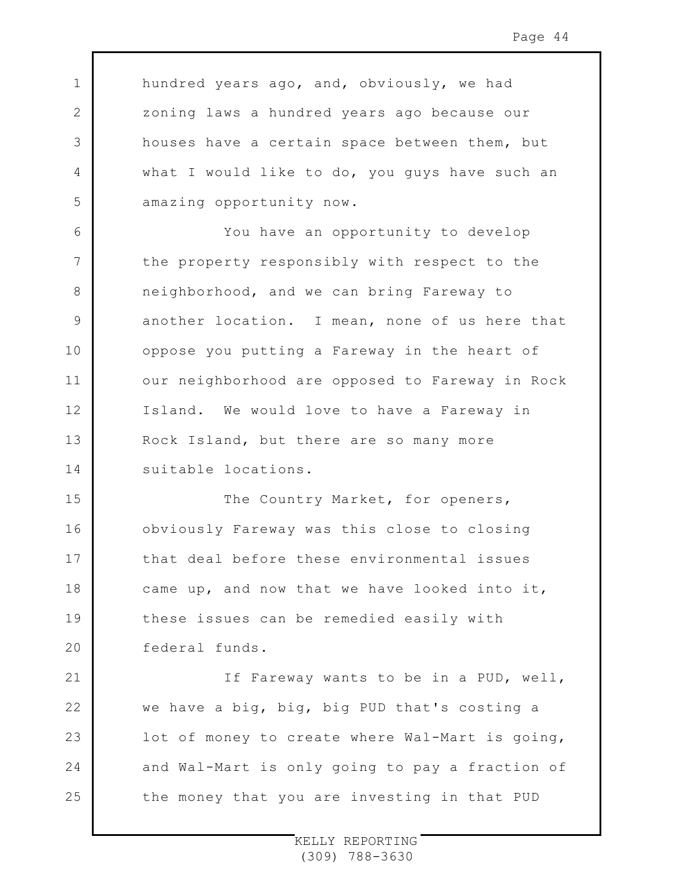hundred years ago, and, obviously, we had zoning laws a hundred years ago because our houses have a certain space between them, but what I would like to do, you guys have such an amazing opportunity now.

You have an opportunity to develop the property responsibly with respect to the neighborhood, and we can bring Fareway to another location. I mean, none of us here that oppose you putting a Fareway in the heart of our neighborhood are opposed to Fareway in Rock Island. We would love to have a Fareway in Rock Island, but there are so many more suitable locations.

The Country Market, for openers, obviously Fareway was this close to closing that deal before these environmental issues came up, and now that we have looked into it, these issues can be remedied easily with federal funds.

If Fareway wants to be in a PUD, well, we have a big, big, big PUD that's costing a lot of money to create where Wal-Mart is going, and Wal-Mart is only going to pay a fraction of the money that you are investing in that PUD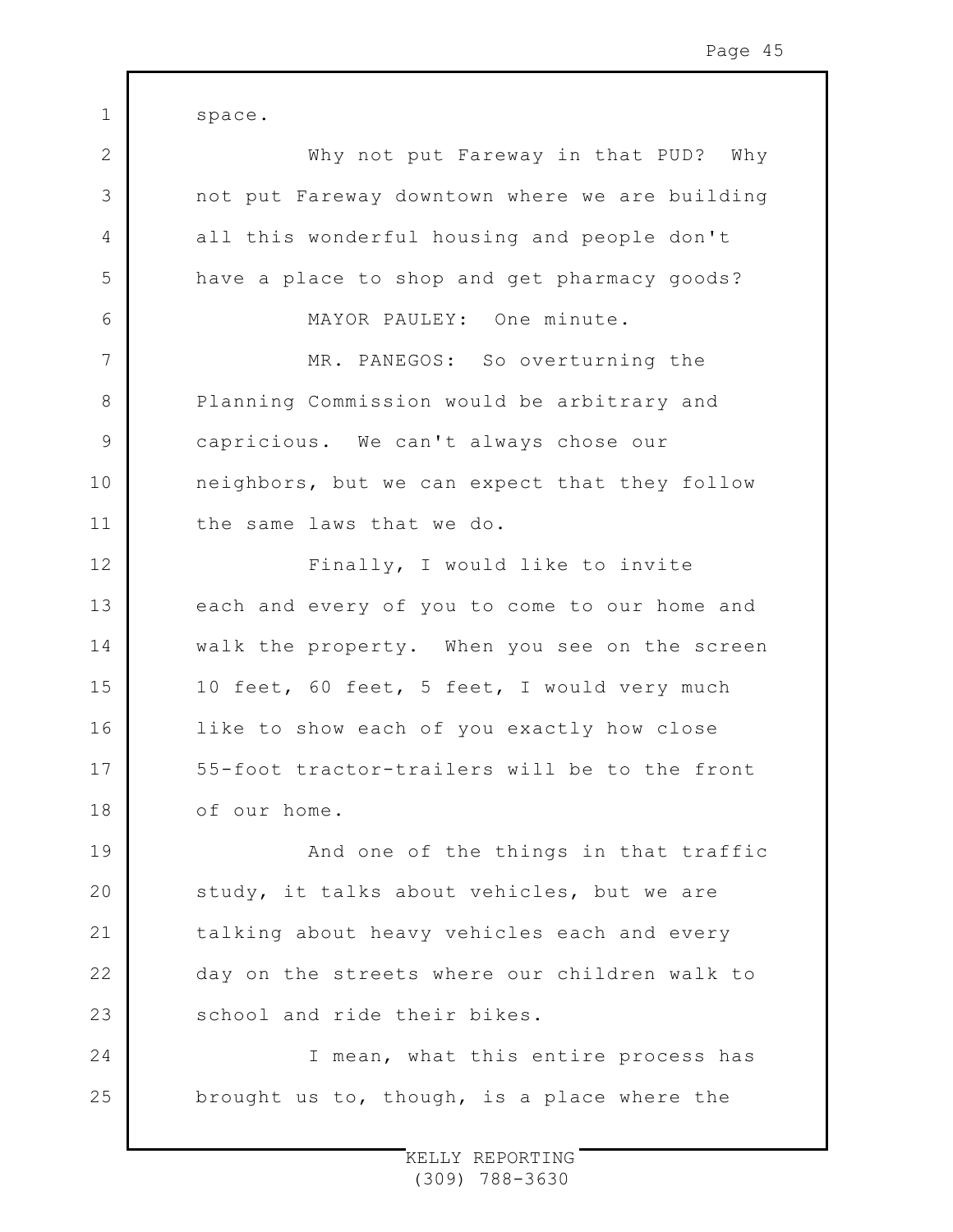space.

Why not put Fareway in that PUD? Why not put Fareway downtown where we are building all this wonderful housing and people don't have a place to shop and get pharmacy goods?

MAYOR PAULEY: One minute.

MR. PANEGOS: So overturning the Planning Commission would be arbitrary and capricious. We can't always chose our neighbors, but we can expect that they follow the same laws that we do.

Finally, I would like to invite each and every of you to come to our home and walk the property. When you see on the screen 10 feet, 60 feet, 5 feet, I would very much like to show each of you exactly how close 55-foot tractor-trailers will be to the front of our home.

And one of the things in that traffic study, it talks about vehicles, but we are talking about heavy vehicles each and every day on the streets where our children walk to school and ride their bikes.

I mean, what this entire process has brought us to, though, is a place where the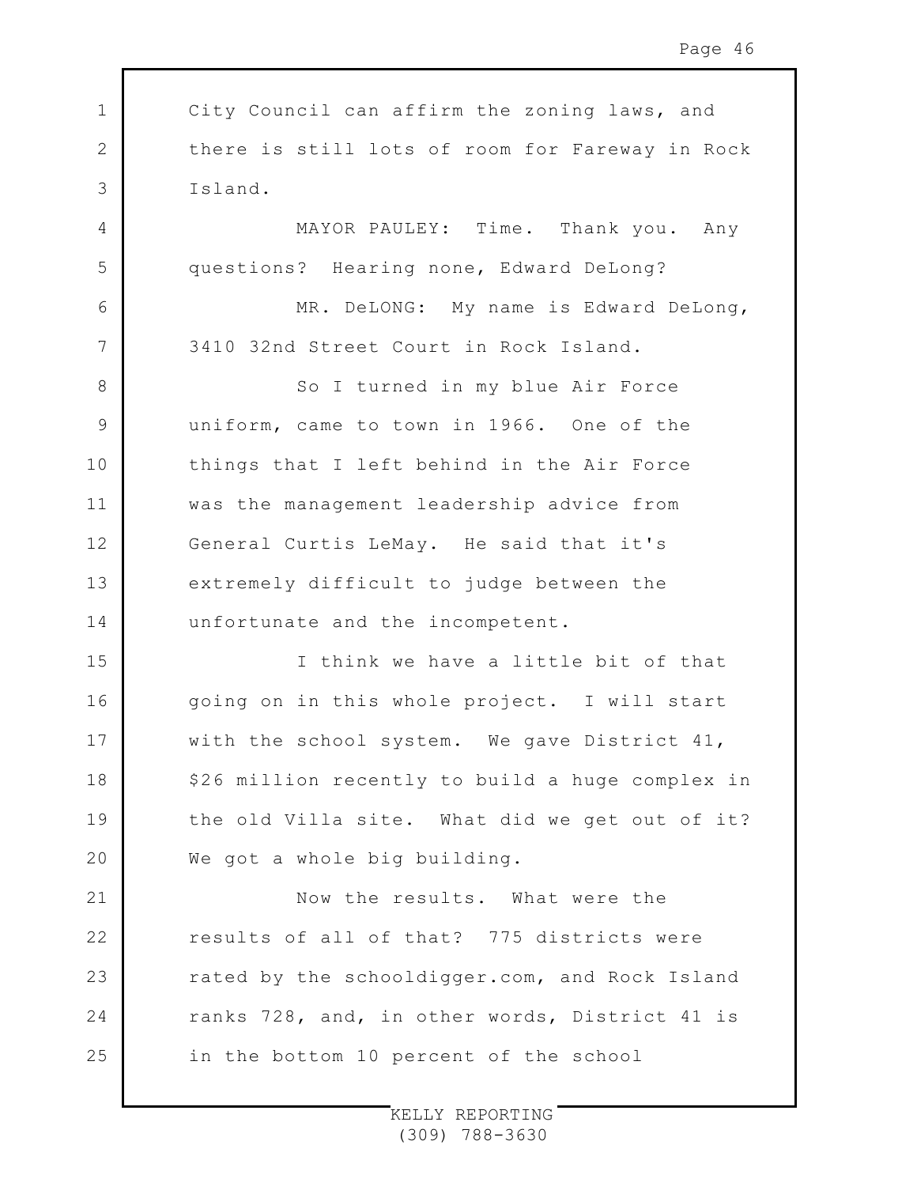City Council can affirm the zoning laws, and there is still lots of room for Fareway in Rock Island.

MAYOR PAULEY: Time. Thank you. Any questions? Hearing none, Edward DeLong?

MR. DeLONG: My name is Edward DeLong, 3410 32nd Street Court in Rock Island.

So I turned in my blue Air Force uniform, came to town in 1966. One of the things that I left behind in the Air Force was the management leadership advice from General Curtis LeMay. He said that it's extremely difficult to judge between the unfortunate and the incompetent.

I think we have a little bit of that going on in this whole project. I will start with the school system. We gave District 41, $26 million recently to build a huge complex in the old Villa site. What did we get out of it? We got a whole big building.

Now the results. What were the results of all of that? 775 districts were rated by the schooldigger.com, and Rock Island ranks 728, and, in other words, District 41 is in the bottom 10 percent of the school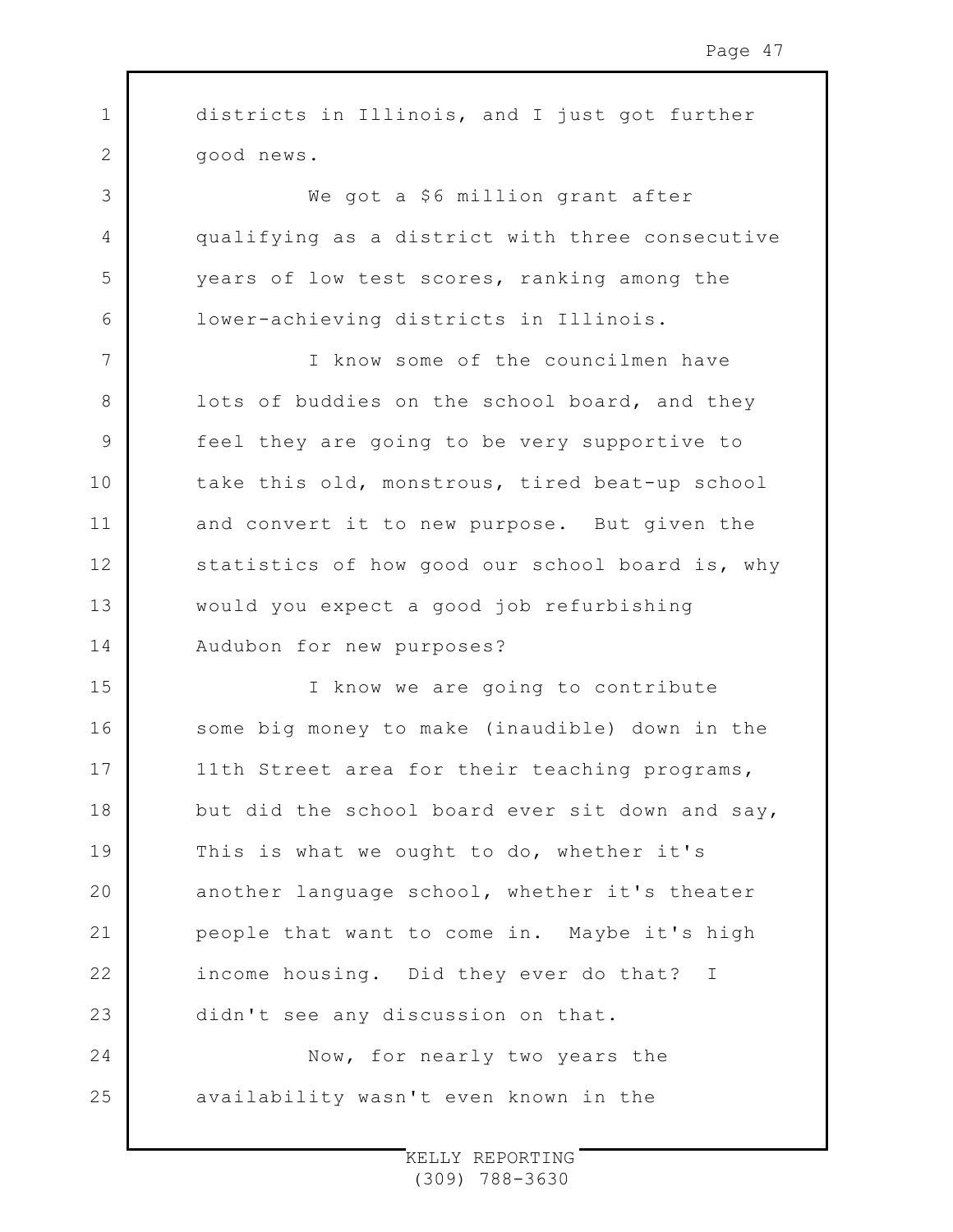districts in Illinois, and I just got further good news.

We got a $6 million grant after qualifying as a district with three consecutive years of low test scores, ranking among the lower-achieving districts in Illinois.

I know some of the councilmen have lots of buddies on the school board, and they feel they are going to be very supportive to take this old, monstrous, tired beat-up school and convert it to new purpose. But given the statistics of how good our school board is, why would you expect a good job refurbishing Audubon for new purposes?

I know we are going to contribute some big money to make (inaudible) down in the 11th Street area for their teaching programs, but did the school board ever sit down and say, This is what we ought to do, whether it's another language school, whether it's theater people that want to come in. Maybe it's high income housing. Did they ever do that? I didn't see any discussion on that.

Now, for nearly two years the availability wasn't even known in the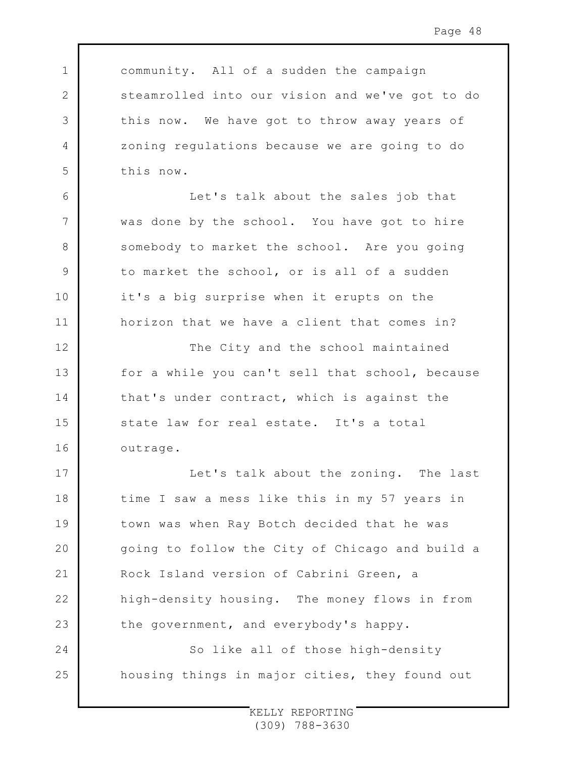community. All of a sudden the campaign steamrolled into our vision and we've got to do this now. We have got to throw away years of zoning regulations because we are going to do this now.

Let's talk about the sales job that was done by the school. You have got to hire somebody to market the school. Are you going to market the school, or is all of a sudden it's a big surprise when it erupts on the horizon that we have a client that comes in?

The City and the school maintained for a while you can't sell that school, because that's under contract, which is against the state law for real estate. It's a total outrage.

Let's talk about the zoning. The last time I saw a mess like this in my 57 years in town was when Ray Botch decided that he was going to follow the City of Chicago and build a Rock Island version of Cabrini Green, a high-density housing. The money flows in from the government, and everybody's happy.

So like all of those high-density housing things in major cities, they found out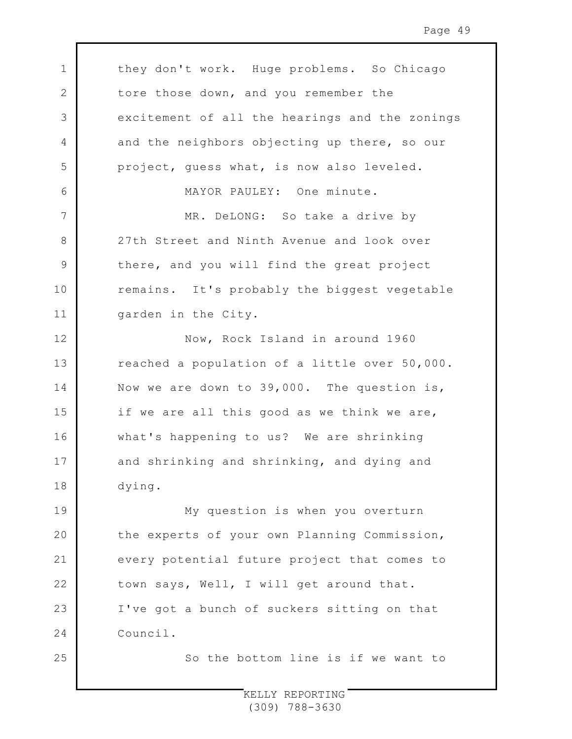they don't work. Huge problems. So Chicago tore those down, and you remember the excitement of all the hearings and the zonings and the neighbors objecting up there, so our project, guess what, is now also leveled.

MAYOR PAULEY: One minute.

MR. DeLONG: So take a drive by 27th Street and Ninth Avenue and look over there, and you will find the great project remains. It's probably the biggest vegetable garden in the City.

Now, Rock Island in around 1960 reached a population of a little over 50,000. Now we are down to 39,000. The question is, if we are all this good as we think we are, what's happening to us? We are shrinking and shrinking and shrinking, and dying and dying.

My question is when you overturn the experts of your own Planning Commission, every potential future project that comes to town says, Well, I will get around that. I've got a bunch of suckers sitting on that Council.

So the bottom line is if we want to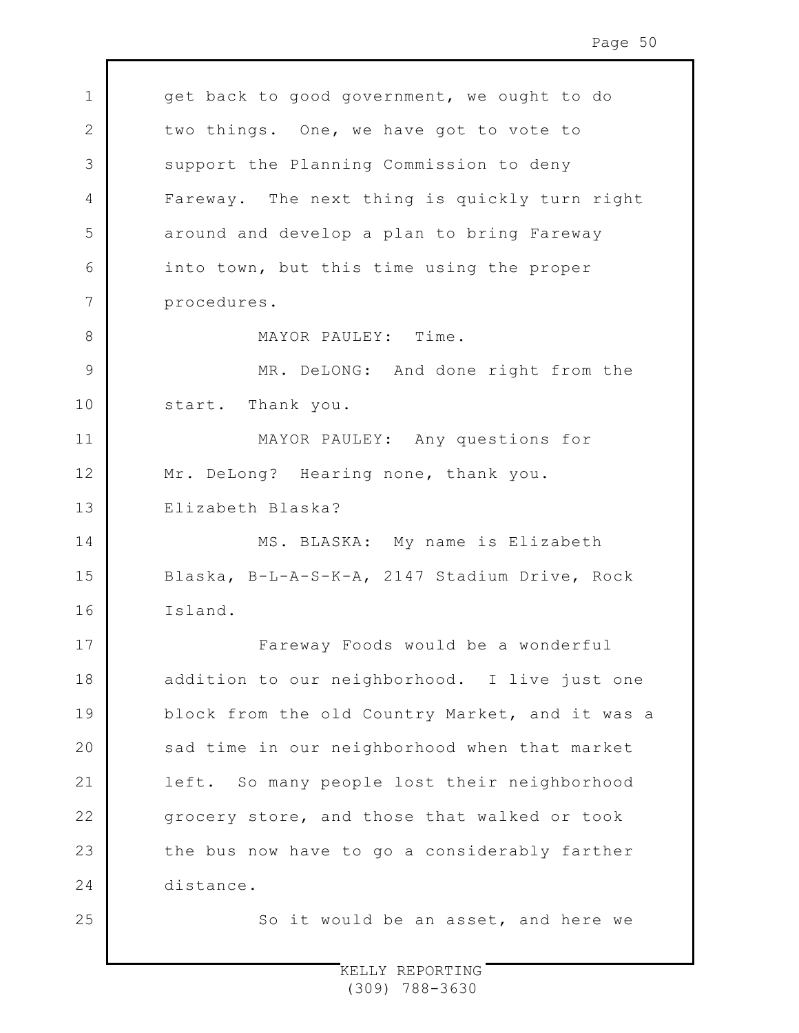get back to good government, we ought to do two things. One, we have got to vote to support the Planning Commission to deny Fareway. The next thing is quickly turn right around and develop a plan to bring Fareway into town, but this time using the proper procedures.

MAYOR PAULEY: Time.

MR. DeLONG: And done right from the start. Thank you.

MAYOR PAULEY: Any questions for Mr. DeLong? Hearing none, thank you. Elizabeth Blaska?

MS. BLASKA: My name is Elizabeth Blaska, B-L-A-S-K-A, 2147 Stadium Drive, Rock Island.

Fareway Foods would be a wonderful addition to our neighborhood. I live just one block from the old Country Market, and it was a sad time in our neighborhood when that market left. So many people lost their neighborhood grocery store, and those that walked or took the bus now have to go a considerably farther distance.

So it would be an asset, and here we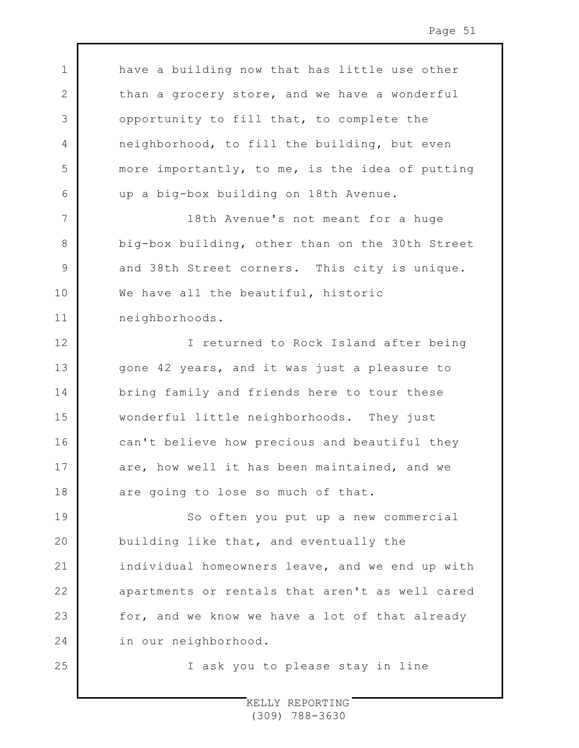have a building now that has little use other than a grocery store, and we have a wonderful opportunity to fill that, to complete the neighborhood, to fill the building, but even more importantly, to me, is the idea of putting up a big-box building on 18th Avenue.

18th Avenue's not meant for a huge big-box building, other than on the 30th Street and 38th Street corners. This city is unique. We have all the beautiful, historic neighborhoods.

I returned to Rock Island after being gone 42 years, and it was just a pleasure to bring family and friends here to tour these wonderful little neighborhoods. They just can't believe how precious and beautiful they are, how well it has been maintained, and we are going to lose so much of that.

So often you put up a new commercial building like that, and eventually the individual homeowners leave, and we end up with apartments or rentals that aren't as well cared for, and we know we have a lot of that already in our neighborhood.

I ask you to please stay in line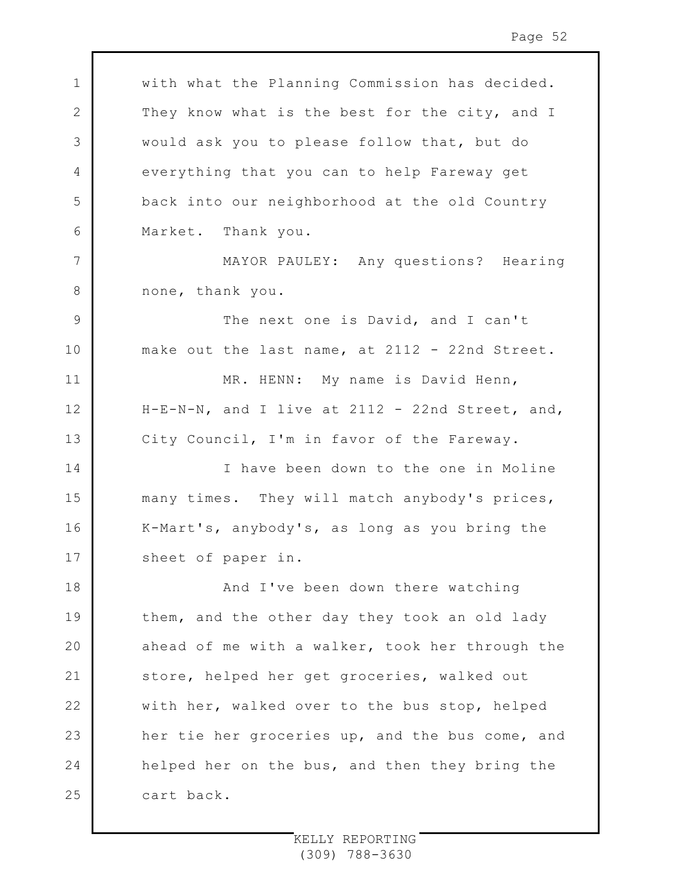with what the Planning Commission has decided. They know what is the best for the city, and I would ask you to please follow that, but do everything that you can to help Fareway get back into our neighborhood at the old Country Market. Thank you.

MAYOR PAULEY: Any questions? Hearing none, thank you.

The next one is David, and I can't make out the last name, at 2112 - 22nd Street.

MR. HENN: My name is David Henn, H-E-N-N, and I live at 2112 - 22nd Street, and, City Council, I'm in favor of the Fareway.

I have been down to the one in Moline many times. They will match anybody's prices, K-Mart's, anybody's, as long as you bring the sheet of paper in.

And I've been down there watching them, and the other day they took an old lady ahead of me with a walker, took her through the store, helped her get groceries, walked out with her, walked over to the bus stop, helped her tie her groceries up, and the bus come, and helped her on the bus, and then they bring the cart back.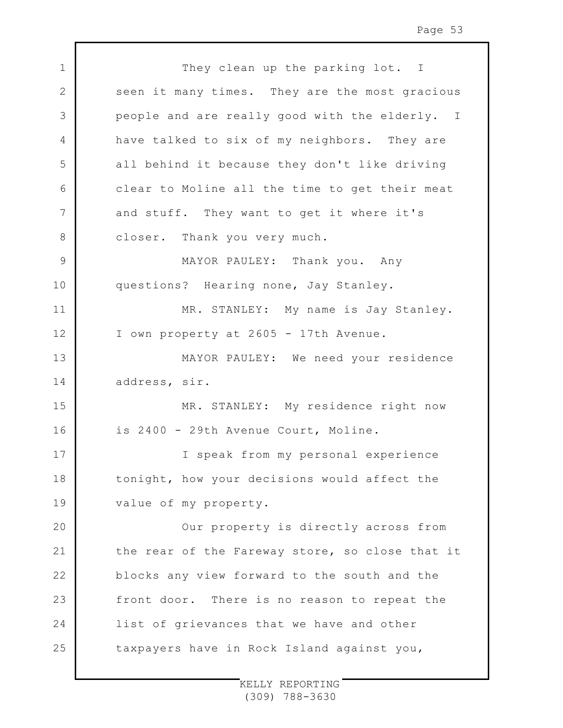They clean up the parking lot. I seen it many times. They are the most gracious people and are really good with the elderly. I have talked to six of my neighbors. They are all behind it because they don't like driving clear to Moline all the time to get their meat and stuff. They want to get it where it's closer. Thank you very much.

MAYOR PAULEY: Thank you. Any questions? Hearing none, Jay Stanley.

MR. STANLEY: My name is Jay Stanley. I own property at 2605 - 17th Avenue.

MAYOR PAULEY: We need your residence address, sir.

MR. STANLEY: My residence right now is 2400 - 29th Avenue Court, Moline.

I speak from my personal experience tonight, how your decisions would affect the value of my property.

Our property is directly across from the rear of the Fareway store, so close that it blocks any view forward to the south and the front door. There is no reason to repeat the list of grievances that we have and other taxpayers have in Rock Island against you,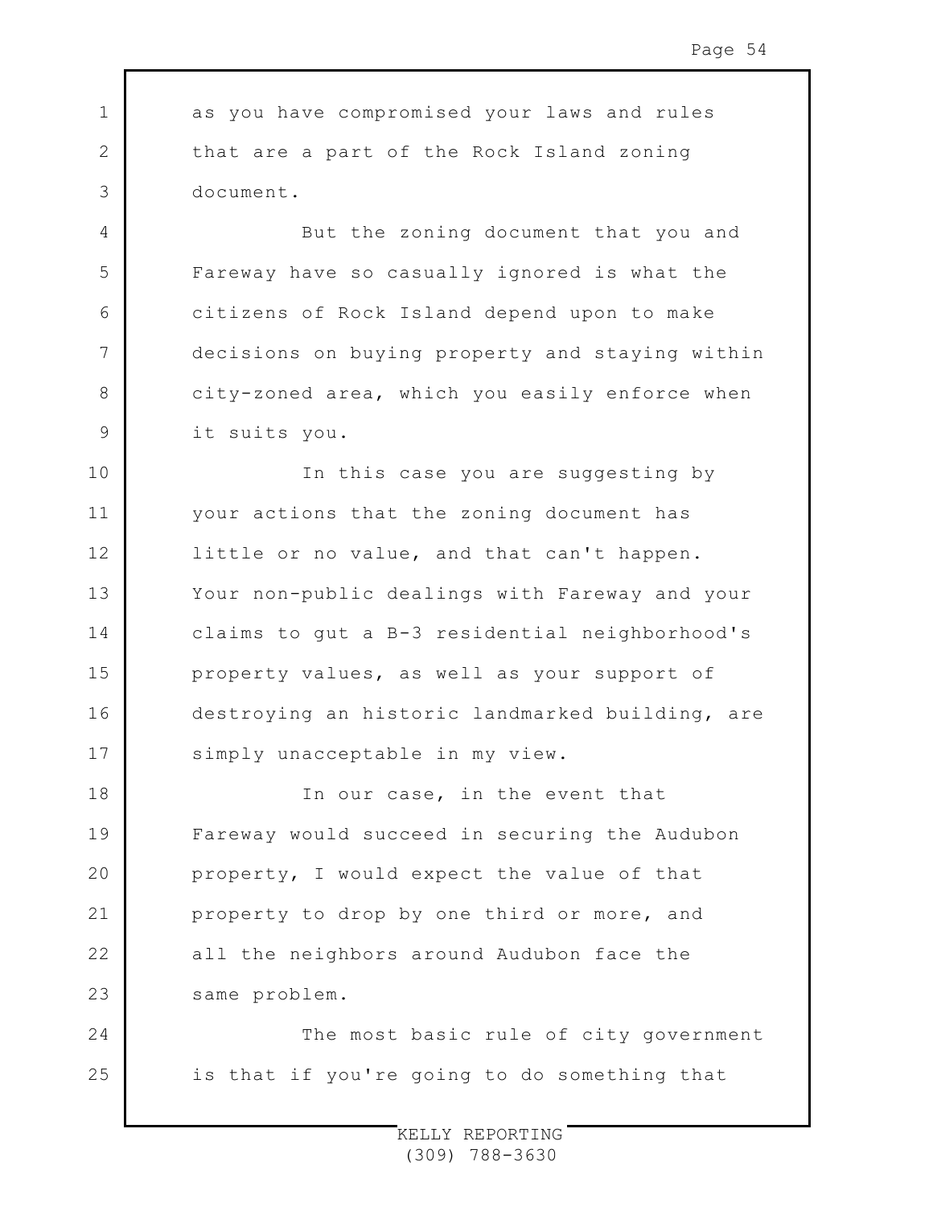as you have compromised your laws and rules that are a part of the Rock Island zoning document.

But the zoning document that you and Fareway have so casually ignored is what the citizens of Rock Island depend upon to make decisions on buying property and staying within city-zoned area, which you easily enforce when it suits you.

In this case you are suggesting by your actions that the zoning document has little or no value, and that can't happen. Your non-public dealings with Fareway and your claims to gut a B-3 residential neighborhood's property values, as well as your support of destroying an historic landmarked building, are simply unacceptable in my view.

In our case, in the event that Fareway would succeed in securing the Audubon property, I would expect the value of that property to drop by one third or more, and all the neighbors around Audubon face the same problem.

The most basic rule of city government is that if you're going to do something that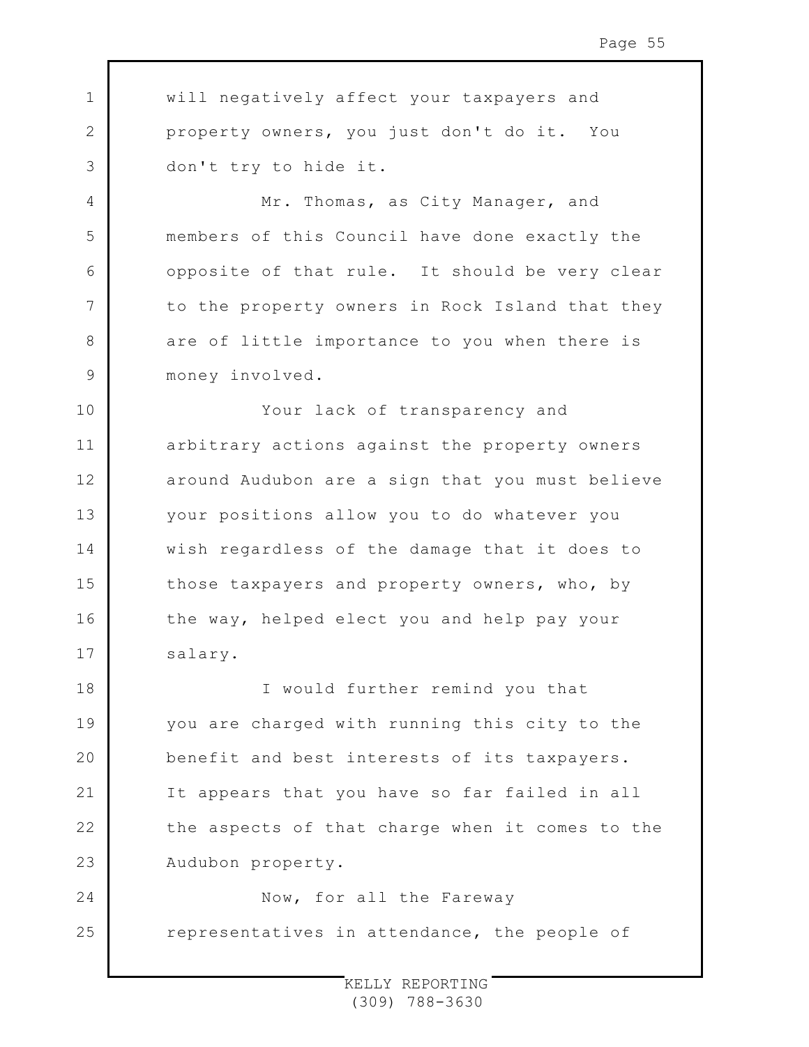will negatively affect your taxpayers and property owners, you just don't do it. You don't try to hide it.

Mr. Thomas, as City Manager, and members of this Council have done exactly the opposite of that rule. It should be very clear to the property owners in Rock Island that they are of little importance to you when there is money involved.

Your lack of transparency and arbitrary actions against the property owners around Audubon are a sign that you must believe your positions allow you to do whatever you wish regardless of the damage that it does to those taxpayers and property owners, who, by the way, helped elect you and help pay your salary.

I would further remind you that you are charged with running this city to the benefit and best interests of its taxpayers. It appears that you have so far failed in all the aspects of that charge when it comes to the Audubon property.

Now, for all the Fareway representatives in attendance, the people of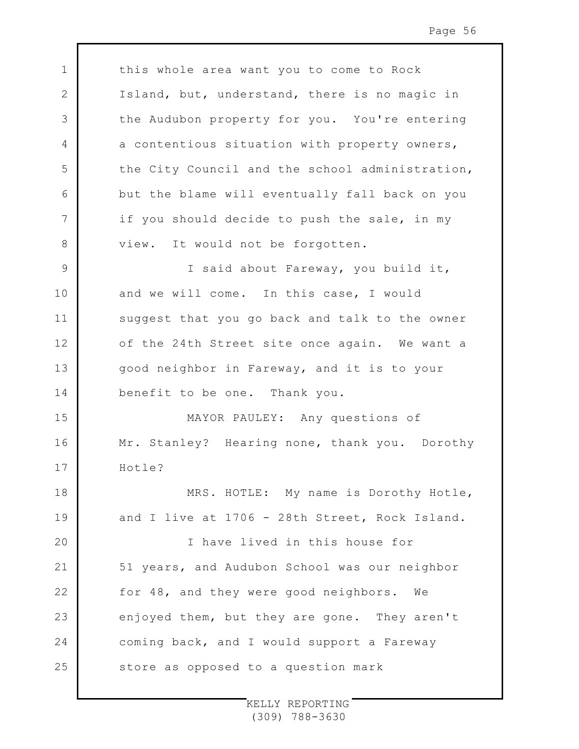this whole area want you to come to Rock Island, but, understand, there is no magic in the Audubon property for you. You're entering a contentious situation with property owners, the City Council and the school administration, but the blame will eventually fall back on you if you should decide to push the sale, in my view. It would not be forgotten.

I said about Fareway, you build it, and we will come. In this case, I would suggest that you go back and talk to the owner of the 24th Street site once again. We want a good neighbor in Fareway, and it is to your benefit to be one. Thank you.

MAYOR PAULEY: Any questions of Mr. Stanley? Hearing none, thank you. Dorothy Hotle?

MRS. HOTLE: My name is Dorothy Hotle, and I live at 1706 - 28th Street, Rock Island.

I have lived in this house for 51 years, and Audubon School was our neighbor for 48, and they were good neighbors. We enjoyed them, but they are gone. They aren't coming back, and I would support a Fareway store as opposed to a question mark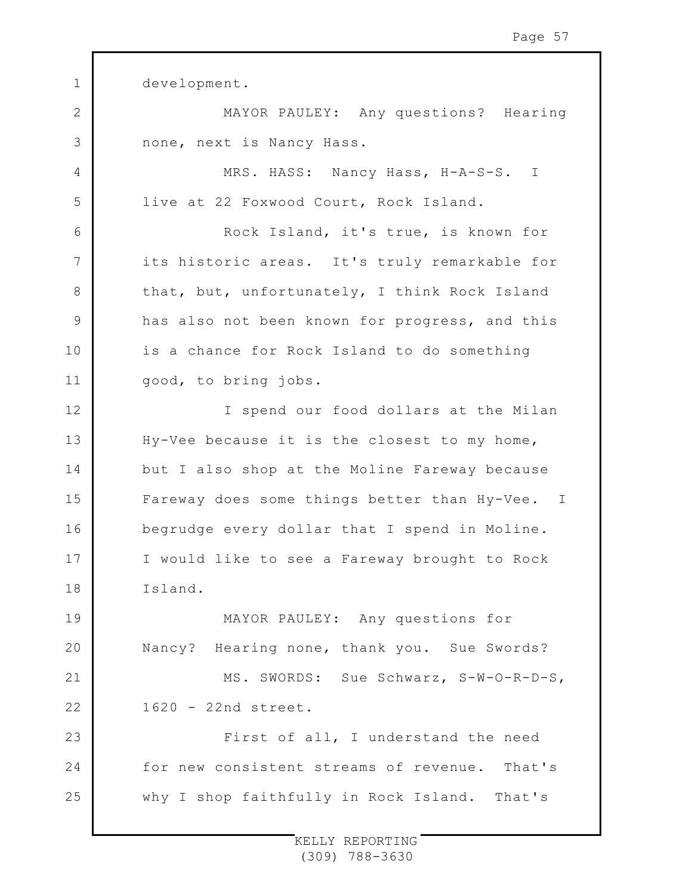development.

MAYOR PAULEY: Any questions? Hearing none, next is Nancy Hass.

MRS. HASS: Nancy Hass, H-A-S-S. I live at 22 Foxwood Court, Rock Island.

Rock Island, it's true, is known for its historic areas. It's truly remarkable for that, but, unfortunately, I think Rock Island has also not been known for progress, and this is a chance for Rock Island to do something good, to bring jobs.

I spend our food dollars at the Milan Hy-Vee because it is the closest to my home, but I also shop at the Moline Fareway because Fareway does some things better than Hy-Vee. I begrudge every dollar that I spend in Moline. I would like to see a Fareway brought to Rock Island.

MAYOR PAULEY: Any questions for Nancy? Hearing none, thank you. Sue Swords?

MS. SWORDS: Sue Schwarz, S-W-O-R-D-S, 1620 - 22nd street.

First of all, I understand the need for new consistent streams of revenue. That's why I shop faithfully in Rock Island. That's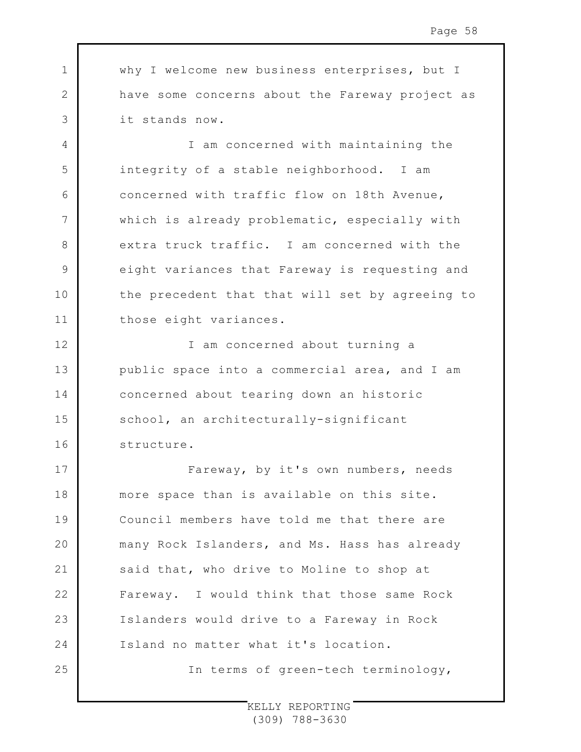why I welcome new business enterprises, but I have some concerns about the Fareway project as it stands now.

I am concerned with maintaining the integrity of a stable neighborhood. I am concerned with traffic flow on 18th Avenue, which is already problematic, especially with extra truck traffic. I am concerned with the eight variances that Fareway is requesting and the precedent that that will set by agreeing to those eight variances.

I am concerned about turning a public space into a commercial area, and I am concerned about tearing down an historic school, an architecturally-significant structure.

Fareway, by it's own numbers, needs more space than is available on this site. Council members have told me that there are many Rock Islanders, and Ms. Hass has already said that, who drive to Moline to shop at Fareway. I would think that those same Rock Islanders would drive to a Fareway in Rock Island no matter what it's location.

In terms of green-tech terminology,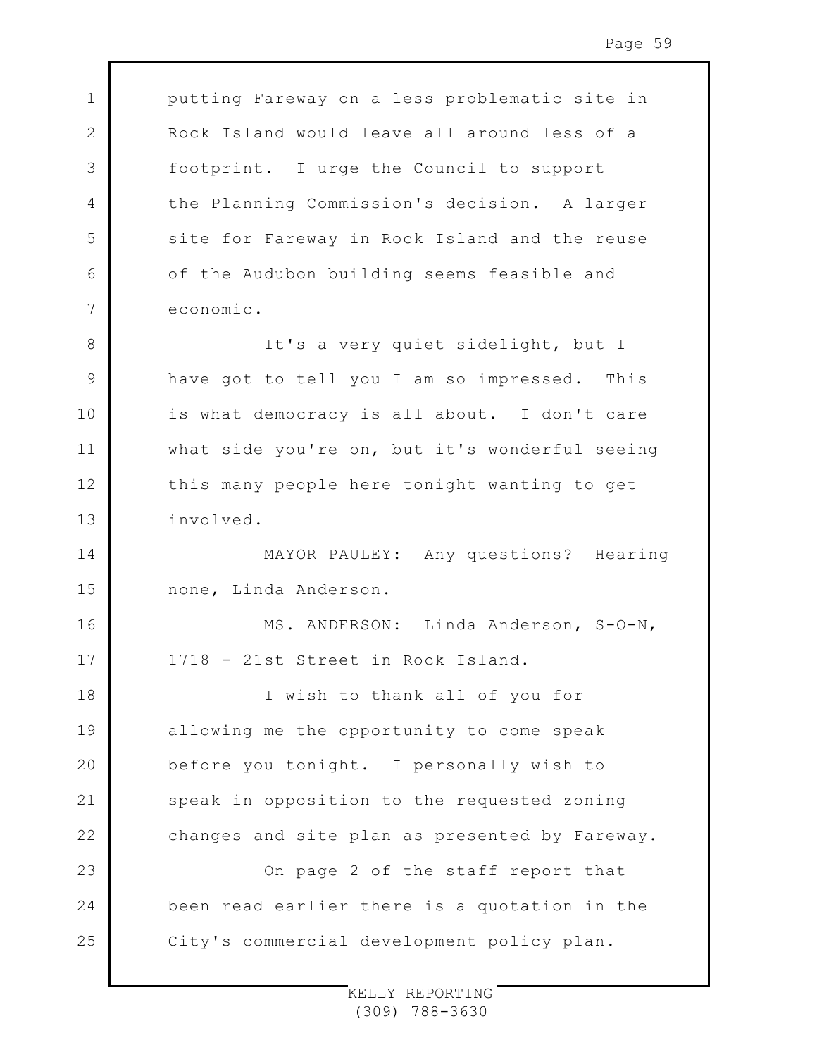putting Fareway on a less problematic site in Rock Island would leave all around less of a footprint. I urge the Council to support the Planning Commission's decision. A larger site for Fareway in Rock Island and the reuse of the Audubon building seems feasible and economic.

It's a very quiet sidelight, but I have got to tell you I am so impressed. This is what democracy is all about. I don't care what side you're on, but it's wonderful seeing this many people here tonight wanting to get involved.

MAYOR PAULEY: Any questions? Hearing none, Linda Anderson.

MS. ANDERSON: Linda Anderson, S-O-N, 1718 - 21st Street in Rock Island.

I wish to thank all of you for allowing me the opportunity to come speak before you tonight. I personally wish to speak in opposition to the requested zoning changes and site plan as presented by Fareway.

On page 2 of the staff report that been read earlier there is a quotation in the City's commercial development policy plan.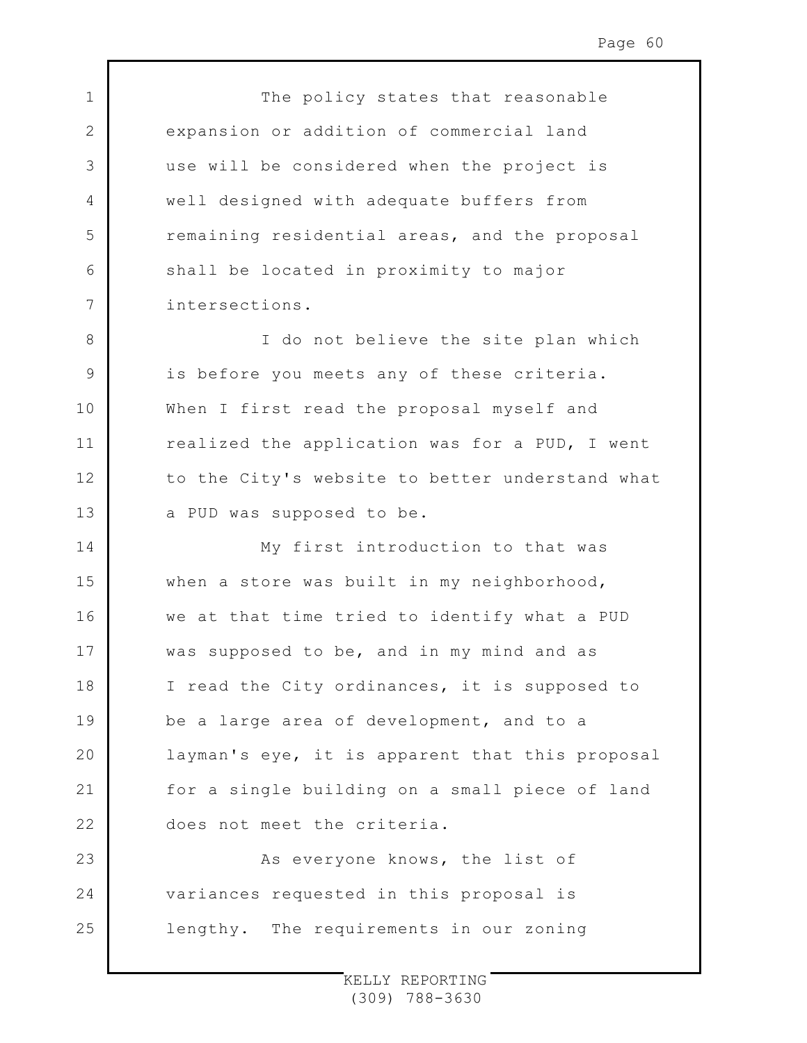The policy states that reasonable expansion or addition of commercial land use will be considered when the project is well designed with adequate buffers from remaining residential areas, and the proposal shall be located in proximity to major intersections.

I do not believe the site plan which is before you meets any of these criteria. When I first read the proposal myself and realized the application was for a PUD, I went to the City's website to better understand what a PUD was supposed to be.

My first introduction to that was when a store was built in my neighborhood, we at that time tried to identify what a PUD was supposed to be, and in my mind and as I read the City ordinances, it is supposed to be a large area of development, and to a layman's eye, it is apparent that this proposal for a single building on a small piece of land does not meet the criteria.

As everyone knows, the list of variances requested in this proposal is lengthy. The requirements in our zoning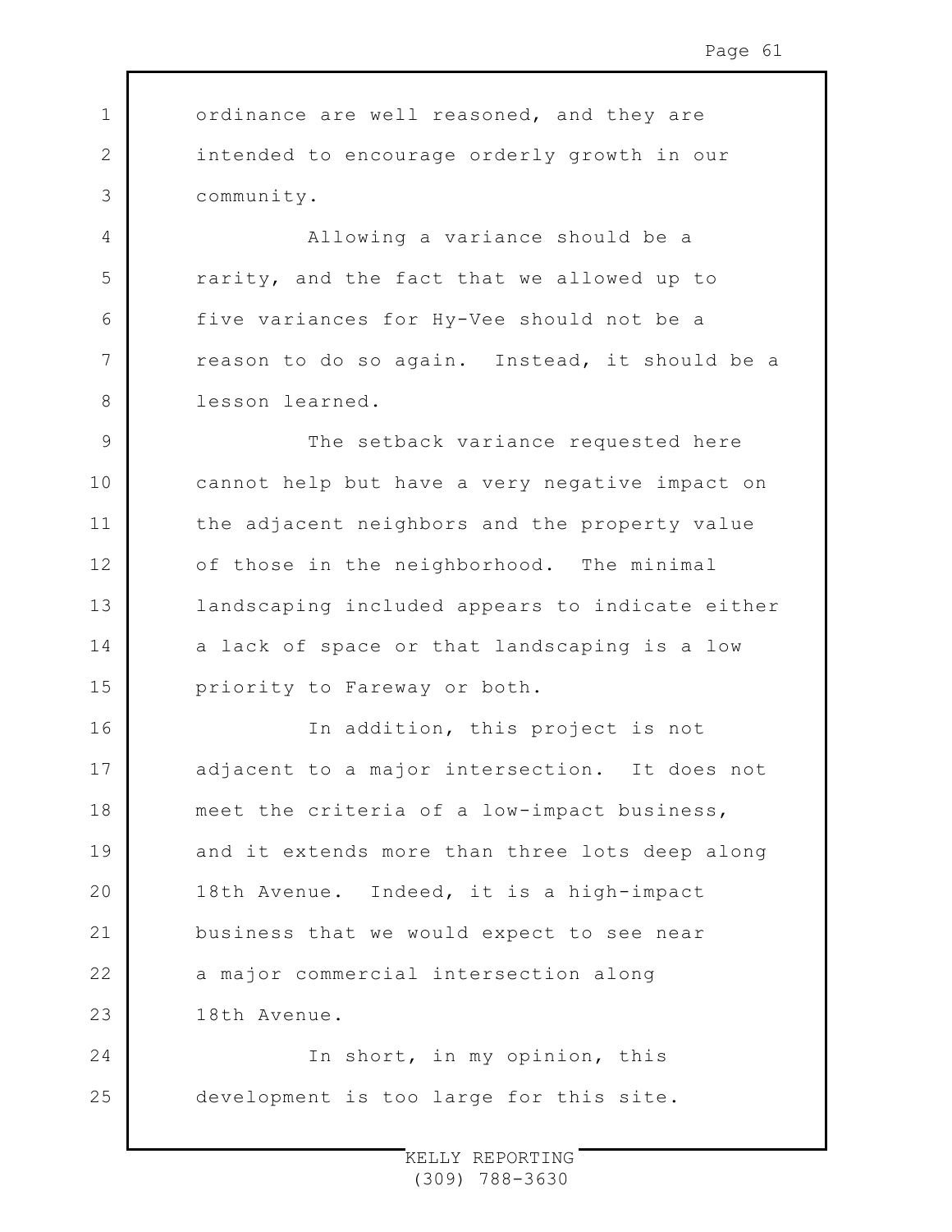ordinance are well reasoned, and they are intended to encourage orderly growth in our community.

Allowing a variance should be a rarity, and the fact that we allowed up to five variances for Hy-Vee should not be a reason to do so again. Instead, it should be a lesson learned.

The setback variance requested here cannot help but have a very negative impact on the adjacent neighbors and the property value of those in the neighborhood. The minimal landscaping included appears to indicate either a lack of space or that landscaping is a low priority to Fareway or both.

In addition, this project is not adjacent to a major intersection. It does not meet the criteria of a low-impact business, and it extends more than three lots deep along 18th Avenue. Indeed, it is a high-impact business that we would expect to see near a major commercial intersection along 18th Avenue.

In short, in my opinion, this development is too large for this site.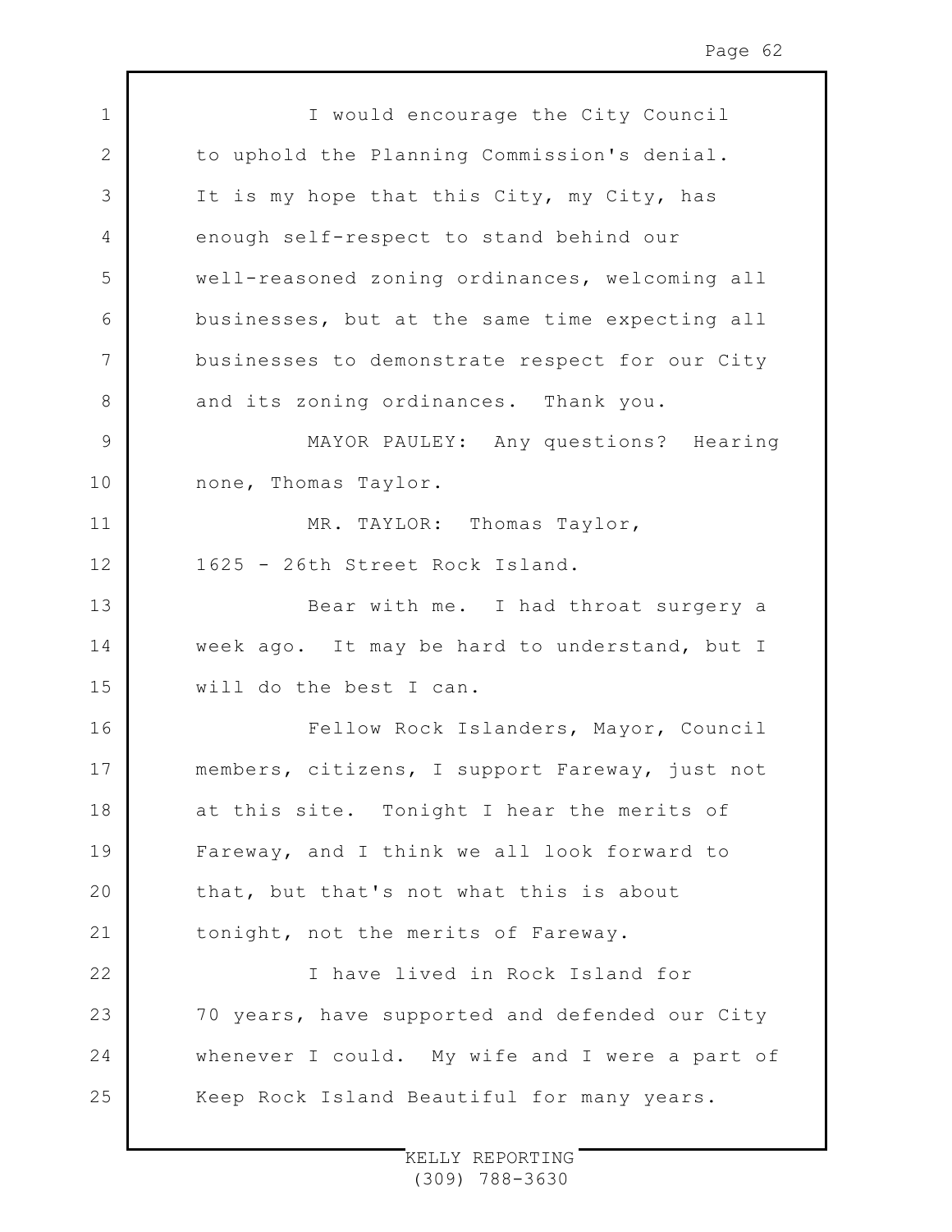I would encourage the City Council to uphold the Planning Commission's denial. It is my hope that this City, my City, has enough self-respect to stand behind our well-reasoned zoning ordinances, welcoming all businesses, but at the same time expecting all businesses to demonstrate respect for our City and its zoning ordinances. Thank you.

MAYOR PAULEY: Any questions? Hearing none, Thomas Taylor.

MR. TAYLOR: Thomas Taylor, 1625 - 26th Street Rock Island.

Bear with me. I had throat surgery a week ago. It may be hard to understand, but I will do the best I can.

Fellow Rock Islanders, Mayor, Council members, citizens, I support Fareway, just not at this site. Tonight I hear the merits of Fareway, and I think we all look forward to that, but that's not what this is about tonight, not the merits of Fareway.

I have lived in Rock Island for 70 years, have supported and defended our City whenever I could. My wife and I were a part of Keep Rock Island Beautiful for many years.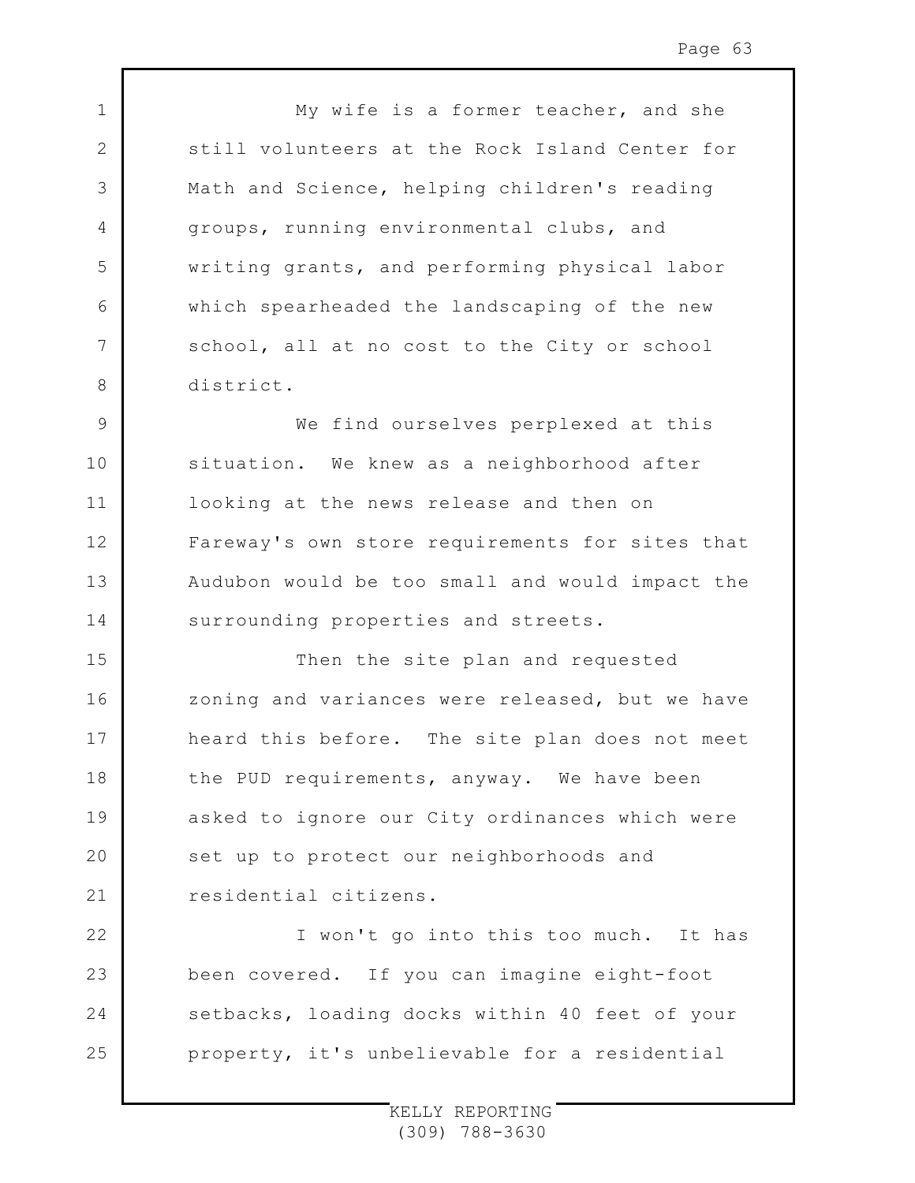My wife is a former teacher, and she still volunteers at the Rock Island Center for Math and Science, helping children's reading groups, running environmental clubs, and writing grants, and performing physical labor which spearheaded the landscaping of the new school, all at no cost to the City or school district.

We find ourselves perplexed at this situation. We knew as a neighborhood after looking at the news release and then on Fareway's own store requirements for sites that Audubon would be too small and would impact the surrounding properties and streets.

Then the site plan and requested zoning and variances were released, but we have heard this before. The site plan does not meet the PUD requirements, anyway. We have been asked to ignore our City ordinances which were set up to protect our neighborhoods and residential citizens.

I won't go into this too much. It has been covered. If you can imagine eight-foot setbacks, loading docks within 40 feet of your property, it's unbelievable for a residential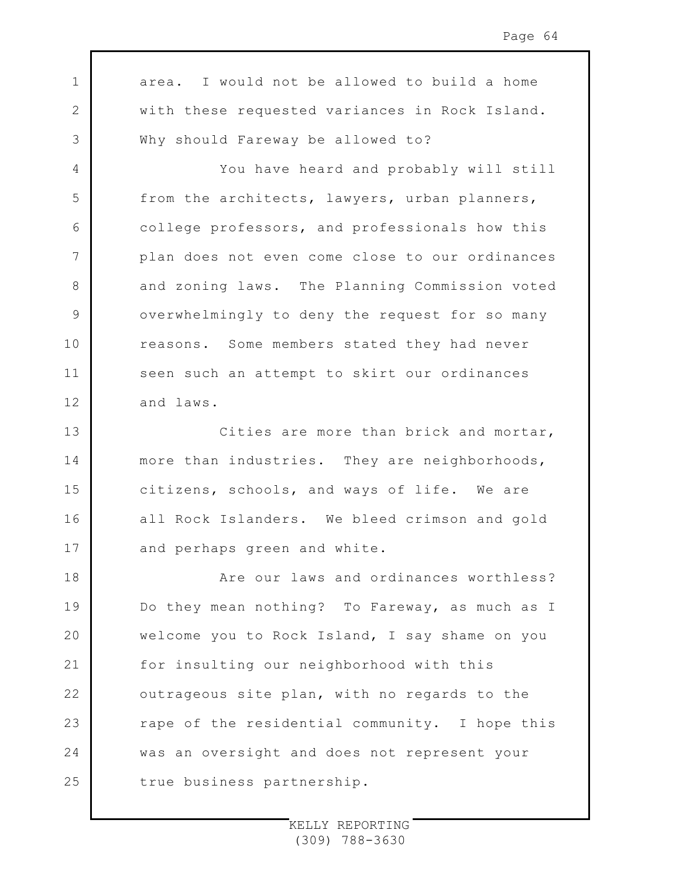area. I would not be allowed to build a home with these requested variances in Rock Island. Why should Fareway be allowed to?

You have heard and probably will still from the architects, lawyers, urban planners, college professors, and professionals how this plan does not even come close to our ordinances and zoning laws. The Planning Commission voted overwhelmingly to deny the request for so many reasons. Some members stated they had never seen such an attempt to skirt our ordinances and laws.

Cities are more than brick and mortar, more than industries. They are neighborhoods, citizens, schools, and ways of life. We are all Rock Islanders. We bleed crimson and gold and perhaps green and white.

Are our laws and ordinances worthless? Do they mean nothing? To Fareway, as much as I welcome you to Rock Island, I say shame on you for insulting our neighborhood with this outrageous site plan, with no regards to the rape of the residential community. I hope this was an oversight and does not represent your true business partnership.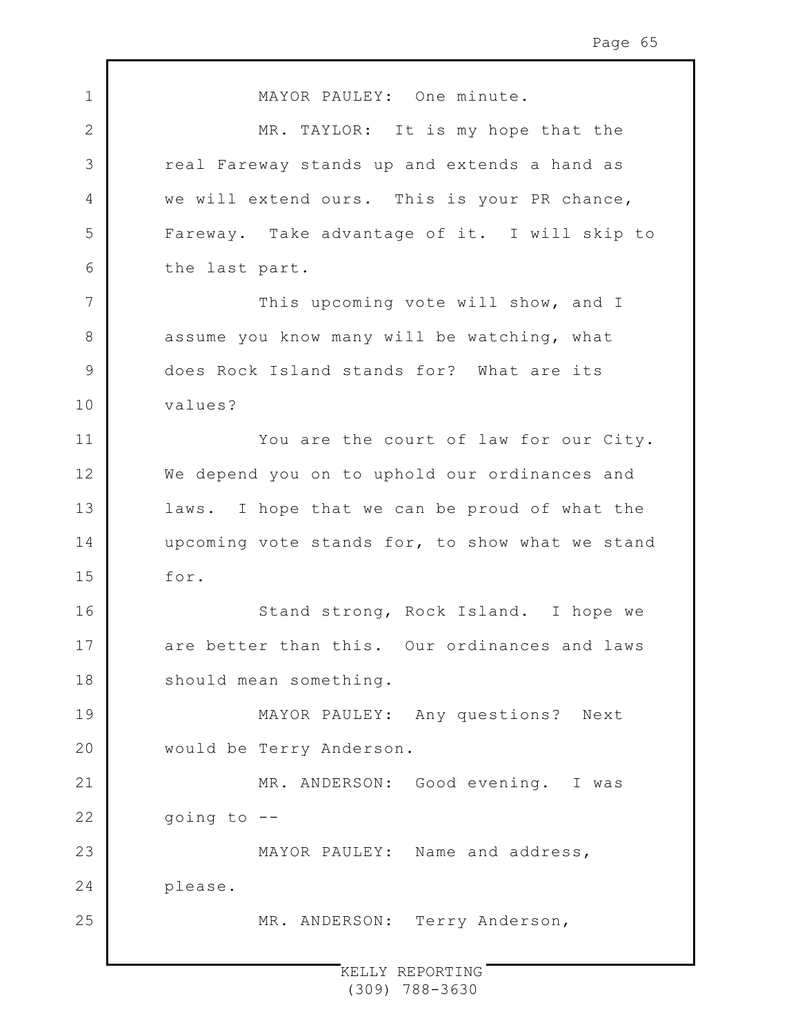MAYOR PAULEY: One minute.

MR. TAYLOR: It is my hope that the real Fareway stands up and extends a hand as we will extend ours. This is your PR chance, Fareway. Take advantage of it. I will skip to the last part.

This upcoming vote will show, and I assume you know many will be watching, what does Rock Island stands for? What are its values?

You are the court of law for our City. We depend you on to uphold our ordinances and laws. I hope that we can be proud of what the upcoming vote stands for, to show what we stand for.

Stand strong, Rock Island. I hope we are better than this. Our ordinances and laws should mean something.

MAYOR PAULEY: Any questions? Next would be Terry Anderson.

MR. ANDERSON: Good evening. I was going to --

MAYOR PAULEY: Name and address, please.

MR. ANDERSON: Terry Anderson,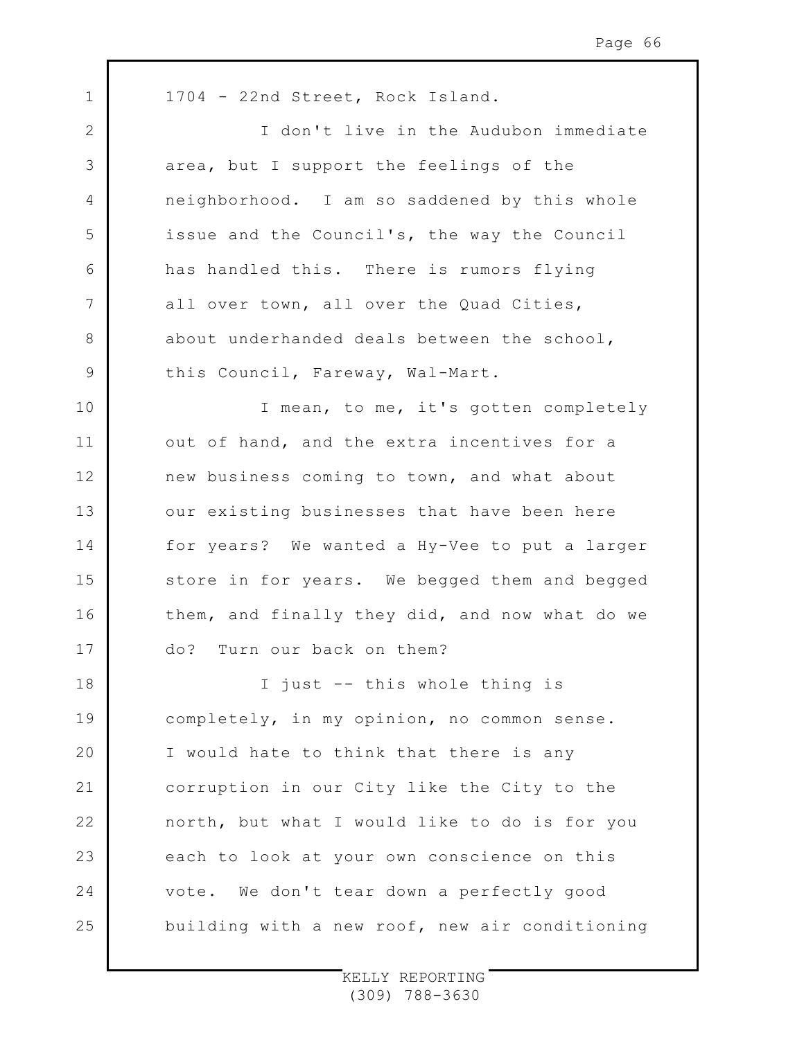1704 - 22nd Street, Rock Island.

I don't live in the Audubon immediate area, but I support the feelings of the neighborhood. I am so saddened by this whole issue and the Council's, the way the Council has handled this. There is rumors flying all over town, all over the Quad Cities, about underhanded deals between the school, this Council, Fareway, Wal-Mart.

I mean, to me, it's gotten completely out of hand, and the extra incentives for a new business coming to town, and what about our existing businesses that have been here for years? We wanted a Hy-Vee to put a larger store in for years. We begged them and begged them, and finally they did, and now what do we do? Turn our back on them?

I just -- this whole thing is completely, in my opinion, no common sense. I would hate to think that there is any corruption in our City like the City to the north, but what I would like to do is for you each to look at your own conscience on this vote. We don't tear down a perfectly good building with a new roof, new air conditioning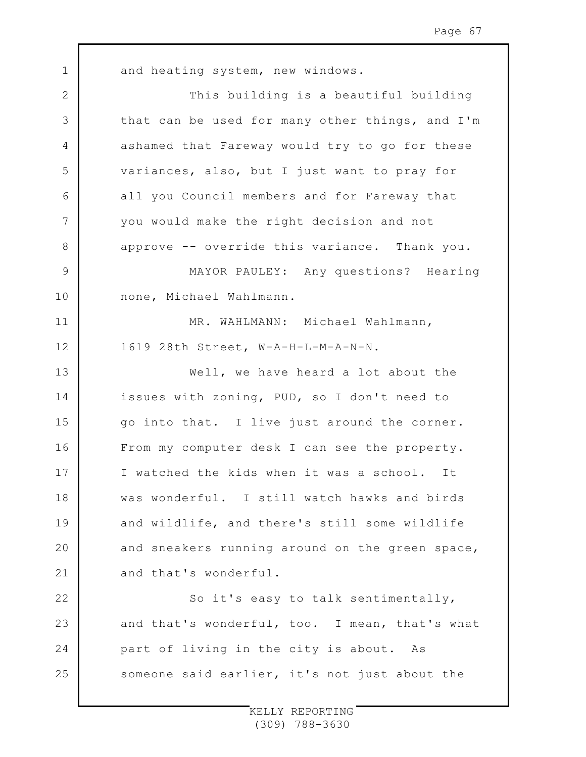and heating system, new windows.

This building is a beautiful building that can be used for many other things, and I'm ashamed that Fareway would try to go for these variances, also, but I just want to pray for all you Council members and for Fareway that you would make the right decision and not approve -- override this variance. Thank you.

MAYOR PAULEY: Any questions? Hearing none, Michael Wahlmann.

MR. WAHLMANN: Michael Wahlmann, 1619 28th Street, W-A-H-L-M-A-N-N.

Well, we have heard a lot about the issues with zoning, PUD, so I don't need to go into that. I live just around the corner. From my computer desk I can see the property. I watched the kids when it was a school. It was wonderful. I still watch hawks and birds and wildlife, and there's still some wildlife and sneakers running around on the green space, and that's wonderful.

So it's easy to talk sentimentally, and that's wonderful, too. I mean, that's what part of living in the city is about. As someone said earlier, it's not just about the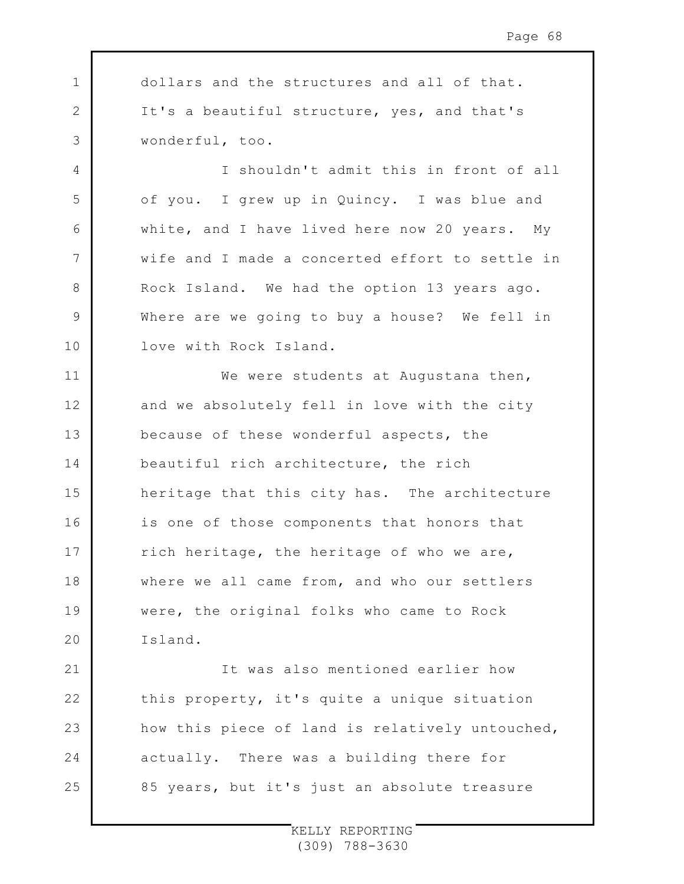dollars and the structures and all of that. It's a beautiful structure, yes, and that's wonderful, too.

I shouldn't admit this in front of all of you. I grew up in Quincy. I was blue and white, and I have lived here now 20 years. My wife and I made a concerted effort to settle in Rock Island. We had the option 13 years ago. Where are we going to buy a house? We fell in love with Rock Island.

We were students at Augustana then, and we absolutely fell in love with the city because of these wonderful aspects, the beautiful rich architecture, the rich heritage that this city has. The architecture is one of those components that honors that rich heritage, the heritage of who we are, where we all came from, and who our settlers were, the original folks who came to Rock Island.

It was also mentioned earlier how this property, it's quite a unique situation how this piece of land is relatively untouched, actually. There was a building there for 85 years, but it's just an absolute treasure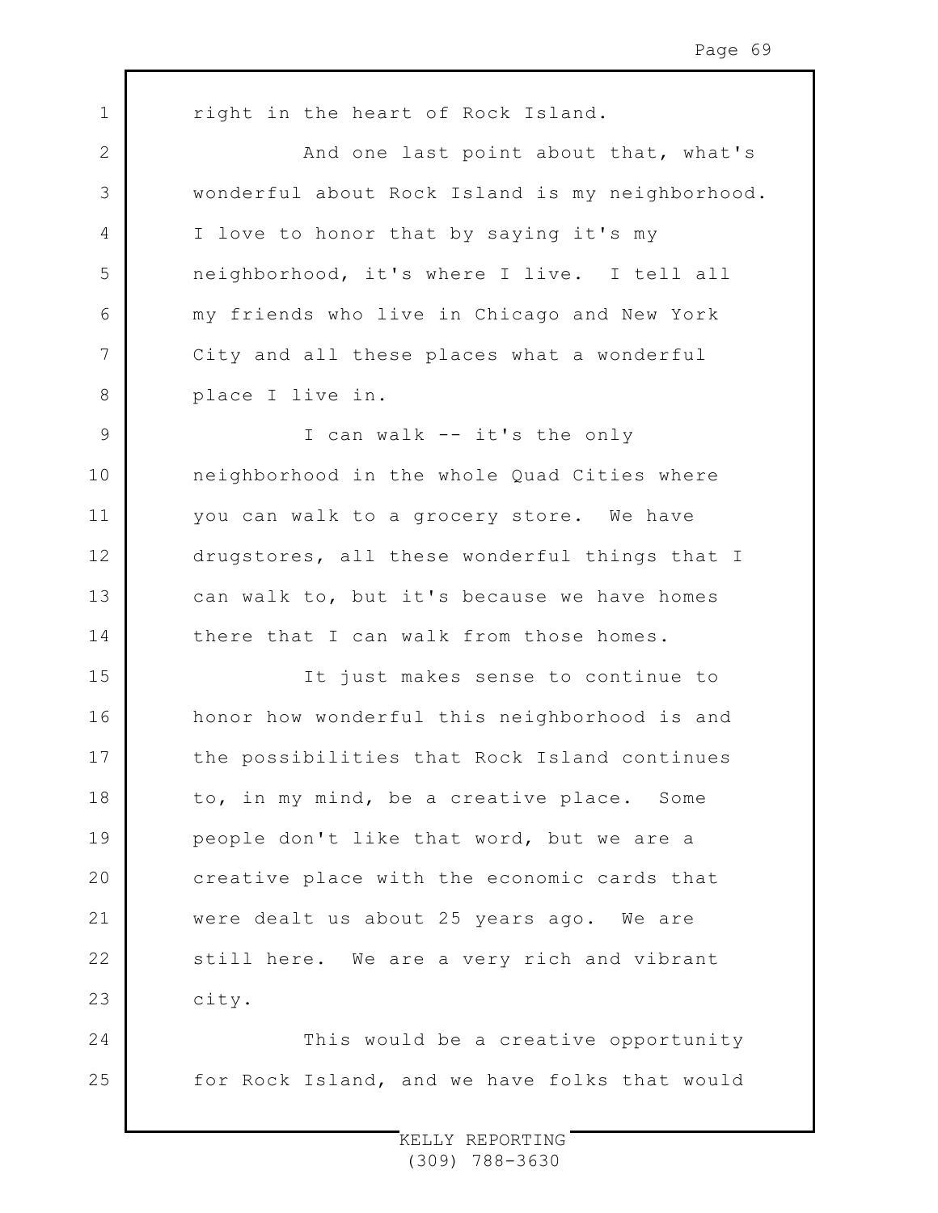right in the heart of Rock Island.

And one last point about that, what's wonderful about Rock Island is my neighborhood. I love to honor that by saying it's my neighborhood, it's where I live. I tell all my friends who live in Chicago and New York City and all these places what a wonderful place I live in.

I can walk -- it's the only neighborhood in the whole Quad Cities where you can walk to a grocery store. We have drugstores, all these wonderful things that I can walk to, but it's because we have homes there that I can walk from those homes.

It just makes sense to continue to honor how wonderful this neighborhood is and the possibilities that Rock Island continues to, in my mind, be a creative place. Some people don't like that word, but we are a creative place with the economic cards that were dealt us about 25 years ago. We are still here. We are a very rich and vibrant city.

This would be a creative opportunity for Rock Island, and we have folks that would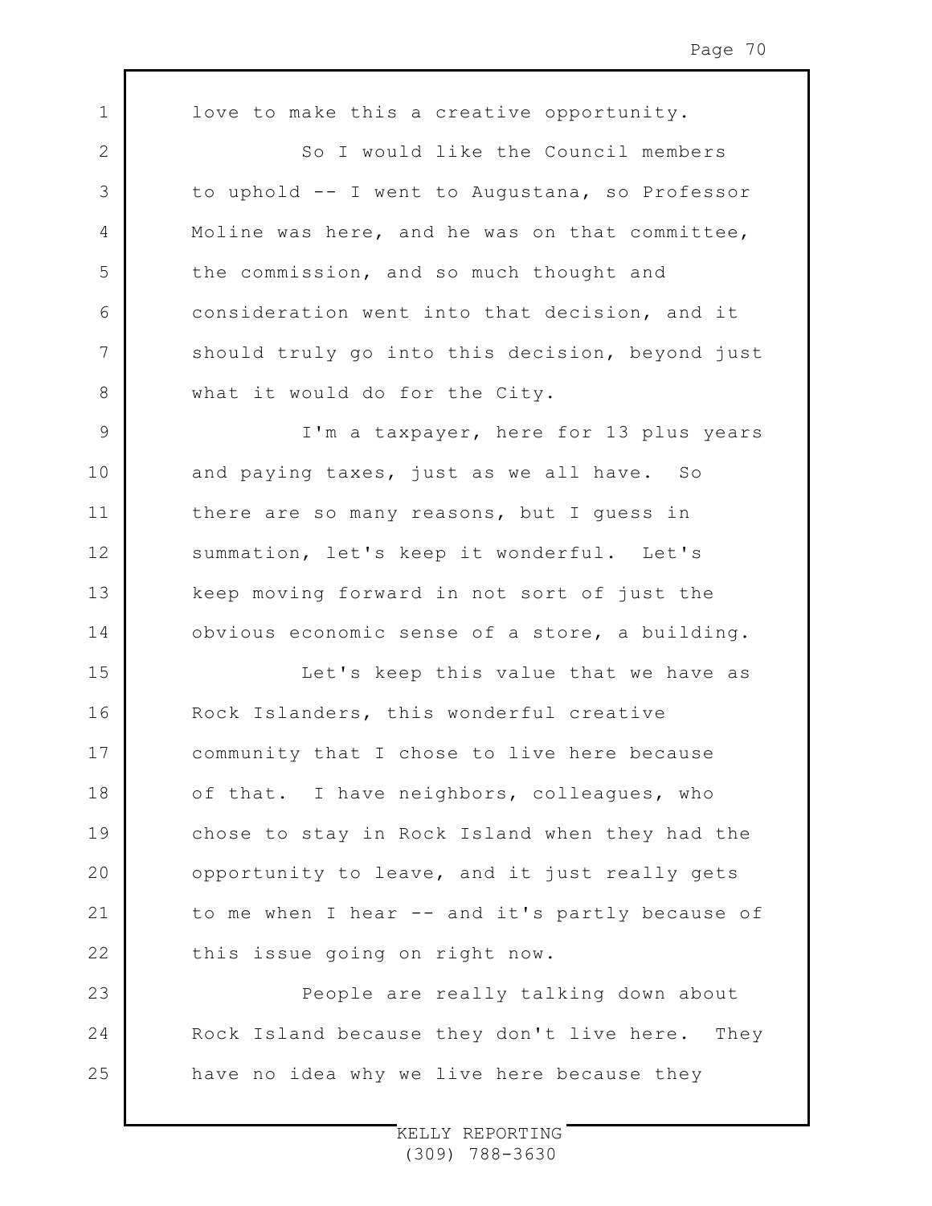love to make this a creative opportunity.

So I would like the Council members to uphold -- I went to Augustana, so Professor Moline was here, and he was on that committee, the commission, and so much thought and consideration went into that decision, and it should truly go into this decision, beyond just what it would do for the City.

I'm a taxpayer, here for 13 plus years and paying taxes, just as we all have. So there are so many reasons, but I guess in summation, let's keep it wonderful. Let's keep moving forward in not sort of just the obvious economic sense of a store, a building.

Let's keep this value that we have as Rock Islanders, this wonderful creative community that I chose to live here because of that. I have neighbors, colleagues, who chose to stay in Rock Island when they had the opportunity to leave, and it just really gets to me when I hear -- and it's partly because of this issue going on right now.

People are really talking down about Rock Island because they don't live here. They have no idea why we live here because they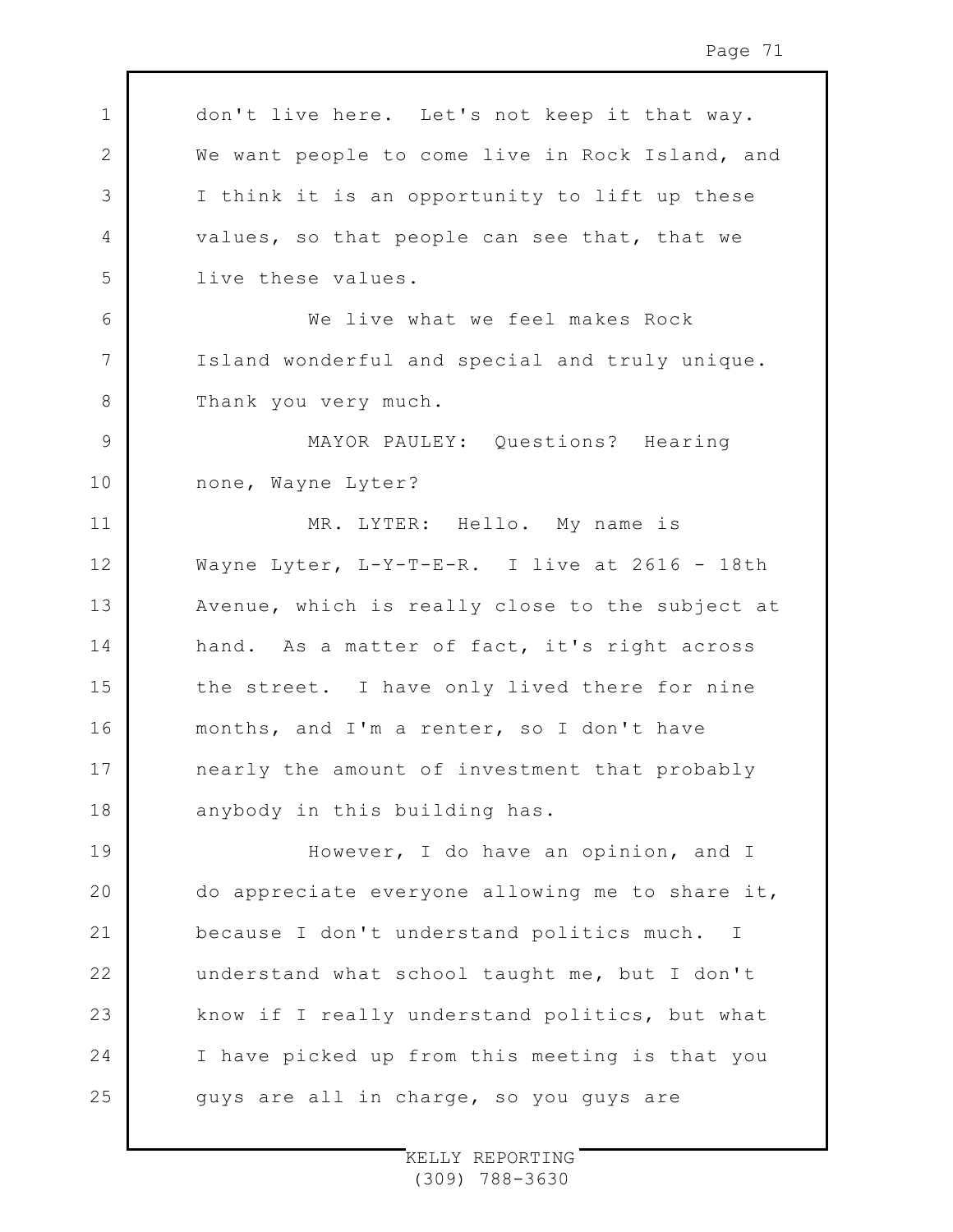don't live here. Let's not keep it that way. We want people to come live in Rock Island, and I think it is an opportunity to lift up these values, so that people can see that, that we live these values.

We live what we feel makes Rock Island wonderful and special and truly unique. Thank you very much.

MAYOR PAULEY: Questions? Hearing none, Wayne Lyter?

MR. LYTER: Hello. My name is Wayne Lyter, L-Y-T-E-R. I live at 2616 - 18th Avenue, which is really close to the subject at hand. As a matter of fact, it's right across the street. I have only lived there for nine months, and I'm a renter, so I don't have nearly the amount of investment that probably anybody in this building has.

However, I do have an opinion, and I do appreciate everyone allowing me to share it, because I don't understand politics much. I understand what school taught me, but I don't know if I really understand politics, but what I have picked up from this meeting is that you guys are all in charge, so you guys are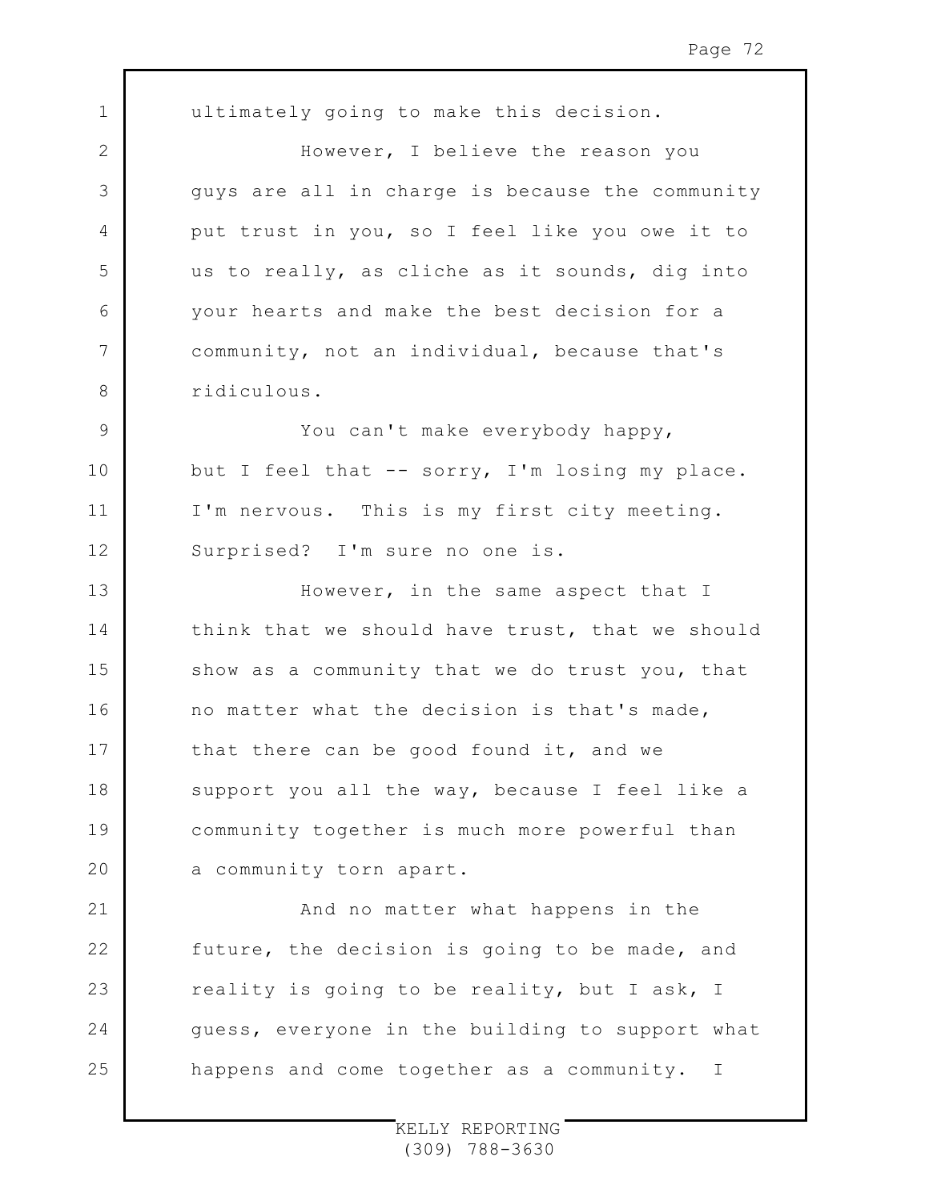ultimately going to make this decision.

However, I believe the reason you guys are all in charge is because the community put trust in you, so I feel like you owe it to us to really, as cliche as it sounds, dig into your hearts and make the best decision for a community, not an individual, because that's ridiculous.

You can't make everybody happy, but I feel that -- sorry, I'm losing my place. I'm nervous. This is my first city meeting. Surprised? I'm sure no one is.

However, in the same aspect that I think that we should have trust, that we should show as a community that we do trust you, that no matter what the decision is that's made, that there can be good found it, and we support you all the way, because I feel like a community together is much more powerful than a community torn apart.

And no matter what happens in the future, the decision is going to be made, and reality is going to be reality, but I ask, I guess, everyone in the building to support what happens and come together as a community. I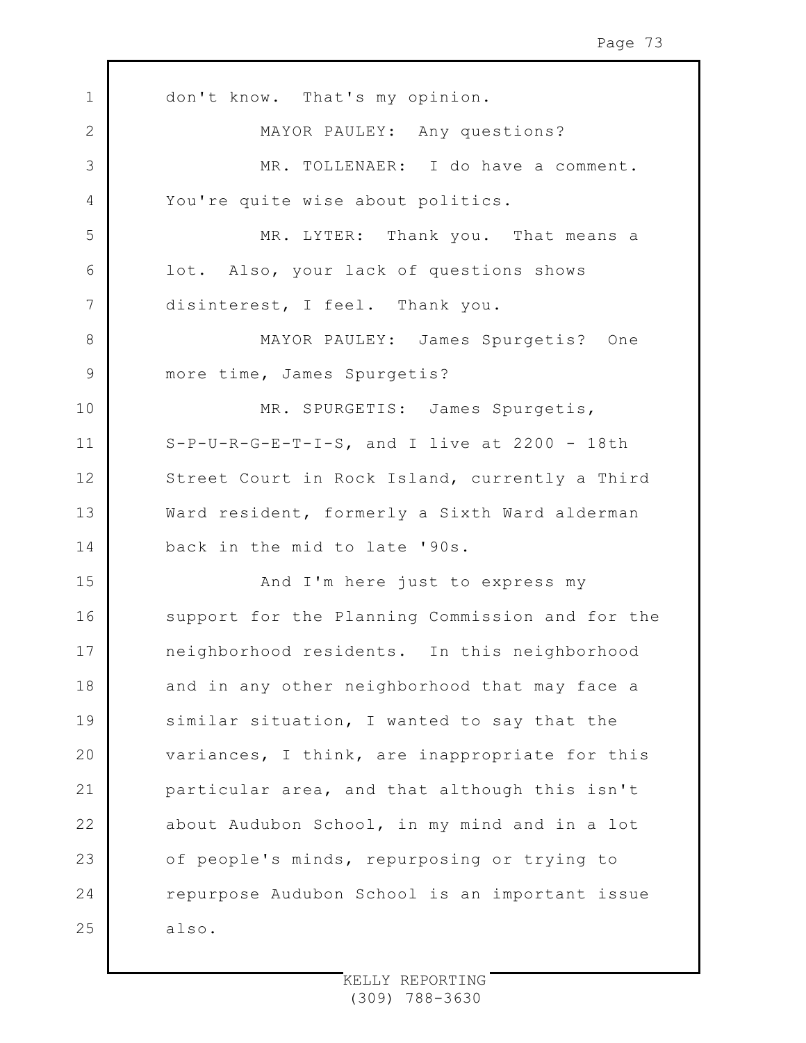don't know. That's my opinion.

MAYOR PAULEY: Any questions?

MR. TOLLENAER: I do have a comment. You're quite wise about politics.

MR. LYTER: Thank you. That means a lot. Also, your lack of questions shows disinterest, I feel. Thank you.

MAYOR PAULEY: James Spurgetis? One more time, James Spurgetis?

MR. SPURGETIS: James Spurgetis, S-P-U-R-G-E-T-I-S, and I live at 2200 - 18th Street Court in Rock Island, currently a Third Ward resident, formerly a Sixth Ward alderman back in the mid to late '90s.

And I'm here just to express my support for the Planning Commission and for the neighborhood residents. In this neighborhood and in any other neighborhood that may face a similar situation, I wanted to say that the variances, I think, are inappropriate for this particular area, and that although this isn't about Audubon School, in my mind and in a lot of people's minds, repurposing or trying to repurpose Audubon School is an important issue also.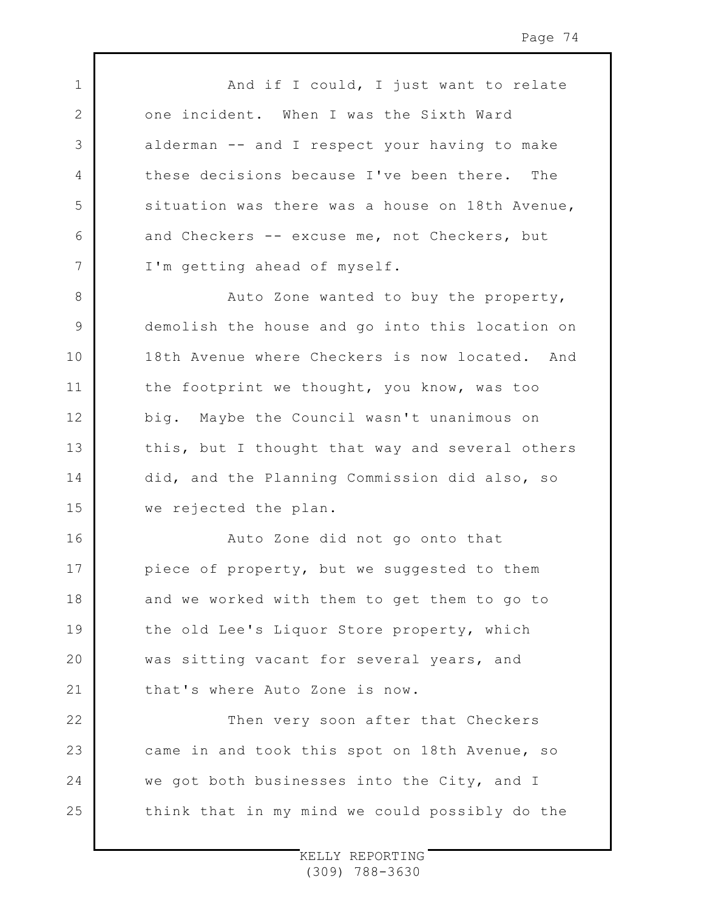And if I could, I just want to relate one incident. When I was the Sixth Ward alderman -- and I respect your having to make these decisions because I've been there. The situation was there was a house on 18th Avenue, and Checkers -- excuse me, not Checkers, but I'm getting ahead of myself.

Auto Zone wanted to buy the property, demolish the house and go into this location on 18th Avenue where Checkers is now located. And the footprint we thought, you know, was too big. Maybe the Council wasn't unanimous on this, but I thought that way and several others did, and the Planning Commission did also, so we rejected the plan.

Auto Zone did not go onto that piece of property, but we suggested to them and we worked with them to get them to go to the old Lee's Liquor Store property, which was sitting vacant for several years, and that's where Auto Zone is now.

Then very soon after that Checkers came in and took this spot on 18th Avenue, so we got both businesses into the City, and I think that in my mind we could possibly do the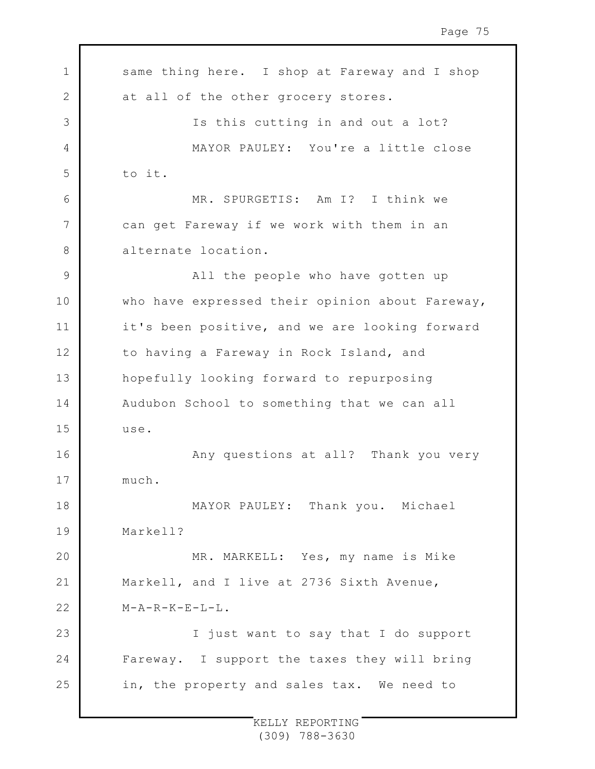same thing here. I shop at Fareway and I shop at all of the other grocery stores.

Is this cutting in and out a lot?

MAYOR PAULEY: You're a little close to it.

MR. SPURGETIS: Am I? I think we can get Fareway if we work with them in an alternate location.

All the people who have gotten up who have expressed their opinion about Fareway, it's been positive, and we are looking forward to having a Fareway in Rock Island, and hopefully looking forward to repurposing Audubon School to something that we can all use.

Any questions at all? Thank you very much.

MAYOR PAULEY: Thank you. Michael Markell?

MR. MARKELL: Yes, my name is Mike Markell, and I live at 2736 Sixth Avenue, M-A-R-K-E-L-L.

I just want to say that I do support Fareway. I support the taxes they will bring in, the property and sales tax. We need to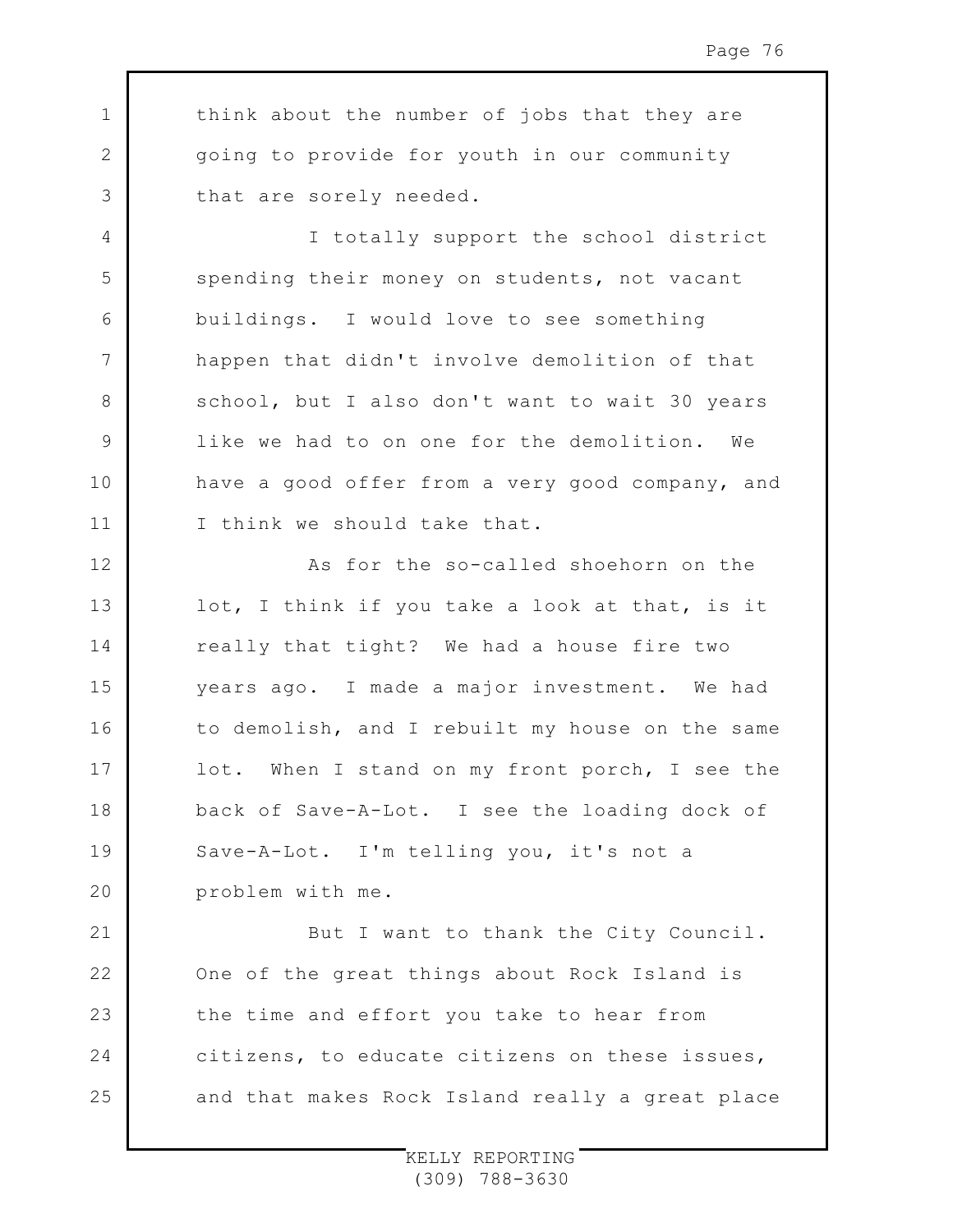think about the number of jobs that they are going to provide for youth in our community that are sorely needed.

I totally support the school district spending their money on students, not vacant buildings. I would love to see something happen that didn't involve demolition of that school, but I also don't want to wait 30 years like we had to on one for the demolition. We have a good offer from a very good company, and I think we should take that.

As for the so-called shoehorn on the lot, I think if you take a look at that, is it really that tight? We had a house fire two years ago. I made a major investment. We had to demolish, and I rebuilt my house on the same lot. When I stand on my front porch, I see the back of Save-A-Lot. I see the loading dock of Save-A-Lot. I'm telling you, it's not a problem with me.

But I want to thank the City Council. One of the great things about Rock Island is the time and effort you take to hear from citizens, to educate citizens on these issues, and that makes Rock Island really a great place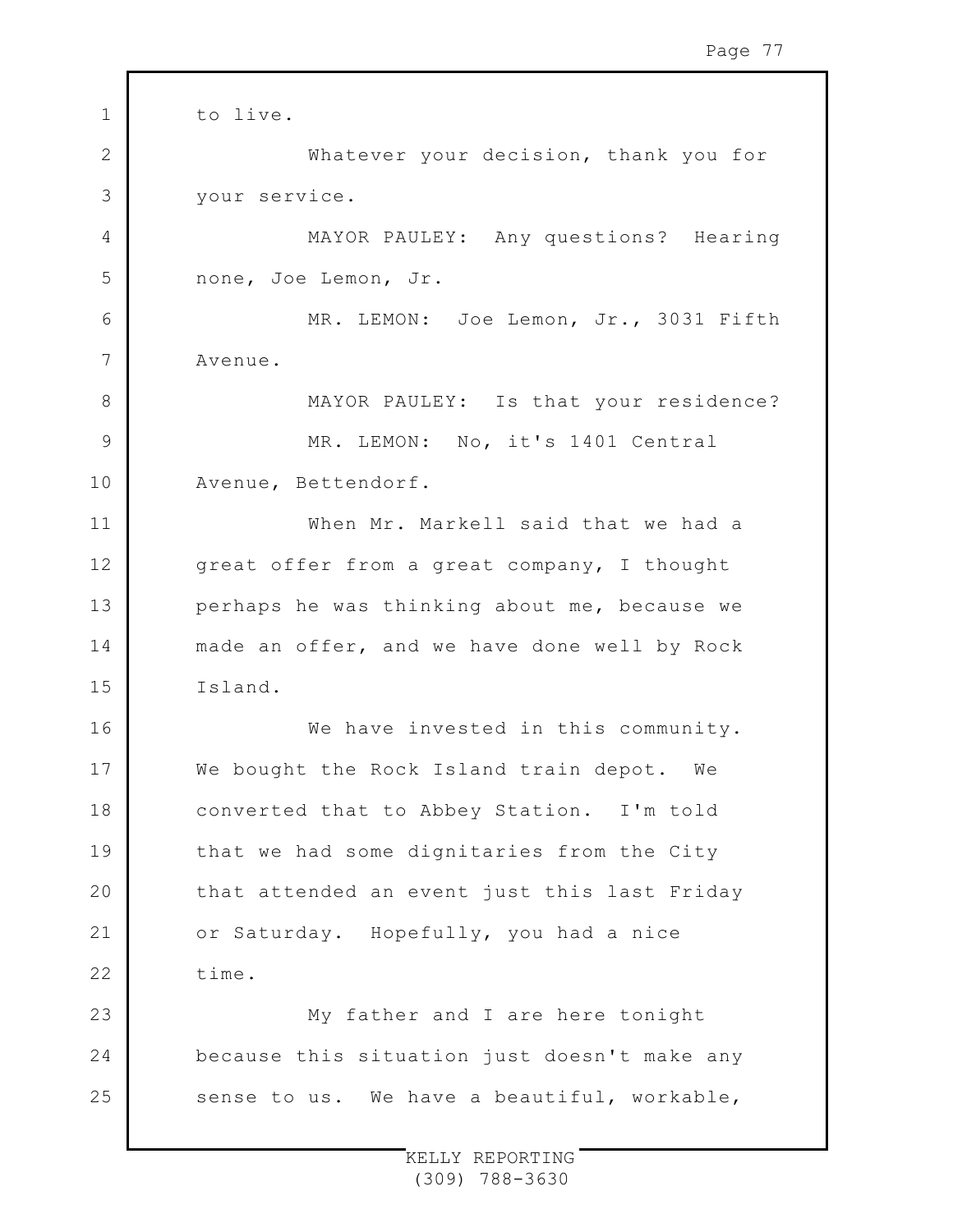to live.

Whatever your decision, thank you for your service.

MAYOR PAULEY: Any questions? Hearing none, Joe Lemon, Jr.

MR. LEMON: Joe Lemon, Jr., 3031 Fifth Avenue.

MAYOR PAULEY: Is that your residence?

MR. LEMON: No, it's 1401 Central Avenue, Bettendorf.

When Mr. Markell said that we had a great offer from a great company, I thought perhaps he was thinking about me, because we made an offer, and we have done well by Rock Island.

We have invested in this community. We bought the Rock Island train depot. We converted that to Abbey Station. I'm told that we had some dignitaries from the City that attended an event just this last Friday or Saturday. Hopefully, you had a nice time.

My father and I are here tonight because this situation just doesn't make any sense to us. We have a beautiful, workable,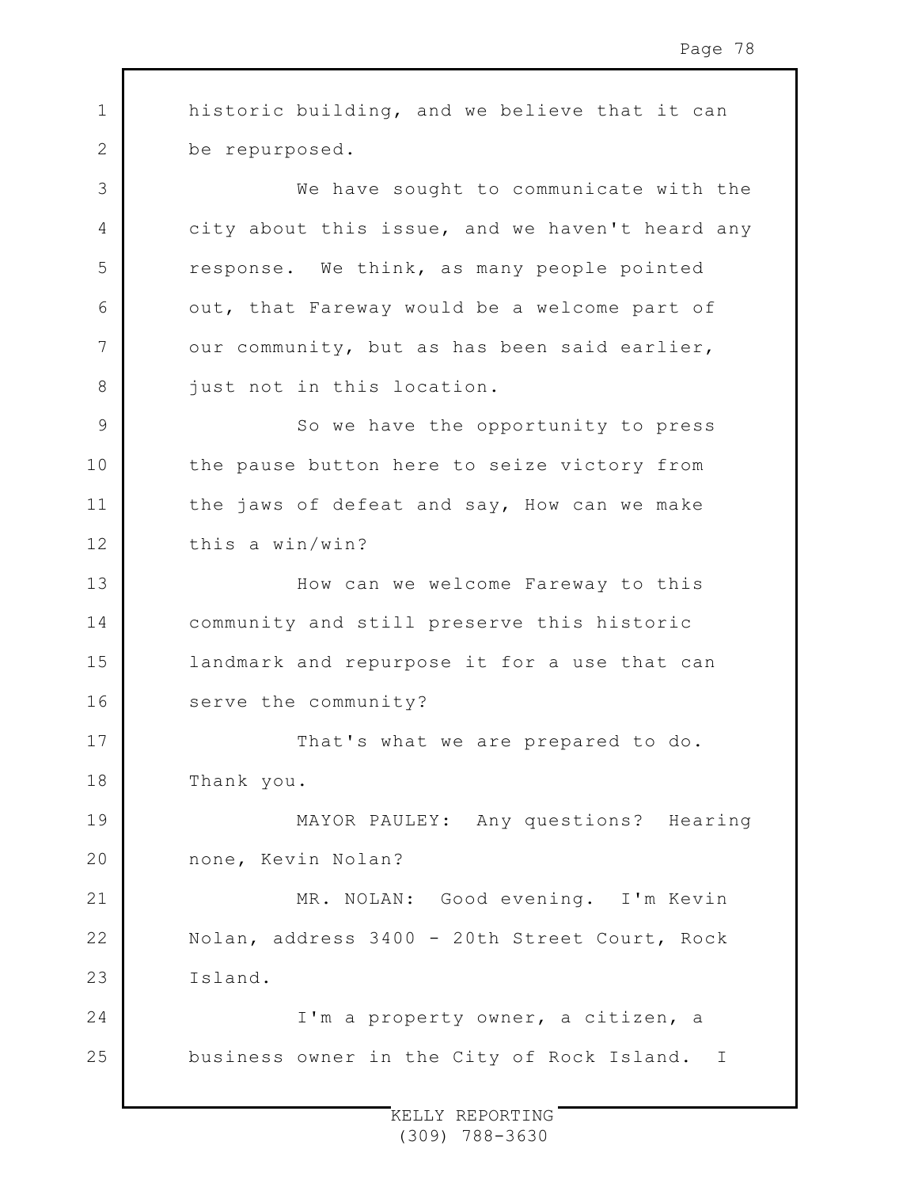historic building, and we believe that it can be repurposed.

We have sought to communicate with the city about this issue, and we haven't heard any response. We think, as many people pointed out, that Fareway would be a welcome part of our community, but as has been said earlier, just not in this location.

So we have the opportunity to press the pause button here to seize victory from the jaws of defeat and say, How can we make this a win/win?

How can we welcome Fareway to this community and still preserve this historic landmark and repurpose it for a use that can serve the community?

That's what we are prepared to do. Thank you.

MAYOR PAULEY: Any questions? Hearing none, Kevin Nolan?

MR. NOLAN: Good evening. I'm Kevin Nolan, address 3400 - 20th Street Court, Rock Island.

I'm a property owner, a citizen, a business owner in the City of Rock Island. I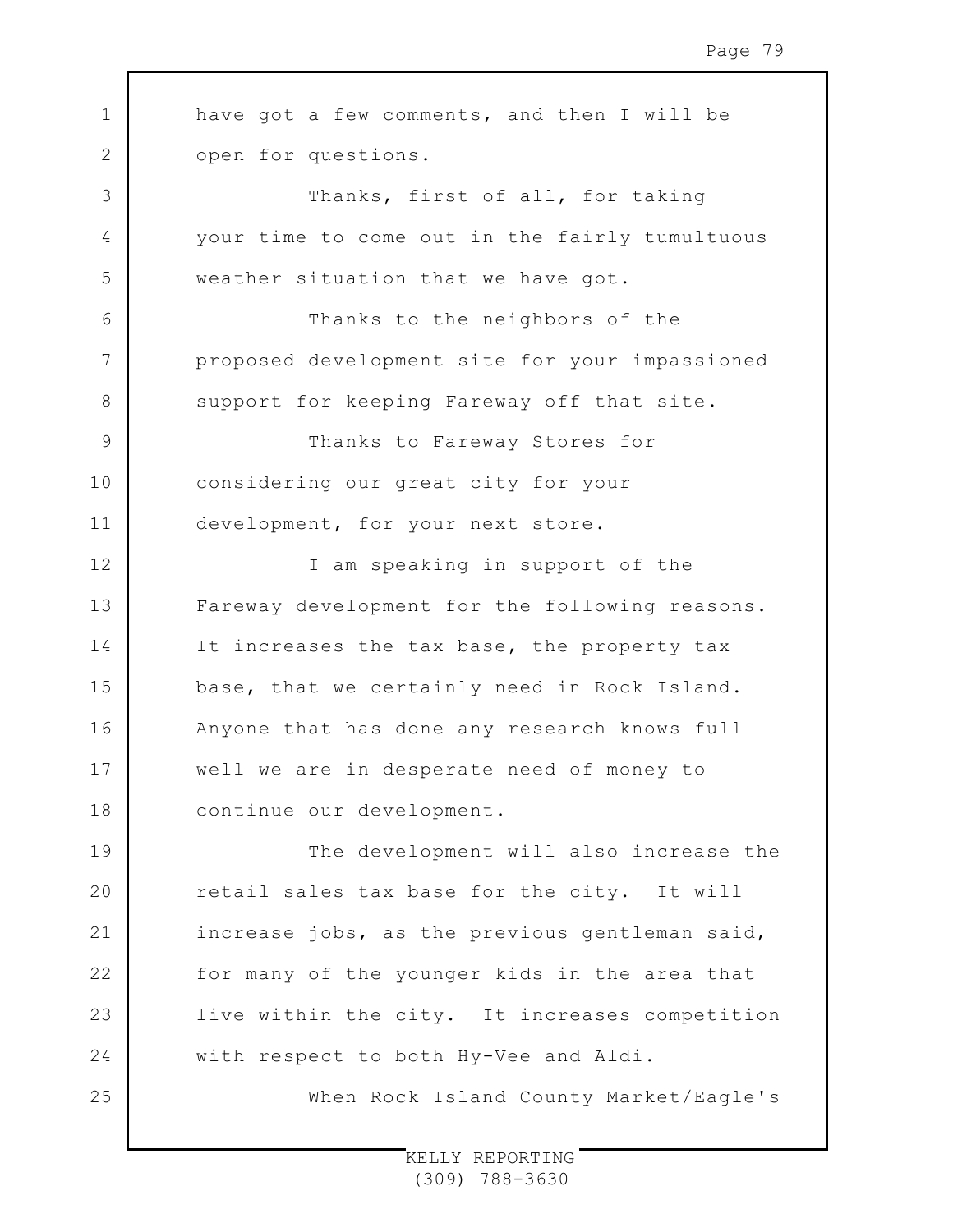have got a few comments, and then I will be open for questions.

Thanks, first of all, for taking your time to come out in the fairly tumultuous weather situation that we have got.

Thanks to the neighbors of the proposed development site for your impassioned support for keeping Fareway off that site.

Thanks to Fareway Stores for considering our great city for your development, for your next store.

I am speaking in support of the Fareway development for the following reasons. It increases the tax base, the property tax base, that we certainly need in Rock Island. Anyone that has done any research knows full well we are in desperate need of money to continue our development.

The development will also increase the retail sales tax base for the city. It will increase jobs, as the previous gentleman said, for many of the younger kids in the area that live within the city. It increases competition with respect to both Hy-Vee and Aldi.

When Rock Island County Market/Eagle's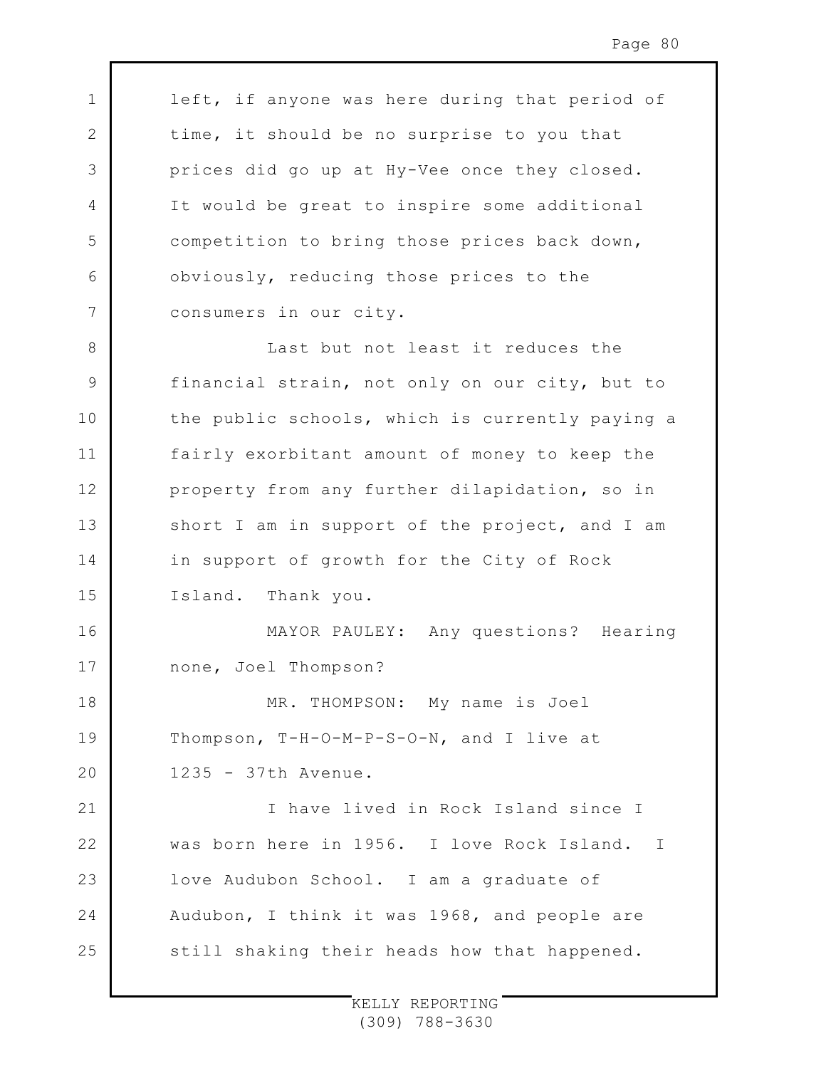left, if anyone was here during that period of time, it should be no surprise to you that prices did go up at Hy-Vee once they closed. It would be great to inspire some additional competition to bring those prices back down, obviously, reducing those prices to the consumers in our city.

Last but not least it reduces the financial strain, not only on our city, but to the public schools, which is currently paying a fairly exorbitant amount of money to keep the property from any further dilapidation, so in short I am in support of the project, and I am in support of growth for the City of Rock Island. Thank you.

MAYOR PAULEY: Any questions? Hearing none, Joel Thompson?

MR. THOMPSON: My name is Joel Thompson, T-H-O-M-P-S-O-N, and I live at 1235 - 37th Avenue.

I have lived in Rock Island since I was born here in 1956. I love Rock Island. I love Audubon School. I am a graduate of Audubon, I think it was 1968, and people are still shaking their heads how that happened.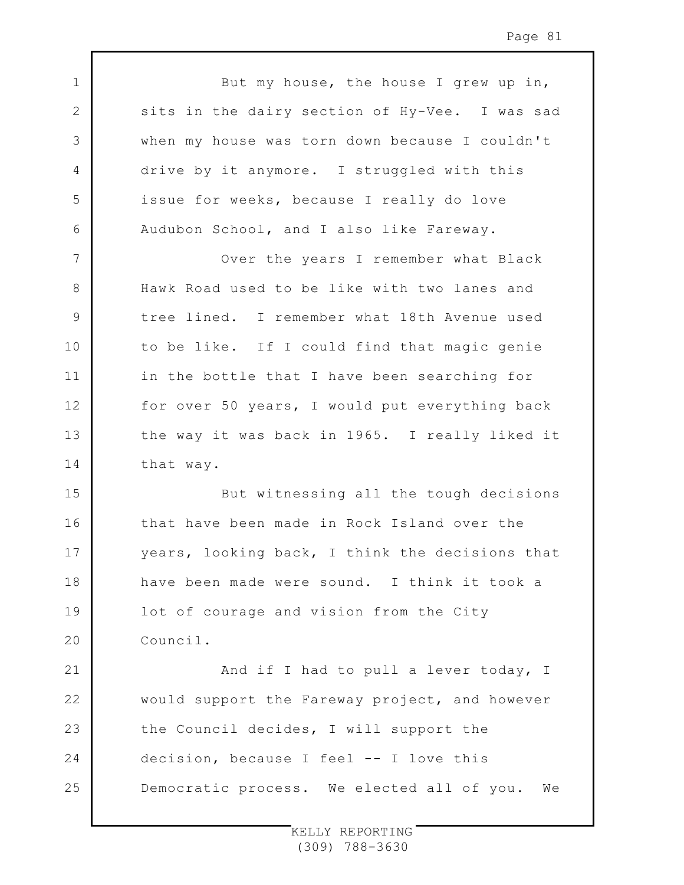But my house, the house I grew up in, sits in the dairy section of Hy-Vee. I was sad when my house was torn down because I couldn't drive by it anymore. I struggled with this issue for weeks, because I really do love Audubon School, and I also like Fareway.

Over the years I remember what Black Hawk Road used to be like with two lanes and tree lined. I remember what 18th Avenue used to be like. If I could find that magic genie in the bottle that I have been searching for for over 50 years, I would put everything back the way it was back in 1965. I really liked it that way.

But witnessing all the tough decisions that have been made in Rock Island over the years, looking back, I think the decisions that have been made were sound. I think it took a lot of courage and vision from the City Council.

And if I had to pull a lever today, I would support the Fareway project, and however the Council decides, I will support the decision, because I feel -- I love this Democratic process. We elected all of you. We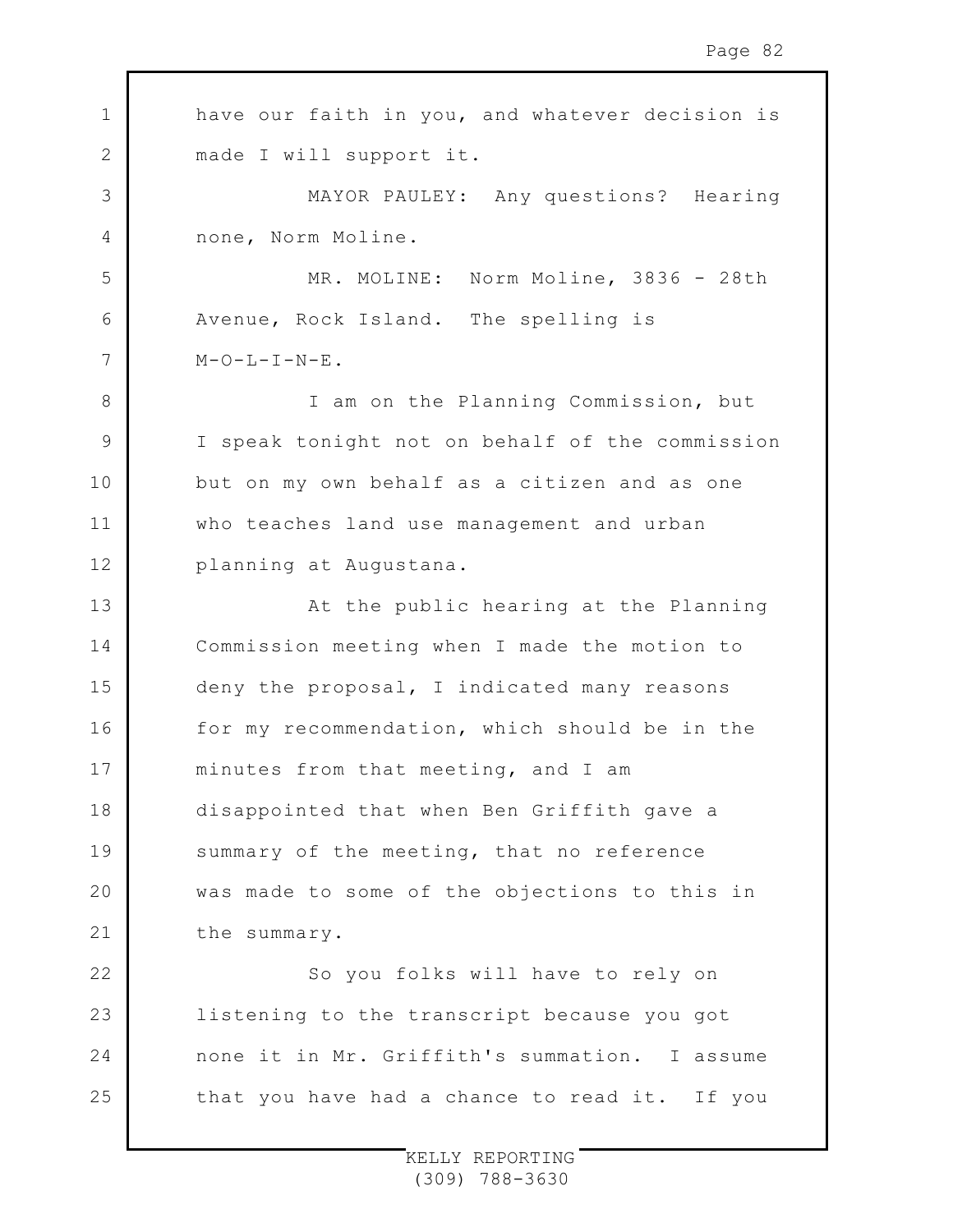have our faith in you, and whatever decision is made I will support it.

MAYOR PAULEY: Any questions? Hearing none, Norm Moline.

MR. MOLINE: Norm Moline, 3836 - 28th Avenue, Rock Island. The spelling is M-O-L-I-N-E.

I am on the Planning Commission, but I speak tonight not on behalf of the commission but on my own behalf as a citizen and as one who teaches land use management and urban planning at Augustana.

At the public hearing at the Planning Commission meeting when I made the motion to deny the proposal, I indicated many reasons for my recommendation, which should be in the minutes from that meeting, and I am disappointed that when Ben Griffith gave a summary of the meeting, that no reference was made to some of the objections to this in the summary.

So you folks will have to rely on listening to the transcript because you got none it in Mr. Griffith's summation. I assume that you have had a chance to read it. If you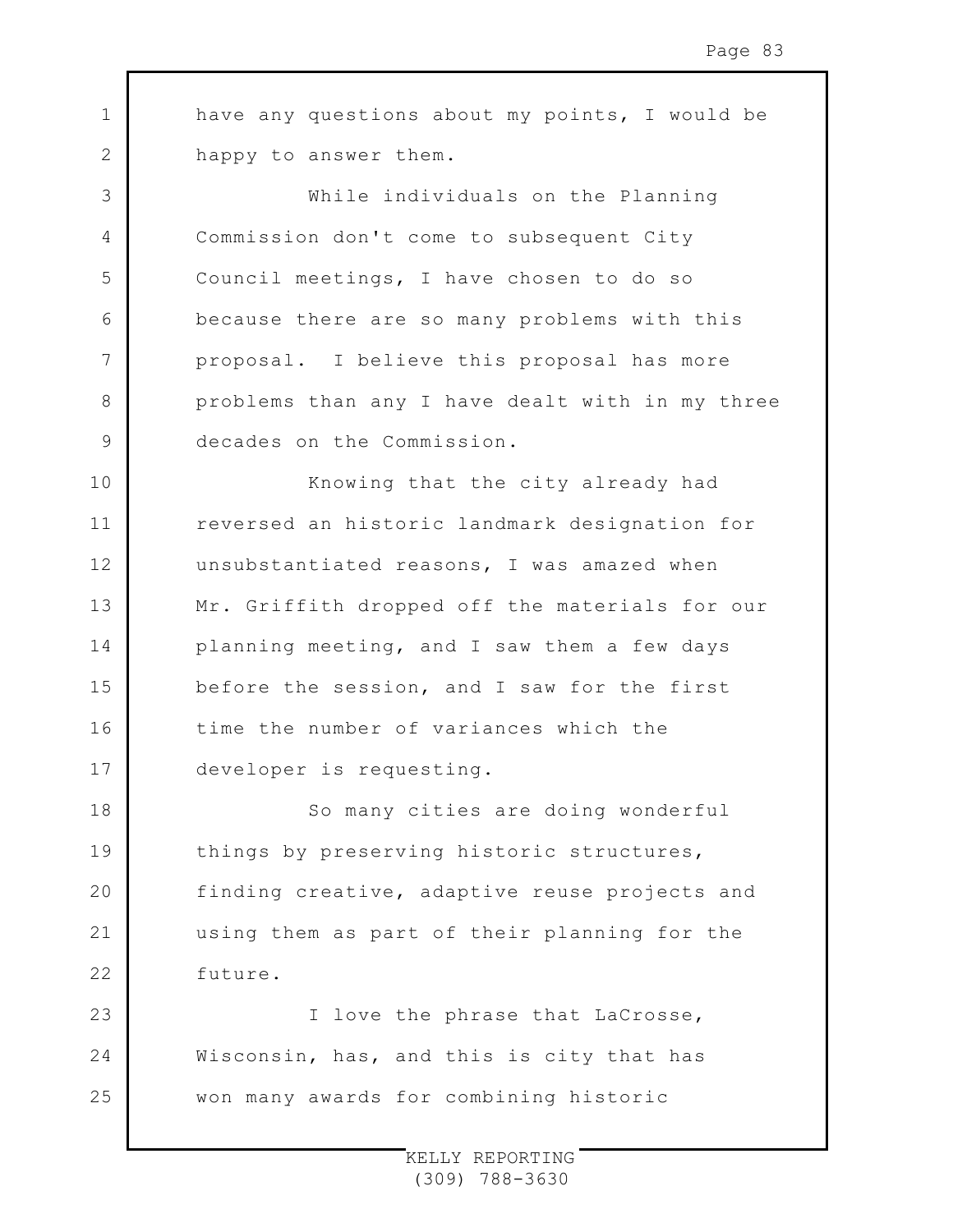have any questions about my points, I would be happy to answer them.

While individuals on the Planning Commission don't come to subsequent City Council meetings, I have chosen to do so because there are so many problems with this proposal. I believe this proposal has more problems than any I have dealt with in my three decades on the Commission.

Knowing that the city already had reversed an historic landmark designation for unsubstantiated reasons, I was amazed when Mr. Griffith dropped off the materials for our planning meeting, and I saw them a few days before the session, and I saw for the first time the number of variances which the developer is requesting.

So many cities are doing wonderful things by preserving historic structures, finding creative, adaptive reuse projects and using them as part of their planning for the future.

I love the phrase that LaCrosse, Wisconsin, has, and this is city that has won many awards for combining historic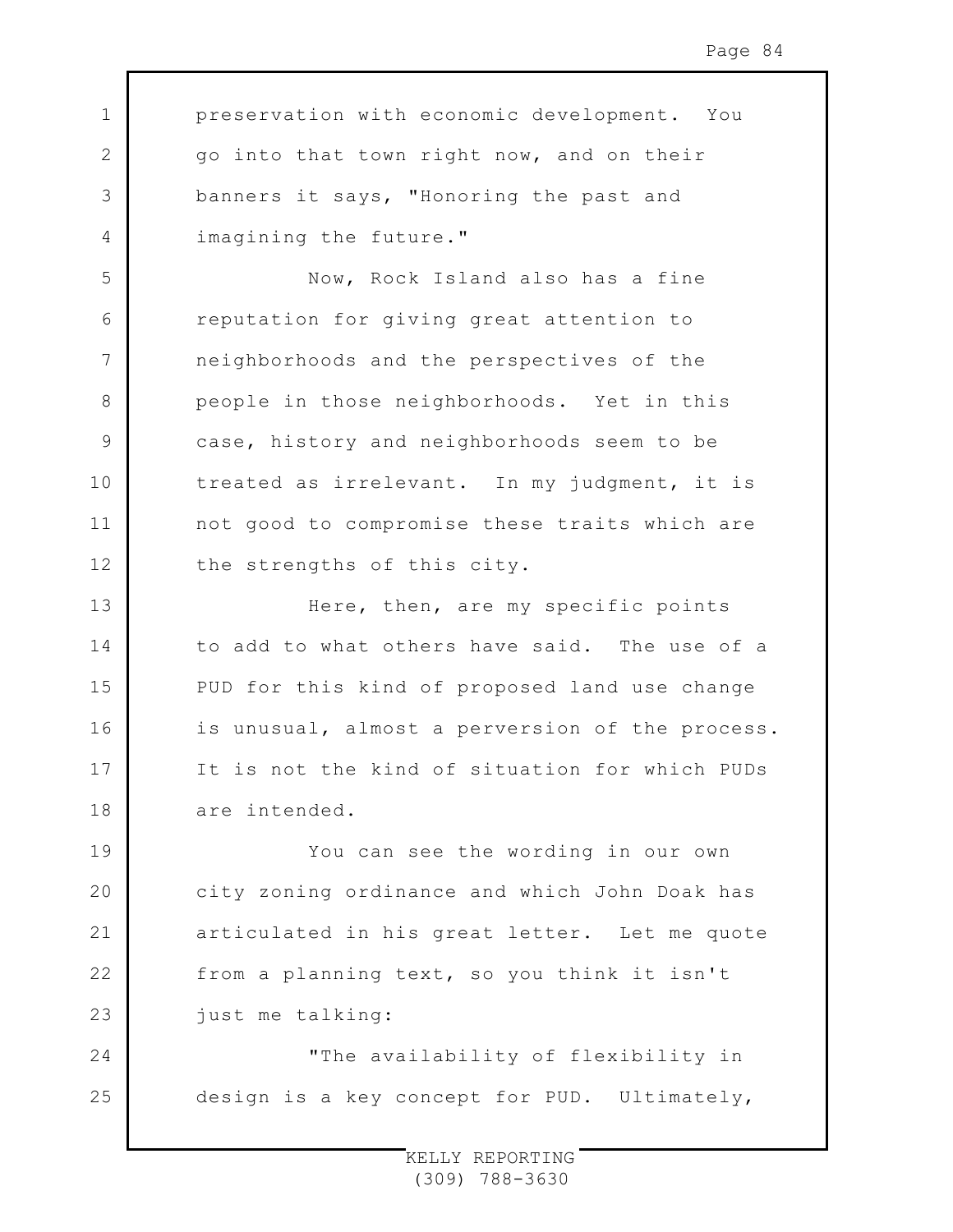preservation with economic development. You go into that town right now, and on their banners it says, "Honoring the past and imagining the future."

Now, Rock Island also has a fine reputation for giving great attention to neighborhoods and the perspectives of the people in those neighborhoods. Yet in this case, history and neighborhoods seem to be treated as irrelevant. In my judgment, it is not good to compromise these traits which are the strengths of this city.

Here, then, are my specific points to add to what others have said. The use of a PUD for this kind of proposed land use change is unusual, almost a perversion of the process. It is not the kind of situation for which PUDs are intended.

You can see the wording in our own city zoning ordinance and which John Doak has articulated in his great letter. Let me quote from a planning text, so you think it isn't just me talking:

"The availability of flexibility in design is a key concept for PUD. Ultimately,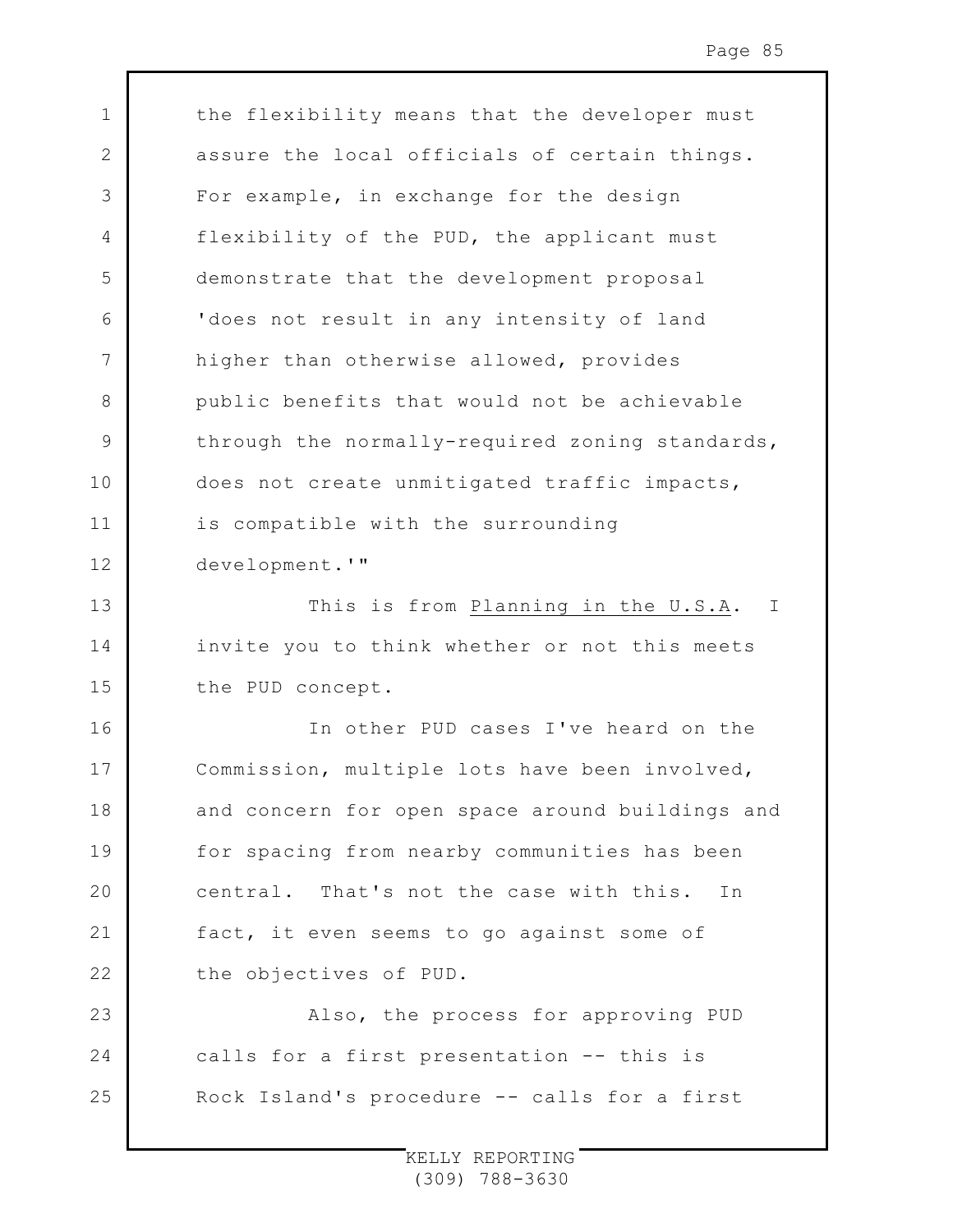the flexibility means that the developer must assure the local officials of certain things. For example, in exchange for the design flexibility of the PUD, the applicant must demonstrate that the development proposal 'does not result in any intensity of land higher than otherwise allowed, provides public benefits that would not be achievable through the normally-required zoning standards, does not create unmitigated traffic impacts, is compatible with the surrounding development.'"

This is from Planning in the U.S.A. I invite you to think whether or not this meets the PUD concept.

In other PUD cases I've heard on the Commission, multiple lots have been involved, and concern for open space around buildings and for spacing from nearby communities has been central. That's not the case with this. In fact, it even seems to go against some of the objectives of PUD.

Also, the process for approving PUD calls for a first presentation -- this is Rock Island's procedure -- calls for a first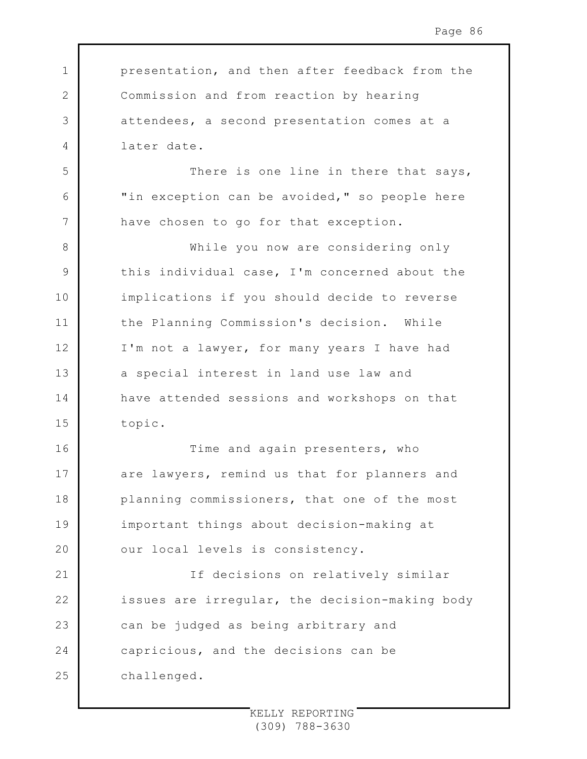presentation, and then after feedback from the Commission and from reaction by hearing attendees, a second presentation comes at a later date.

There is one line in there that says, "in exception can be avoided," so people here have chosen to go for that exception.

While you now are considering only this individual case, I'm concerned about the implications if you should decide to reverse the Planning Commission's decision. While I'm not a lawyer, for many years I have had a special interest in land use law and have attended sessions and workshops on that topic.

Time and again presenters, who are lawyers, remind us that for planners and planning commissioners, that one of the most important things about decision-making at our local levels is consistency.

If decisions on relatively similar issues are irregular, the decision-making body can be judged as being arbitrary and capricious, and the decisions can be challenged.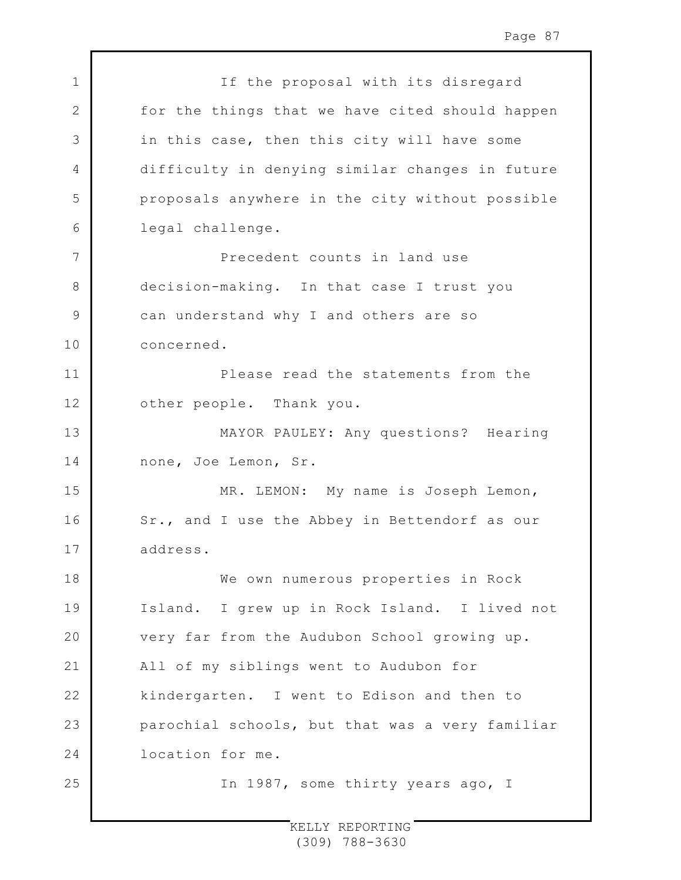If the proposal with its disregard for the things that we have cited should happen in this case, then this city will have some difficulty in denying similar changes in future proposals anywhere in the city without possible legal challenge.

Precedent counts in land use decision-making. In that case I trust you can understand why I and others are so concerned.

Please read the statements from the other people. Thank you.

MAYOR PAULEY: Any questions? Hearing none, Joe Lemon, Sr.

MR. LEMON: My name is Joseph Lemon, Sr., and I use the Abbey in Bettendorf as our address.

We own numerous properties in Rock Island. I grew up in Rock Island. I lived not very far from the Audubon School growing up. All of my siblings went to Audubon for kindergarten. I went to Edison and then to parochial schools, but that was a very familiar location for me.

In 1987, some thirty years ago, I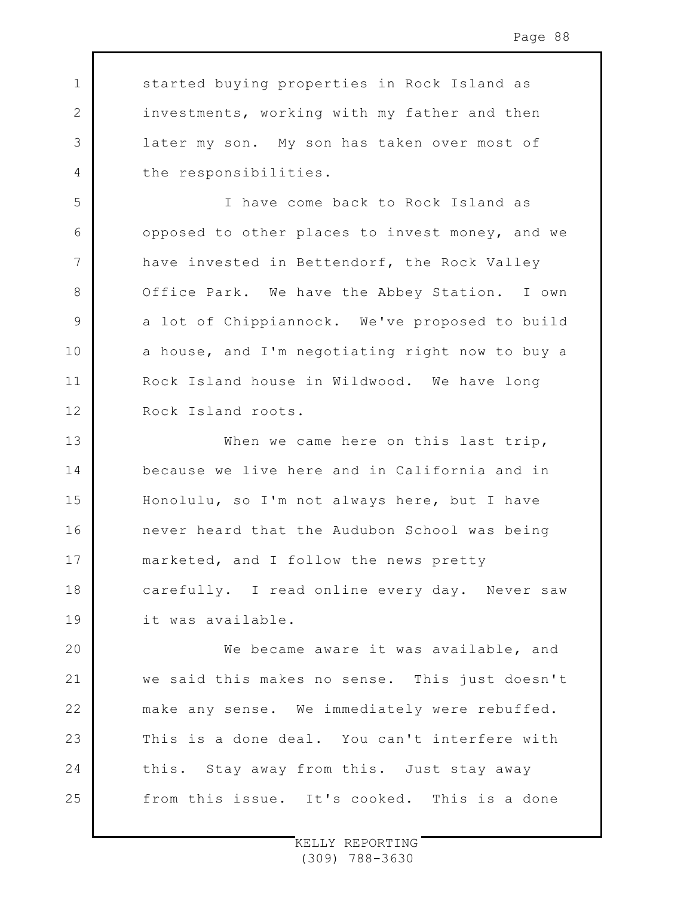started buying properties in Rock Island as investments, working with my father and then later my son. My son has taken over most of the responsibilities.

I have come back to Rock Island as opposed to other places to invest money, and we have invested in Bettendorf, the Rock Valley Office Park. We have the Abbey Station. I own a lot of Chippiannock. We've proposed to build a house, and I'm negotiating right now to buy a Rock Island house in Wildwood. We have long Rock Island roots.

When we came here on this last trip, because we live here and in California and in Honolulu, so I'm not always here, but I have never heard that the Audubon School was being marketed, and I follow the news pretty carefully. I read online every day. Never saw it was available.

We became aware it was available, and we said this makes no sense. This just doesn't make any sense. We immediately were rebuffed. This is a done deal. You can't interfere with this. Stay away from this. Just stay away from this issue. It's cooked. This is a done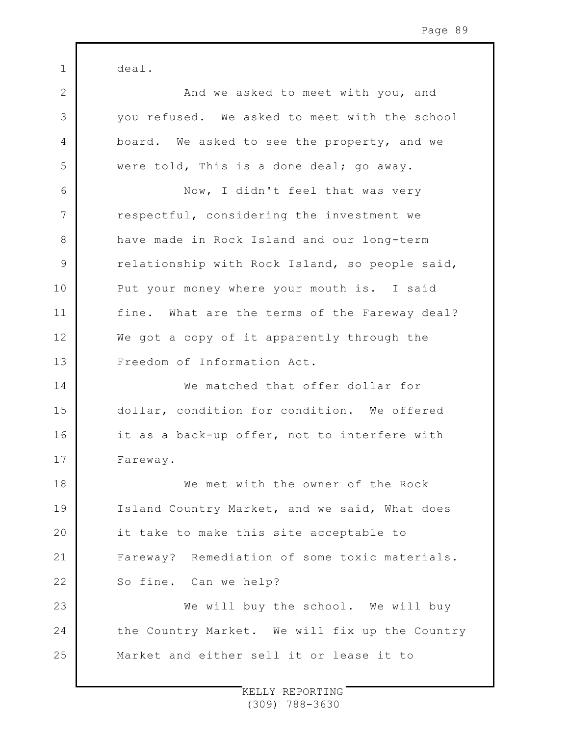deal.

And we asked to meet with you, and you refused. We asked to meet with the school board. We asked to see the property, and we were told, This is a done deal; go away.

Now, I didn't feel that was very respectful, considering the investment we have made in Rock Island and our long-term relationship with Rock Island, so people said, Put your money where your mouth is. I said fine. What are the terms of the Fareway deal? We got a copy of it apparently through the Freedom of Information Act.

We matched that offer dollar for dollar, condition for condition. We offered it as a back-up offer, not to interfere with Fareway.

We met with the owner of the Rock Island Country Market, and we said, What does it take to make this site acceptable to Fareway? Remediation of some toxic materials. So fine. Can we help?

We will buy the school. We will buy the Country Market. We will fix up the Country Market and either sell it or lease it to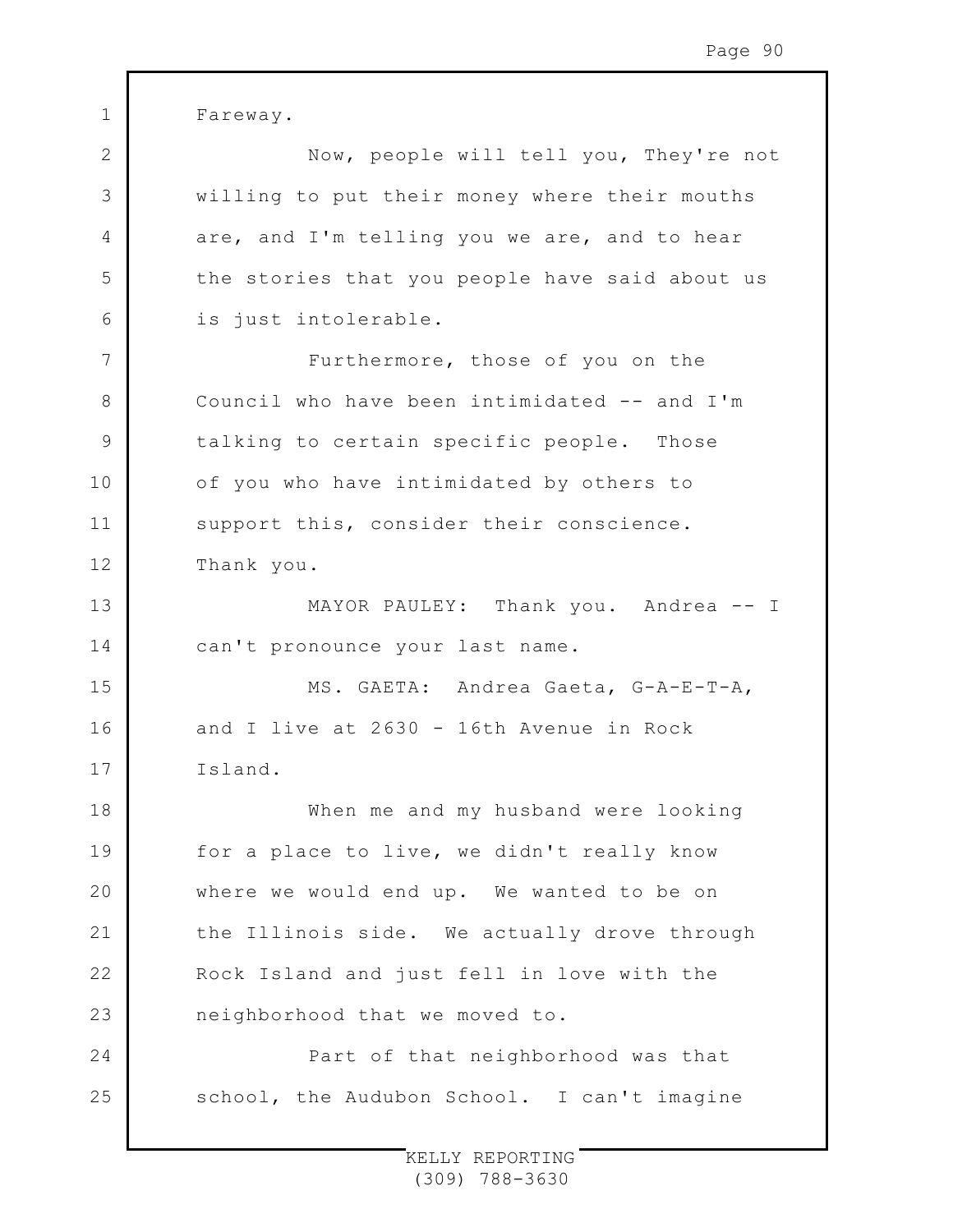Fareway.

Now, people will tell you, They're not willing to put their money where their mouths are, and I'm telling you we are, and to hear the stories that you people have said about us is just intolerable.

Furthermore, those of you on the Council who have been intimidated -- and I'm talking to certain specific people. Those of you who have intimidated by others to support this, consider their conscience. Thank you.

MAYOR PAULEY: Thank you. Andrea -- I can't pronounce your last name.

MS. GAETA: Andrea Gaeta, G-A-E-T-A, and I live at 2630 - 16th Avenue in Rock Island.

When me and my husband were looking for a place to live, we didn't really know where we would end up. We wanted to be on the Illinois side. We actually drove through Rock Island and just fell in love with the neighborhood that we moved to.

Part of that neighborhood was that school, the Audubon School. I can't imagine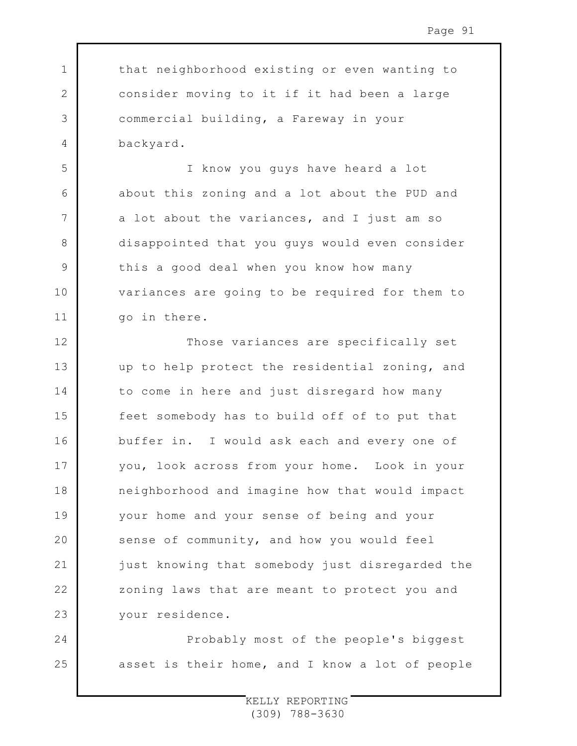that neighborhood existing or even wanting to consider moving to it if it had been a large commercial building, a Fareway in your backyard.

I know you guys have heard a lot about this zoning and a lot about the PUD and a lot about the variances, and I just am so disappointed that you guys would even consider this a good deal when you know how many variances are going to be required for them to go in there.

Those variances are specifically set up to help protect the residential zoning, and to come in here and just disregard how many feet somebody has to build off of to put that buffer in. I would ask each and every one of you, look across from your home. Look in your neighborhood and imagine how that would impact your home and your sense of being and your sense of community, and how you would feel just knowing that somebody just disregarded the zoning laws that are meant to protect you and your residence.

Probably most of the people's biggest asset is their home, and I know a lot of people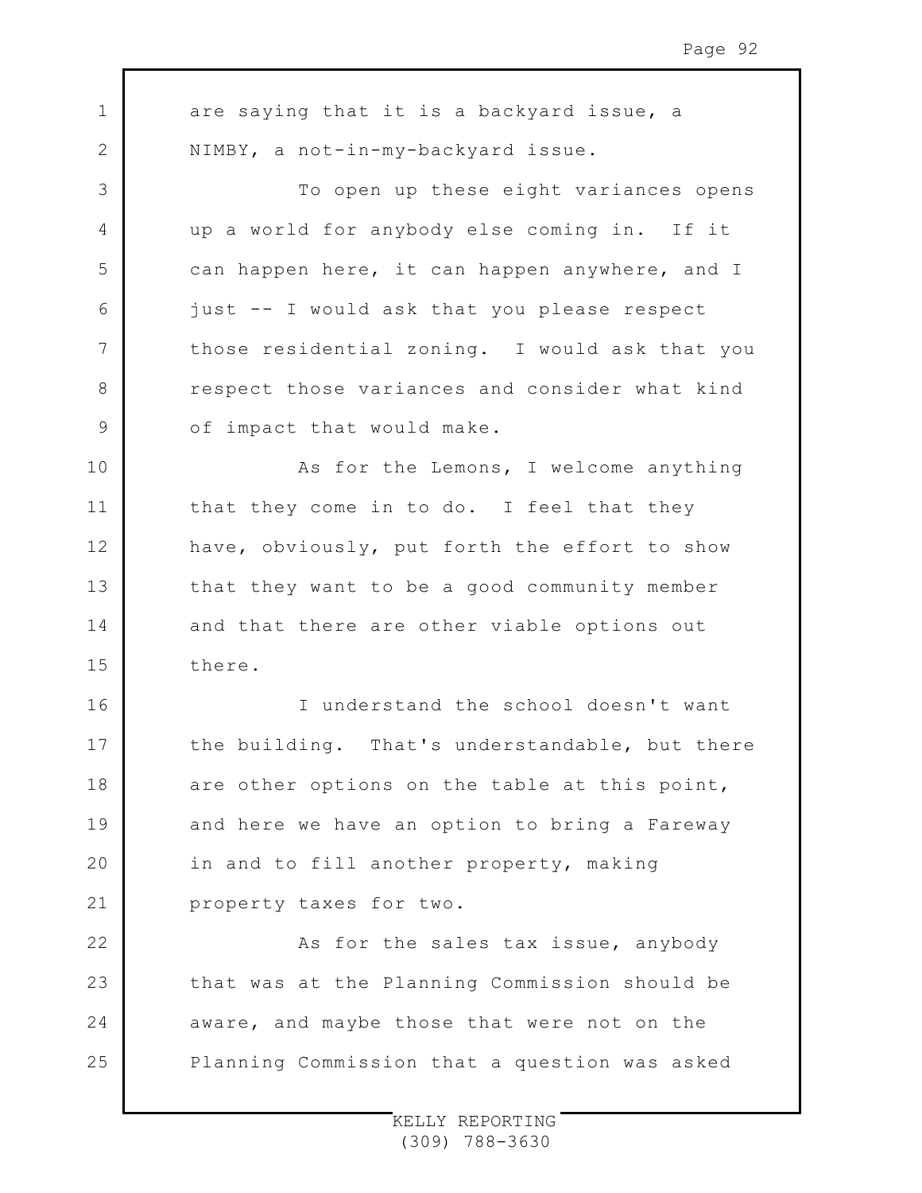are saying that it is a backyard issue, a NIMBY, a not-in-my-backyard issue.

To open up these eight variances opens up a world for anybody else coming in. If it can happen here, it can happen anywhere, and I just -- I would ask that you please respect those residential zoning. I would ask that you respect those variances and consider what kind of impact that would make.

As for the Lemons, I welcome anything that they come in to do. I feel that they have, obviously, put forth the effort to show that they want to be a good community member and that there are other viable options out there.

I understand the school doesn't want the building. That's understandable, but there are other options on the table at this point, and here we have an option to bring a Fareway in and to fill another property, making property taxes for two.

As for the sales tax issue, anybody that was at the Planning Commission should be aware, and maybe those that were not on the Planning Commission that a question was asked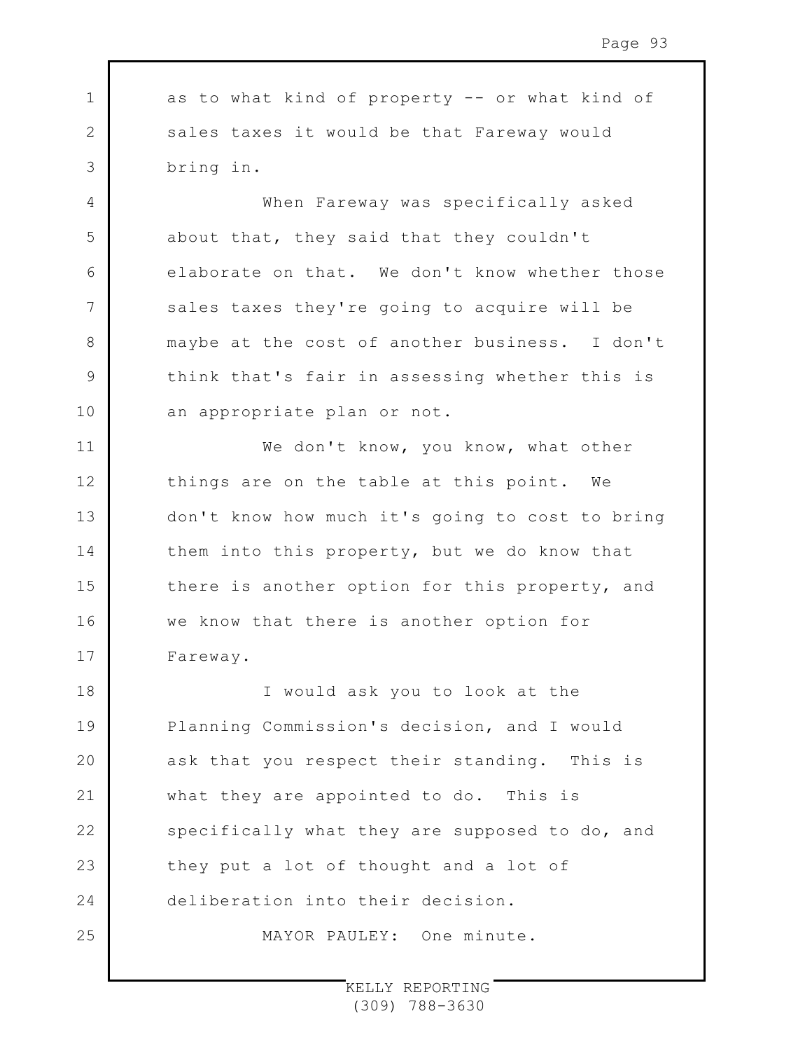as to what kind of property -- or what kind of sales taxes it would be that Fareway would bring in.

When Fareway was specifically asked about that, they said that they couldn't elaborate on that. We don't know whether those sales taxes they're going to acquire will be maybe at the cost of another business. I don't think that's fair in assessing whether this is an appropriate plan or not.

We don't know, you know, what other things are on the table at this point. We don't know how much it's going to cost to bring them into this property, but we do know that there is another option for this property, and we know that there is another option for Fareway.

I would ask you to look at the Planning Commission's decision, and I would ask that you respect their standing. This is what they are appointed to do. This is specifically what they are supposed to do, and they put a lot of thought and a lot of deliberation into their decision.

MAYOR PAULEY: One minute.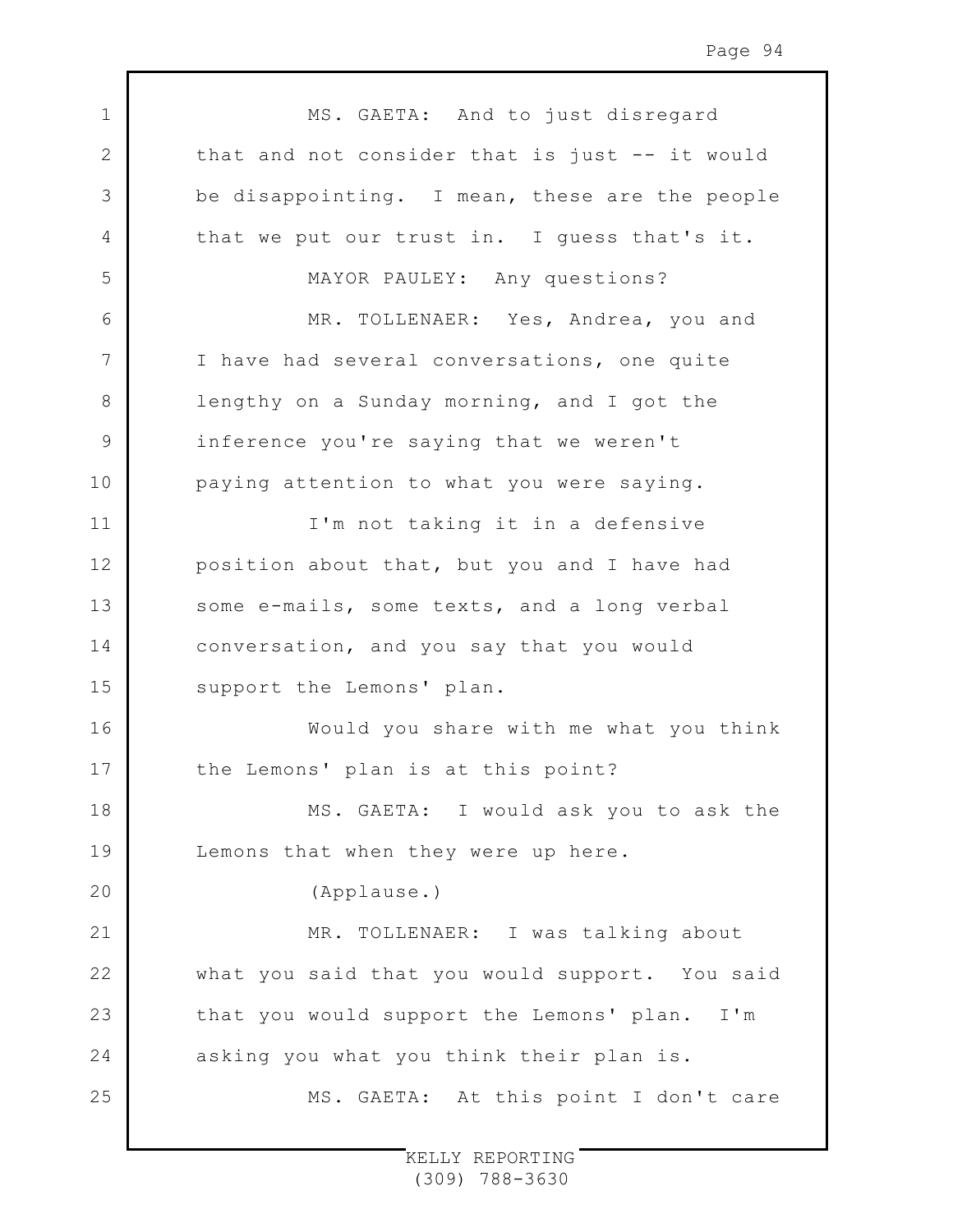MS. GAETA: And to just disregard that and not consider that is just -- it would be disappointing. I mean, these are the people that we put our trust in. I guess that's it.

MAYOR PAULEY: Any questions?

MR. TOLLENAER: Yes, Andrea, you and I have had several conversations, one quite lengthy on a Sunday morning, and I got the inference you're saying that we weren't paying attention to what you were saying.

I'm not taking it in a defensive position about that, but you and I have had some e-mails, some texts, and a long verbal conversation, and you say that you would support the Lemons' plan.

Would you share with me what you think the Lemons' plan is at this point?

MS. GAETA: I would ask you to ask the Lemons that when they were up here.

(Applause.)

MR. TOLLENAER: I was talking about what you said that you would support. You said that you would support the Lemons' plan. I'm asking you what you think their plan is.

MS. GAETA: At this point I don't care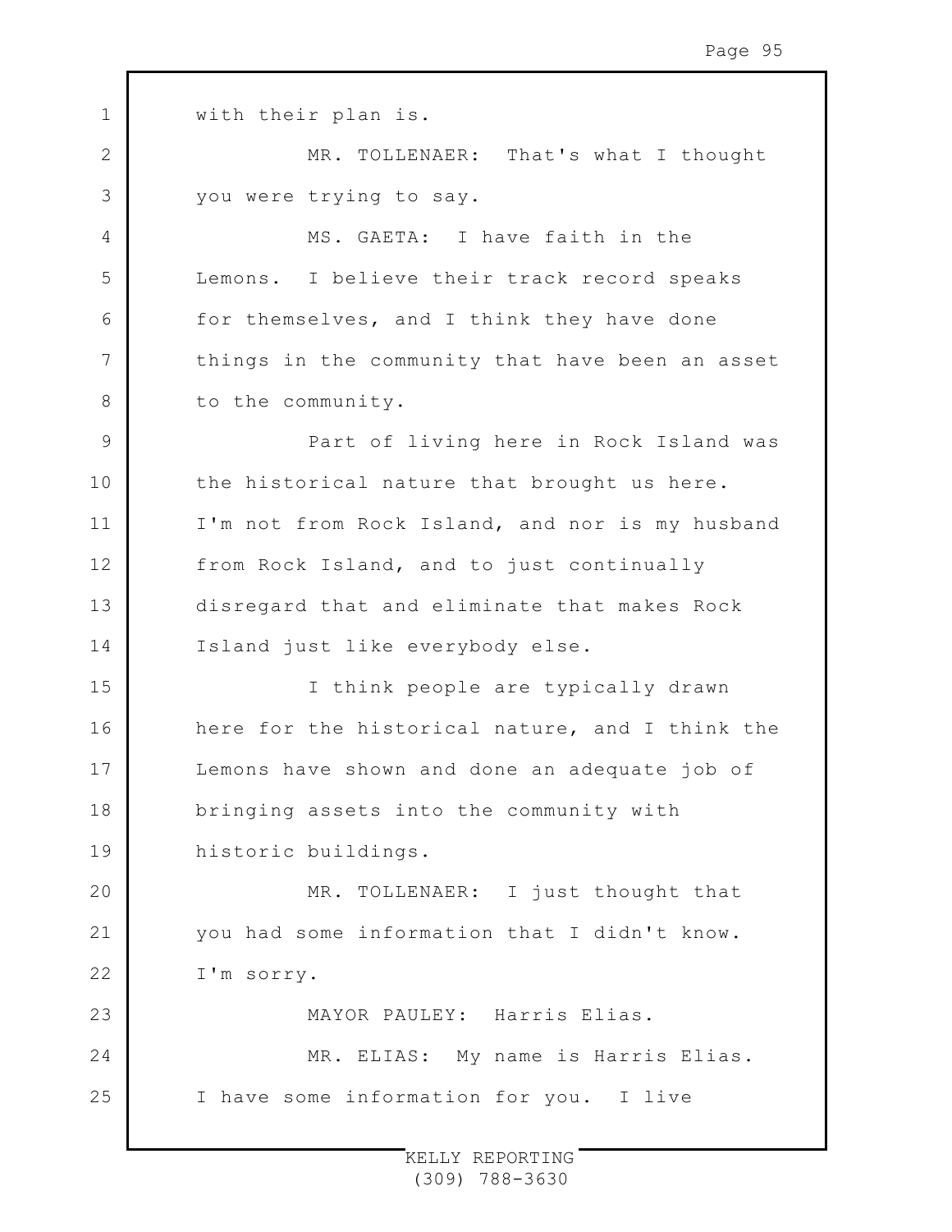with their plan is.

MR. TOLLENAER: That's what I thought you were trying to say.

MS. GAETA: I have faith in the Lemons. I believe their track record speaks for themselves, and I think they have done things in the community that have been an asset to the community.

Part of living here in Rock Island was the historical nature that brought us here. I'm not from Rock Island, and nor is my husband from Rock Island, and to just continually disregard that and eliminate that makes Rock Island just like everybody else.

I think people are typically drawn here for the historical nature, and I think the Lemons have shown and done an adequate job of bringing assets into the community with historic buildings.

MR. TOLLENAER: I just thought that you had some information that I didn't know. I'm sorry.

MAYOR PAULEY: Harris Elias.

MR. ELIAS: My name is Harris Elias. I have some information for you. I live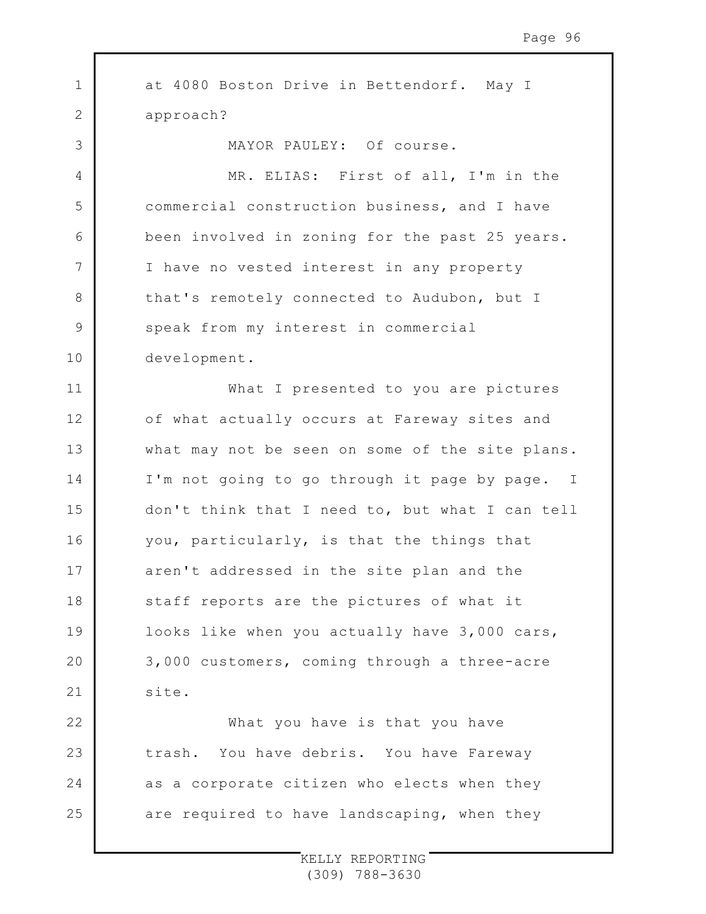at 4080 Boston Drive in Bettendorf. May I approach?

MAYOR PAULEY: Of course.

MR. ELIAS: First of all, I'm in the commercial construction business, and I have been involved in zoning for the past 25 years. I have no vested interest in any property that's remotely connected to Audubon, but I speak from my interest in commercial development.

What I presented to you are pictures of what actually occurs at Fareway sites and what may not be seen on some of the site plans. I'm not going to go through it page by page. I don't think that I need to, but what I can tell you, particularly, is that the things that aren't addressed in the site plan and the staff reports are the pictures of what it looks like when you actually have 3,000 cars, 3,000 customers, coming through a three-acre site.

What you have is that you have trash. You have debris. You have Fareway as a corporate citizen who elects when they are required to have landscaping, when they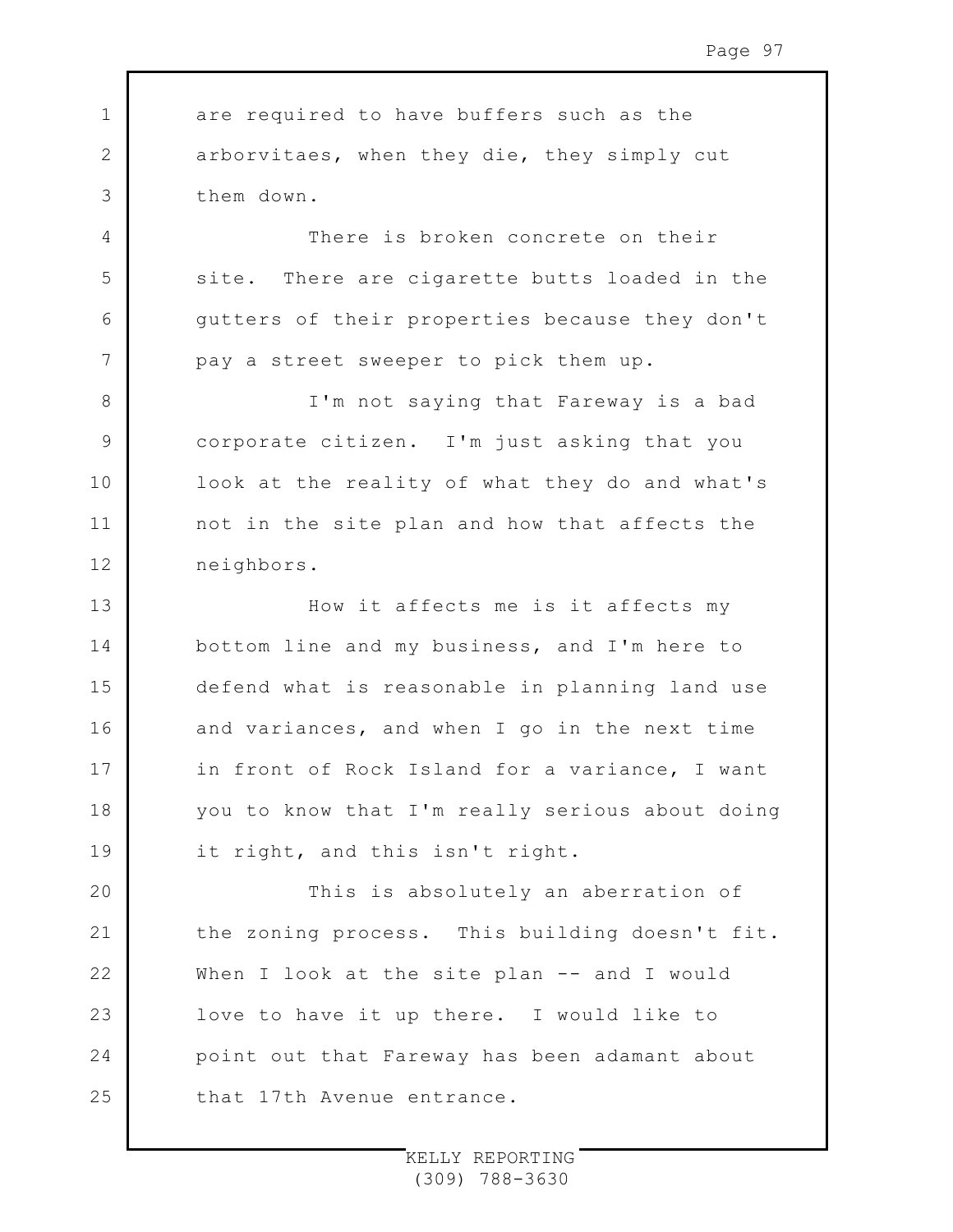are required to have buffers such as the arborvitaes, when they die, they simply cut them down.

There is broken concrete on their site. There are cigarette butts loaded in the gutters of their properties because they don't pay a street sweeper to pick them up.

I'm not saying that Fareway is a bad corporate citizen. I'm just asking that you look at the reality of what they do and what's not in the site plan and how that affects the neighbors.

How it affects me is it affects my bottom line and my business, and I'm here to defend what is reasonable in planning land use and variances, and when I go in the next time in front of Rock Island for a variance, I want you to know that I'm really serious about doing it right, and this isn't right.

This is absolutely an aberration of the zoning process. This building doesn't fit. When I look at the site plan -- and I would love to have it up there. I would like to point out that Fareway has been adamant about that 17th Avenue entrance.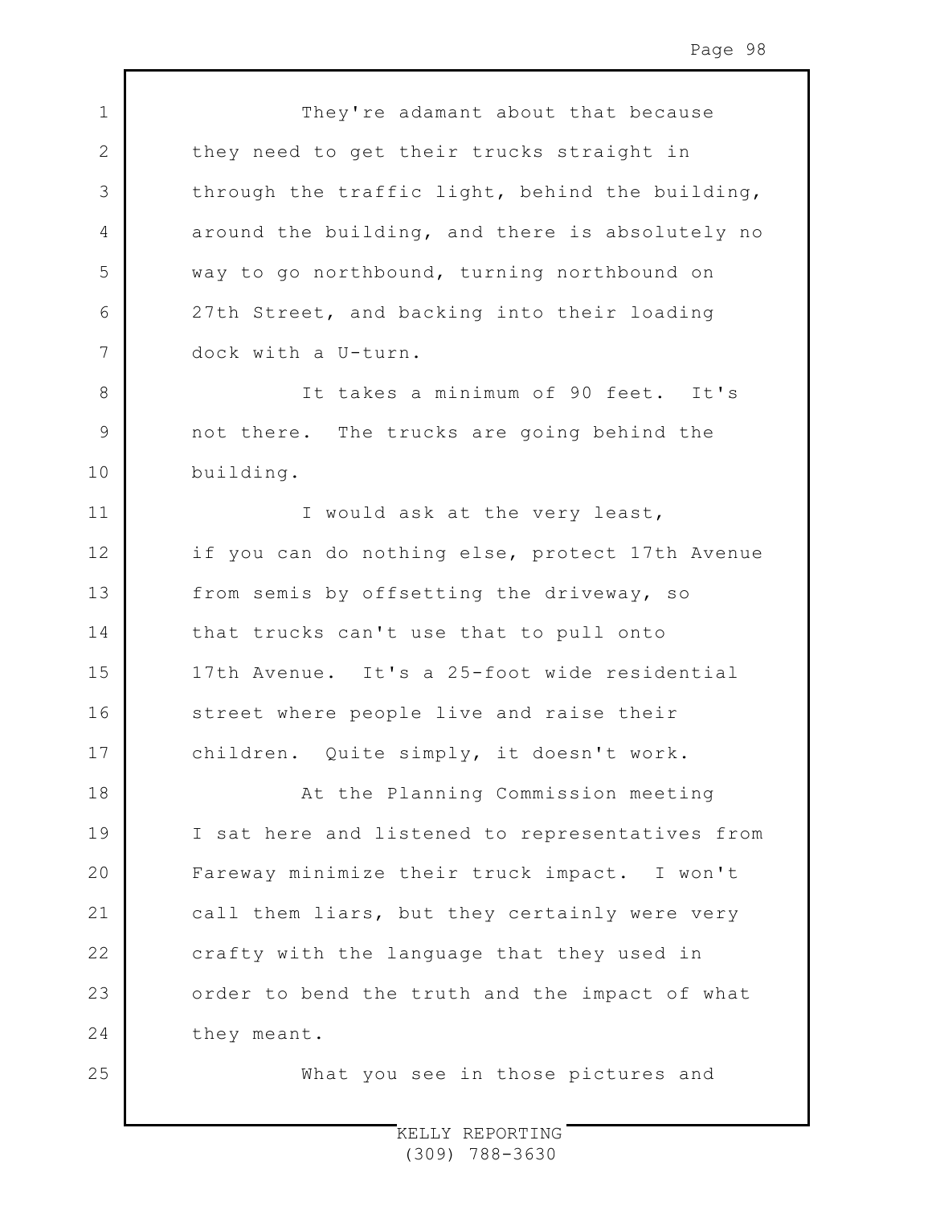They're adamant about that because they need to get their trucks straight in through the traffic light, behind the building, around the building, and there is absolutely no way to go northbound, turning northbound on 27th Street, and backing into their loading dock with a U-turn.

It takes a minimum of 90 feet. It's not there. The trucks are going behind the building.

I would ask at the very least, if you can do nothing else, protect 17th Avenue from semis by offsetting the driveway, so that trucks can't use that to pull onto 17th Avenue. It's a 25-foot wide residential street where people live and raise their children. Quite simply, it doesn't work.

At the Planning Commission meeting I sat here and listened to representatives from Fareway minimize their truck impact. I won't call them liars, but they certainly were very crafty with the language that they used in order to bend the truth and the impact of what they meant.

What you see in those pictures and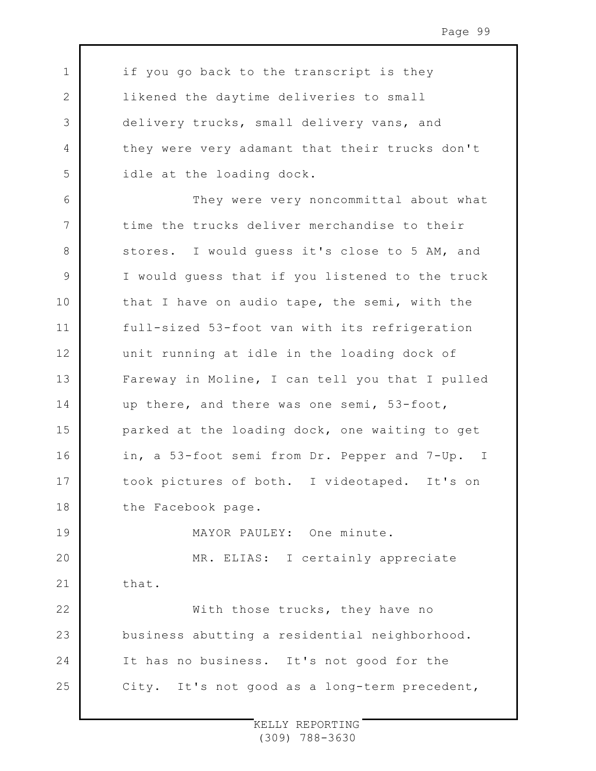if you go back to the transcript is they likened the daytime deliveries to small delivery trucks, small delivery vans, and they were very adamant that their trucks don't idle at the loading dock.

They were very noncommittal about what time the trucks deliver merchandise to their stores. I would guess it's close to 5 AM, and I would guess that if you listened to the truck that I have on audio tape, the semi, with the full-sized 53-foot van with its refrigeration unit running at idle in the loading dock of Fareway in Moline, I can tell you that I pulled up there, and there was one semi, 53-foot, parked at the loading dock, one waiting to get in, a 53-foot semi from Dr. Pepper and 7-Up. I took pictures of both. I videotaped. It's on the Facebook page.

MAYOR PAULEY: One minute.

MR. ELIAS: I certainly appreciate that.

With those trucks, they have no business abutting a residential neighborhood. It has no business. It's not good for the City. It's not good as a long-term precedent,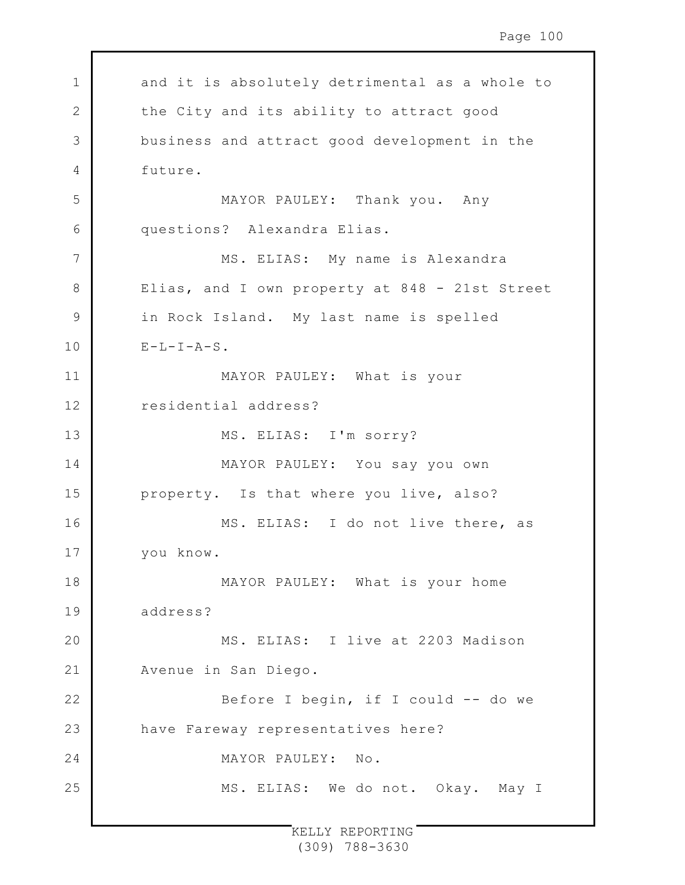and it is absolutely detrimental as a whole to the City and its ability to attract good business and attract good development in the future.

MAYOR PAULEY: Thank you. Any questions? Alexandra Elias.

MS. ELIAS: My name is Alexandra Elias, and I own property at 848 - 21st Street in Rock Island. My last name is spelled E-L-I-A-S.

MAYOR PAULEY: What is your residential address?

MS. ELIAS: I'm sorry?

MAYOR PAULEY: You say you own property. Is that where you live, also?

MS. ELIAS: I do not live there, as you know.

MAYOR PAULEY: What is your home address?

MS. ELIAS: I live at 2203 Madison Avenue in San Diego.

Before I begin, if I could -- do we have Fareway representatives here?

MAYOR PAULEY: No.

MS. ELIAS: We do not. Okay. May I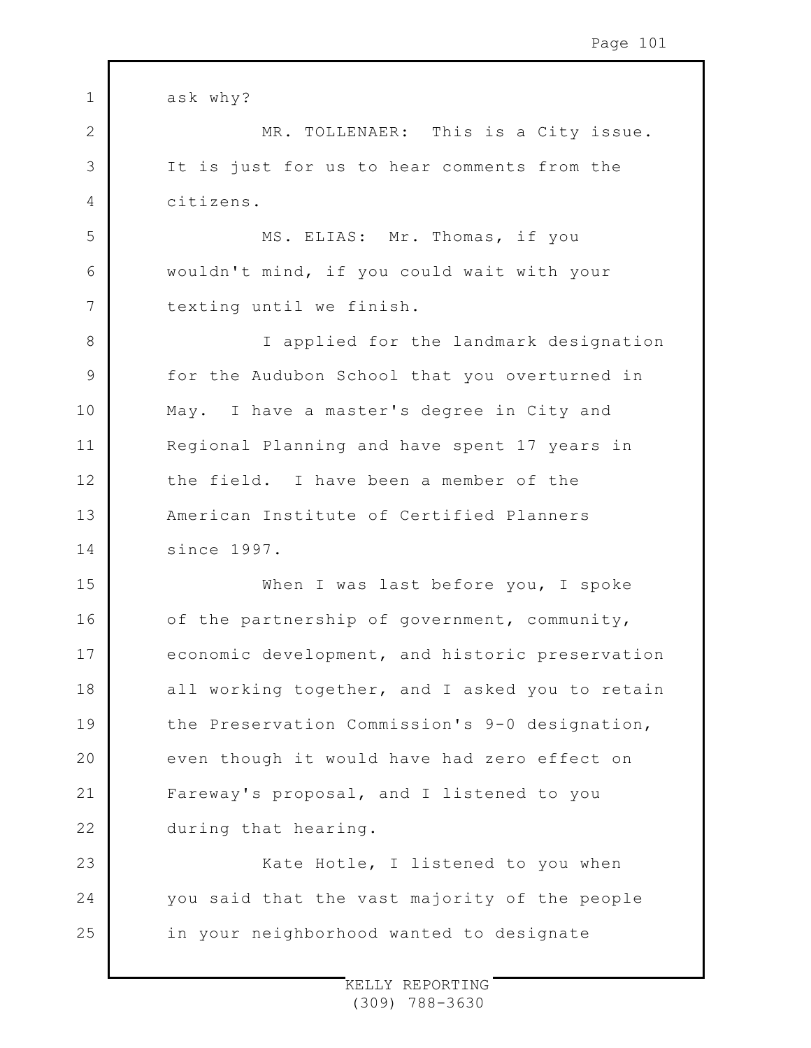ask why?

MR. TOLLENAER: This is a City issue. It is just for us to hear comments from the citizens.

MS. ELIAS: Mr. Thomas, if you wouldn't mind, if you could wait with your texting until we finish.

I applied for the landmark designation for the Audubon School that you overturned in May. I have a master's degree in City and Regional Planning and have spent 17 years in the field. I have been a member of the American Institute of Certified Planners since 1997.

When I was last before you, I spoke of the partnership of government, community, economic development, and historic preservation all working together, and I asked you to retain the Preservation Commission's 9-0 designation, even though it would have had zero effect on Fareway's proposal, and I listened to you during that hearing.

Kate Hotle, I listened to you when you said that the vast majority of the people in your neighborhood wanted to designate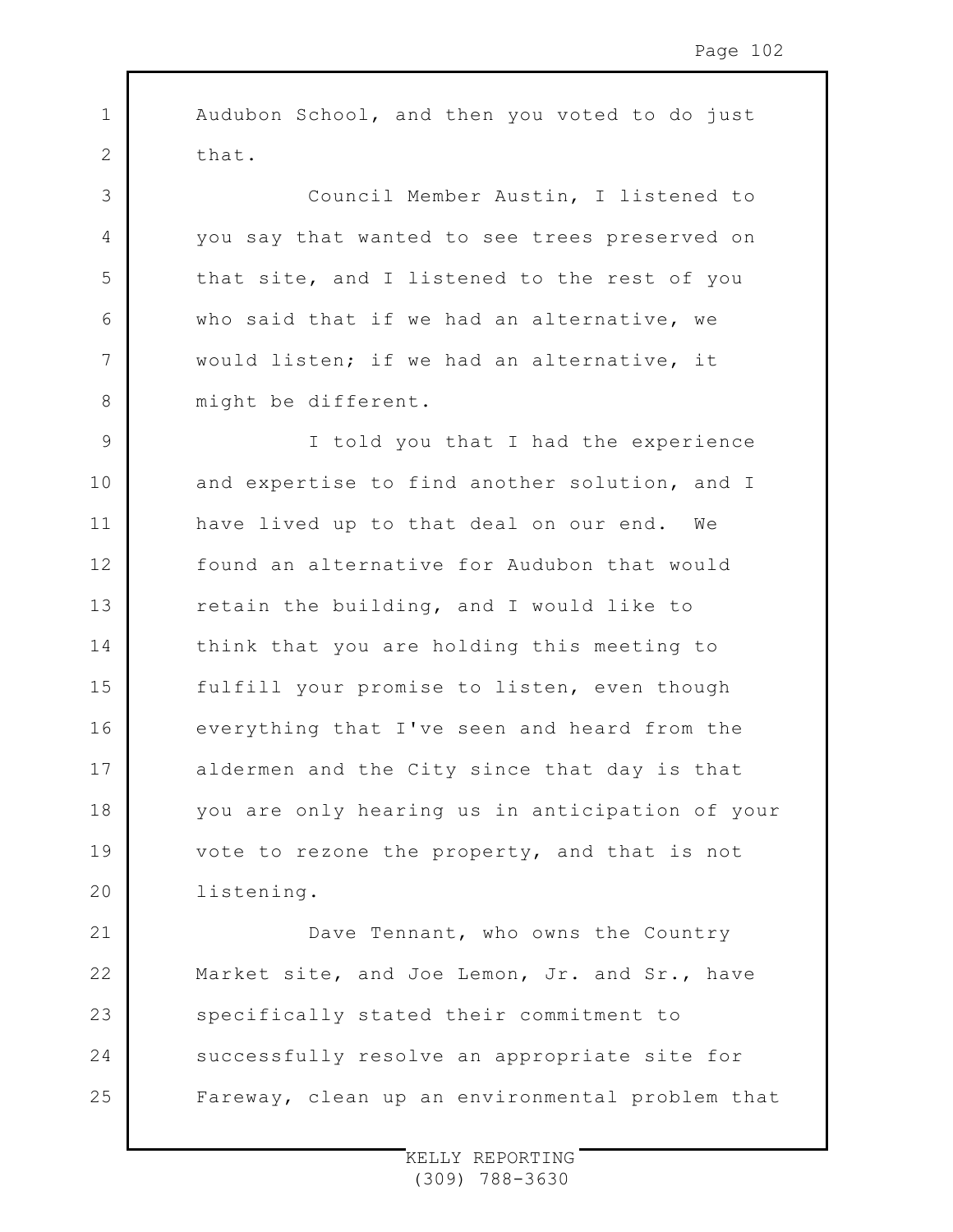Audubon School, and then you voted to do just that.

Council Member Austin, I listened to you say that wanted to see trees preserved on that site, and I listened to the rest of you who said that if we had an alternative, we would listen; if we had an alternative, it might be different.

I told you that I had the experience and expertise to find another solution, and I have lived up to that deal on our end. We found an alternative for Audubon that would retain the building, and I would like to think that you are holding this meeting to fulfill your promise to listen, even though everything that I've seen and heard from the aldermen and the City since that day is that you are only hearing us in anticipation of your vote to rezone the property, and that is not listening.

Dave Tennant, who owns the Country Market site, and Joe Lemon, Jr. and Sr., have specifically stated their commitment to successfully resolve an appropriate site for Fareway, clean up an environmental problem that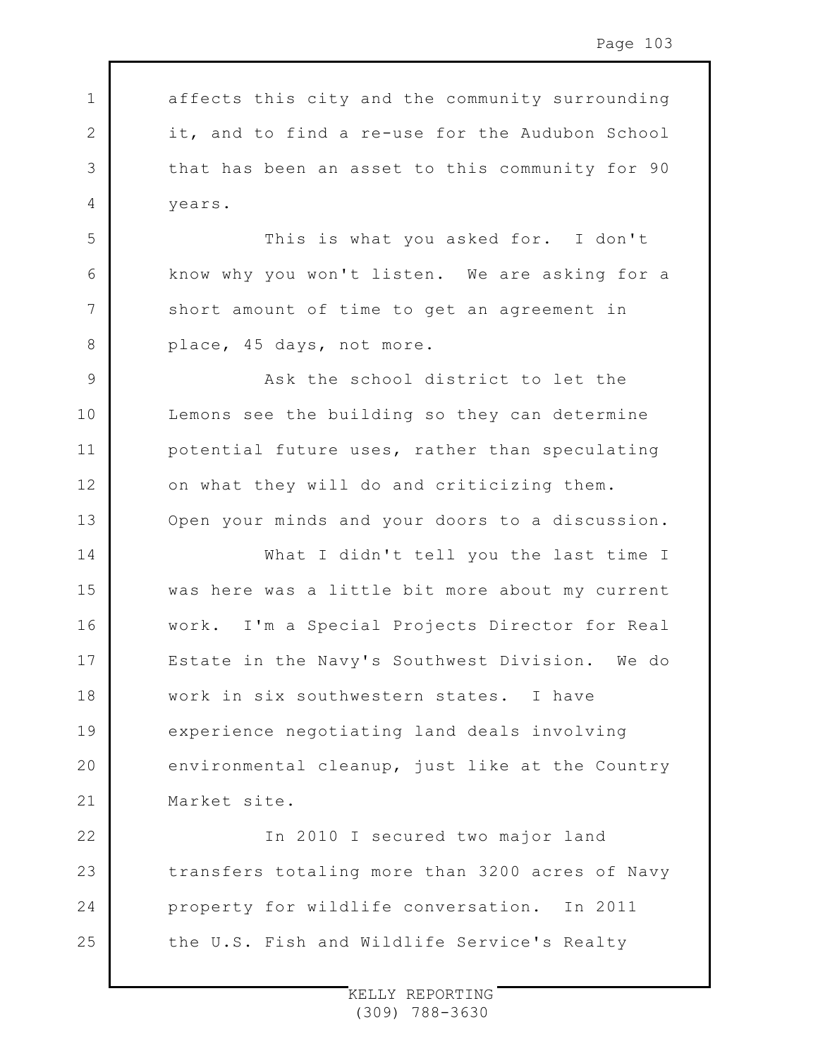affects this city and the community surrounding it, and to find a re-use for the Audubon School that has been an asset to this community for 90 years.

This is what you asked for. I don't know why you won't listen. We are asking for a short amount of time to get an agreement in place, 45 days, not more.

Ask the school district to let the Lemons see the building so they can determine potential future uses, rather than speculating on what they will do and criticizing them. Open your minds and your doors to a discussion.

What I didn't tell you the last time I was here was a little bit more about my current work. I'm a Special Projects Director for Real Estate in the Navy's Southwest Division. We do work in six southwestern states. I have experience negotiating land deals involving environmental cleanup, just like at the Country Market site.

In 2010 I secured two major land transfers totaling more than 3200 acres of Navy property for wildlife conversation. In 2011 the U.S. Fish and Wildlife Service's Realty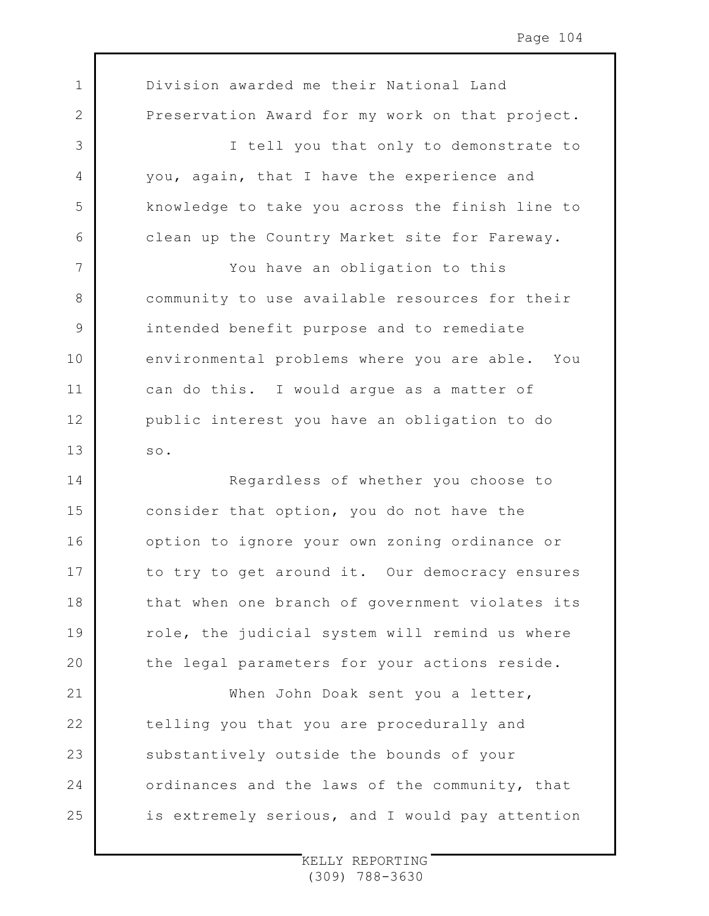Division awarded me their National Land Preservation Award for my work on that project.

I tell you that only to demonstrate to you, again, that I have the experience and knowledge to take you across the finish line to clean up the Country Market site for Fareway.

You have an obligation to this community to use available resources for their intended benefit purpose and to remediate environmental problems where you are able. You can do this. I would argue as a matter of public interest you have an obligation to do so.

Regardless of whether you choose to consider that option, you do not have the option to ignore your own zoning ordinance or to try to get around it. Our democracy ensures that when one branch of government violates its role, the judicial system will remind us where the legal parameters for your actions reside.

When John Doak sent you a letter, telling you that you are procedurally and substantively outside the bounds of your ordinances and the laws of the community, that is extremely serious, and I would pay attention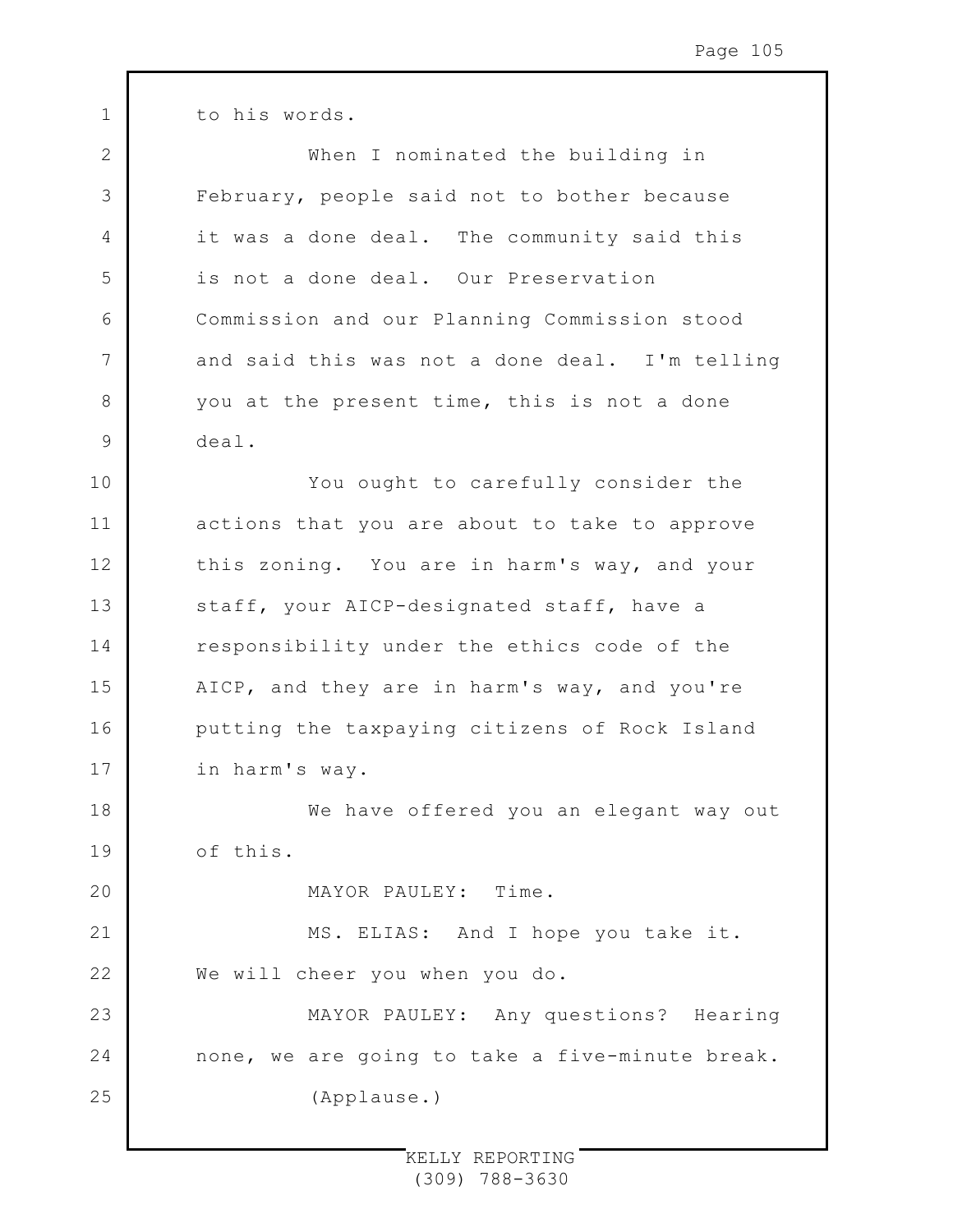to his words.

When I nominated the building in February, people said not to bother because it was a done deal. The community said this is not a done deal. Our Preservation Commission and our Planning Commission stood and said this was not a done deal. I'm telling you at the present time, this is not a done deal.

You ought to carefully consider the actions that you are about to take to approve this zoning. You are in harm's way, and your staff, your AICP-designated staff, have a responsibility under the ethics code of the AICP, and they are in harm's way, and you're putting the taxpaying citizens of Rock Island in harm's way.

We have offered you an elegant way out of this.

MAYOR PAULEY: Time.

MS. ELIAS: And I hope you take it. We will cheer you when you do.

MAYOR PAULEY: Any questions? Hearing none, we are going to take a five-minute break.

(Applause.)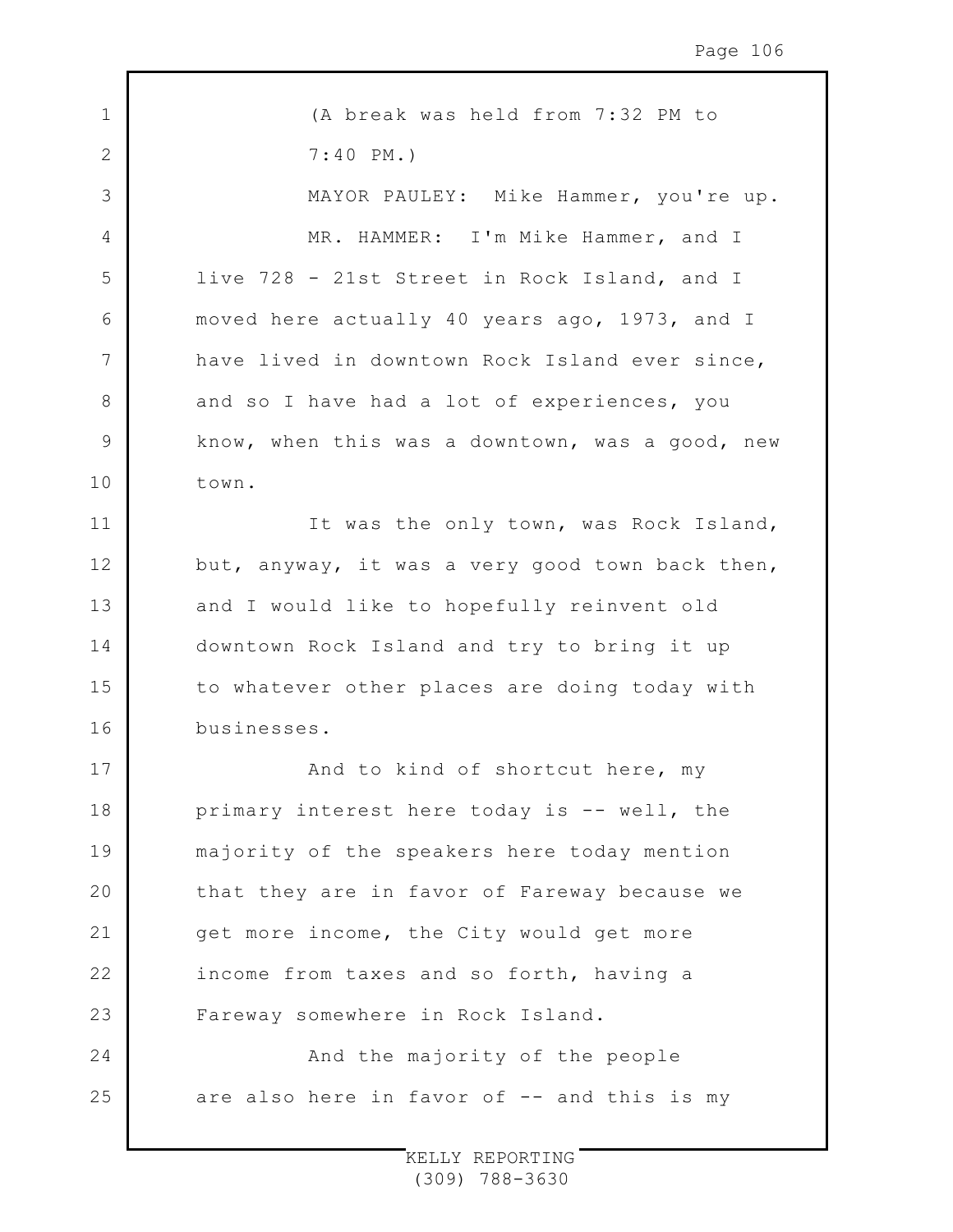(A break was held from 7:32 PM to 7:40 PM.)

MAYOR PAULEY: Mike Hammer, you're up.

MR. HAMMER: I'm Mike Hammer, and I live 728 - 21st Street in Rock Island, and I moved here actually 40 years ago, 1973, and I have lived in downtown Rock Island ever since, and so I have had a lot of experiences, you know, when this was a downtown, was a good, new town.

It was the only town, was Rock Island, but, anyway, it was a very good town back then, and I would like to hopefully reinvent old downtown Rock Island and try to bring it up to whatever other places are doing today with businesses.

And to kind of shortcut here, my primary interest here today is -- well, the majority of the speakers here today mention that they are in favor of Fareway because we get more income, the City would get more income from taxes and so forth, having a Fareway somewhere in Rock Island.

And the majority of the people are also here in favor of -- and this is my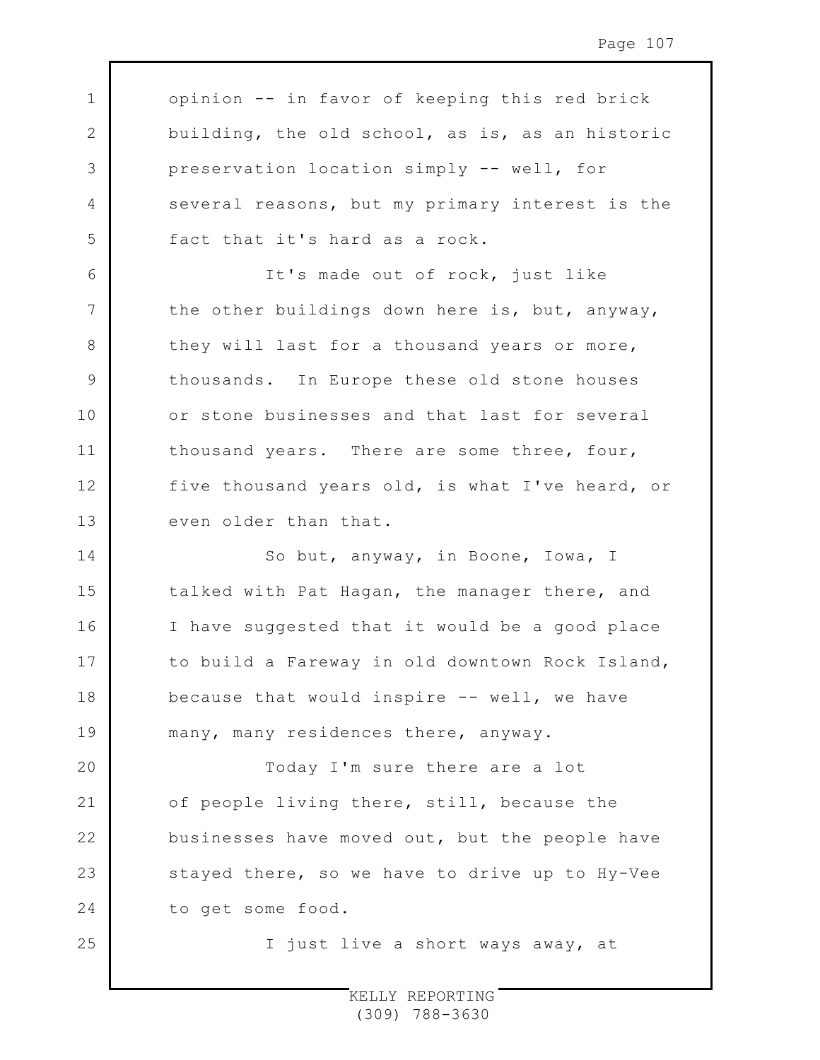opinion -- in favor of keeping this red brick building, the old school, as is, as an historic preservation location simply -- well, for several reasons, but my primary interest is the fact that it's hard as a rock.

It's made out of rock, just like the other buildings down here is, but, anyway, they will last for a thousand years or more, thousands. In Europe these old stone houses or stone businesses and that last for several thousand years. There are some three, four, five thousand years old, is what I've heard, or even older than that.

So but, anyway, in Boone, Iowa, I talked with Pat Hagan, the manager there, and I have suggested that it would be a good place to build a Fareway in old downtown Rock Island, because that would inspire -- well, we have many, many residences there, anyway.

Today I'm sure there are a lot of people living there, still, because the businesses have moved out, but the people have stayed there, so we have to drive up to Hy-Vee to get some food.

I just live a short ways away, at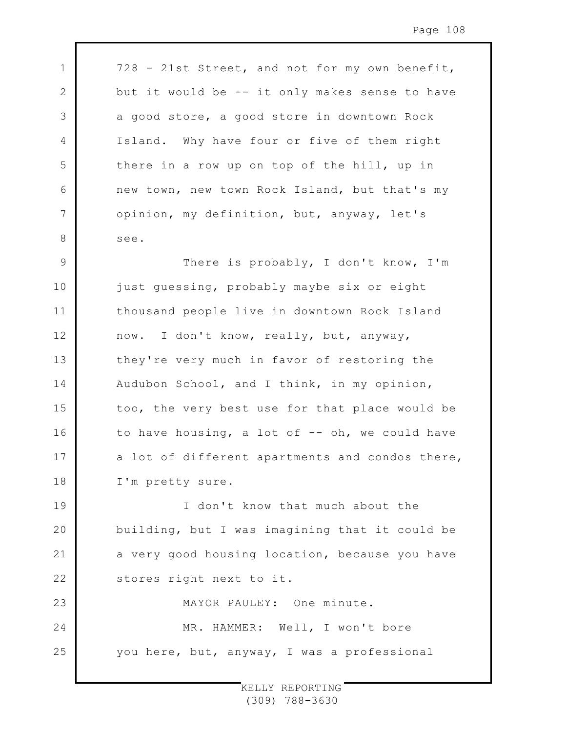728 - 21st Street, and not for my own benefit, but it would be -- it only makes sense to have a good store, a good store in downtown Rock Island. Why have four or five of them right there in a row up on top of the hill, up in new town, new town Rock Island, but that's my opinion, my definition, but, anyway, let's see.

There is probably, I don't know, I'm just guessing, probably maybe six or eight thousand people live in downtown Rock Island now. I don't know, really, but, anyway, they're very much in favor of restoring the Audubon School, and I think, in my opinion, too, the very best use for that place would be to have housing, a lot of -- oh, we could have a lot of different apartments and condos there, I'm pretty sure.

I don't know that much about the building, but I was imagining that it could be a very good housing location, because you have stores right next to it.

MAYOR PAULEY: One minute.

MR. HAMMER: Well, I won't bore you here, but, anyway, I was a professional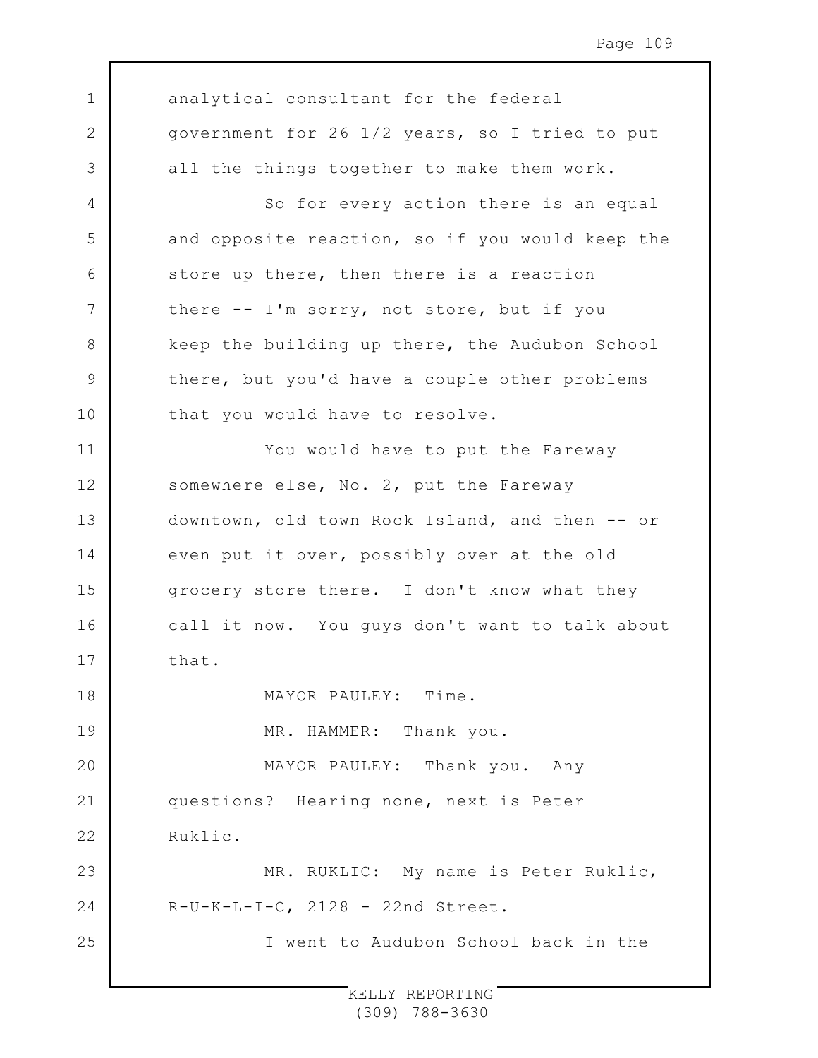analytical consultant for the federal government for 26 1/2 years, so I tried to put all the things together to make them work.

So for every action there is an equal and opposite reaction, so if you would keep the store up there, then there is a reaction there -- I'm sorry, not store, but if you keep the building up there, the Audubon School there, but you'd have a couple other problems that you would have to resolve.

You would have to put the Fareway somewhere else, No. 2, put the Fareway downtown, old town Rock Island, and then -- or even put it over, possibly over at the old grocery store there. I don't know what they call it now. You guys don't want to talk about that.

MAYOR PAULEY: Time.

MR. HAMMER: Thank you.

MAYOR PAULEY: Thank you. Any questions? Hearing none, next is Peter Ruklic.

MR. RUKLIC: My name is Peter Ruklic, R-U-K-L-I-C, 2128 - 22nd Street.

I went to Audubon School back in the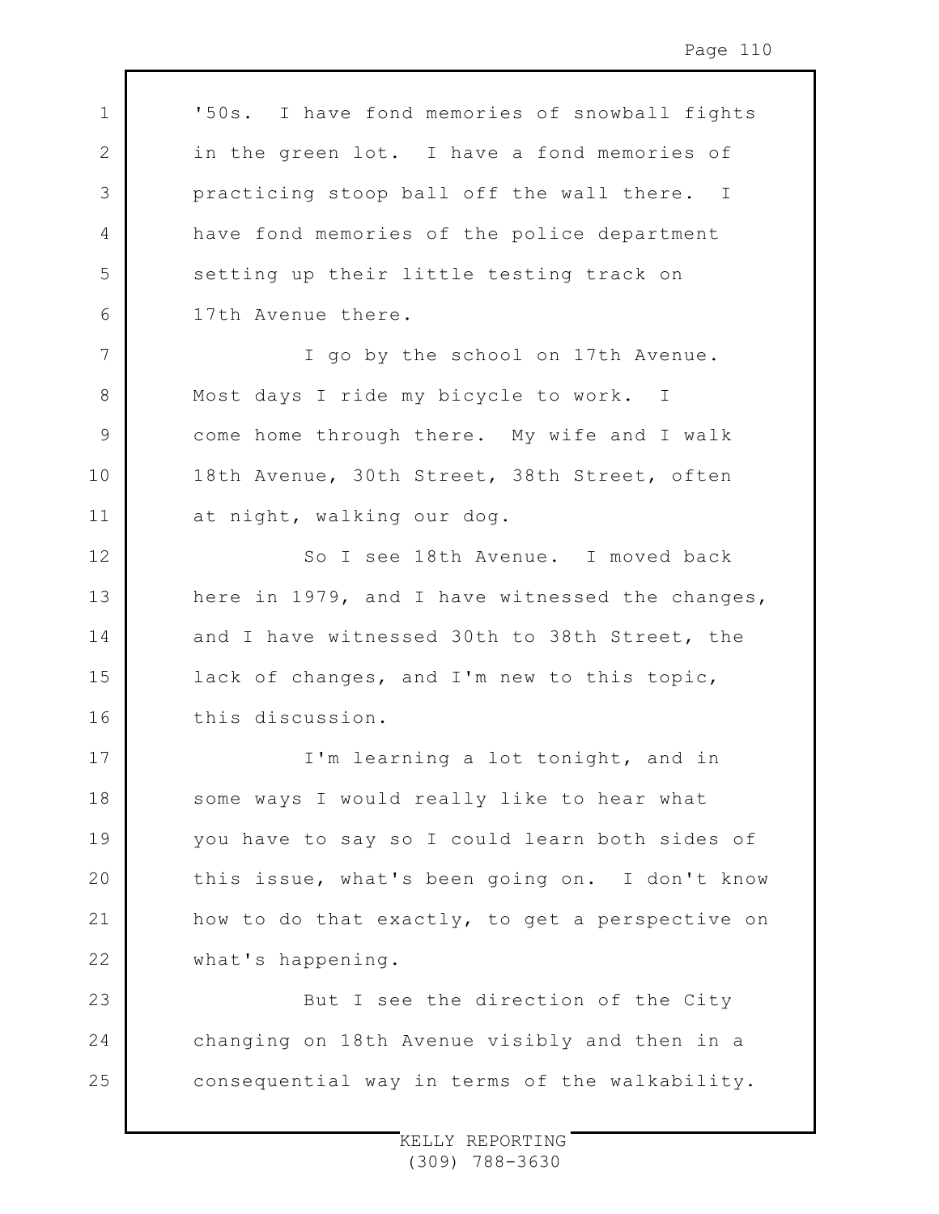'50s. I have fond memories of snowball fights in the green lot. I have a fond memories of practicing stoop ball off the wall there. I have fond memories of the police department setting up their little testing track on 17th Avenue there.

I go by the school on 17th Avenue. Most days I ride my bicycle to work. I come home through there. My wife and I walk 18th Avenue, 30th Street, 38th Street, often at night, walking our dog.

So I see 18th Avenue. I moved back here in 1979, and I have witnessed the changes, and I have witnessed 30th to 38th Street, the lack of changes, and I'm new to this topic, this discussion.

I'm learning a lot tonight, and in some ways I would really like to hear what you have to say so I could learn both sides of this issue, what's been going on. I don't know how to do that exactly, to get a perspective on what's happening.

But I see the direction of the City changing on 18th Avenue visibly and then in a consequential way in terms of the walkability.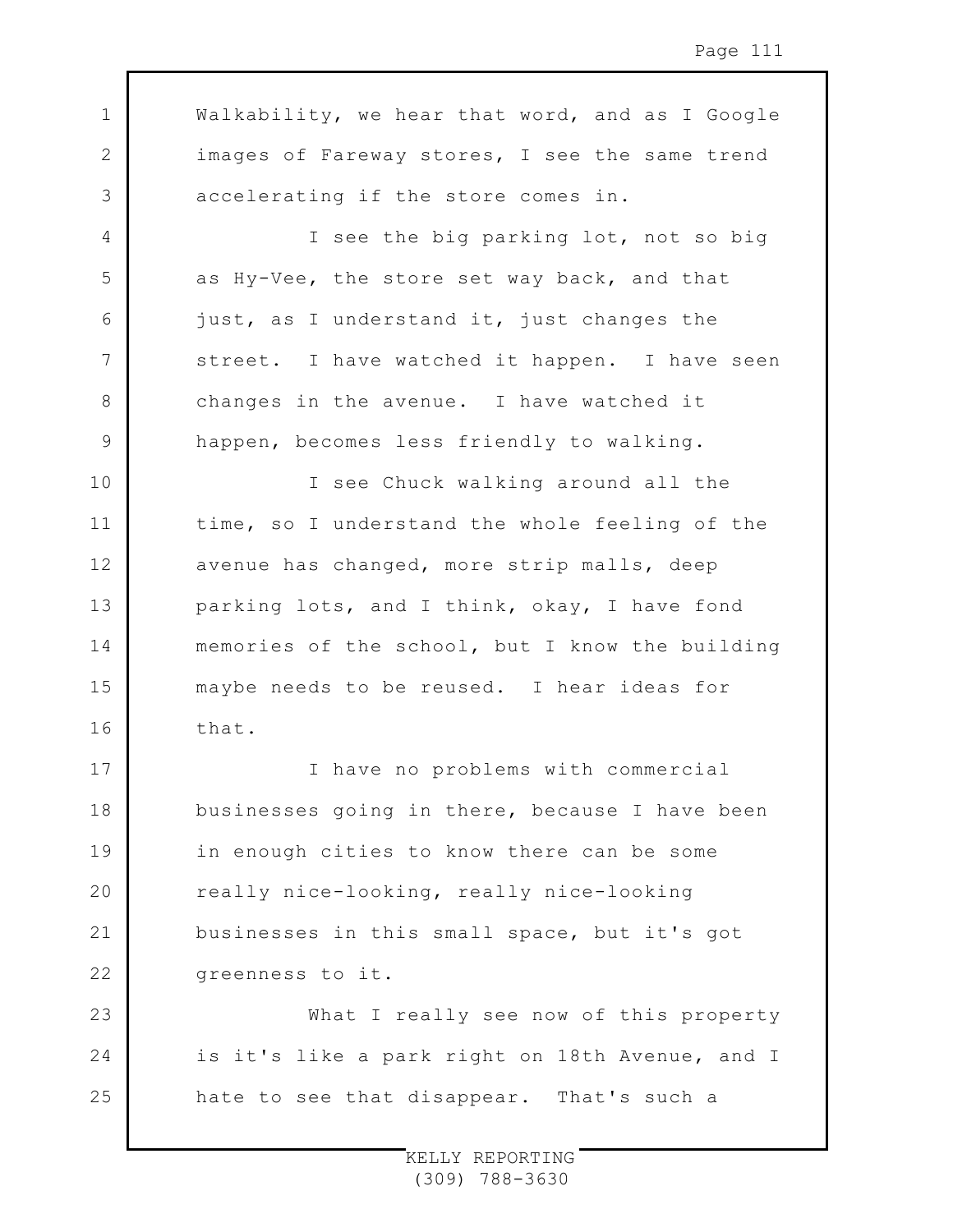Walkability, we hear that word, and as I Google images of Fareway stores, I see the same trend accelerating if the store comes in.

I see the big parking lot, not so big as Hy-Vee, the store set way back, and that just, as I understand it, just changes the street. I have watched it happen. I have seen changes in the avenue. I have watched it happen, becomes less friendly to walking.

I see Chuck walking around all the time, so I understand the whole feeling of the avenue has changed, more strip malls, deep parking lots, and I think, okay, I have fond memories of the school, but I know the building maybe needs to be reused. I hear ideas for that.

I have no problems with commercial businesses going in there, because I have been in enough cities to know there can be some really nice-looking, really nice-looking businesses in this small space, but it's got greenness to it.

What I really see now of this property is it's like a park right on 18th Avenue, and I hate to see that disappear. That's such a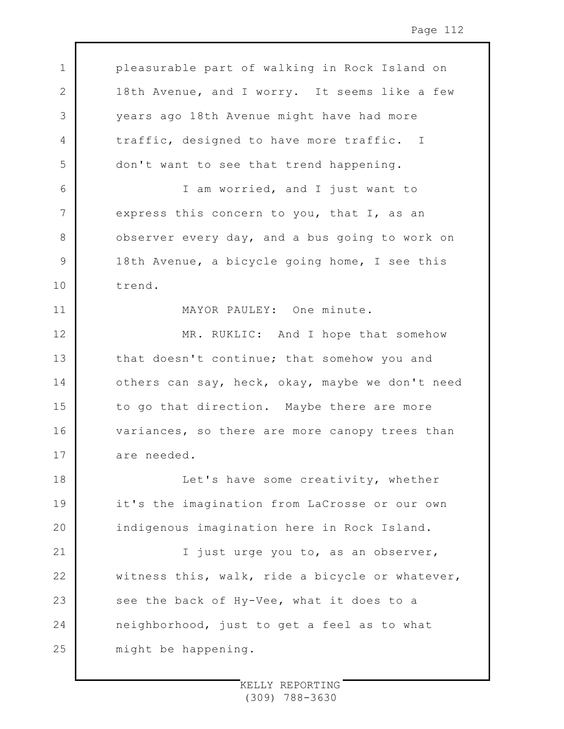pleasurable part of walking in Rock Island on 18th Avenue, and I worry. It seems like a few years ago 18th Avenue might have had more traffic, designed to have more traffic. I don't want to see that trend happening.

I am worried, and I just want to express this concern to you, that I, as an observer every day, and a bus going to work on 18th Avenue, a bicycle going home, I see this trend.

MAYOR PAULEY: One minute.

MR. RUKLIC: And I hope that somehow that doesn't continue; that somehow you and others can say, heck, okay, maybe we don't need to go that direction. Maybe there are more variances, so there are more canopy trees than are needed.

Let's have some creativity, whether it's the imagination from LaCrosse or our own indigenous imagination here in Rock Island.

I just urge you to, as an observer, witness this, walk, ride a bicycle or whatever, see the back of Hy-Vee, what it does to a neighborhood, just to get a feel as to what might be happening.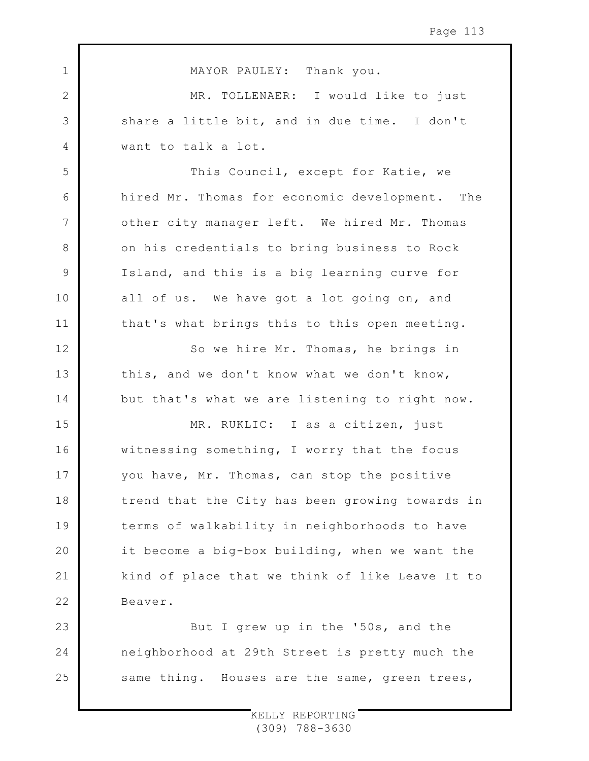MAYOR PAULEY: Thank you.

MR. TOLLENAER: I would like to just share a little bit, and in due time. I don't want to talk a lot.

This Council, except for Katie, we hired Mr. Thomas for economic development. The other city manager left. We hired Mr. Thomas on his credentials to bring business to Rock Island, and this is a big learning curve for all of us. We have got a lot going on, and that's what brings this to this open meeting.

So we hire Mr. Thomas, he brings in this, and we don't know what we don't know, but that's what we are listening to right now.

MR. RUKLIC: I as a citizen, just witnessing something, I worry that the focus you have, Mr. Thomas, can stop the positive trend that the City has been growing towards in terms of walkability in neighborhoods to have it become a big-box building, when we want the kind of place that we think of like Leave It to Beaver.

But I grew up in the '50s, and the neighborhood at 29th Street is pretty much the same thing. Houses are the same, green trees,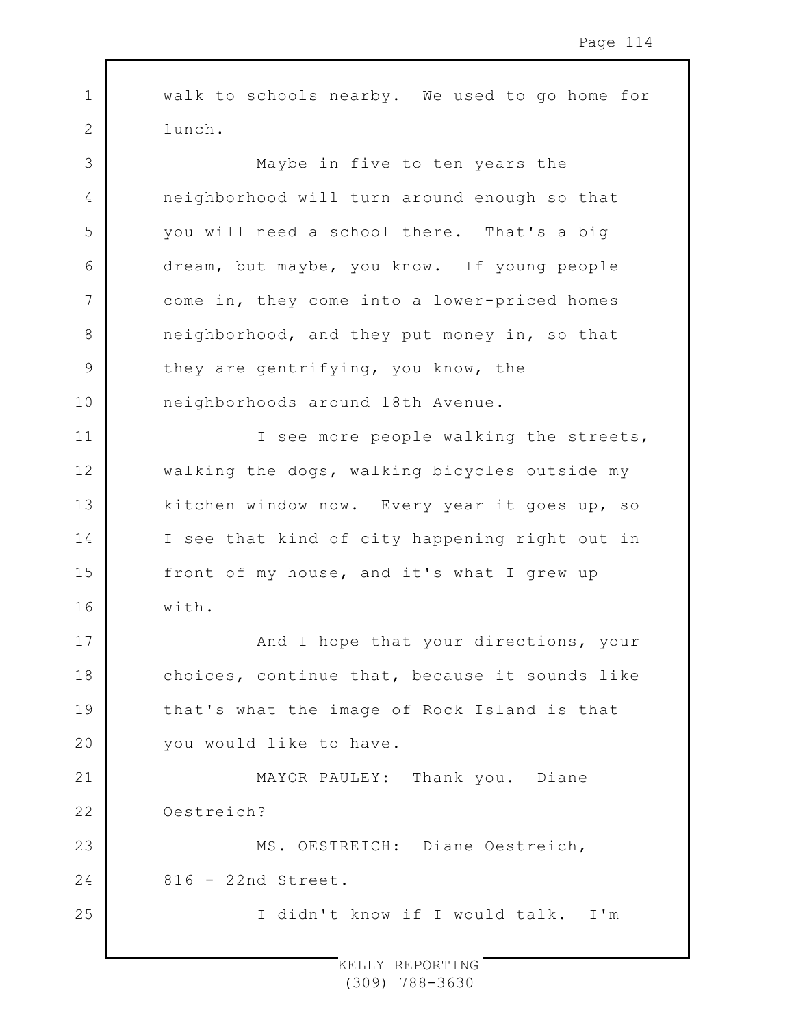walk to schools nearby. We used to go home for lunch.

Maybe in five to ten years the neighborhood will turn around enough so that you will need a school there. That's a big dream, but maybe, you know. If young people come in, they come into a lower-priced homes neighborhood, and they put money in, so that they are gentrifying, you know, the neighborhoods around 18th Avenue.

I see more people walking the streets, walking the dogs, walking bicycles outside my kitchen window now. Every year it goes up, so I see that kind of city happening right out in front of my house, and it's what I grew up with.

And I hope that your directions, your choices, continue that, because it sounds like that's what the image of Rock Island is that you would like to have.

MAYOR PAULEY: Thank you. Diane Oestreich?

MS. OESTREICH: Diane Oestreich, 816 - 22nd Street.

I didn't know if I would talk. I'm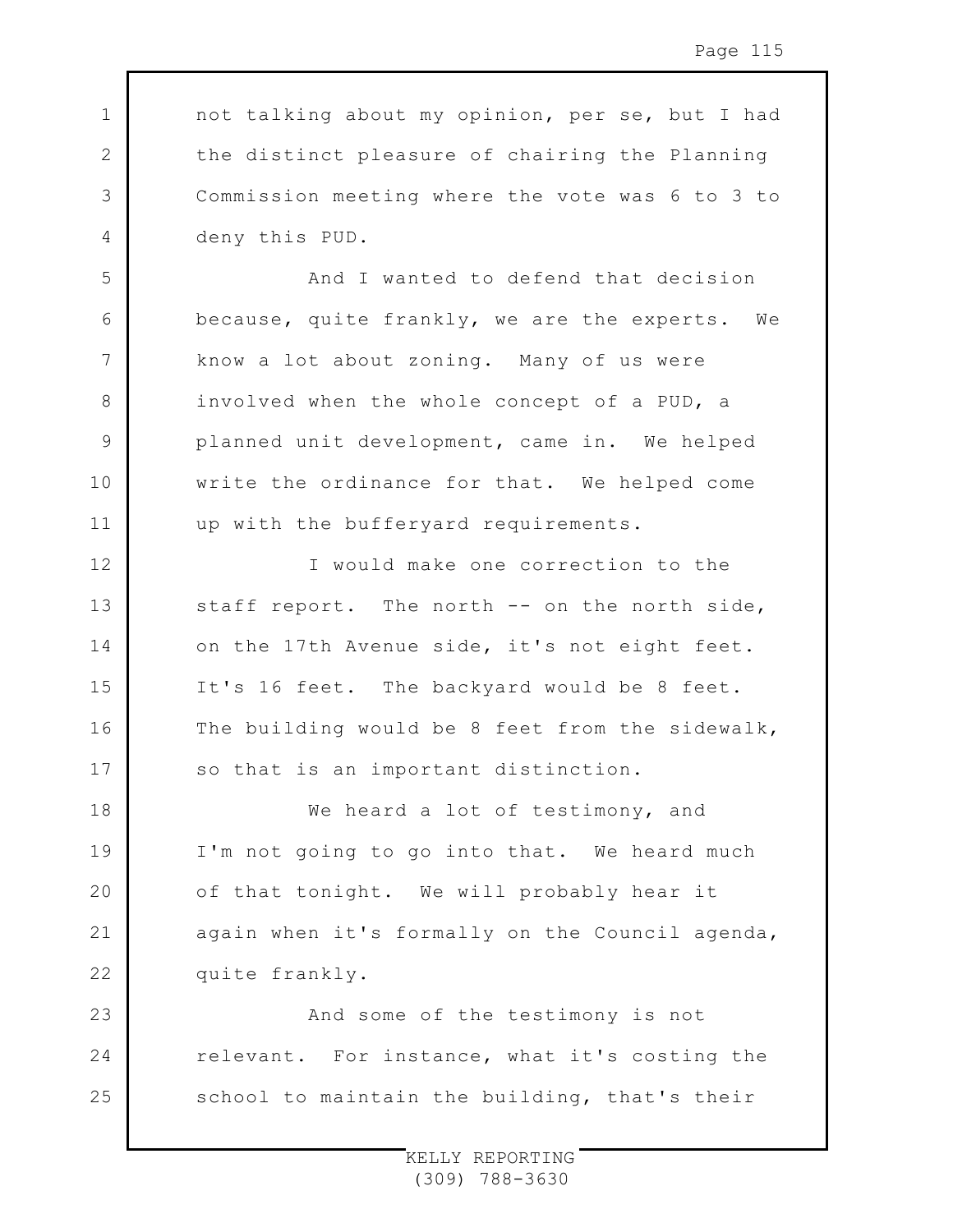not talking about my opinion, per se, but I had the distinct pleasure of chairing the Planning Commission meeting where the vote was 6 to 3 to deny this PUD.

And I wanted to defend that decision because, quite frankly, we are the experts. We know a lot about zoning. Many of us were involved when the whole concept of a PUD, a planned unit development, came in. We helped write the ordinance for that. We helped come up with the bufferyard requirements.

I would make one correction to the staff report. The north -- on the north side, on the 17th Avenue side, it's not eight feet. It's 16 feet. The backyard would be 8 feet. The building would be 8 feet from the sidewalk, so that is an important distinction.

We heard a lot of testimony, and I'm not going to go into that. We heard much of that tonight. We will probably hear it again when it's formally on the Council agenda, quite frankly.

And some of the testimony is not relevant. For instance, what it's costing the school to maintain the building, that's their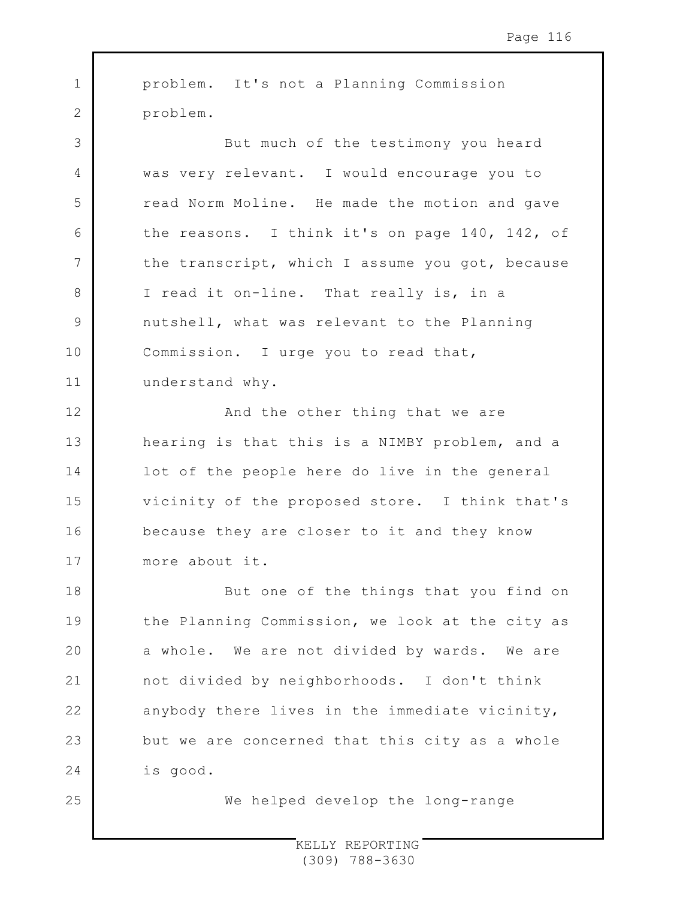problem. It's not a Planning Commission problem.

But much of the testimony you heard was very relevant. I would encourage you to read Norm Moline. He made the motion and gave the reasons. I think it's on page 140, 142, of the transcript, which I assume you got, because I read it on-line. That really is, in a nutshell, what was relevant to the Planning Commission. I urge you to read that, understand why.

And the other thing that we are hearing is that this is a NIMBY problem, and a lot of the people here do live in the general vicinity of the proposed store. I think that's because they are closer to it and they know more about it.

But one of the things that you find on the Planning Commission, we look at the city as a whole. We are not divided by wards. We are not divided by neighborhoods. I don't think anybody there lives in the immediate vicinity, but we are concerned that this city as a whole is good.

We helped develop the long-range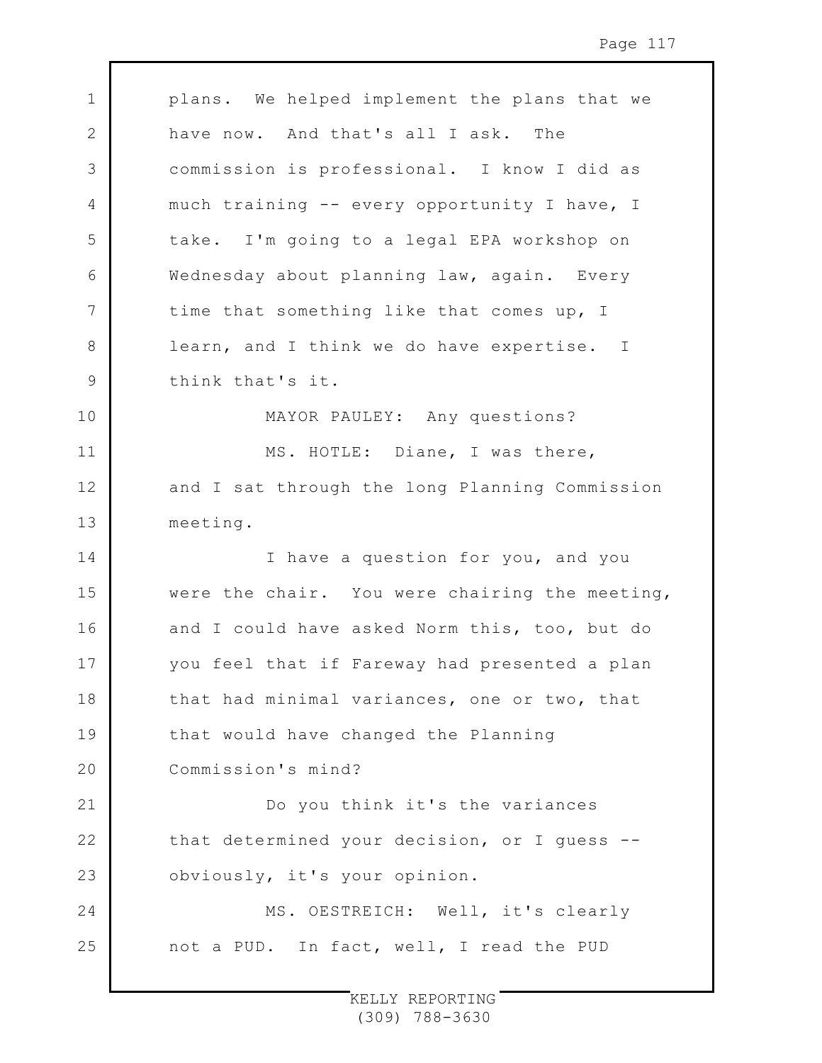plans. We helped implement the plans that we have now. And that's all I ask. The commission is professional. I know I did as much training -- every opportunity I have, I take. I'm going to a legal EPA workshop on Wednesday about planning law, again. Every time that something like that comes up, I learn, and I think we do have expertise. I think that's it.

MAYOR PAULEY: Any questions?

MS. HOTLE: Diane, I was there, and I sat through the long Planning Commission meeting.

I have a question for you, and you were the chair. You were chairing the meeting, and I could have asked Norm this, too, but do you feel that if Fareway had presented a plan that had minimal variances, one or two, that that would have changed the Planning Commission's mind?

Do you think it's the variances that determined your decision, or I guess -- obviously, it's your opinion.

MS. OESTREICH: Well, it's clearly not a PUD. In fact, well, I read the PUD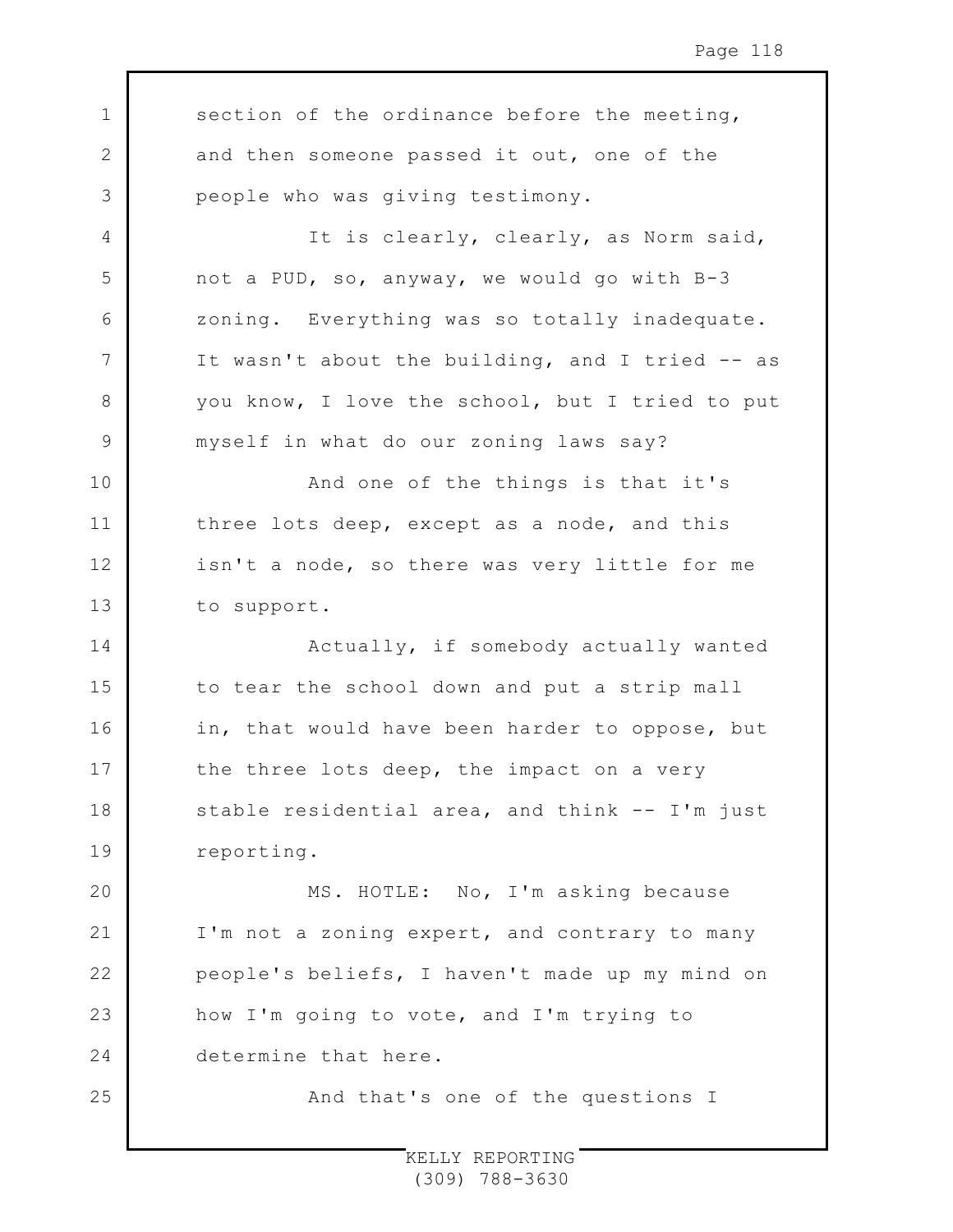section of the ordinance before the meeting, and then someone passed it out, one of the people who was giving testimony.

It is clearly, clearly, as Norm said, not a PUD, so, anyway, we would go with B-3 zoning. Everything was so totally inadequate. It wasn't about the building, and I tried -- as you know, I love the school, but I tried to put myself in what do our zoning laws say?

And one of the things is that it's three lots deep, except as a node, and this isn't a node, so there was very little for me to support.

Actually, if somebody actually wanted to tear the school down and put a strip mall in, that would have been harder to oppose, but the three lots deep, the impact on a very stable residential area, and think -- I'm just reporting.

MS. HOTLE: No, I'm asking because I'm not a zoning expert, and contrary to many people's beliefs, I haven't made up my mind on how I'm going to vote, and I'm trying to determine that here.

And that's one of the questions I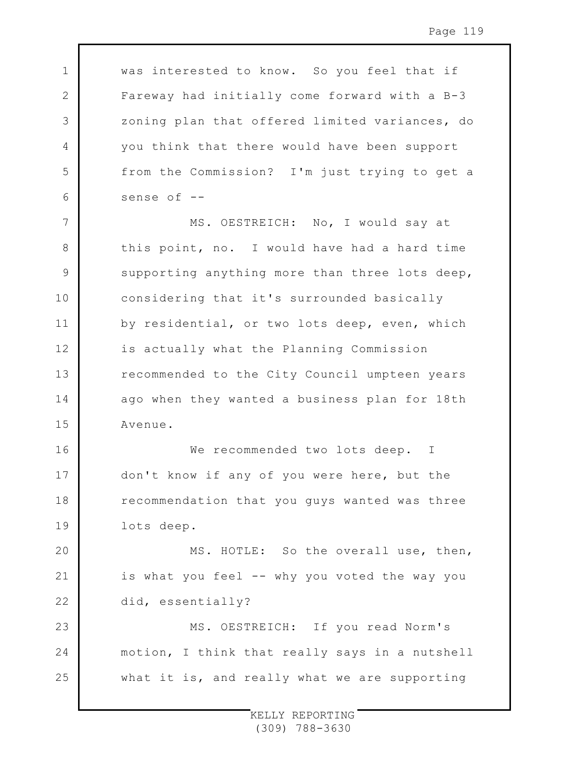was interested to know. So you feel that if Fareway had initially come forward with a B-3 zoning plan that offered limited variances, do you think that there would have been support from the Commission? I'm just trying to get a sense of --

MS. OESTREICH: No, I would say at this point, no. I would have had a hard time supporting anything more than three lots deep, considering that it's surrounded basically by residential, or two lots deep, even, which is actually what the Planning Commission recommended to the City Council umpteen years ago when they wanted a business plan for 18th Avenue.

We recommended two lots deep. I don't know if any of you were here, but the recommendation that you guys wanted was three lots deep.

MS. HOTLE: So the overall use, then, is what you feel -- why you voted the way you did, essentially?

MS. OESTREICH: If you read Norm's motion, I think that really says in a nutshell what it is, and really what we are supporting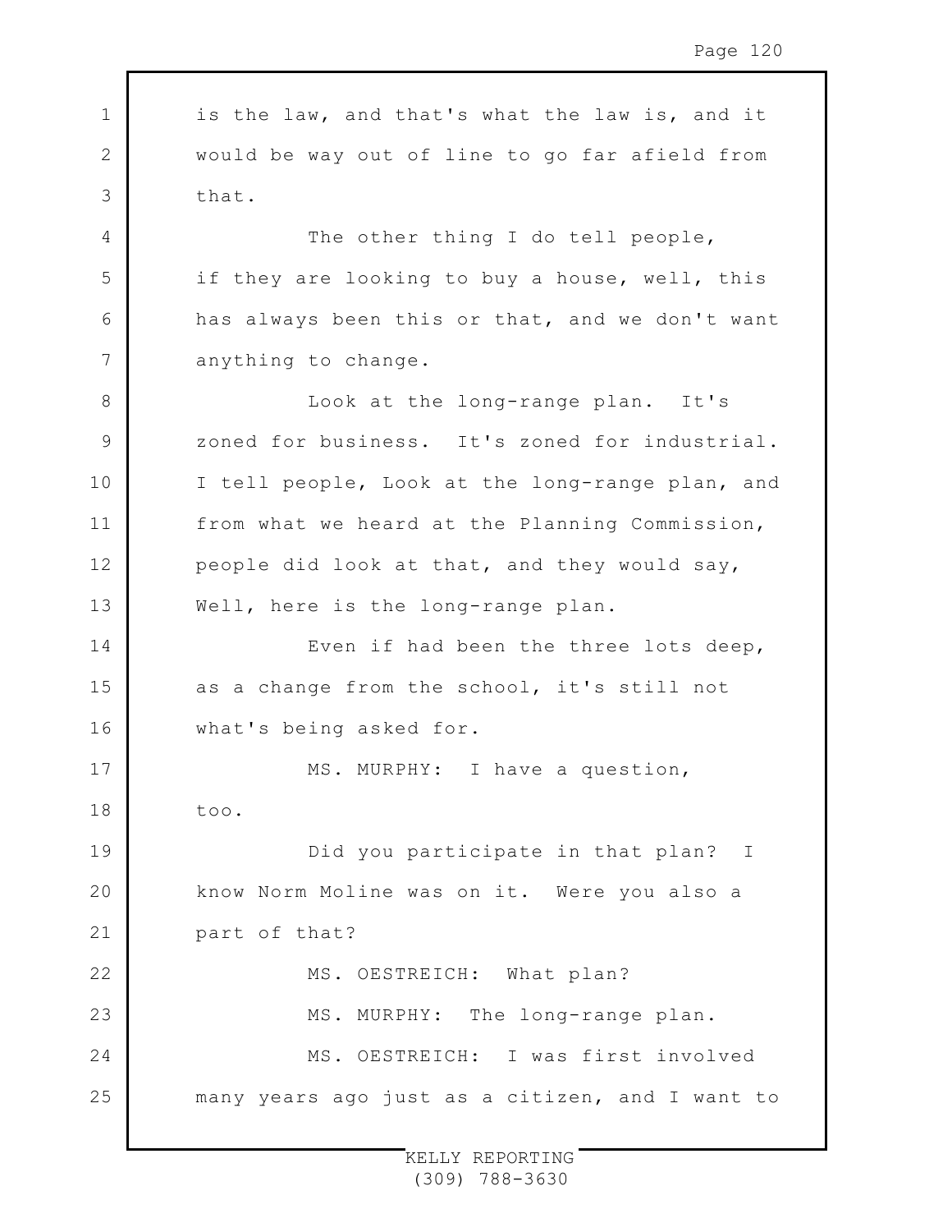is the law, and that's what the law is, and it would be way out of line to go far afield from that.

The other thing I do tell people, if they are looking to buy a house, well, this has always been this or that, and we don't want anything to change.

Look at the long-range plan. It's zoned for business. It's zoned for industrial. I tell people, Look at the long-range plan, and from what we heard at the Planning Commission, people did look at that, and they would say, Well, here is the long-range plan.

Even if had been the three lots deep, as a change from the school, it's still not what's being asked for.

MS. MURPHY: I have a question, too.

Did you participate in that plan? I know Norm Moline was on it. Were you also a part of that?

MS. OESTREICH: What plan?

MS. MURPHY: The long-range plan.

MS. OESTREICH: I was first involved many years ago just as a citizen, and I want to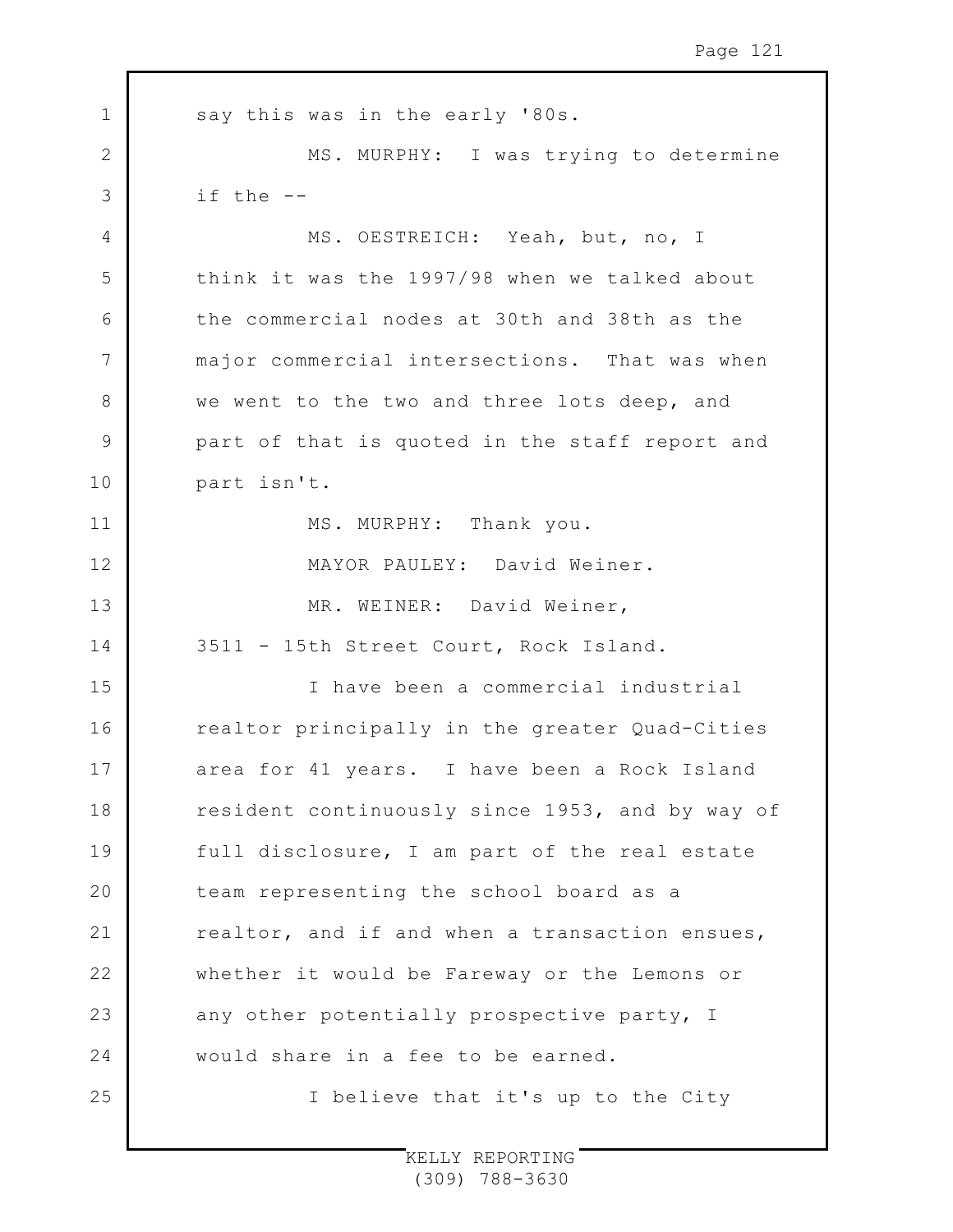say this was in the early '80s.

MS. MURPHY: I was trying to determine if the --

MS. OESTREICH: Yeah, but, no, I think it was the 1997/98 when we talked about the commercial nodes at 30th and 38th as the major commercial intersections. That was when we went to the two and three lots deep, and part of that is quoted in the staff report and part isn't.

MS. MURPHY: Thank you.

MAYOR PAULEY: David Weiner.

MR. WEINER: David Weiner, 3511 - 15th Street Court, Rock Island.

I have been a commercial industrial realtor principally in the greater Quad-Cities area for 41 years. I have been a Rock Island resident continuously since 1953, and by way of full disclosure, I am part of the real estate team representing the school board as a realtor, and if and when a transaction ensues, whether it would be Fareway or the Lemons or any other potentially prospective party, I would share in a fee to be earned.

I believe that it's up to the City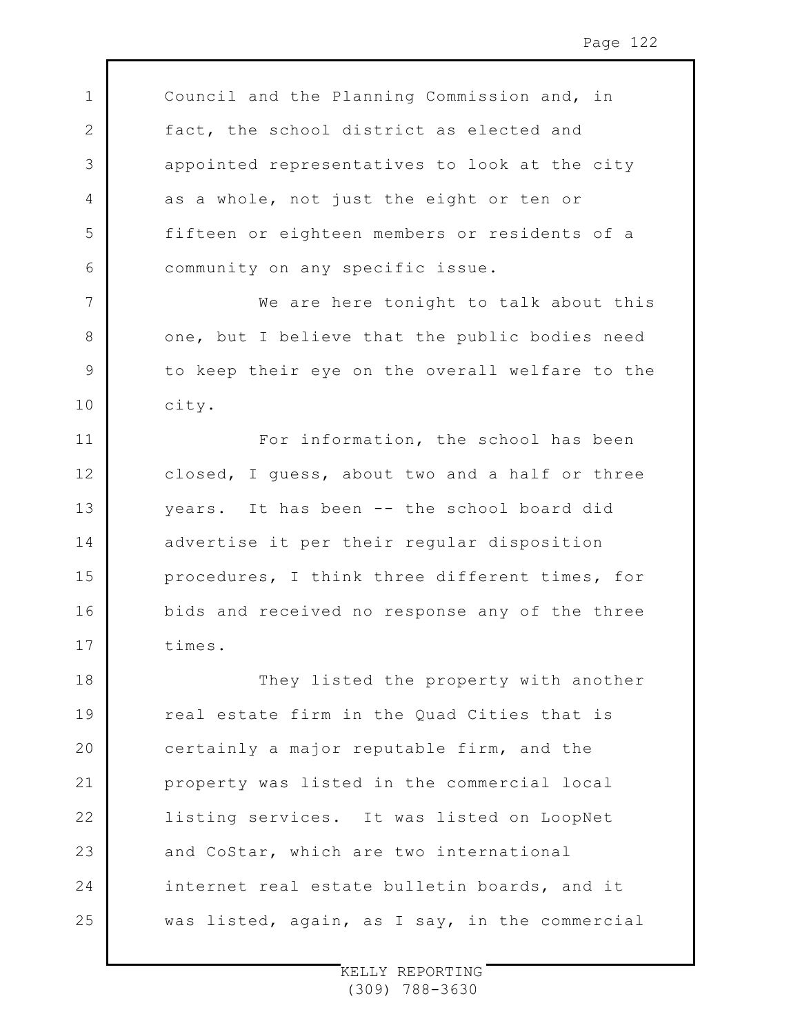Council and the Planning Commission and, in fact, the school district as elected and appointed representatives to look at the city as a whole, not just the eight or ten or fifteen or eighteen members or residents of a community on any specific issue.

We are here tonight to talk about this one, but I believe that the public bodies need to keep their eye on the overall welfare to the city.

For information, the school has been closed, I guess, about two and a half or three years. It has been -- the school board did advertise it per their regular disposition procedures, I think three different times, for bids and received no response any of the three times.

They listed the property with another real estate firm in the Quad Cities that is certainly a major reputable firm, and the property was listed in the commercial local listing services. It was listed on LoopNet and CoStar, which are two international internet real estate bulletin boards, and it was listed, again, as I say, in the commercial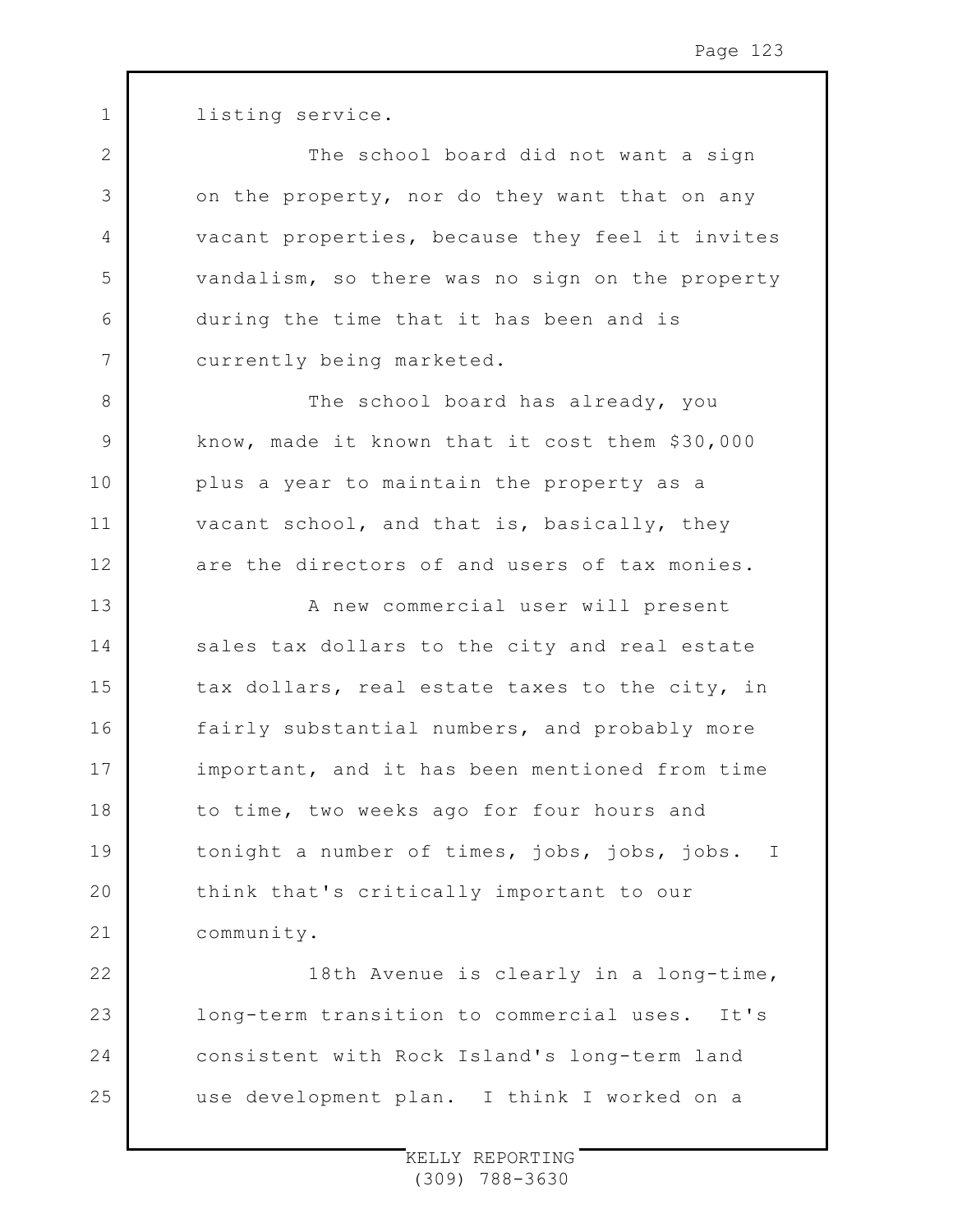listing service.

The school board did not want a sign on the property, nor do they want that on any vacant properties, because they feel it invites vandalism, so there was no sign on the property during the time that it has been and is currently being marketed.

The school board has already, you know, made it known that it cost them $30,000 plus a year to maintain the property as a vacant school, and that is, basically, they are the directors of and users of tax monies.

A new commercial user will present sales tax dollars to the city and real estate tax dollars, real estate taxes to the city, in fairly substantial numbers, and probably more important, and it has been mentioned from time to time, two weeks ago for four hours and tonight a number of times, jobs, jobs, jobs. I think that's critically important to our community.

18th Avenue is clearly in a long-time, long-term transition to commercial uses. It's consistent with Rock Island's long-term land use development plan. I think I worked on a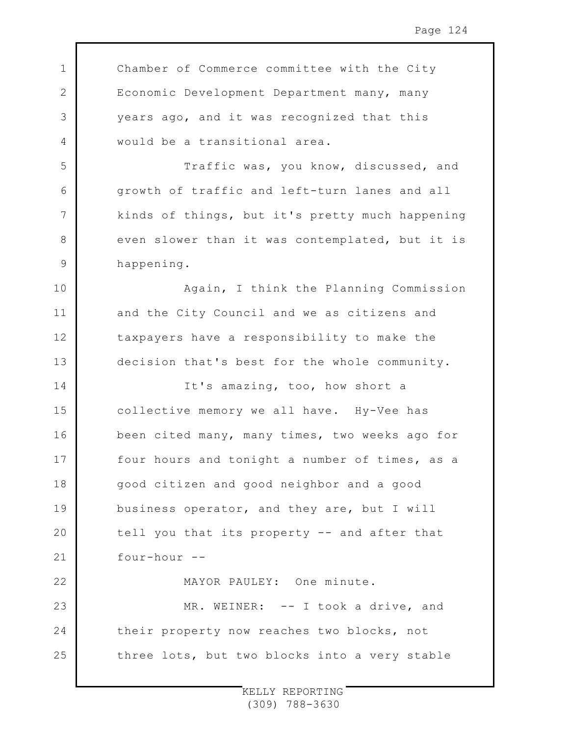Chamber of Commerce committee with the City Economic Development Department many, many years ago, and it was recognized that this would be a transitional area.

Traffic was, you know, discussed, and growth of traffic and left-turn lanes and all kinds of things, but it's pretty much happening even slower than it was contemplated, but it is happening.

Again, I think the Planning Commission and the City Council and we as citizens and taxpayers have a responsibility to make the decision that's best for the whole community.

It's amazing, too, how short a collective memory we all have. Hy-Vee has been cited many, many times, two weeks ago for four hours and tonight a number of times, as a good citizen and good neighbor and a good business operator, and they are, but I will tell you that its property -- and after that four-hour --

MAYOR PAULEY: One minute.

MR. WEINER: -- I took a drive, and their property now reaches two blocks, not three lots, but two blocks into a very stable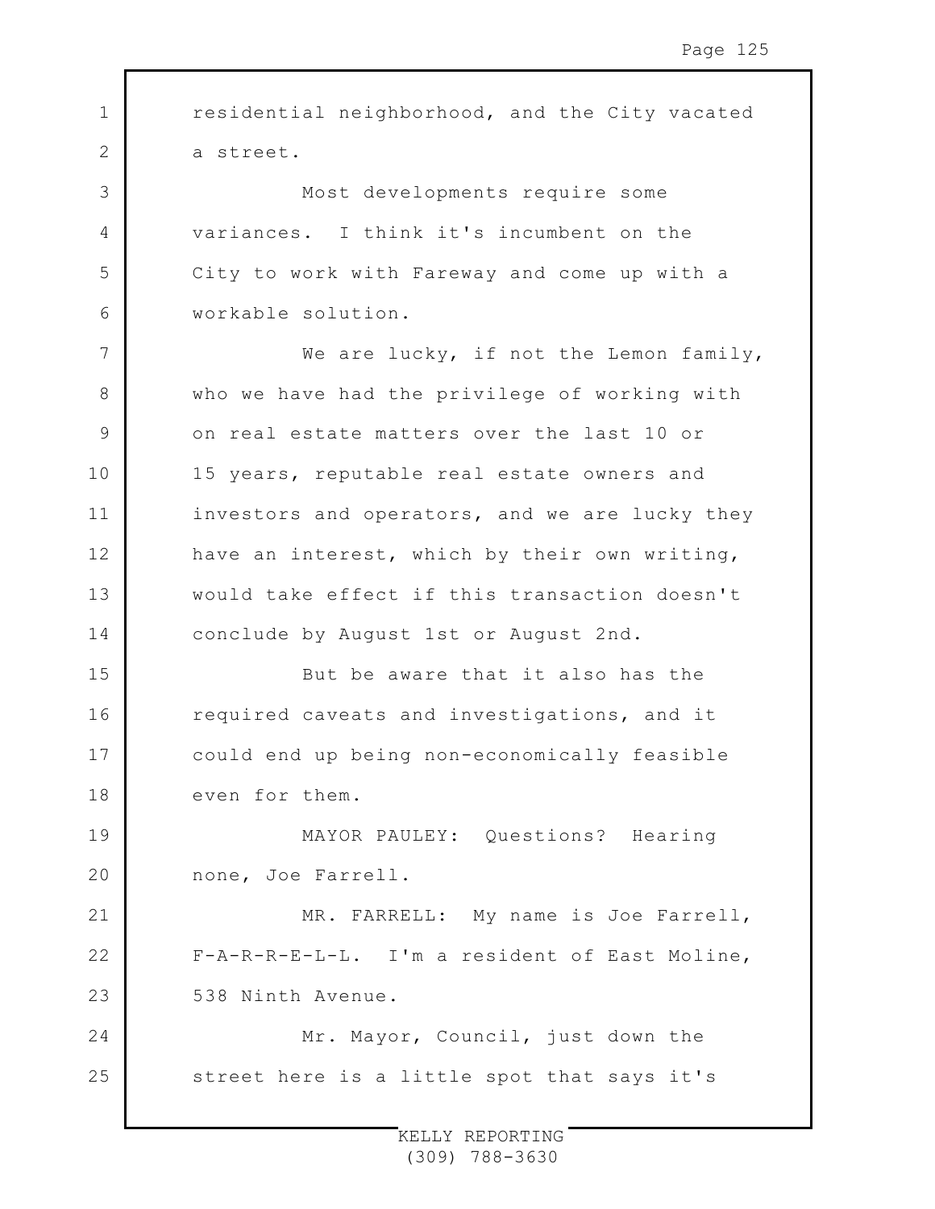residential neighborhood, and the City vacated a street.

Most developments require some variances. I think it's incumbent on the City to work with Fareway and come up with a workable solution.

We are lucky, if not the Lemon family, who we have had the privilege of working with on real estate matters over the last 10 or 15 years, reputable real estate owners and investors and operators, and we are lucky they have an interest, which by their own writing, would take effect if this transaction doesn't conclude by August 1st or August 2nd.

But be aware that it also has the required caveats and investigations, and it could end up being non-economically feasible even for them.

MAYOR PAULEY: Questions? Hearing none, Joe Farrell.

MR. FARRELL: My name is Joe Farrell, F-A-R-R-E-L-L. I'm a resident of East Moline, 538 Ninth Avenue.

Mr. Mayor, Council, just down the street here is a little spot that says it's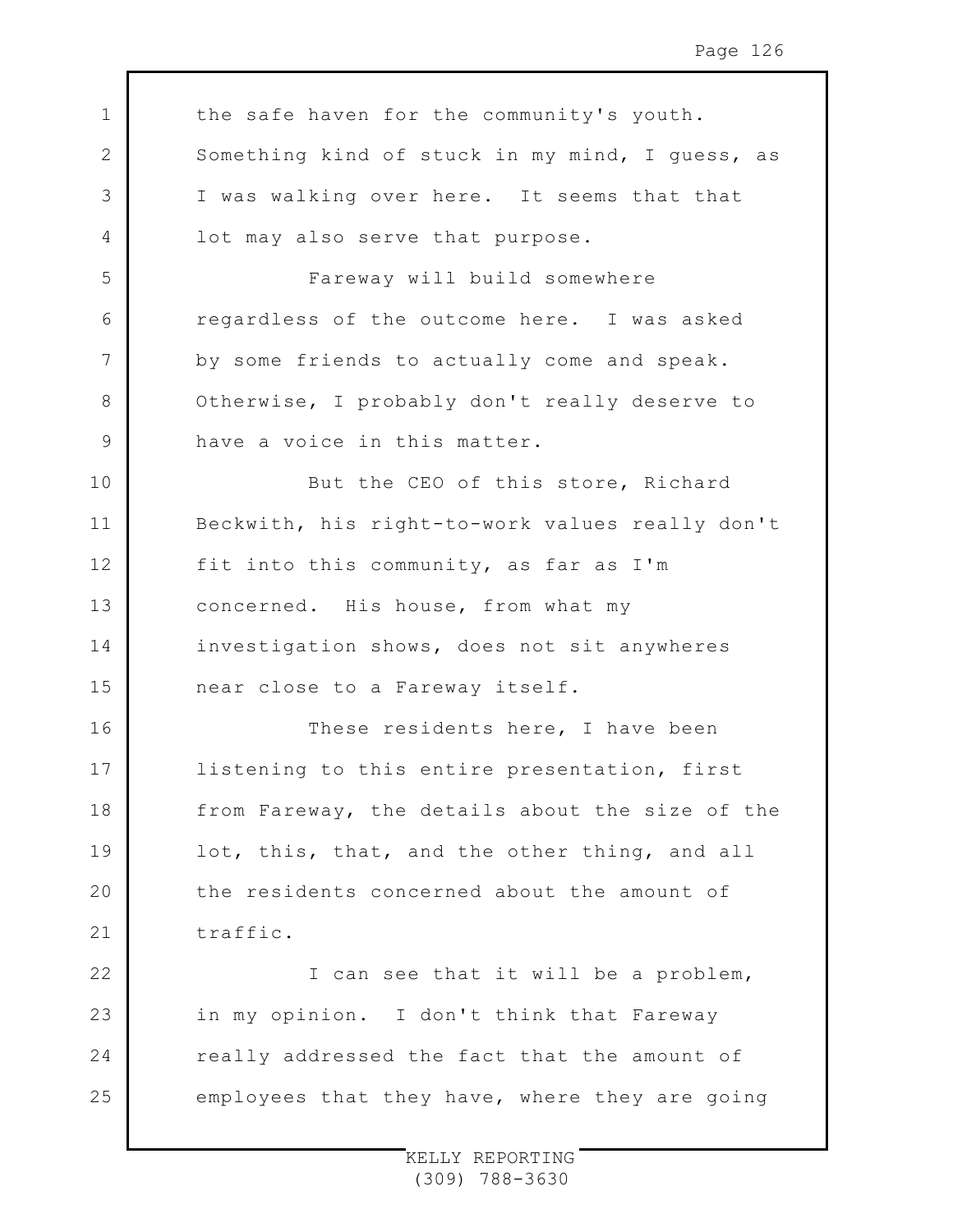the safe haven for the community's youth. Something kind of stuck in my mind, I guess, as I was walking over here. It seems that that lot may also serve that purpose.

Fareway will build somewhere regardless of the outcome here. I was asked by some friends to actually come and speak. Otherwise, I probably don't really deserve to have a voice in this matter.

But the CEO of this store, Richard Beckwith, his right-to-work values really don't fit into this community, as far as I'm concerned. His house, from what my investigation shows, does not sit anywheres near close to a Fareway itself.

These residents here, I have been listening to this entire presentation, first from Fareway, the details about the size of the lot, this, that, and the other thing, and all the residents concerned about the amount of traffic.

I can see that it will be a problem, in my opinion. I don't think that Fareway really addressed the fact that the amount of employees that they have, where they are going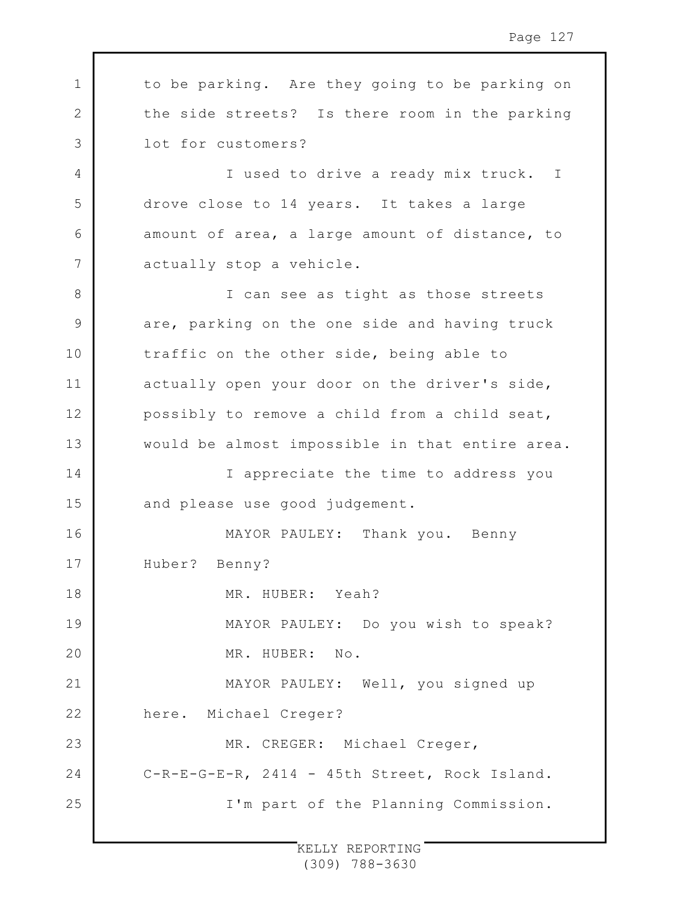to be parking. Are they going to be parking on the side streets? Is there room in the parking lot for customers?

I used to drive a ready mix truck. I drove close to 14 years. It takes a large amount of area, a large amount of distance, to actually stop a vehicle.

I can see as tight as those streets are, parking on the one side and having truck traffic on the other side, being able to actually open your door on the driver's side, possibly to remove a child from a child seat, would be almost impossible in that entire area.

I appreciate the time to address you and please use good judgement.

MAYOR PAULEY: Thank you. Benny Huber? Benny?

MR. HUBER: Yeah?

MAYOR PAULEY: Do you wish to speak?

MR. HUBER: No.

MAYOR PAULEY: Well, you signed up here. Michael Creger?

MR. CREGER: Michael Creger, C-R-E-G-E-R, 2414 - 45th Street, Rock Island.

I'm part of the Planning Commission.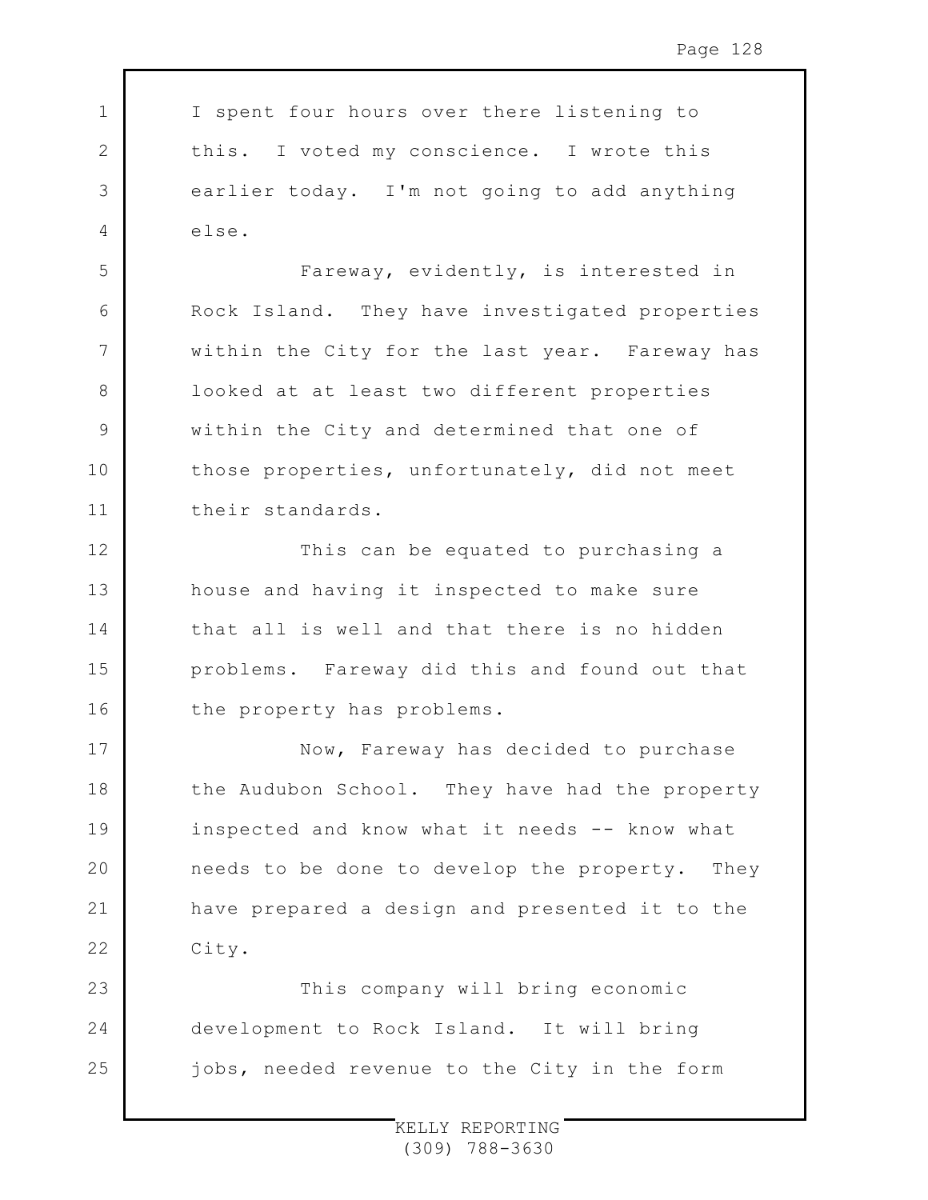I spent four hours over there listening to this. I voted my conscience. I wrote this earlier today. I'm not going to add anything else.

Fareway, evidently, is interested in Rock Island. They have investigated properties within the City for the last year. Fareway has looked at at least two different properties within the City and determined that one of those properties, unfortunately, did not meet their standards.

This can be equated to purchasing a house and having it inspected to make sure that all is well and that there is no hidden problems. Fareway did this and found out that the property has problems.

Now, Fareway has decided to purchase the Audubon School. They have had the property inspected and know what it needs -- know what needs to be done to develop the property. They have prepared a design and presented it to the City.

This company will bring economic development to Rock Island. It will bring jobs, needed revenue to the City in the form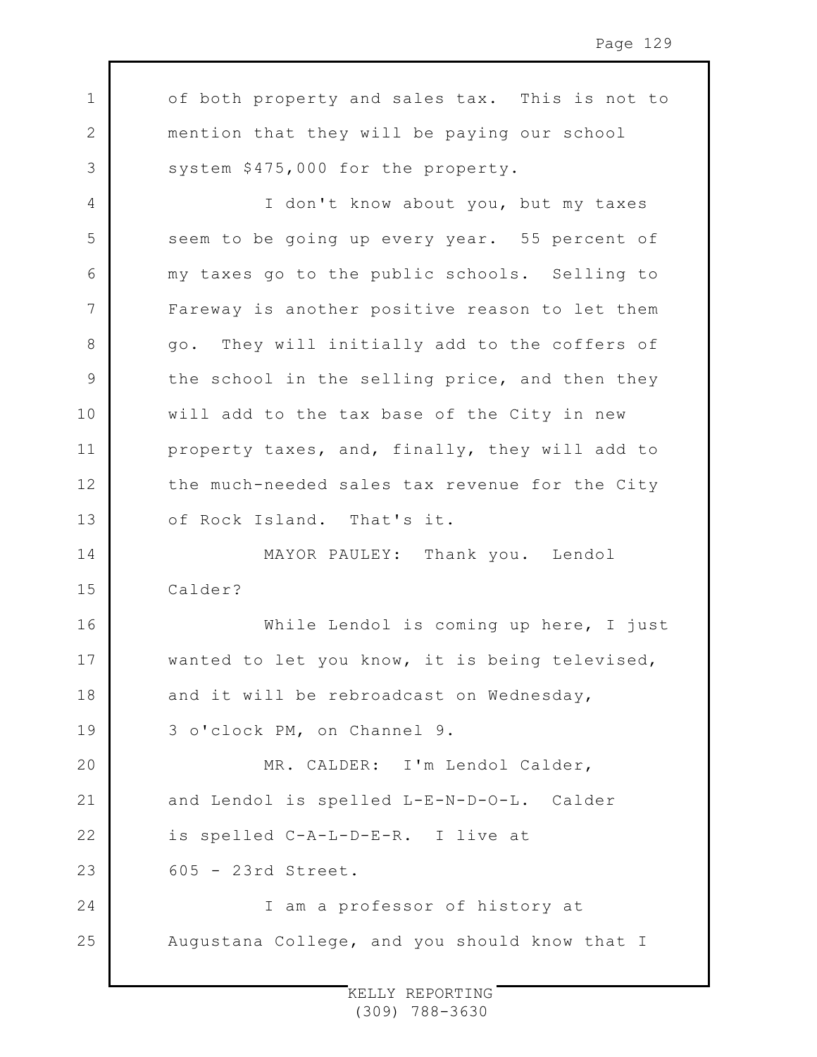of both property and sales tax. This is not to mention that they will be paying our school system $475,000 for the property.

I don't know about you, but my taxes seem to be going up every year. 55 percent of my taxes go to the public schools. Selling to Fareway is another positive reason to let them go. They will initially add to the coffers of the school in the selling price, and then they will add to the tax base of the City in new property taxes, and, finally, they will add to the much-needed sales tax revenue for the City of Rock Island. That's it.

MAYOR PAULEY: Thank you. Lendol Calder?

While Lendol is coming up here, I just wanted to let you know, it is being televised, and it will be rebroadcast on Wednesday, 3 o'clock PM, on Channel 9.

MR. CALDER: I'm Lendol Calder, and Lendol is spelled L-E-N-D-O-L. Calder is spelled C-A-L-D-E-R. I live at 605 - 23rd Street.

I am a professor of history at Augustana College, and you should know that I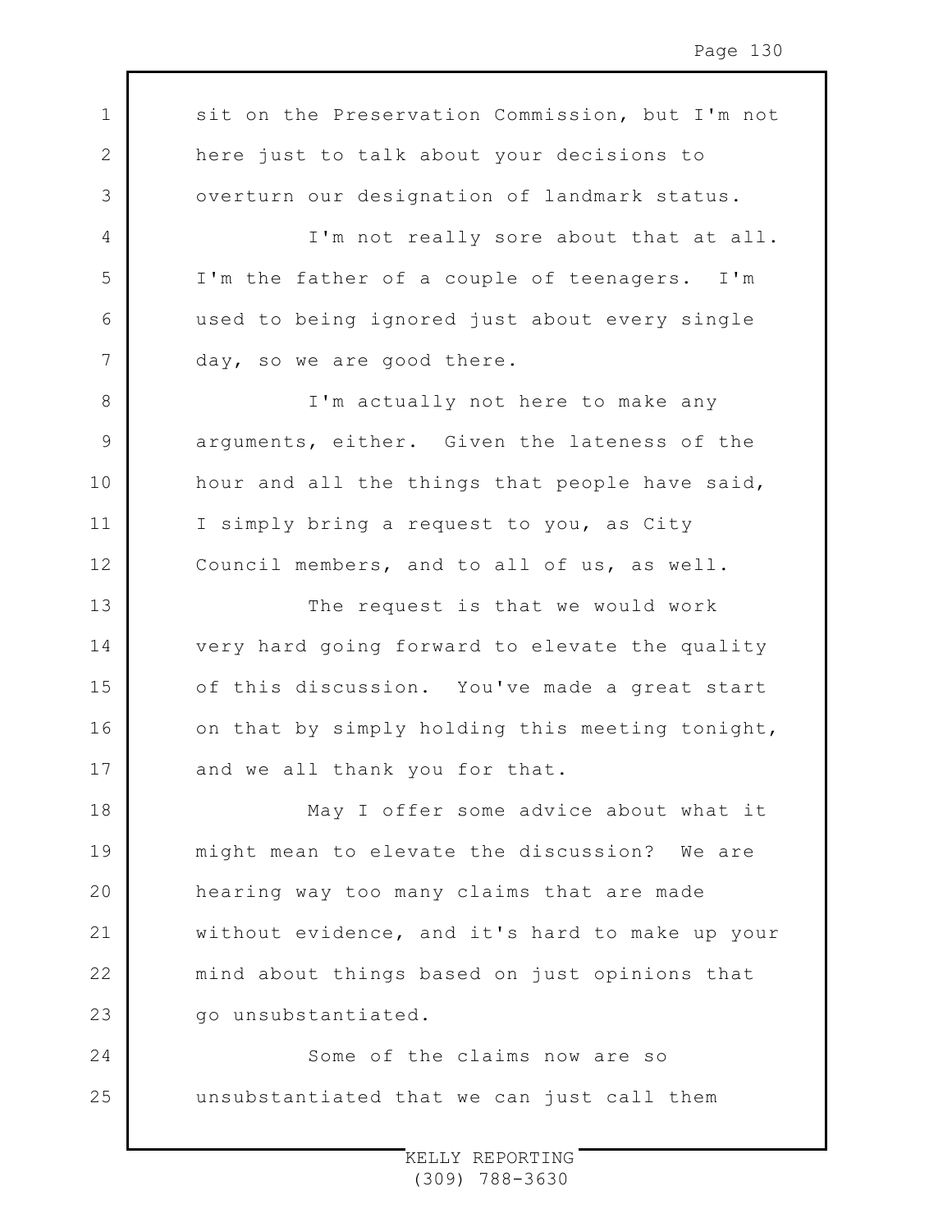sit on the Preservation Commission, but I'm not here just to talk about your decisions to overturn our designation of landmark status.

I'm not really sore about that at all. I'm the father of a couple of teenagers. I'm used to being ignored just about every single day, so we are good there.

I'm actually not here to make any arguments, either. Given the lateness of the hour and all the things that people have said, I simply bring a request to you, as City Council members, and to all of us, as well.

The request is that we would work very hard going forward to elevate the quality of this discussion. You've made a great start on that by simply holding this meeting tonight, and we all thank you for that.

May I offer some advice about what it might mean to elevate the discussion? We are hearing way too many claims that are made without evidence, and it's hard to make up your mind about things based on just opinions that go unsubstantiated.

Some of the claims now are so unsubstantiated that we can just call them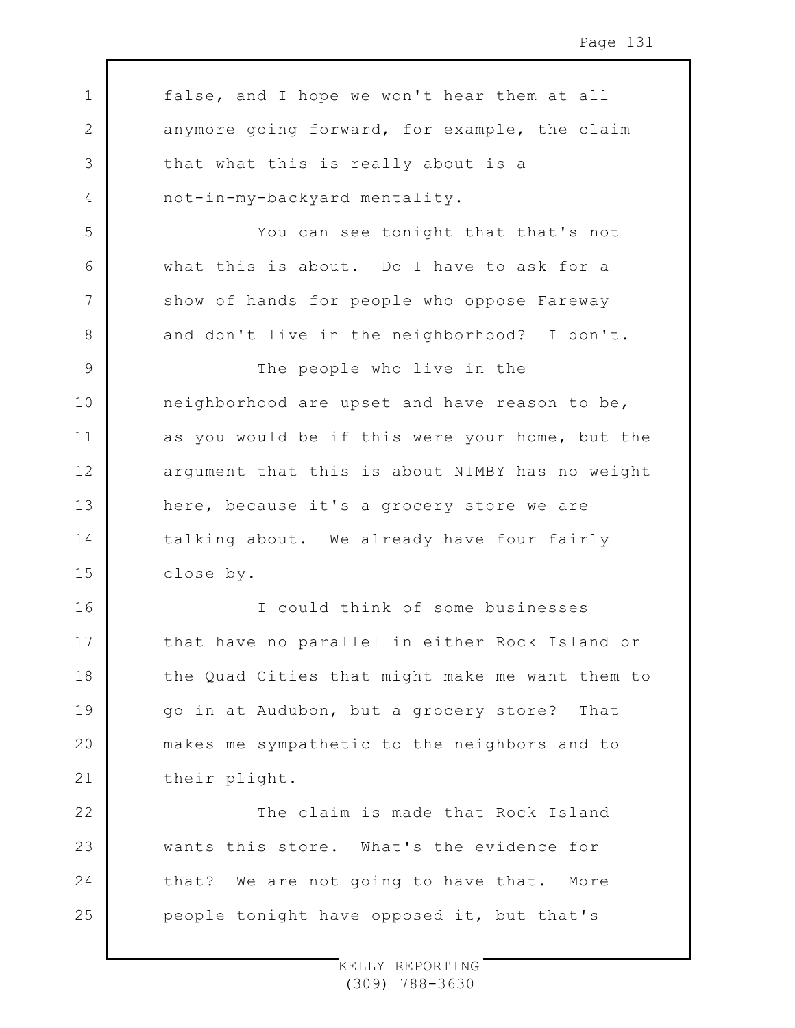false, and I hope we won't hear them at all anymore going forward, for example, the claim that what this is really about is a not-in-my-backyard mentality.

You can see tonight that that's not what this is about. Do I have to ask for a show of hands for people who oppose Fareway and don't live in the neighborhood? I don't.

The people who live in the neighborhood are upset and have reason to be, as you would be if this were your home, but the argument that this is about NIMBY has no weight here, because it's a grocery store we are talking about. We already have four fairly close by.

I could think of some businesses that have no parallel in either Rock Island or the Quad Cities that might make me want them to go in at Audubon, but a grocery store? That makes me sympathetic to the neighbors and to their plight.

The claim is made that Rock Island wants this store. What's the evidence for that? We are not going to have that. More people tonight have opposed it, but that's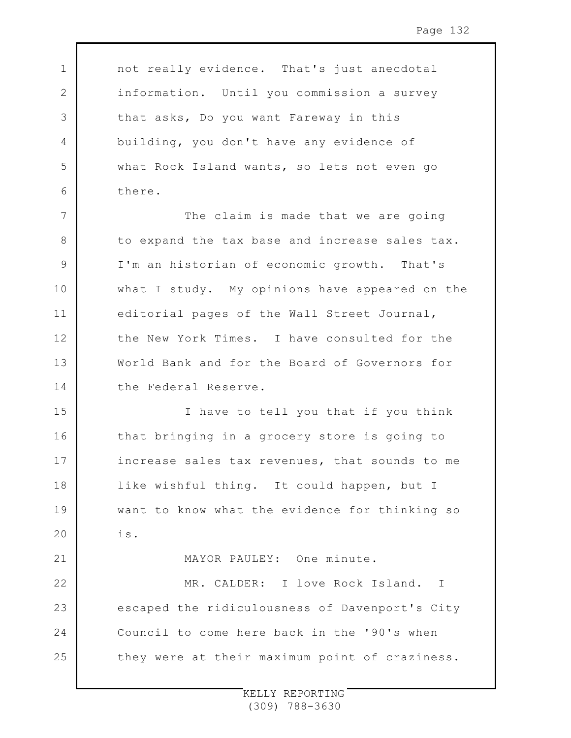not really evidence. That's just anecdotal information. Until you commission a survey that asks, Do you want Fareway in this building, you don't have any evidence of what Rock Island wants, so lets not even go there.

The claim is made that we are going to expand the tax base and increase sales tax. I'm an historian of economic growth. That's what I study. My opinions have appeared on the editorial pages of the Wall Street Journal, the New York Times. I have consulted for the World Bank and for the Board of Governors for the Federal Reserve.

I have to tell you that if you think that bringing in a grocery store is going to increase sales tax revenues, that sounds to me like wishful thing. It could happen, but I want to know what the evidence for thinking so is.

MAYOR PAULEY: One minute.

MR. CALDER: I love Rock Island. I escaped the ridiculousness of Davenport's City Council to come here back in the '90's when they were at their maximum point of craziness.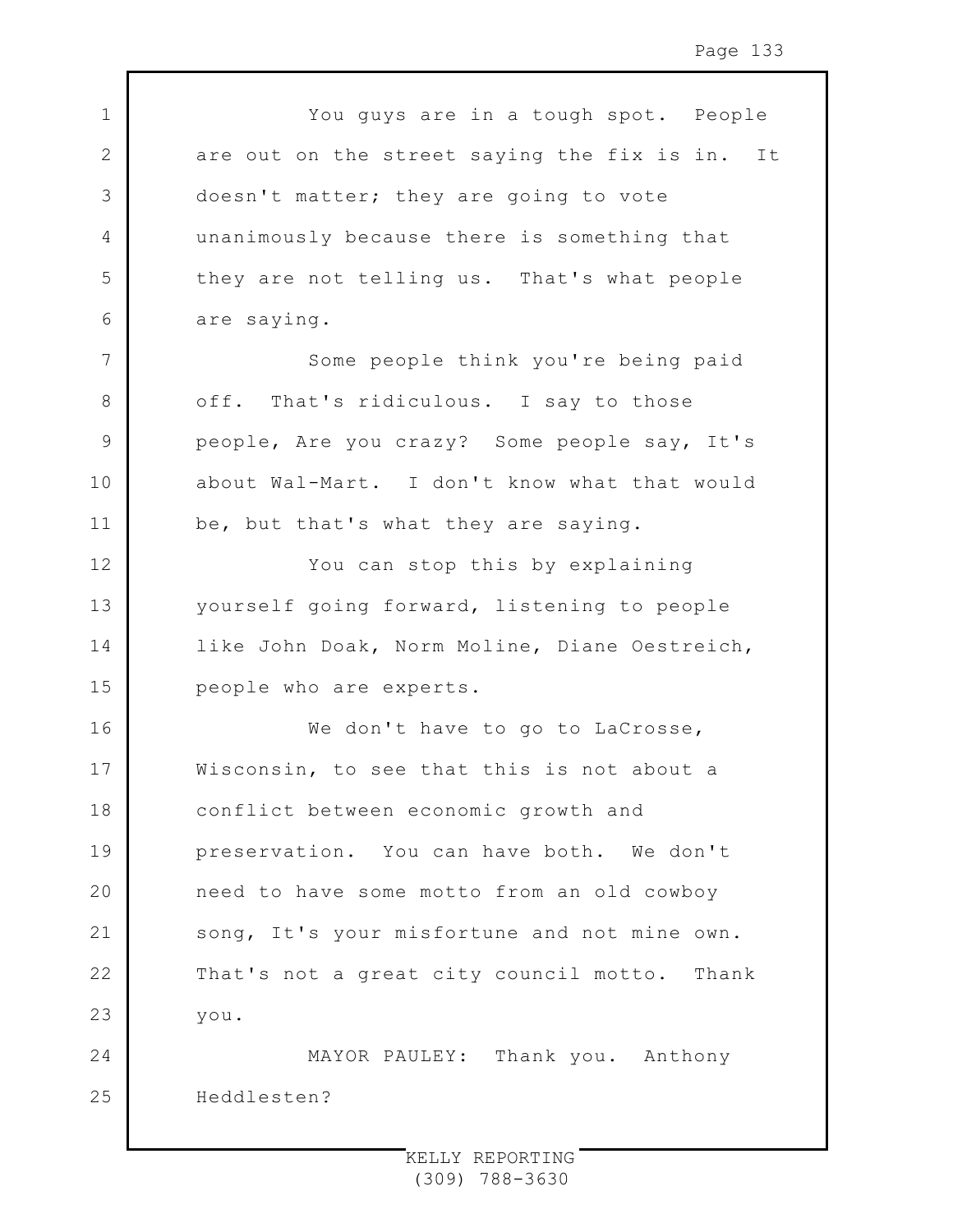You guys are in a tough spot. People are out on the street saying the fix is in. It doesn't matter; they are going to vote unanimously because there is something that they are not telling us. That's what people are saying.

Some people think you're being paid off. That's ridiculous. I say to those people, Are you crazy? Some people say, It's about Wal-Mart. I don't know what that would be, but that's what they are saying.

You can stop this by explaining yourself going forward, listening to people like John Doak, Norm Moline, Diane Oestreich, people who are experts.

We don't have to go to LaCrosse, Wisconsin, to see that this is not about a conflict between economic growth and preservation. You can have both. We don't need to have some motto from an old cowboy song, It's your misfortune and not mine own. That's not a great city council motto. Thank you.

MAYOR PAULEY: Thank you. Anthony Heddlesten?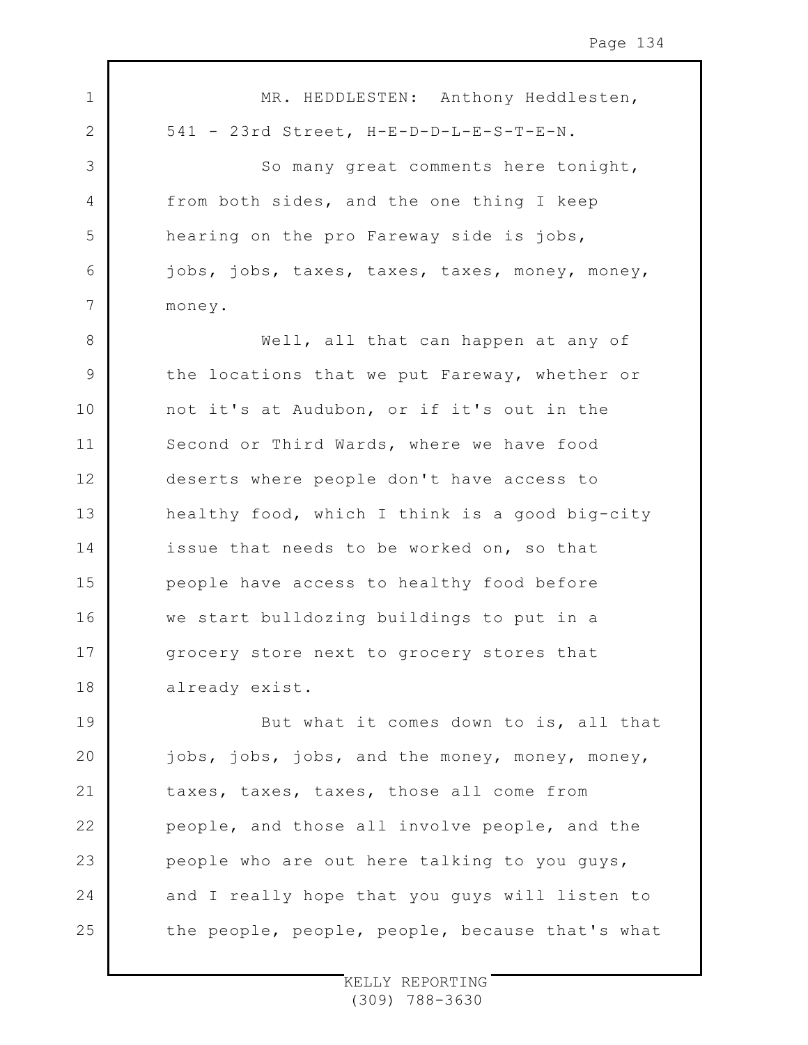MR. HEDDLESTEN: Anthony Heddlesten, 541 - 23rd Street, H-E-D-D-L-E-S-T-E-N.

So many great comments here tonight, from both sides, and the one thing I keep hearing on the pro Fareway side is jobs, jobs, jobs, taxes, taxes, taxes, money, money, money.

Well, all that can happen at any of the locations that we put Fareway, whether or not it's at Audubon, or if it's out in the Second or Third Wards, where we have food deserts where people don't have access to healthy food, which I think is a good big-city issue that needs to be worked on, so that people have access to healthy food before we start bulldozing buildings to put in a grocery store next to grocery stores that already exist.

But what it comes down to is, all that jobs, jobs, jobs, and the money, money, money, taxes, taxes, taxes, those all come from people, and those all involve people, and the people who are out here talking to you guys, and I really hope that you guys will listen to the people, people, people, because that's what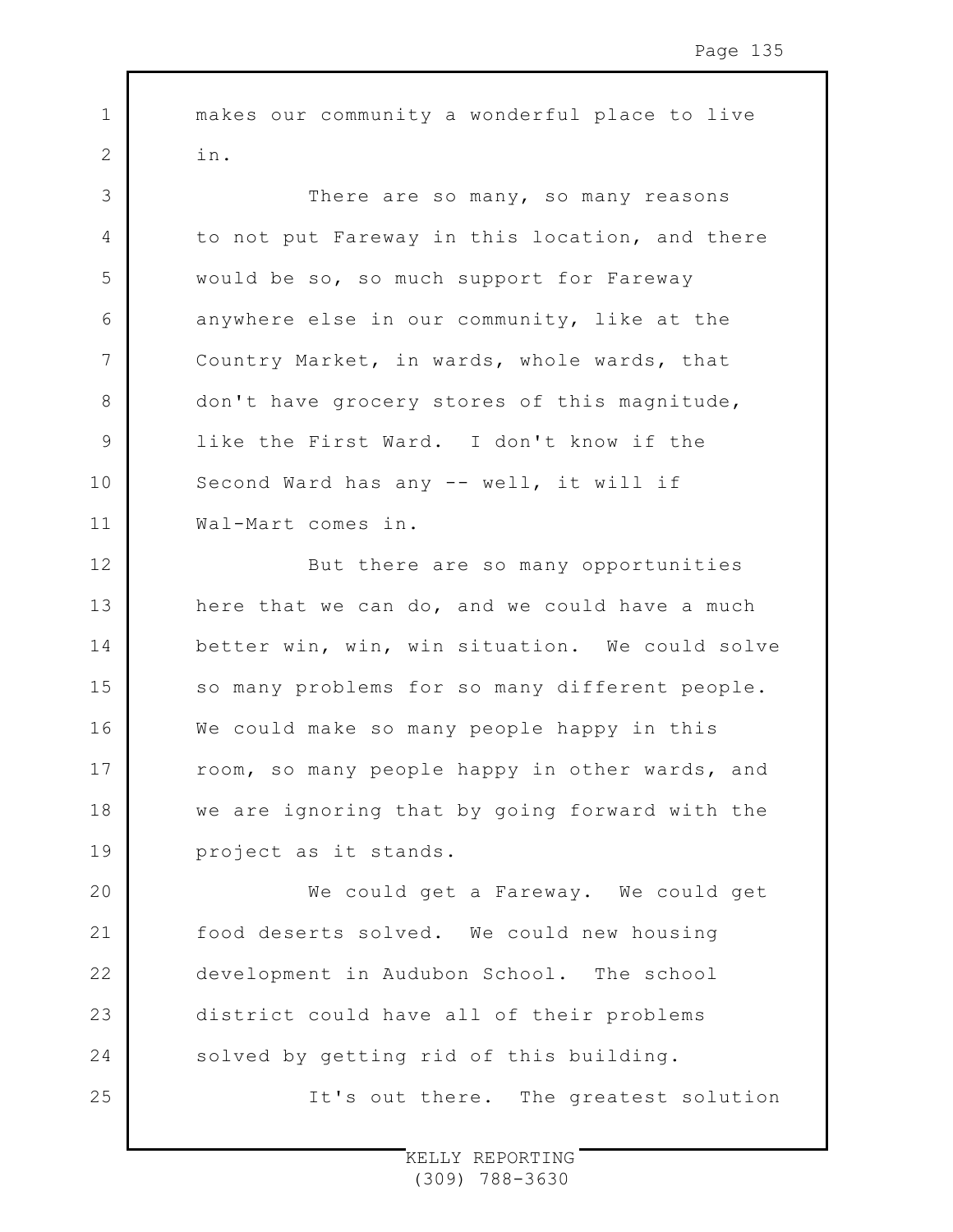makes our community a wonderful place to live in.

There are so many, so many reasons to not put Fareway in this location, and there would be so, so much support for Fareway anywhere else in our community, like at the Country Market, in wards, whole wards, that don't have grocery stores of this magnitude, like the First Ward. I don't know if the Second Ward has any -- well, it will if Wal-Mart comes in.

But there are so many opportunities here that we can do, and we could have a much better win, win, win situation. We could solve so many problems for so many different people. We could make so many people happy in this room, so many people happy in other wards, and we are ignoring that by going forward with the project as it stands.

We could get a Fareway. We could get food deserts solved. We could new housing development in Audubon School. The school district could have all of their problems solved by getting rid of this building.

It's out there. The greatest solution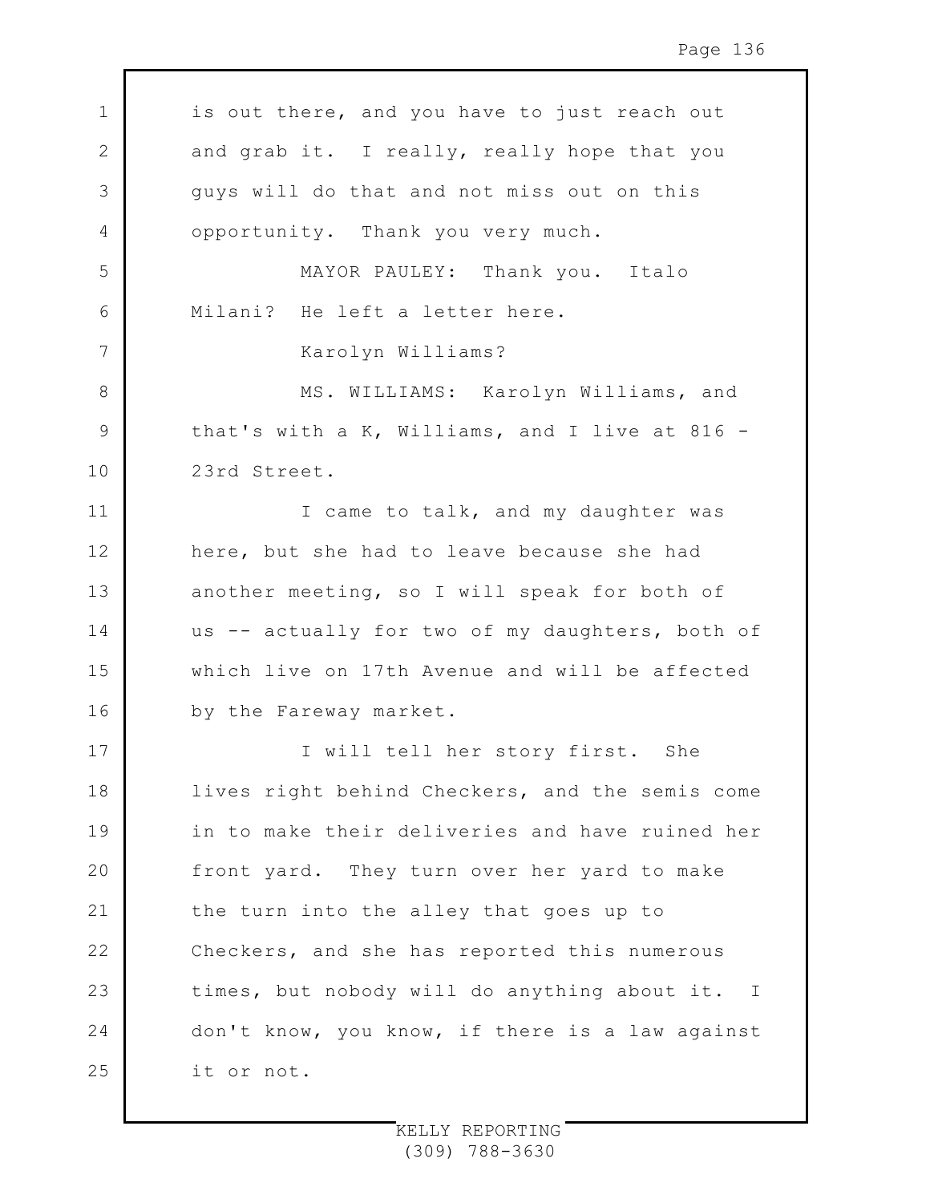is out there, and you have to just reach out and grab it. I really, really hope that you guys will do that and not miss out on this opportunity. Thank you very much.

MAYOR PAULEY: Thank you. Italo Milani? He left a letter here.

Karolyn Williams?

MS. WILLIAMS: Karolyn Williams, and that's with a K, Williams, and I live at 816 - 23rd Street.

I came to talk, and my daughter was here, but she had to leave because she had another meeting, so I will speak for both of us -- actually for two of my daughters, both of which live on 17th Avenue and will be affected by the Fareway market.

I will tell her story first. She lives right behind Checkers, and the semis come in to make their deliveries and have ruined her front yard. They turn over her yard to make the turn into the alley that goes up to Checkers, and she has reported this numerous times, but nobody will do anything about it. I don't know, you know, if there is a law against it or not.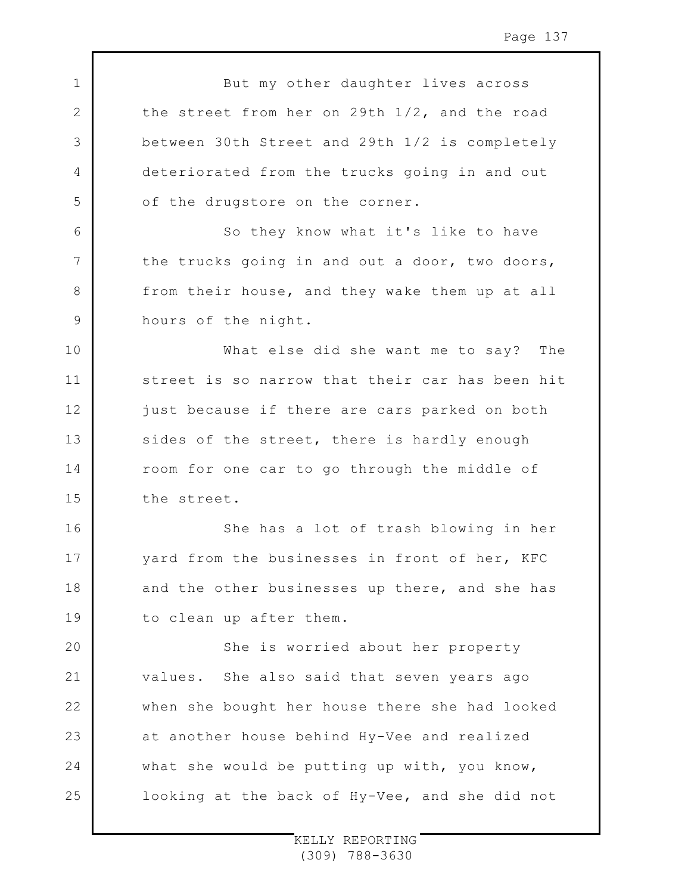But my other daughter lives across the street from her on 29th 1/2, and the road between 30th Street and 29th 1/2 is completely deteriorated from the trucks going in and out of the drugstore on the corner.

So they know what it's like to have the trucks going in and out a door, two doors, from their house, and they wake them up at all hours of the night.

What else did she want me to say? The street is so narrow that their car has been hit just because if there are cars parked on both sides of the street, there is hardly enough room for one car to go through the middle of the street.

She has a lot of trash blowing in her yard from the businesses in front of her, KFC and the other businesses up there, and she has to clean up after them.

She is worried about her property values. She also said that seven years ago when she bought her house there she had looked at another house behind Hy-Vee and realized what she would be putting up with, you know, looking at the back of Hy-Vee, and she did not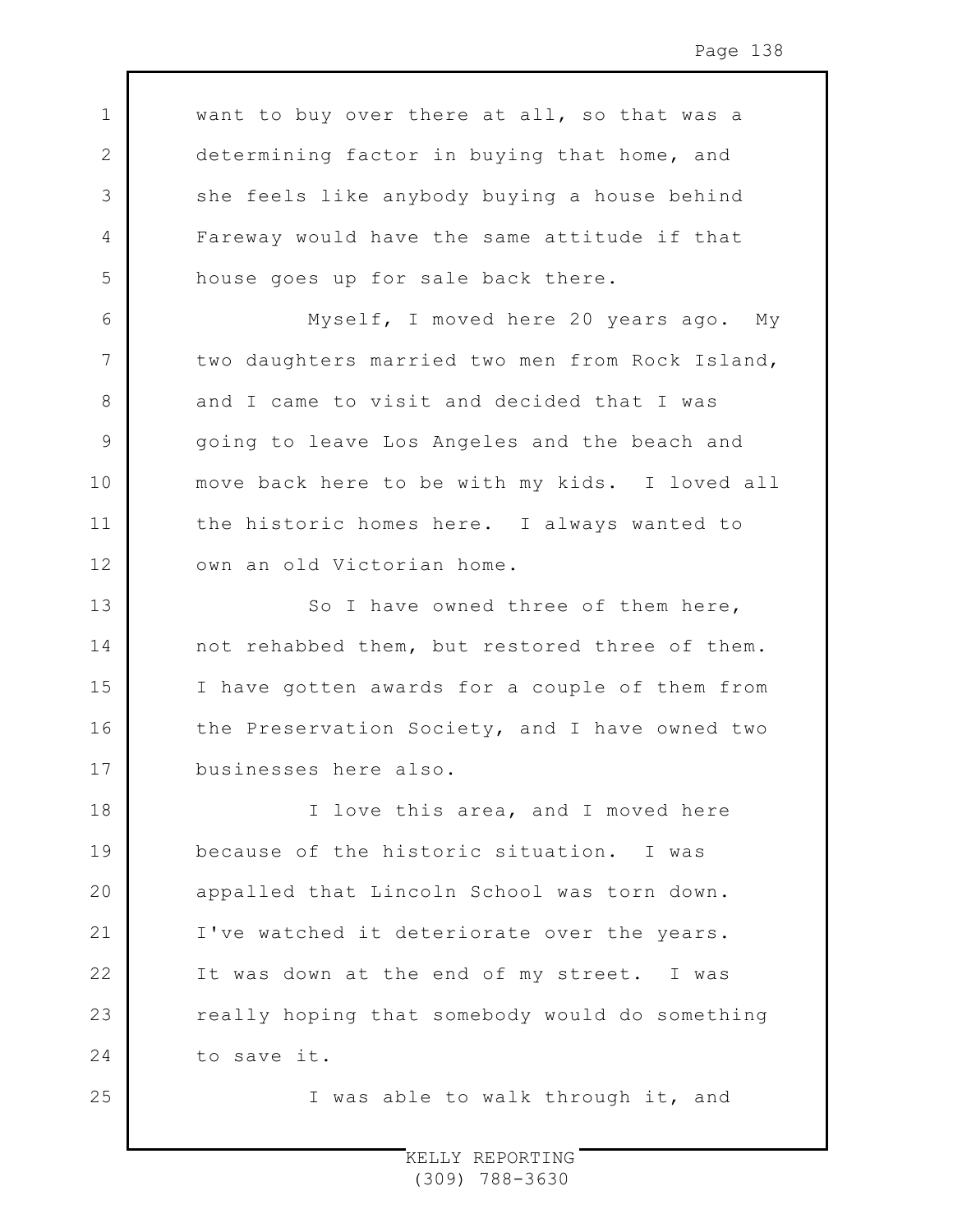want to buy over there at all, so that was a determining factor in buying that home, and she feels like anybody buying a house behind Fareway would have the same attitude if that house goes up for sale back there.

Myself, I moved here 20 years ago. My two daughters married two men from Rock Island, and I came to visit and decided that I was going to leave Los Angeles and the beach and move back here to be with my kids. I loved all the historic homes here. I always wanted to own an old Victorian home.

So I have owned three of them here, not rehabbed them, but restored three of them. I have gotten awards for a couple of them from the Preservation Society, and I have owned two businesses here also.

I love this area, and I moved here because of the historic situation. I was appalled that Lincoln School was torn down. I've watched it deteriorate over the years. It was down at the end of my street. I was really hoping that somebody would do something to save it.

I was able to walk through it, and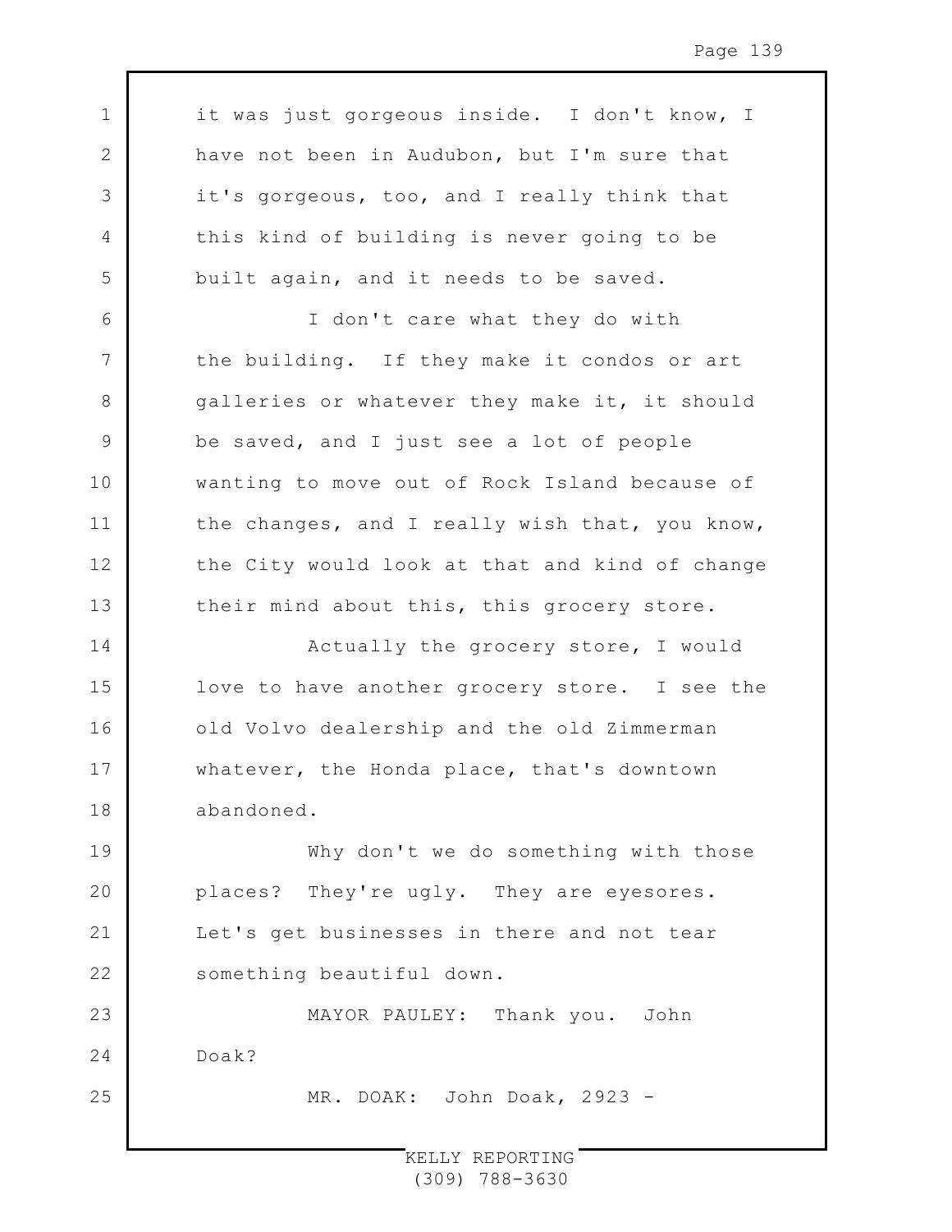it was just gorgeous inside. I don't know, I have not been in Audubon, but I'm sure that it's gorgeous, too, and I really think that this kind of building is never going to be built again, and it needs to be saved.

I don't care what they do with the building. If they make it condos or art galleries or whatever they make it, it should be saved, and I just see a lot of people wanting to move out of Rock Island because of the changes, and I really wish that, you know, the City would look at that and kind of change their mind about this, this grocery store.

Actually the grocery store, I would love to have another grocery store. I see the old Volvo dealership and the old Zimmerman whatever, the Honda place, that's downtown abandoned.

Why don't we do something with those places? They're ugly. They are eyesores. Let's get businesses in there and not tear something beautiful down.

MAYOR PAULEY: Thank you. John Doak?

MR. DOAK: John Doak, 2923 -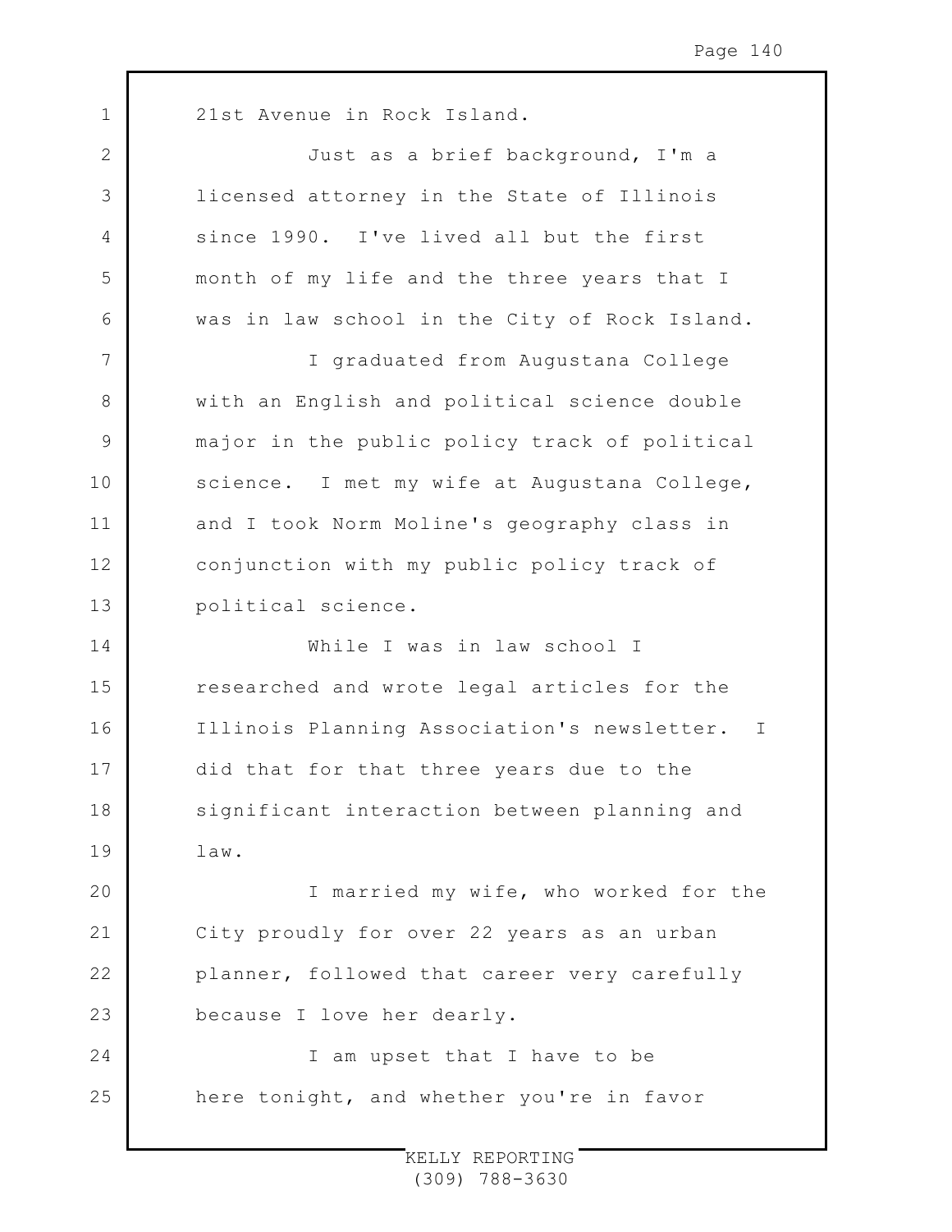21st Avenue in Rock Island.

Just as a brief background, I'm a licensed attorney in the State of Illinois since 1990. I've lived all but the first month of my life and the three years that I was in law school in the City of Rock Island.

I graduated from Augustana College with an English and political science double major in the public policy track of political science. I met my wife at Augustana College, and I took Norm Moline's geography class in conjunction with my public policy track of political science.

While I was in law school I researched and wrote legal articles for the Illinois Planning Association's newsletter. I did that for that three years due to the significant interaction between planning and law.

I married my wife, who worked for the City proudly for over 22 years as an urban planner, followed that career very carefully because I love her dearly.

I am upset that I have to be here tonight, and whether you're in favor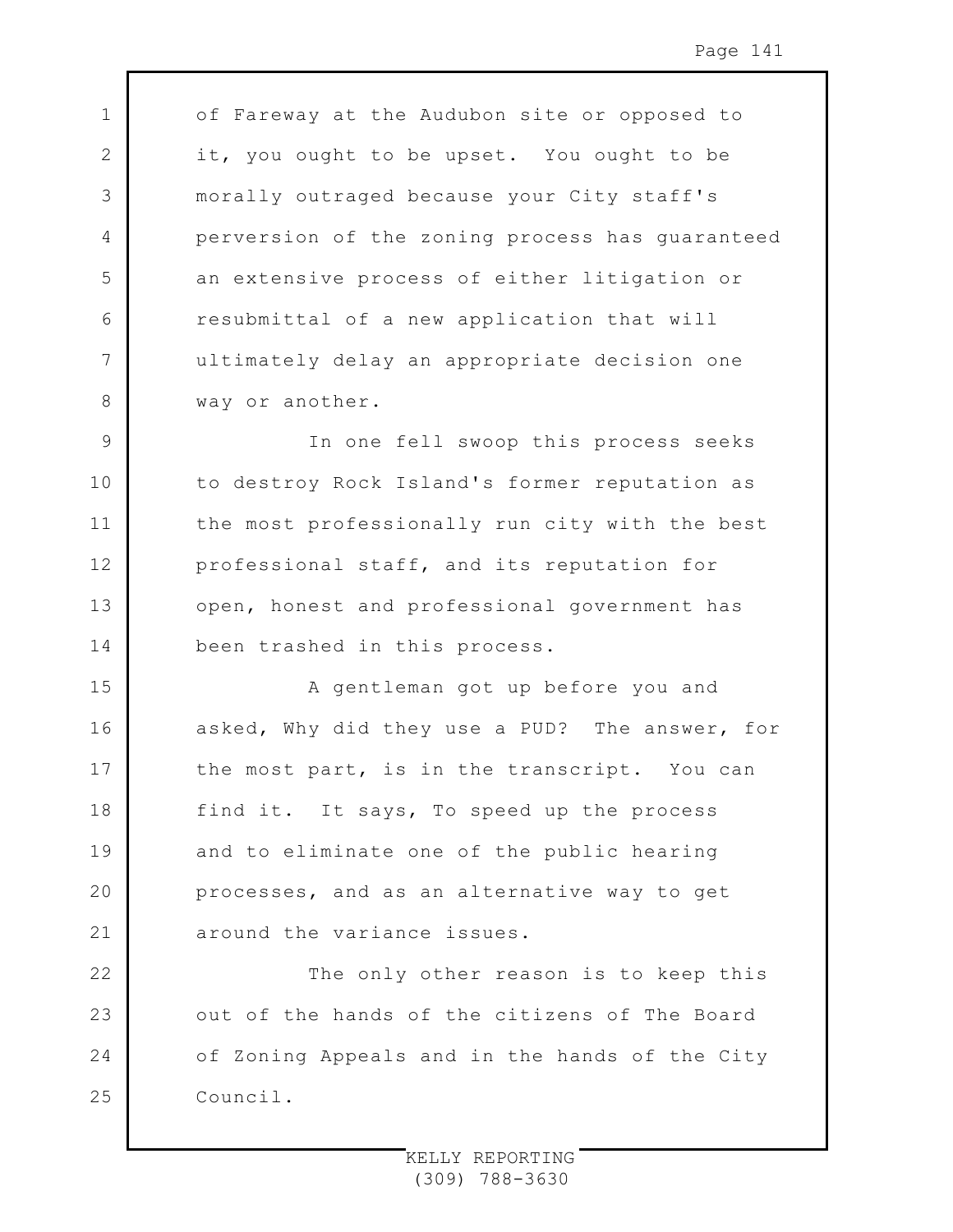of Fareway at the Audubon site or opposed to it, you ought to be upset. You ought to be morally outraged because your City staff's perversion of the zoning process has guaranteed an extensive process of either litigation or resubmittal of a new application that will ultimately delay an appropriate decision one way or another.

In one fell swoop this process seeks to destroy Rock Island's former reputation as the most professionally run city with the best professional staff, and its reputation for open, honest and professional government has been trashed in this process.

A gentleman got up before you and asked, Why did they use a PUD? The answer, for the most part, is in the transcript. You can find it. It says, To speed up the process and to eliminate one of the public hearing processes, and as an alternative way to get around the variance issues.

The only other reason is to keep this out of the hands of the citizens of The Board of Zoning Appeals and in the hands of the City Council.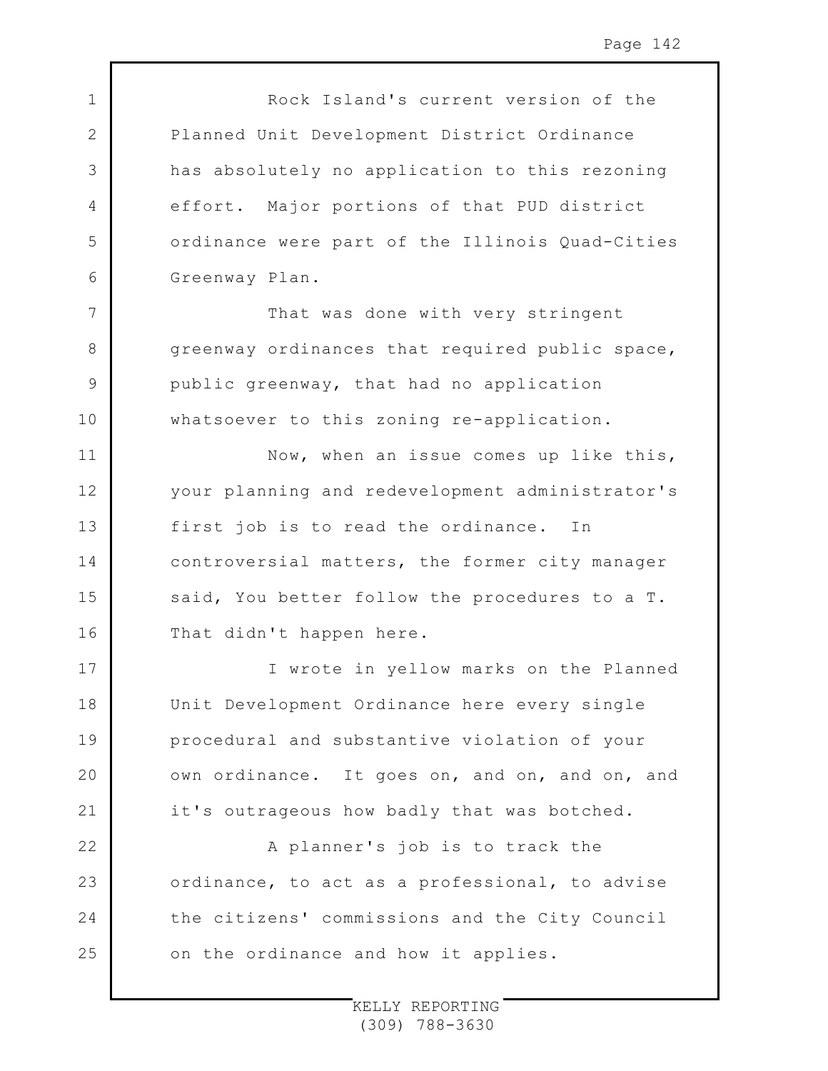Rock Island's current version of the Planned Unit Development District Ordinance has absolutely no application to this rezoning effort. Major portions of that PUD district ordinance were part of the Illinois Quad-Cities Greenway Plan.

That was done with very stringent greenway ordinances that required public space, public greenway, that had no application whatsoever to this zoning re-application.

Now, when an issue comes up like this, your planning and redevelopment administrator's first job is to read the ordinance. In controversial matters, the former city manager said, You better follow the procedures to a T. That didn't happen here.

I wrote in yellow marks on the Planned Unit Development Ordinance here every single procedural and substantive violation of your own ordinance. It goes on, and on, and on, and it's outrageous how badly that was botched.

A planner's job is to track the ordinance, to act as a professional, to advise the citizens' commissions and the City Council on the ordinance and how it applies.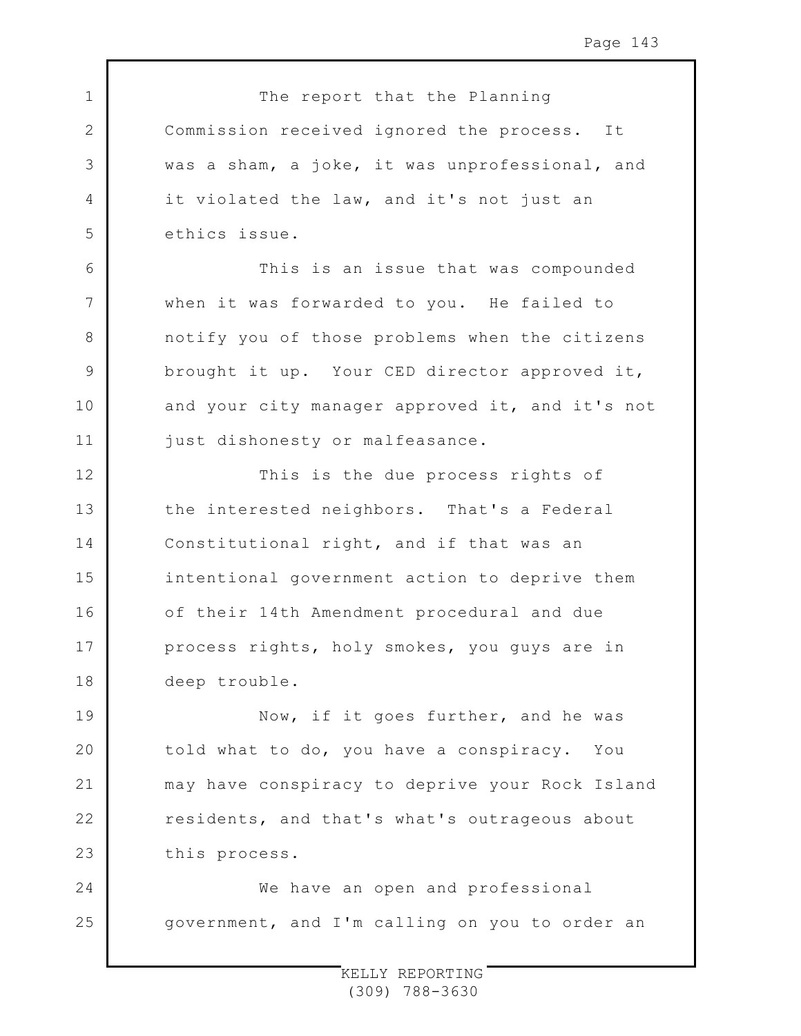The report that the Planning Commission received ignored the process. It was a sham, a joke, it was unprofessional, and it violated the law, and it's not just an ethics issue.

This is an issue that was compounded when it was forwarded to you. He failed to notify you of those problems when the citizens brought it up. Your CED director approved it, and your city manager approved it, and it's not just dishonesty or malfeasance.

This is the due process rights of the interested neighbors. That's a Federal Constitutional right, and if that was an intentional government action to deprive them of their 14th Amendment procedural and due process rights, holy smokes, you guys are in deep trouble.

Now, if it goes further, and he was told what to do, you have a conspiracy. You may have conspiracy to deprive your Rock Island residents, and that's what's outrageous about this process.

We have an open and professional government, and I'm calling on you to order an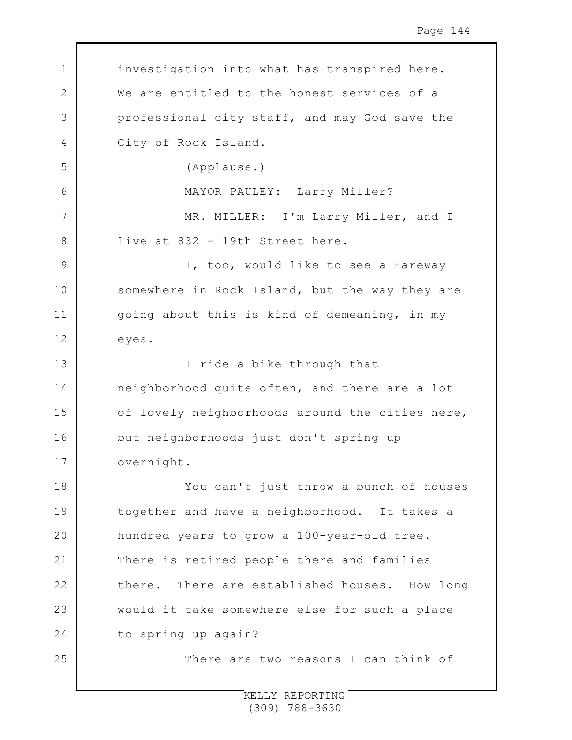investigation into what has transpired here. We are entitled to the honest services of a professional city staff, and may God save the City of Rock Island.

(Applause.)

MAYOR PAULEY: Larry Miller?

MR. MILLER: I'm Larry Miller, and I live at 832 - 19th Street here.

I, too, would like to see a Fareway somewhere in Rock Island, but the way they are going about this is kind of demeaning, in my eyes.

I ride a bike through that neighborhood quite often, and there are a lot of lovely neighborhoods around the cities here, but neighborhoods just don't spring up overnight.

You can't just throw a bunch of houses together and have a neighborhood. It takes a hundred years to grow a 100-year-old tree. There is retired people there and families there. There are established houses. How long would it take somewhere else for such a place to spring up again?

There are two reasons I can think of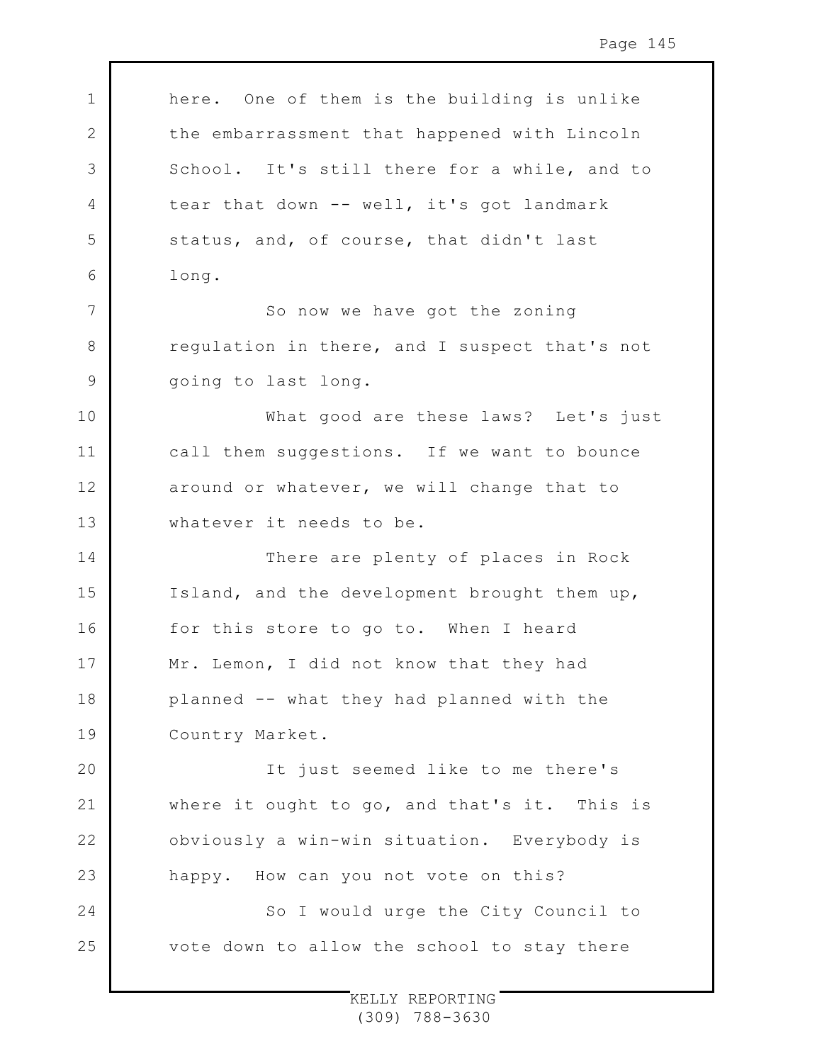here. One of them is the building is unlike the embarrassment that happened with Lincoln School. It's still there for a while, and to tear that down -- well, it's got landmark status, and, of course, that didn't last long.

So now we have got the zoning regulation in there, and I suspect that's not going to last long.

What good are these laws? Let's just call them suggestions. If we want to bounce around or whatever, we will change that to whatever it needs to be.

There are plenty of places in Rock Island, and the development brought them up, for this store to go to. When I heard Mr. Lemon, I did not know that they had planned -- what they had planned with the Country Market.

It just seemed like to me there's where it ought to go, and that's it. This is obviously a win-win situation. Everybody is happy. How can you not vote on this?

So I would urge the City Council to vote down to allow the school to stay there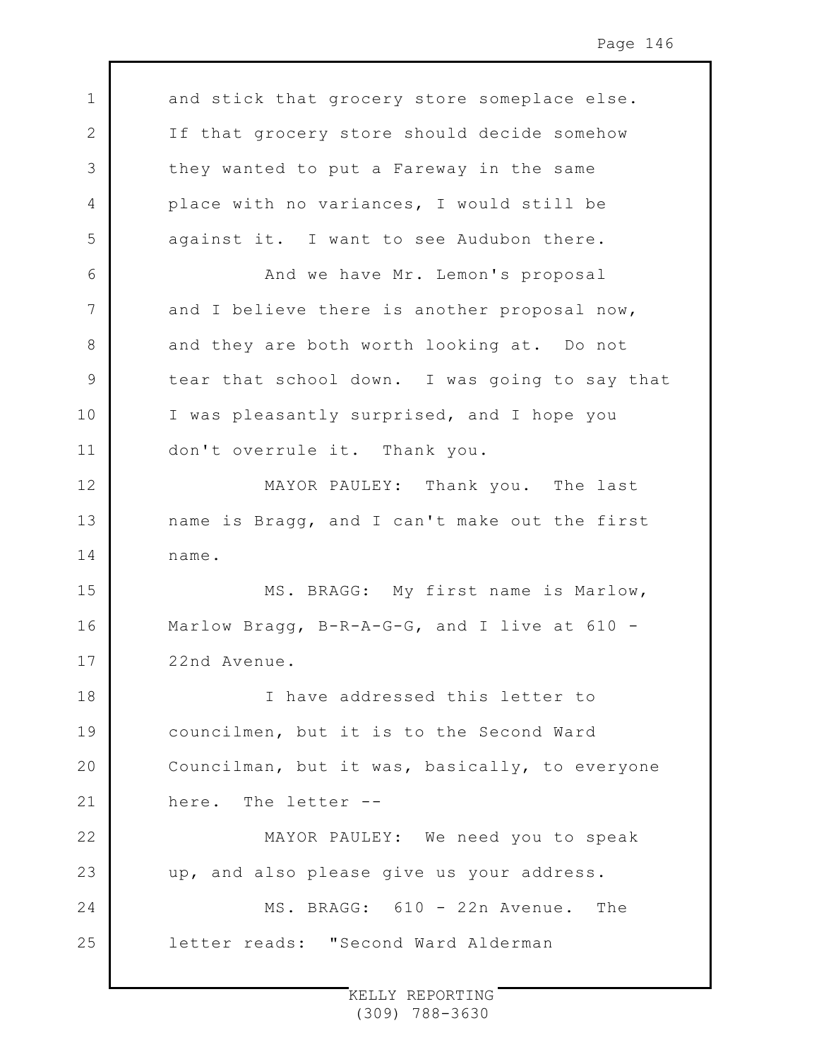and stick that grocery store someplace else. If that grocery store should decide somehow they wanted to put a Fareway in the same place with no variances, I would still be against it. I want to see Audubon there.

And we have Mr. Lemon's proposal and I believe there is another proposal now, and they are both worth looking at. Do not tear that school down. I was going to say that I was pleasantly surprised, and I hope you don't overrule it. Thank you.

MAYOR PAULEY: Thank you. The last name is Bragg, and I can't make out the first name.

MS. BRAGG: My first name is Marlow, Marlow Bragg, B-R-A-G-G, and I live at 610 - 22nd Avenue.

I have addressed this letter to councilmen, but it is to the Second Ward Councilman, but it was, basically, to everyone here. The letter --

MAYOR PAULEY: We need you to speak up, and also please give us your address.

MS. BRAGG: 610 - 22n Avenue. The letter reads: "Second Ward Alderman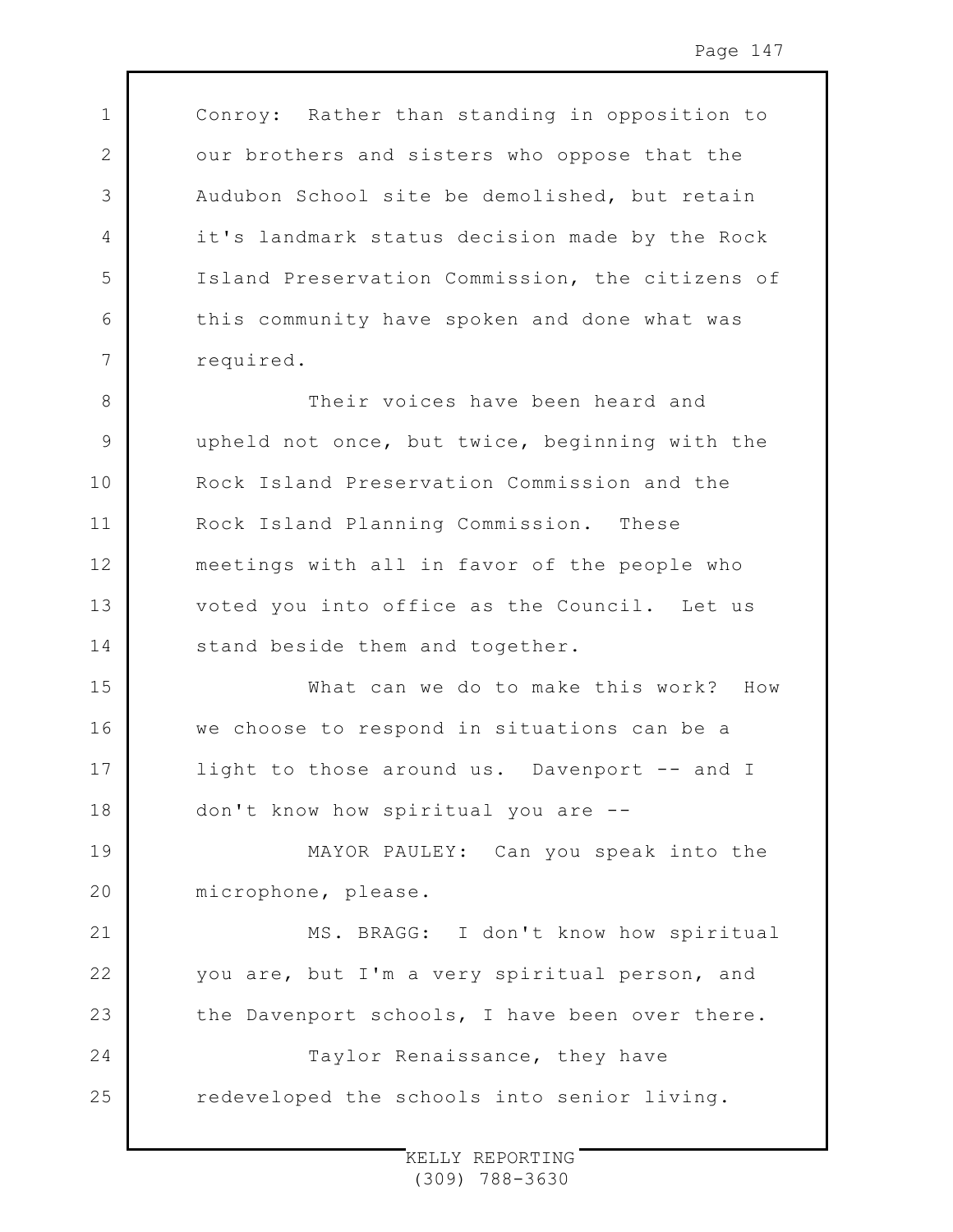Conroy: Rather than standing in opposition to our brothers and sisters who oppose that the Audubon School site be demolished, but retain it's landmark status decision made by the Rock Island Preservation Commission, the citizens of this community have spoken and done what was required.

Their voices have been heard and upheld not once, but twice, beginning with the Rock Island Preservation Commission and the Rock Island Planning Commission. These meetings with all in favor of the people who voted you into office as the Council. Let us stand beside them and together.

What can we do to make this work? How we choose to respond in situations can be a light to those around us. Davenport -- and I don't know how spiritual you are --

MAYOR PAULEY: Can you speak into the microphone, please.

MS. BRAGG: I don't know how spiritual you are, but I'm a very spiritual person, and the Davenport schools, I have been over there.

Taylor Renaissance, they have redeveloped the schools into senior living.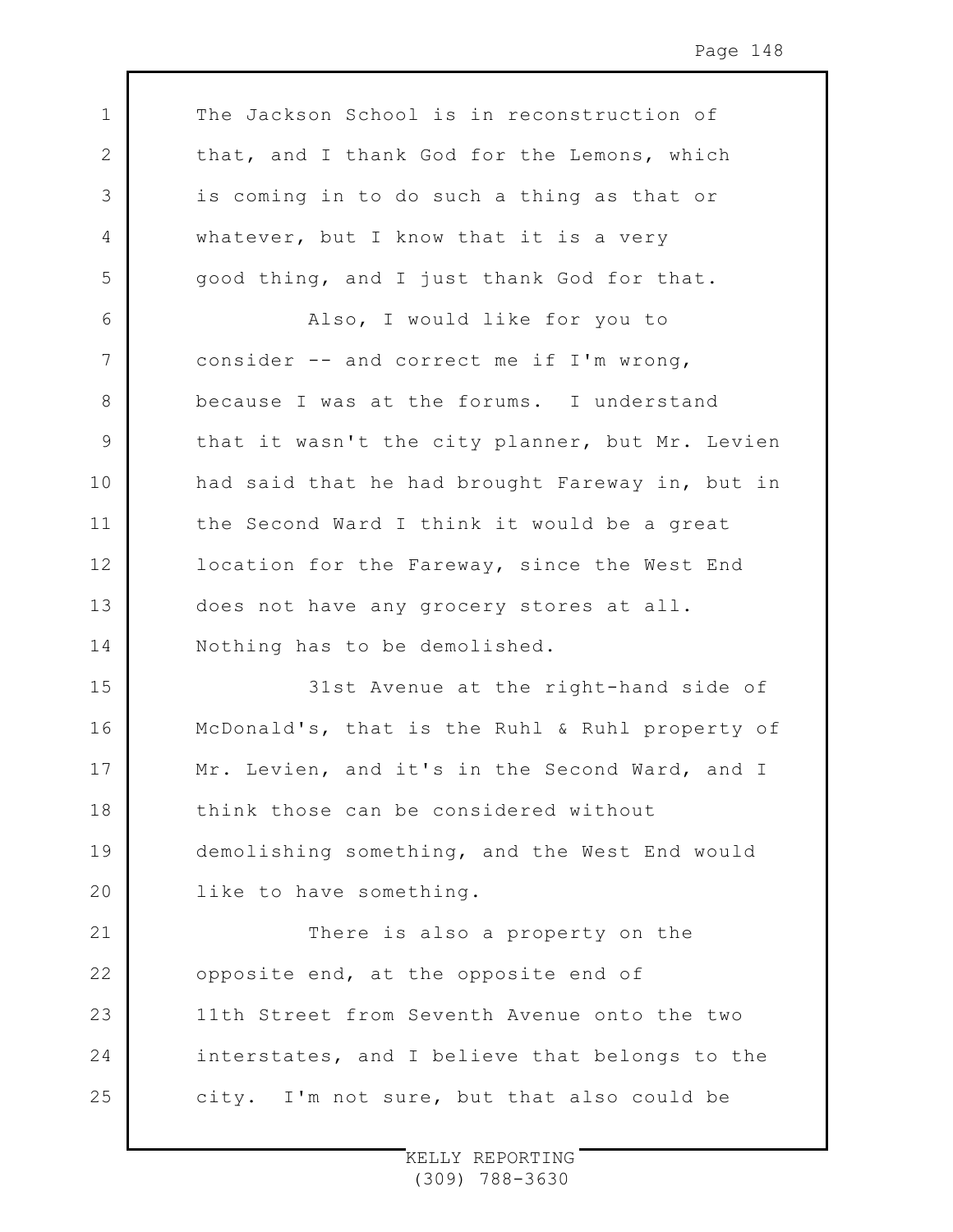The Jackson School is in reconstruction of that, and I thank God for the Lemons, which is coming in to do such a thing as that or whatever, but I know that it is a very good thing, and I just thank God for that.

Also, I would like for you to consider -- and correct me if I'm wrong, because I was at the forums. I understand that it wasn't the city planner, but Mr. Levien had said that he had brought Fareway in, but in the Second Ward I think it would be a great location for the Fareway, since the West End does not have any grocery stores at all. Nothing has to be demolished.

31st Avenue at the right-hand side of McDonald's, that is the Ruhl & Ruhl property of Mr. Levien, and it's in the Second Ward, and I think those can be considered without demolishing something, and the West End would like to have something.

There is also a property on the opposite end, at the opposite end of 11th Street from Seventh Avenue onto the two interstates, and I believe that belongs to the city. I'm not sure, but that also could be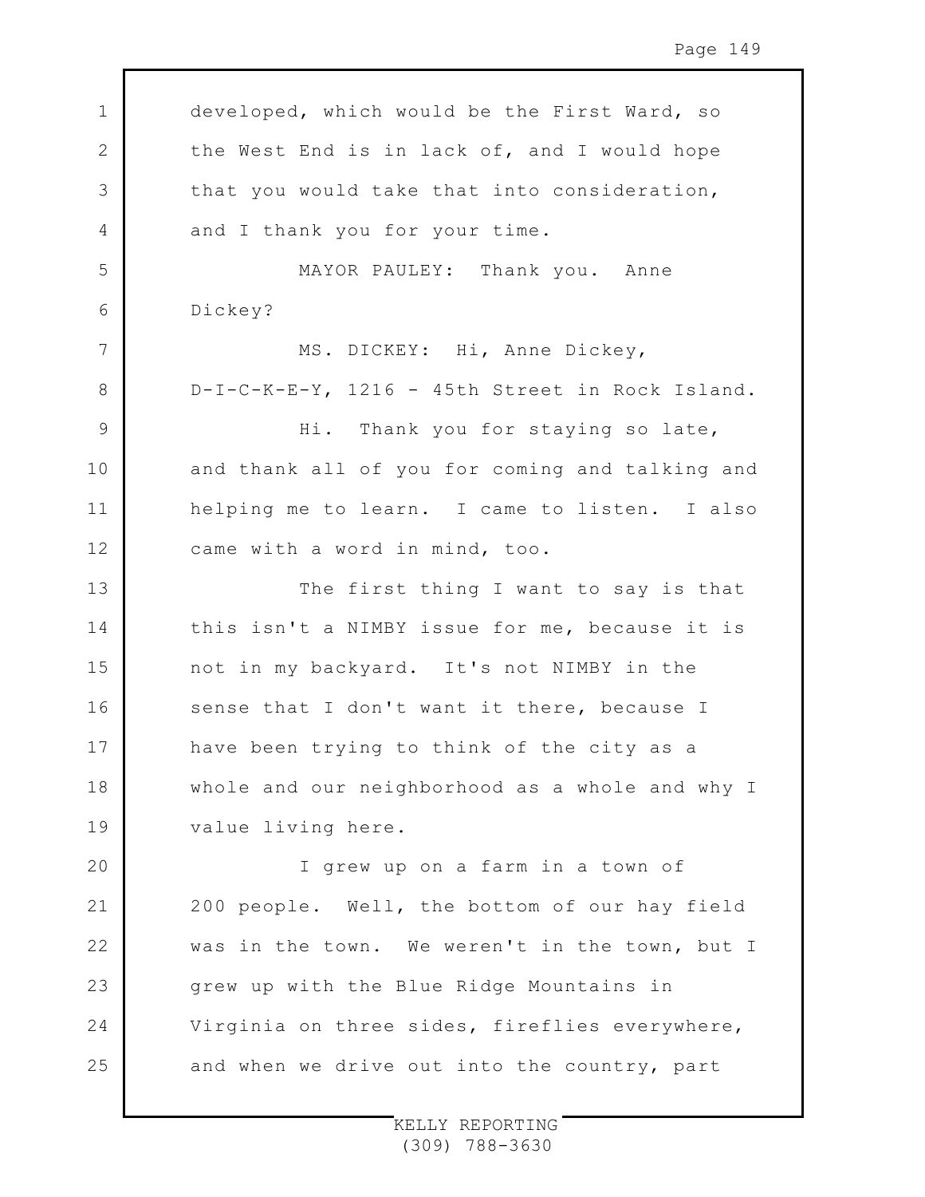developed, which would be the First Ward, so the West End is in lack of, and I would hope that you would take that into consideration, and I thank you for your time.

MAYOR PAULEY: Thank you. Anne Dickey?

MS. DICKEY: Hi, Anne Dickey, D-I-C-K-E-Y, 1216 - 45th Street in Rock Island.

Hi. Thank you for staying so late, and thank all of you for coming and talking and helping me to learn. I came to listen. I also came with a word in mind, too.

The first thing I want to say is that this isn't a NIMBY issue for me, because it is not in my backyard. It's not NIMBY in the sense that I don't want it there, because I have been trying to think of the city as a whole and our neighborhood as a whole and why I value living here.

I grew up on a farm in a town of 200 people. Well, the bottom of our hay field was in the town. We weren't in the town, but I grew up with the Blue Ridge Mountains in Virginia on three sides, fireflies everywhere, and when we drive out into the country, part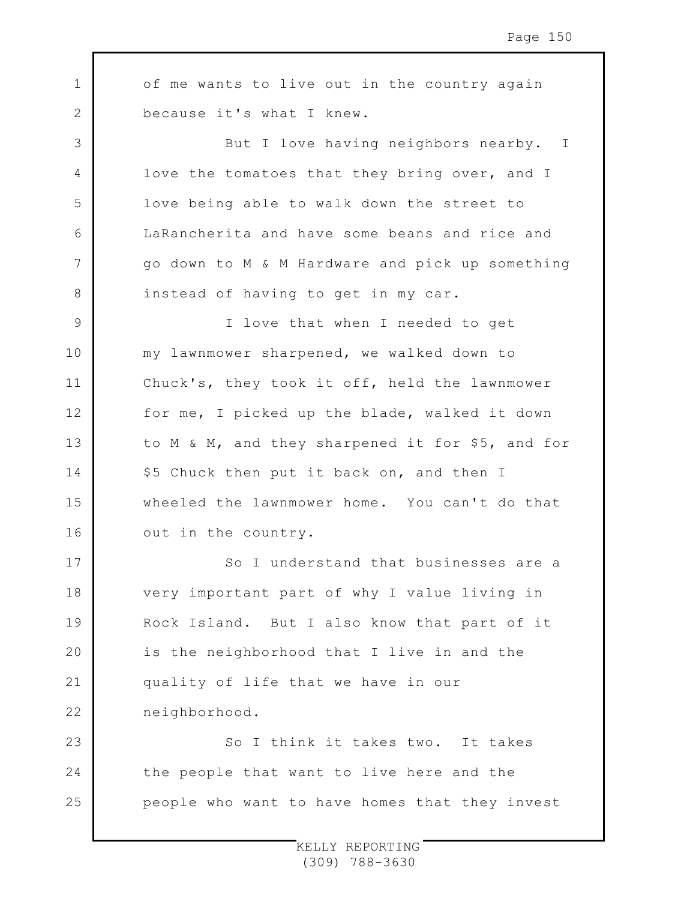of me wants to live out in the country again because it's what I knew.

But I love having neighbors nearby. I love the tomatoes that they bring over, and I love being able to walk down the street to LaRancherita and have some beans and rice and go down to M & M Hardware and pick up something instead of having to get in my car.

I love that when I needed to get my lawnmower sharpened, we walked down to Chuck's, they took it off, held the lawnmower for me, I picked up the blade, walked it down to M & M, and they sharpened it for $5, and for $5 Chuck then put it back on, and then I wheeled the lawnmower home. You can't do that out in the country.

So I understand that businesses are a very important part of why I value living in Rock Island. But I also know that part of it is the neighborhood that I live in and the quality of life that we have in our neighborhood.

So I think it takes two. It takes the people that want to live here and the people who want to have homes that they invest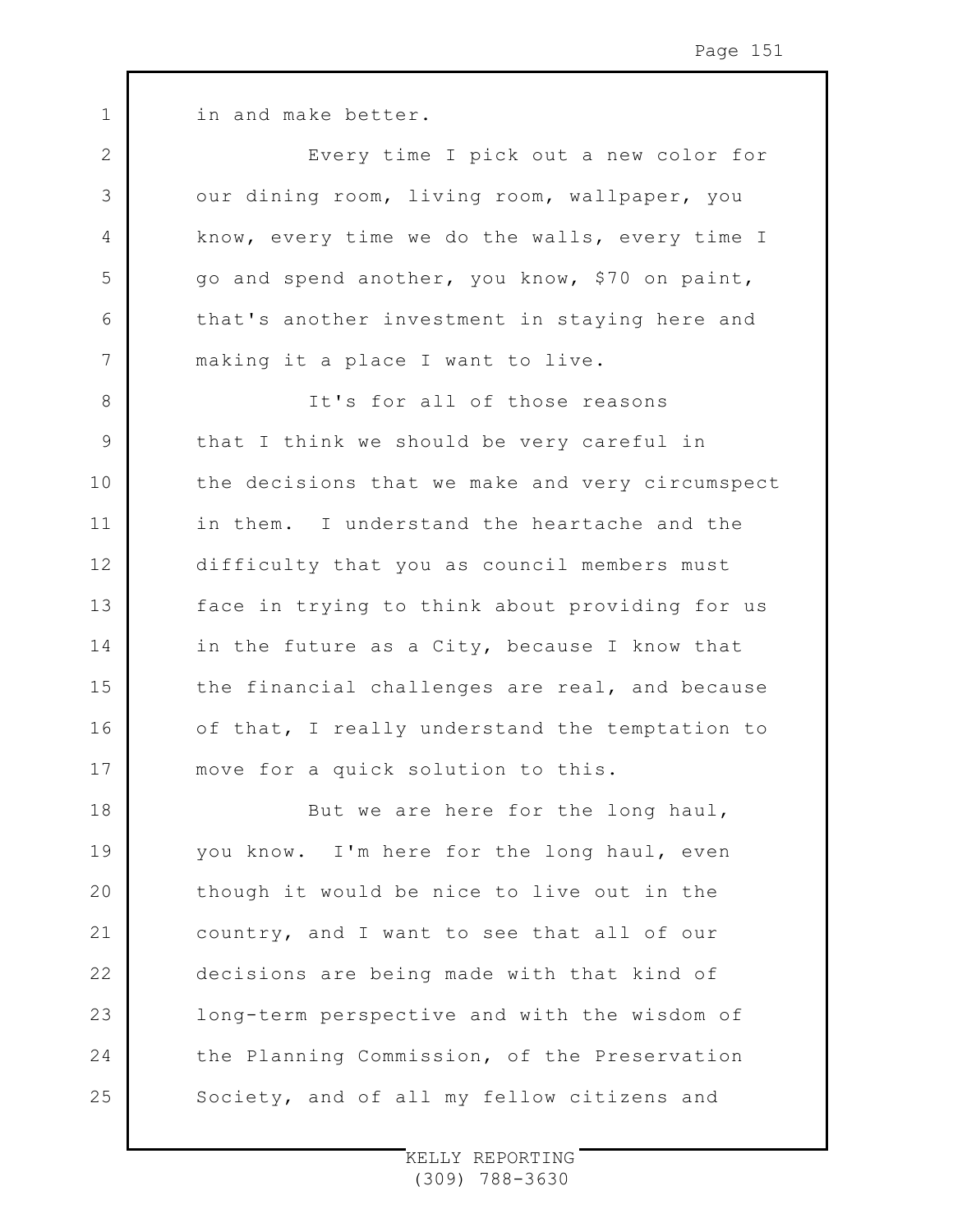in and make better.

Every time I pick out a new color for our dining room, living room, wallpaper, you know, every time we do the walls, every time I go and spend another, you know, $70 on paint, that's another investment in staying here and making it a place I want to live.

It's for all of those reasons that I think we should be very careful in the decisions that we make and very circumspect in them. I understand the heartache and the difficulty that you as council members must face in trying to think about providing for us in the future as a City, because I know that the financial challenges are real, and because of that, I really understand the temptation to move for a quick solution to this.

But we are here for the long haul, you know. I'm here for the long haul, even though it would be nice to live out in the country, and I want to see that all of our decisions are being made with that kind of long-term perspective and with the wisdom of the Planning Commission, of the Preservation Society, and of all my fellow citizens and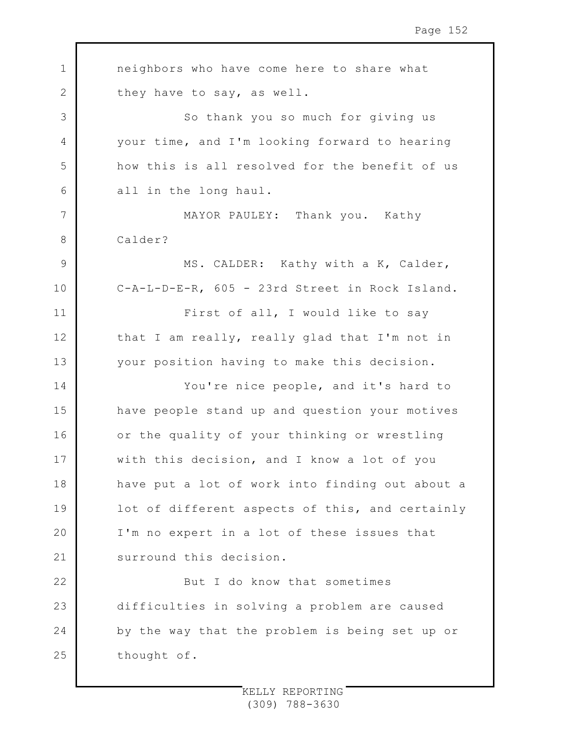neighbors who have come here to share what they have to say, as well.

So thank you so much for giving us your time, and I'm looking forward to hearing how this is all resolved for the benefit of us all in the long haul.

MAYOR PAULEY: Thank you. Kathy Calder?

MS. CALDER: Kathy with a K, Calder, C-A-L-D-E-R, 605 - 23rd Street in Rock Island.

First of all, I would like to say that I am really, really glad that I'm not in your position having to make this decision.

You're nice people, and it's hard to have people stand up and question your motives or the quality of your thinking or wrestling with this decision, and I know a lot of you have put a lot of work into finding out about a lot of different aspects of this, and certainly I'm no expert in a lot of these issues that surround this decision.

But I do know that sometimes difficulties in solving a problem are caused by the way that the problem is being set up or thought of.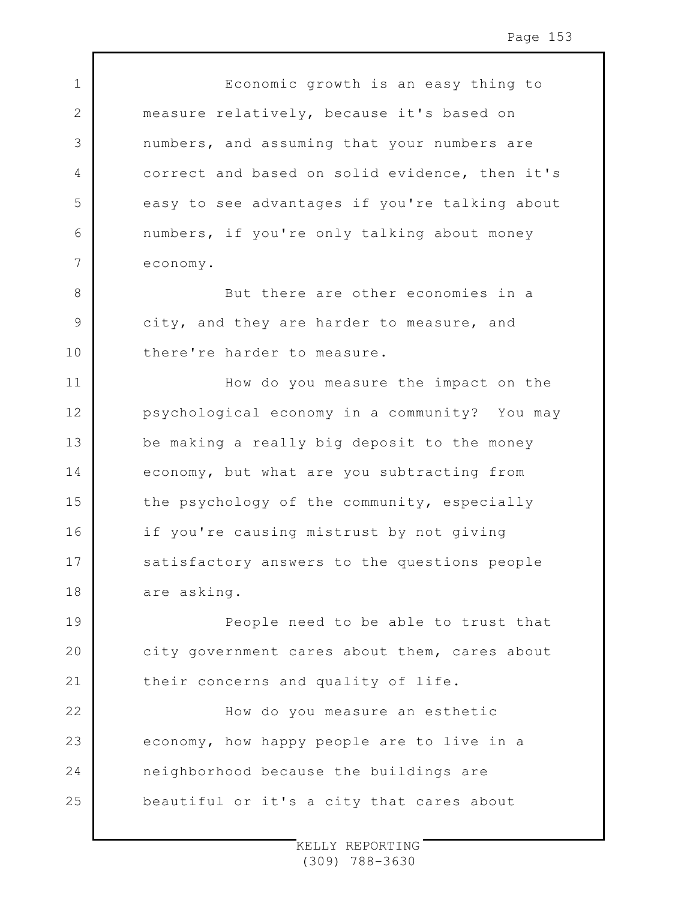Economic growth is an easy thing to measure relatively, because it's based on numbers, and assuming that your numbers are correct and based on solid evidence, then it's easy to see advantages if you're talking about numbers, if you're only talking about money economy.

But there are other economies in a city, and they are harder to measure, and there're harder to measure.

How do you measure the impact on the psychological economy in a community? You may be making a really big deposit to the money economy, but what are you subtracting from the psychology of the community, especially if you're causing mistrust by not giving satisfactory answers to the questions people are asking.

People need to be able to trust that city government cares about them, cares about their concerns and quality of life.

How do you measure an esthetic economy, how happy people are to live in a neighborhood because the buildings are beautiful or it's a city that cares about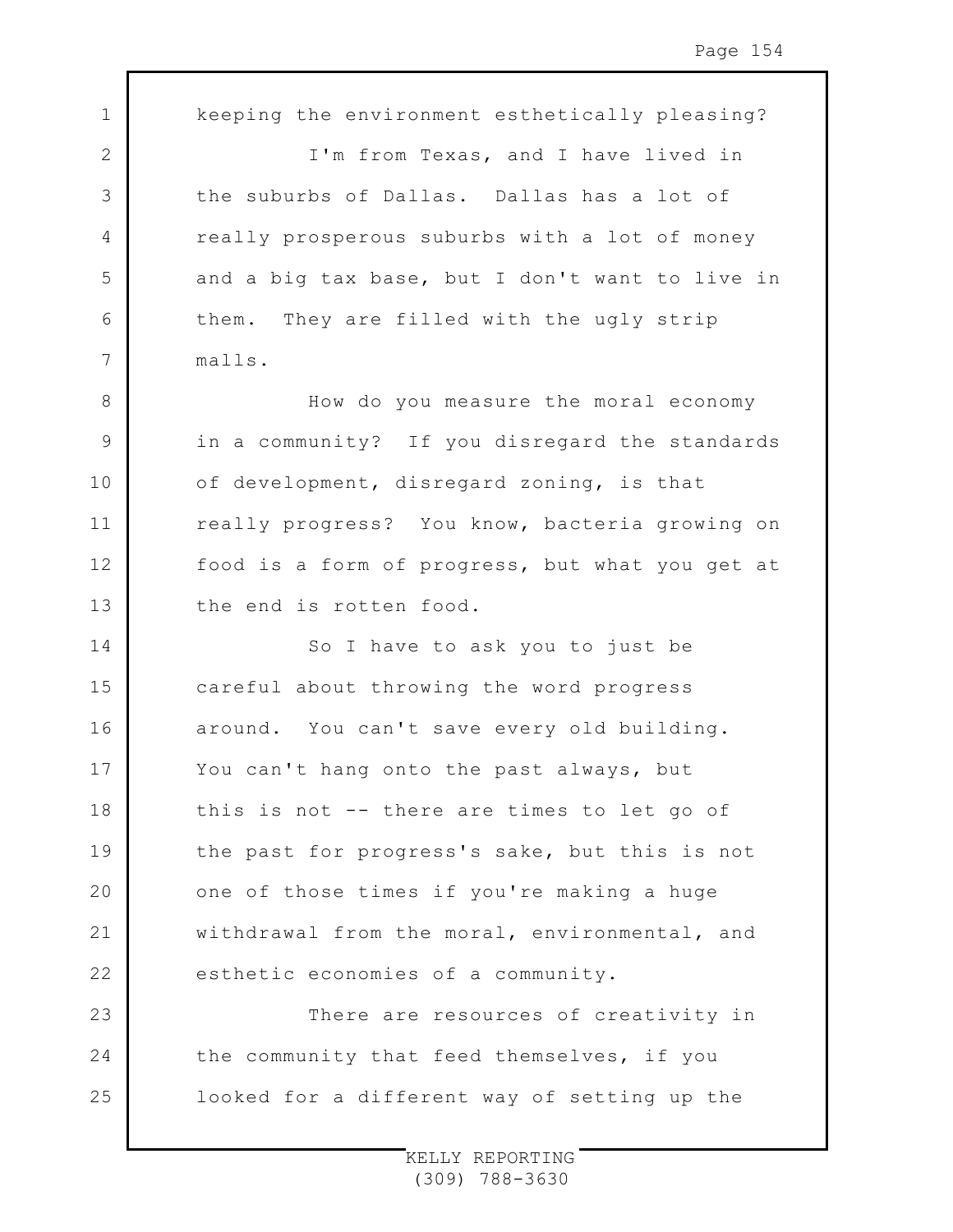keeping the environment esthetically pleasing?

I'm from Texas, and I have lived in the suburbs of Dallas. Dallas has a lot of really prosperous suburbs with a lot of money and a big tax base, but I don't want to live in them. They are filled with the ugly strip malls.

How do you measure the moral economy in a community? If you disregard the standards of development, disregard zoning, is that really progress? You know, bacteria growing on food is a form of progress, but what you get at the end is rotten food.

So I have to ask you to just be careful about throwing the word progress around. You can't save every old building. You can't hang onto the past always, but this is not -- there are times to let go of the past for progress's sake, but this is not one of those times if you're making a huge withdrawal from the moral, environmental, and esthetic economies of a community.

There are resources of creativity in the community that feed themselves, if you looked for a different way of setting up the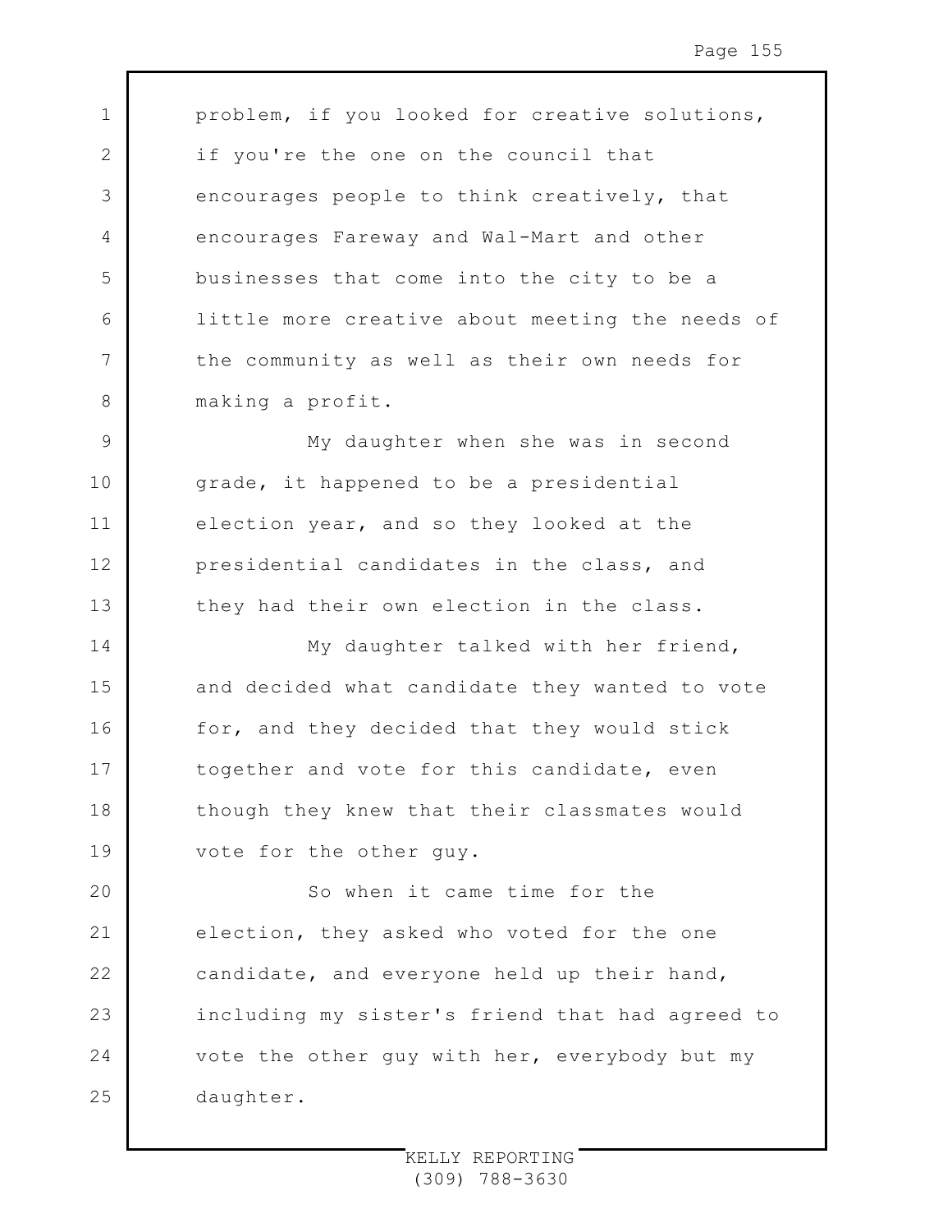problem, if you looked for creative solutions, if you're the one on the council that encourages people to think creatively, that encourages Fareway and Wal-Mart and other businesses that come into the city to be a little more creative about meeting the needs of the community as well as their own needs for making a profit.

My daughter when she was in second grade, it happened to be a presidential election year, and so they looked at the presidential candidates in the class, and they had their own election in the class.

My daughter talked with her friend, and decided what candidate they wanted to vote for, and they decided that they would stick together and vote for this candidate, even though they knew that their classmates would vote for the other guy.

So when it came time for the election, they asked who voted for the one candidate, and everyone held up their hand, including my sister's friend that had agreed to vote the other guy with her, everybody but my daughter.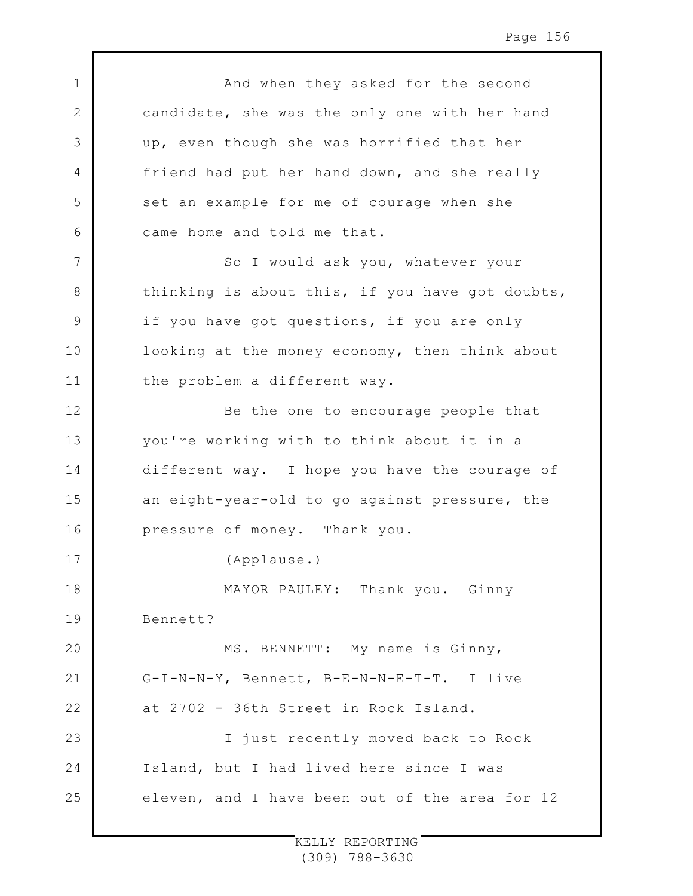And when they asked for the second candidate, she was the only one with her hand up, even though she was horrified that her friend had put her hand down, and she really set an example for me of courage when she came home and told me that.

So I would ask you, whatever your thinking is about this, if you have got doubts, if you have got questions, if you are only looking at the money economy, then think about the problem a different way.

Be the one to encourage people that you're working with to think about it in a different way. I hope you have the courage of an eight-year-old to go against pressure, the pressure of money. Thank you.

(Applause.)

MAYOR PAULEY: Thank you. Ginny Bennett?

MS. BENNETT: My name is Ginny, G-I-N-N-Y, Bennett, B-E-N-N-E-T-T. I live at 2702 - 36th Street in Rock Island.

I just recently moved back to Rock Island, but I had lived here since I was eleven, and I have been out of the area for 12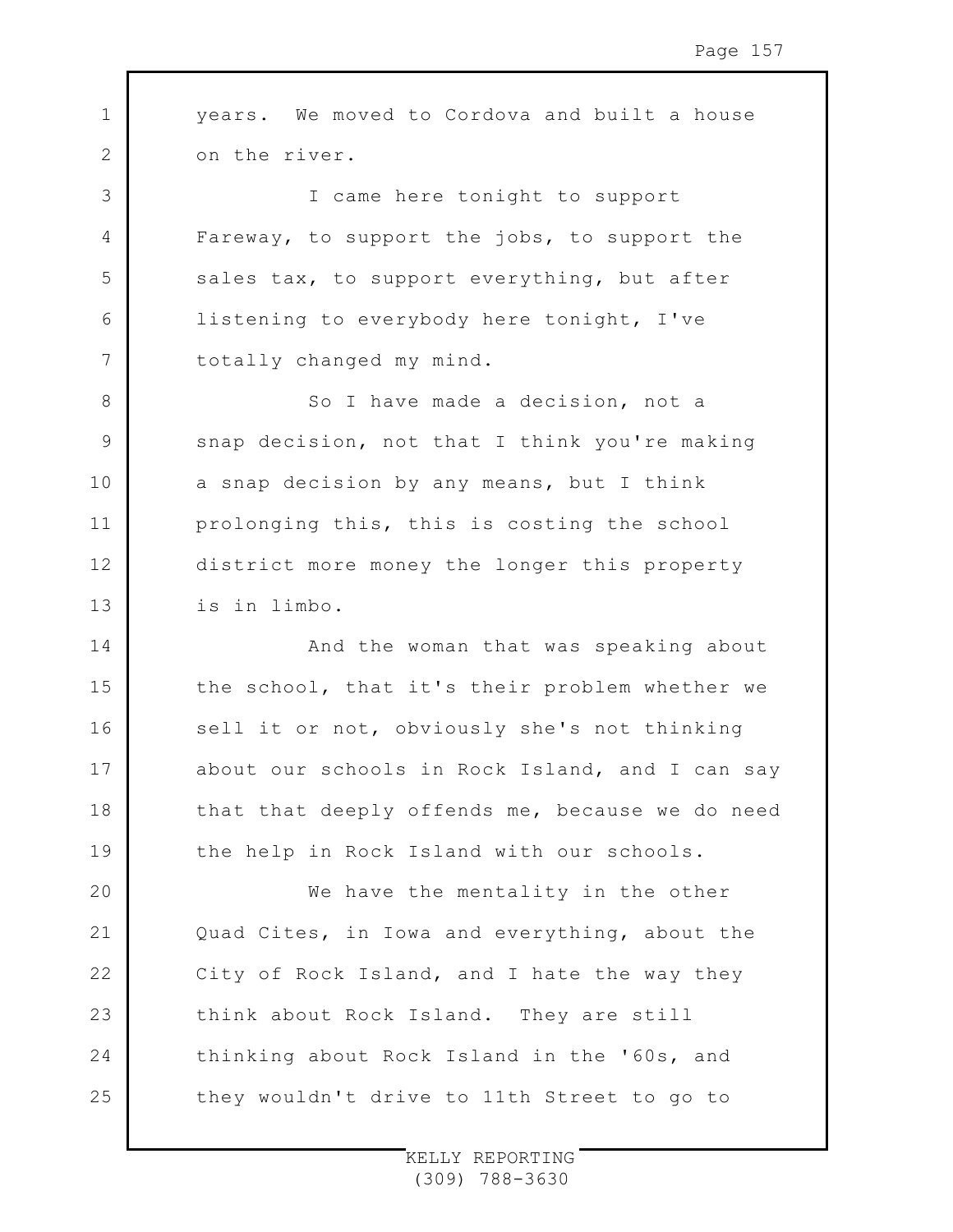years. We moved to Cordova and built a house on the river.

I came here tonight to support Fareway, to support the jobs, to support the sales tax, to support everything, but after listening to everybody here tonight, I've totally changed my mind.

So I have made a decision, not a snap decision, not that I think you're making a snap decision by any means, but I think prolonging this, this is costing the school district more money the longer this property is in limbo.

And the woman that was speaking about the school, that it's their problem whether we sell it or not, obviously she's not thinking about our schools in Rock Island, and I can say that that deeply offends me, because we do need the help in Rock Island with our schools.

We have the mentality in the other Quad Cites, in Iowa and everything, about the City of Rock Island, and I hate the way they think about Rock Island. They are still thinking about Rock Island in the '60s, and they wouldn't drive to 11th Street to go to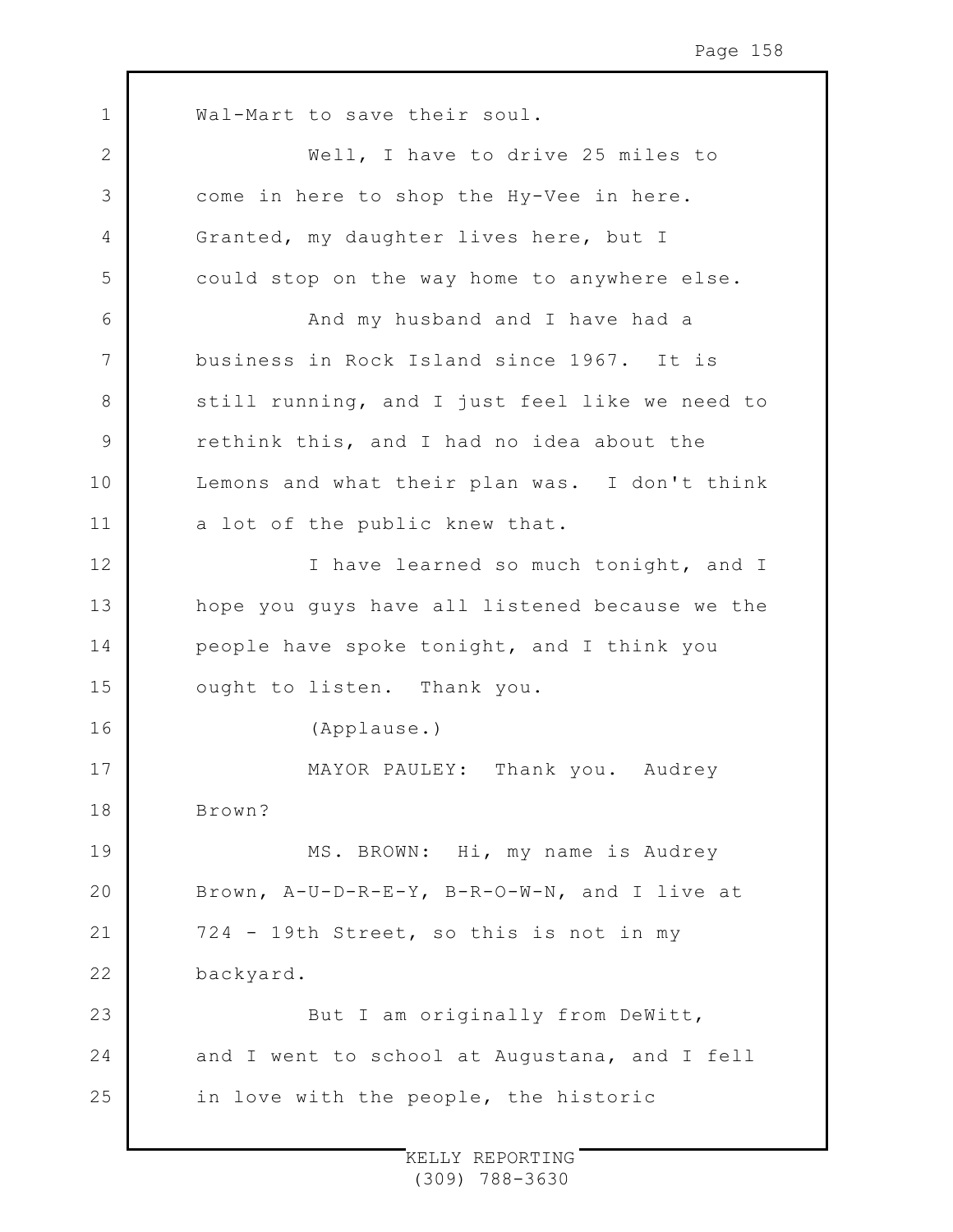Wal-Mart to save their soul.

Well, I have to drive 25 miles to come in here to shop the Hy-Vee in here. Granted, my daughter lives here, but I could stop on the way home to anywhere else.

And my husband and I have had a business in Rock Island since 1967. It is still running, and I just feel like we need to rethink this, and I had no idea about the Lemons and what their plan was. I don't think a lot of the public knew that.

I have learned so much tonight, and I hope you guys have all listened because we the people have spoke tonight, and I think you ought to listen. Thank you.

(Applause.)

MAYOR PAULEY: Thank you. Audrey Brown?

MS. BROWN: Hi, my name is Audrey Brown, A-U-D-R-E-Y, B-R-O-W-N, and I live at 724 - 19th Street, so this is not in my backyard.

But I am originally from DeWitt, and I went to school at Augustana, and I fell in love with the people, the historic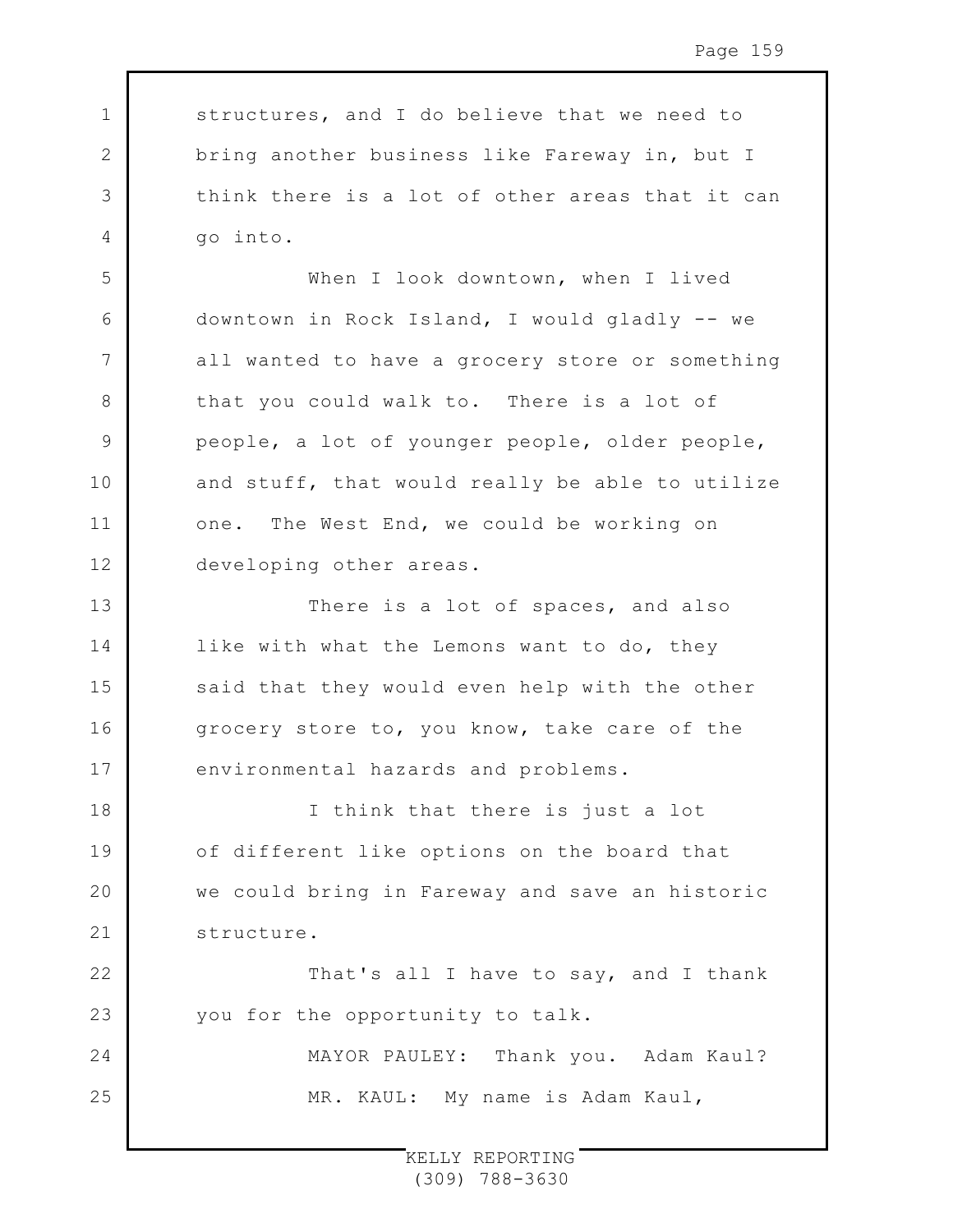structures, and I do believe that we need to bring another business like Fareway in, but I think there is a lot of other areas that it can go into.

When I look downtown, when I lived downtown in Rock Island, I would gladly -- we all wanted to have a grocery store or something that you could walk to. There is a lot of people, a lot of younger people, older people, and stuff, that would really be able to utilize one. The West End, we could be working on developing other areas.

There is a lot of spaces, and also like with what the Lemons want to do, they said that they would even help with the other grocery store to, you know, take care of the environmental hazards and problems.

I think that there is just a lot of different like options on the board that we could bring in Fareway and save an historic structure.

That's all I have to say, and I thank you for the opportunity to talk.

MAYOR PAULEY: Thank you. Adam Kaul?

MR. KAUL: My name is Adam Kaul,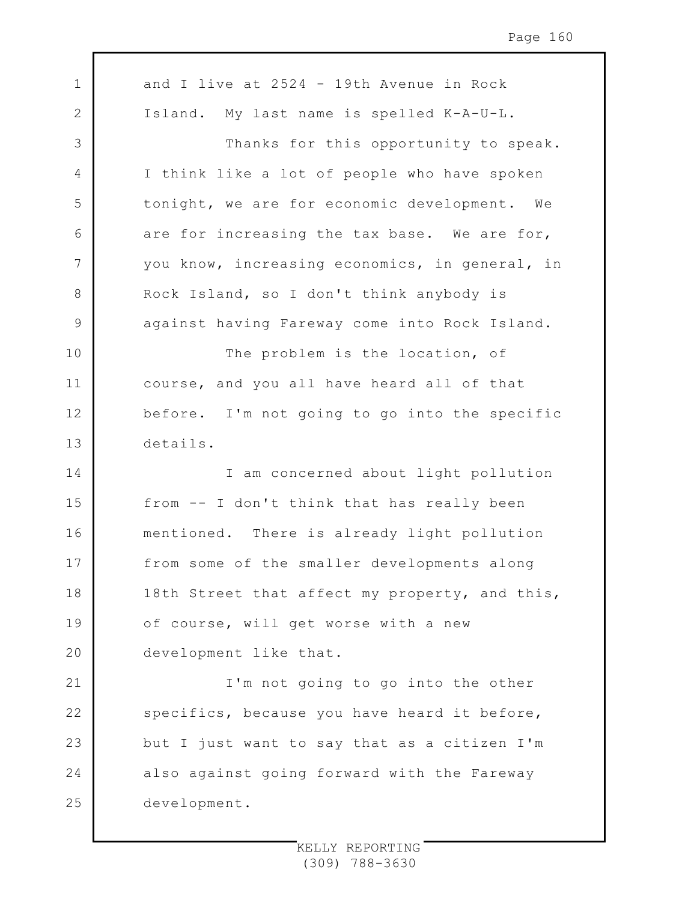and I live at 2524 - 19th Avenue in Rock Island. My last name is spelled K-A-U-L.

Thanks for this opportunity to speak. I think like a lot of people who have spoken tonight, we are for economic development. We are for increasing the tax base. We are for, you know, increasing economics, in general, in Rock Island, so I don't think anybody is against having Fareway come into Rock Island.

The problem is the location, of course, and you all have heard all of that before. I'm not going to go into the specific details.

I am concerned about light pollution from -- I don't think that has really been mentioned. There is already light pollution from some of the smaller developments along 18th Street that affect my property, and this, of course, will get worse with a new development like that.

I'm not going to go into the other specifics, because you have heard it before, but I just want to say that as a citizen I'm also against going forward with the Fareway development.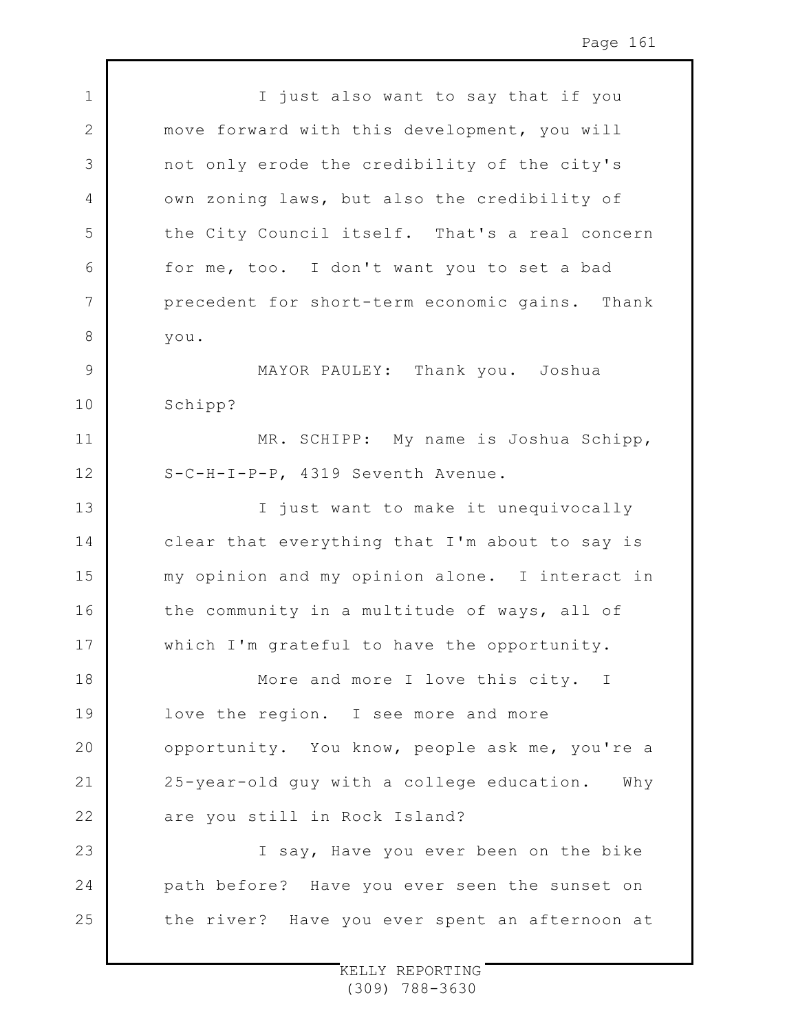I just also want to say that if you move forward with this development, you will not only erode the credibility of the city's own zoning laws, but also the credibility of the City Council itself. That's a real concern for me, too. I don't want you to set a bad precedent for short-term economic gains. Thank you.

MAYOR PAULEY: Thank you. Joshua Schipp?

MR. SCHIPP: My name is Joshua Schipp, S-C-H-I-P-P, 4319 Seventh Avenue.

I just want to make it unequivocally clear that everything that I'm about to say is my opinion and my opinion alone. I interact in the community in a multitude of ways, all of which I'm grateful to have the opportunity.

More and more I love this city. I love the region. I see more and more opportunity. You know, people ask me, you're a 25-year-old guy with a college education. Why are you still in Rock Island?

I say, Have you ever been on the bike path before? Have you ever seen the sunset on the river? Have you ever spent an afternoon at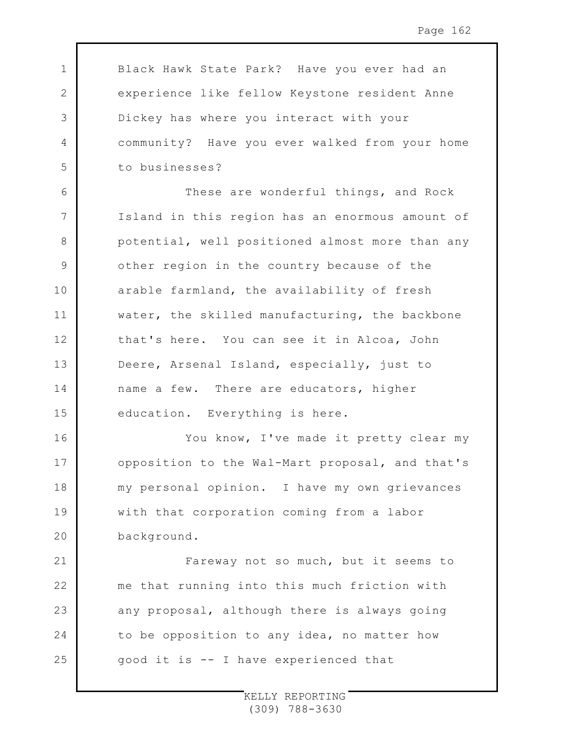Black Hawk State Park? Have you ever had an experience like fellow Keystone resident Anne Dickey has where you interact with your community? Have you ever walked from your home to businesses?

These are wonderful things, and Rock Island in this region has an enormous amount of potential, well positioned almost more than any other region in the country because of the arable farmland, the availability of fresh water, the skilled manufacturing, the backbone that's here. You can see it in Alcoa, John Deere, Arsenal Island, especially, just to name a few. There are educators, higher education. Everything is here.

You know, I've made it pretty clear my opposition to the Wal-Mart proposal, and that's my personal opinion. I have my own grievances with that corporation coming from a labor background.

Fareway not so much, but it seems to me that running into this much friction with any proposal, although there is always going to be opposition to any idea, no matter how good it is -- I have experienced that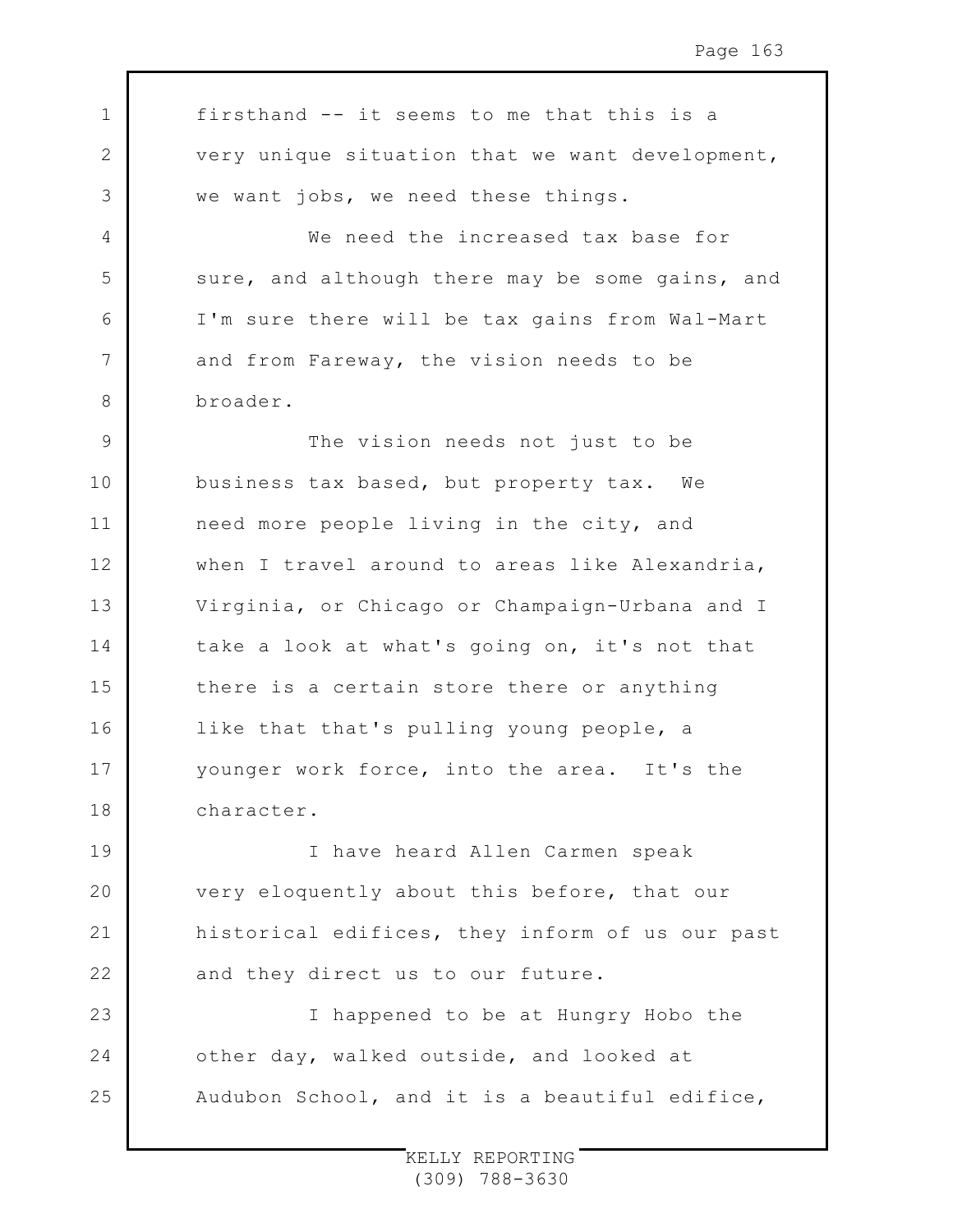firsthand -- it seems to me that this is a very unique situation that we want development, we want jobs, we need these things.

We need the increased tax base for sure, and although there may be some gains, and I'm sure there will be tax gains from Wal-Mart and from Fareway, the vision needs to be broader.

The vision needs not just to be business tax based, but property tax. We need more people living in the city, and when I travel around to areas like Alexandria, Virginia, or Chicago or Champaign-Urbana and I take a look at what's going on, it's not that there is a certain store there or anything like that that's pulling young people, a younger work force, into the area. It's the character.

I have heard Allen Carmen speak very eloquently about this before, that our historical edifices, they inform of us our past and they direct us to our future.

I happened to be at Hungry Hobo the other day, walked outside, and looked at Audubon School, and it is a beautiful edifice,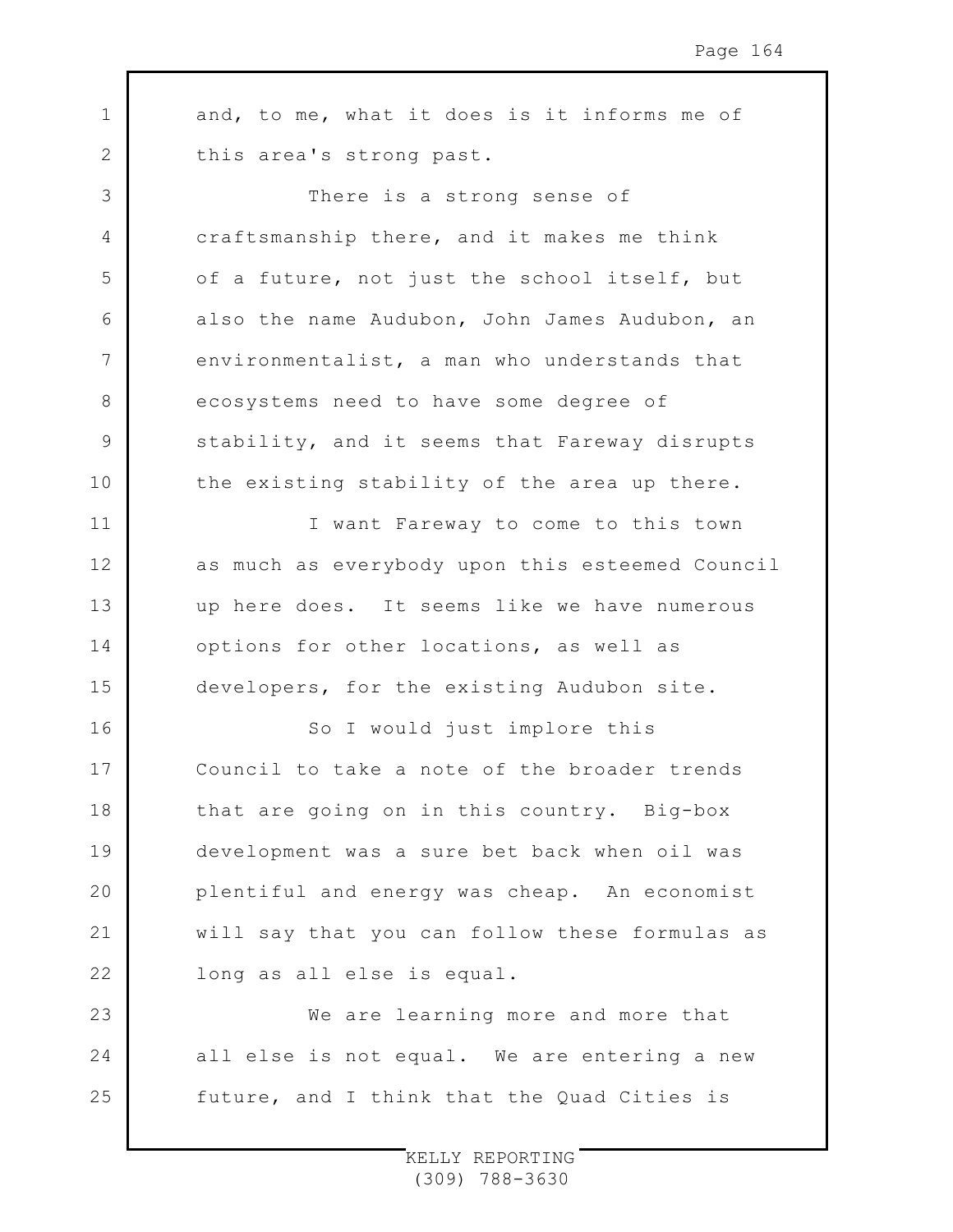and, to me, what it does is it informs me of this area's strong past.

There is a strong sense of craftsmanship there, and it makes me think of a future, not just the school itself, but also the name Audubon, John James Audubon, an environmentalist, a man who understands that ecosystems need to have some degree of stability, and it seems that Fareway disrupts the existing stability of the area up there.

I want Fareway to come to this town as much as everybody upon this esteemed Council up here does. It seems like we have numerous options for other locations, as well as developers, for the existing Audubon site.

So I would just implore this Council to take a note of the broader trends that are going on in this country. Big-box development was a sure bet back when oil was plentiful and energy was cheap. An economist will say that you can follow these formulas as long as all else is equal.

We are learning more and more that all else is not equal. We are entering a new future, and I think that the Quad Cities is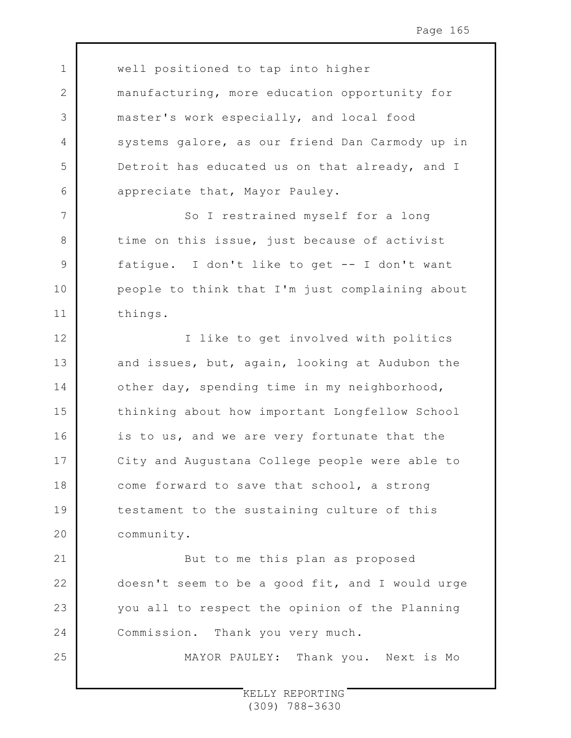well positioned to tap into higher manufacturing, more education opportunity for master's work especially, and local food systems galore, as our friend Dan Carmody up in Detroit has educated us on that already, and I appreciate that, Mayor Pauley.

So I restrained myself for a long time on this issue, just because of activist fatigue. I don't like to get -- I don't want people to think that I'm just complaining about things.

I like to get involved with politics and issues, but, again, looking at Audubon the other day, spending time in my neighborhood, thinking about how important Longfellow School is to us, and we are very fortunate that the City and Augustana College people were able to come forward to save that school, a strong testament to the sustaining culture of this community.

But to me this plan as proposed doesn't seem to be a good fit, and I would urge you all to respect the opinion of the Planning Commission. Thank you very much.

MAYOR PAULEY: Thank you. Next is Mo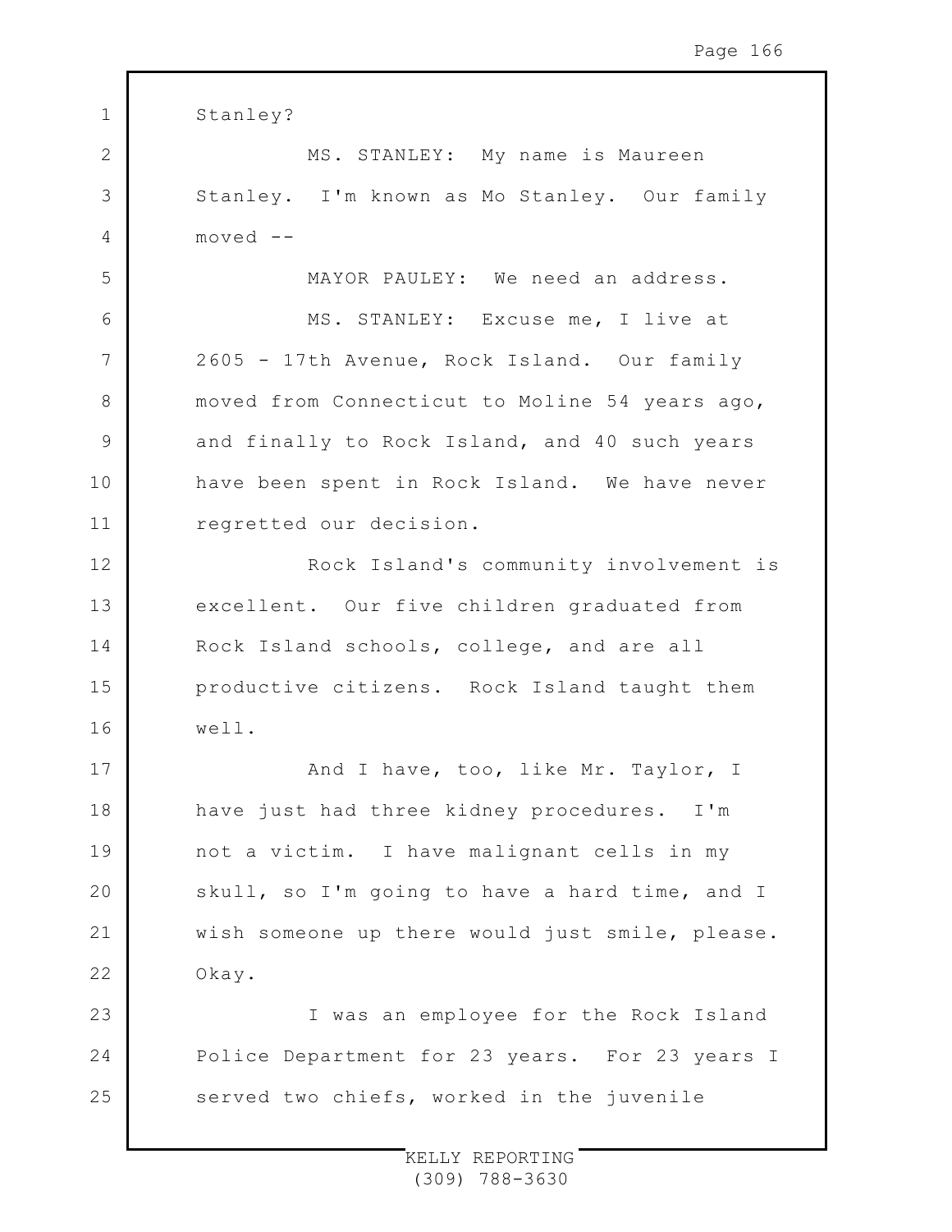Stanley?

MS. STANLEY: My name is Maureen Stanley. I'm known as Mo Stanley. Our family moved --

MAYOR PAULEY: We need an address.

MS. STANLEY: Excuse me, I live at 2605 - 17th Avenue, Rock Island. Our family moved from Connecticut to Moline 54 years ago, and finally to Rock Island, and 40 such years have been spent in Rock Island. We have never regretted our decision.

Rock Island's community involvement is excellent. Our five children graduated from Rock Island schools, college, and are all productive citizens. Rock Island taught them well.

And I have, too, like Mr. Taylor, I have just had three kidney procedures. I'm not a victim. I have malignant cells in my skull, so I'm going to have a hard time, and I wish someone up there would just smile, please. Okay.

I was an employee for the Rock Island Police Department for 23 years. For 23 years I served two chiefs, worked in the juvenile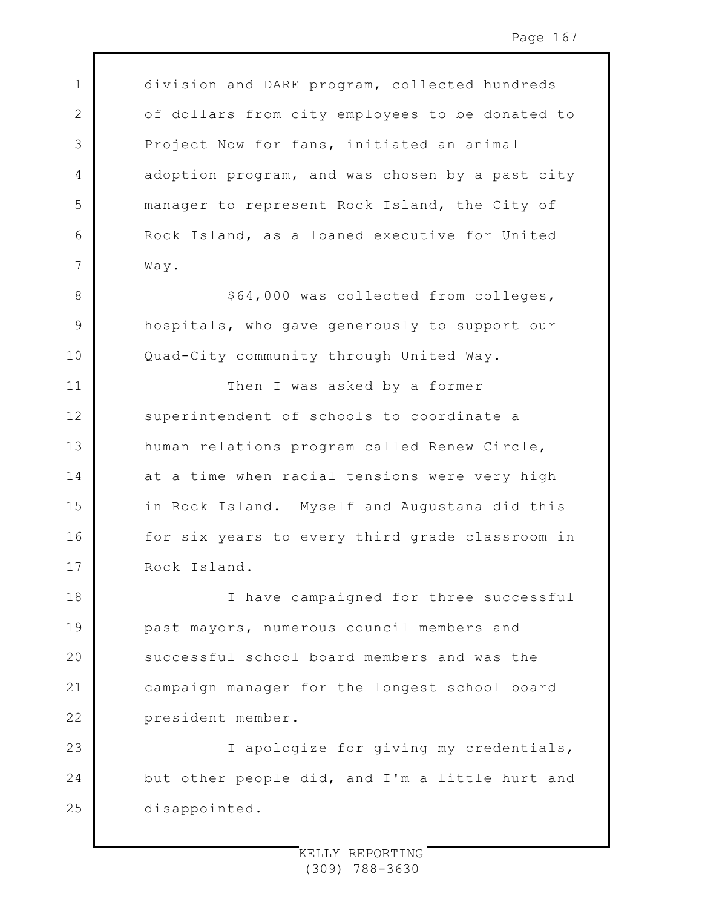division and DARE program, collected hundreds of dollars from city employees to be donated to Project Now for fans, initiated an animal adoption program, and was chosen by a past city manager to represent Rock Island, the City of Rock Island, as a loaned executive for United Way.

$64,000 was collected from colleges, hospitals, who gave generously to support our Quad-City community through United Way.

Then I was asked by a former superintendent of schools to coordinate a human relations program called Renew Circle, at a time when racial tensions were very high in Rock Island. Myself and Augustana did this for six years to every third grade classroom in Rock Island.

I have campaigned for three successful past mayors, numerous council members and successful school board members and was the campaign manager for the longest school board president member.

I apologize for giving my credentials, but other people did, and I'm a little hurt and disappointed.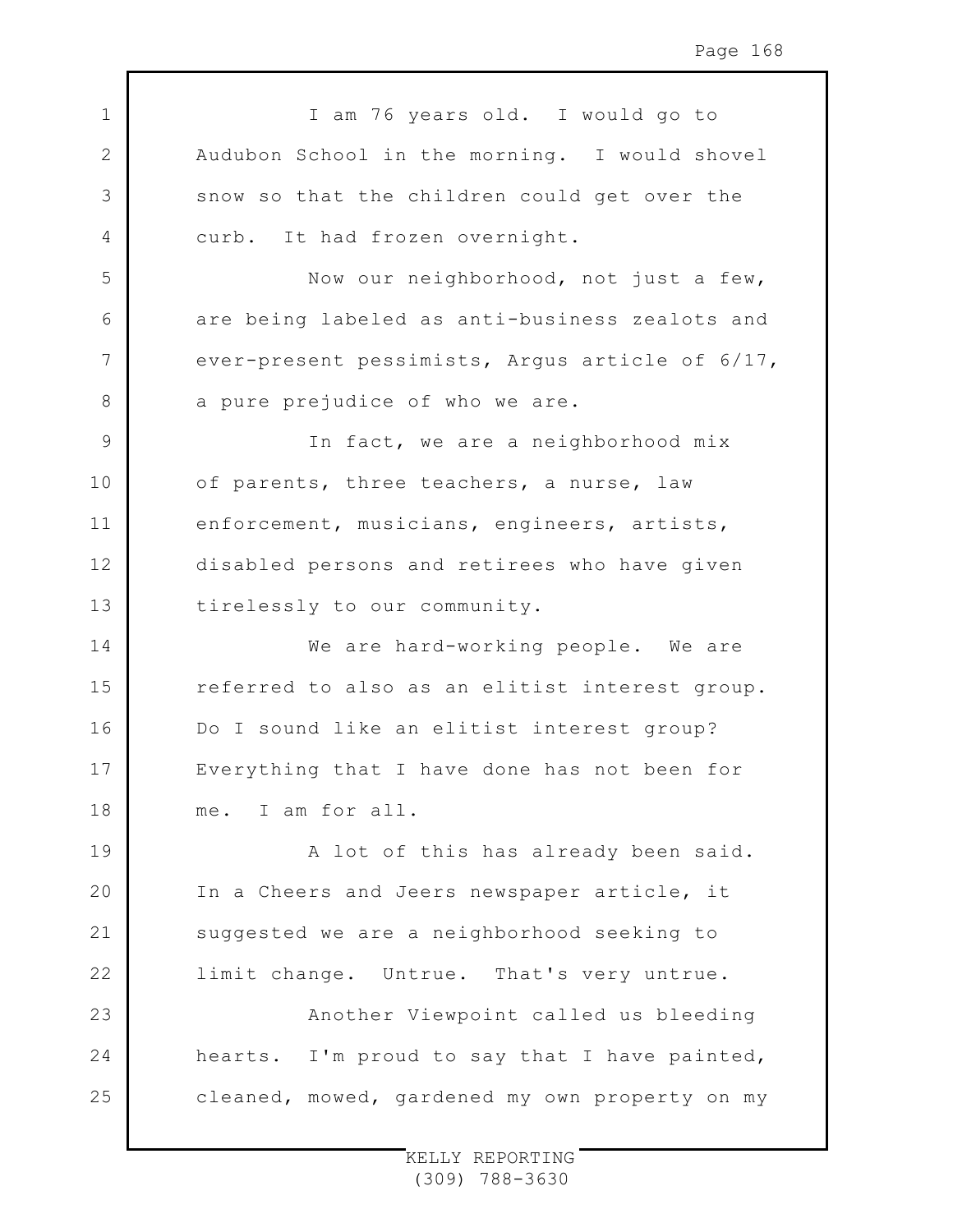I am 76 years old. I would go to Audubon School in the morning. I would shovel snow so that the children could get over the curb. It had frozen overnight.

Now our neighborhood, not just a few, are being labeled as anti-business zealots and ever-present pessimists, Argus article of 6/17, a pure prejudice of who we are.

In fact, we are a neighborhood mix of parents, three teachers, a nurse, law enforcement, musicians, engineers, artists, disabled persons and retirees who have given tirelessly to our community.

We are hard-working people. We are referred to also as an elitist interest group. Do I sound like an elitist interest group? Everything that I have done has not been for me. I am for all.

A lot of this has already been said. In a Cheers and Jeers newspaper article, it suggested we are a neighborhood seeking to limit change. Untrue. That's very untrue.

Another Viewpoint called us bleeding hearts. I'm proud to say that I have painted, cleaned, mowed, gardened my own property on my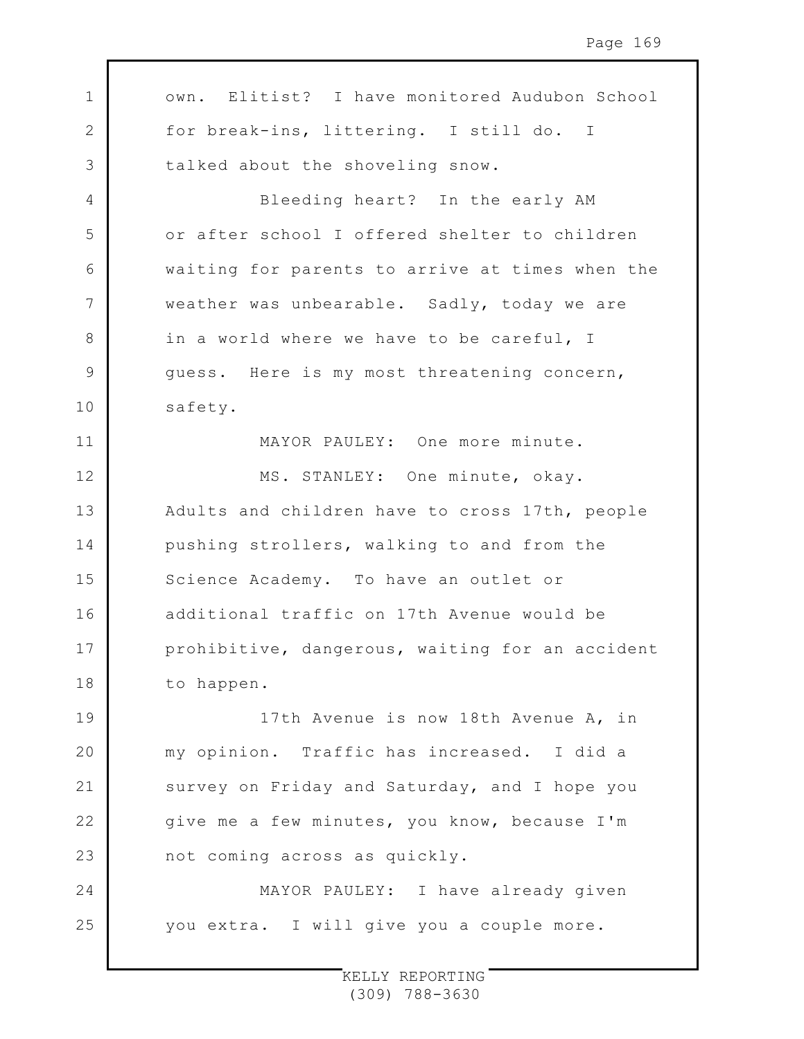own. Elitist? I have monitored Audubon School for break-ins, littering. I still do. I talked about the shoveling snow.

Bleeding heart? In the early AM or after school I offered shelter to children waiting for parents to arrive at times when the weather was unbearable. Sadly, today we are in a world where we have to be careful, I guess. Here is my most threatening concern, safety.

MAYOR PAULEY: One more minute.

MS. STANLEY: One minute, okay. Adults and children have to cross 17th, people pushing strollers, walking to and from the Science Academy. To have an outlet or additional traffic on 17th Avenue would be prohibitive, dangerous, waiting for an accident to happen.

17th Avenue is now 18th Avenue A, in my opinion. Traffic has increased. I did a survey on Friday and Saturday, and I hope you give me a few minutes, you know, because I'm not coming across as quickly.

MAYOR PAULEY: I have already given you extra. I will give you a couple more.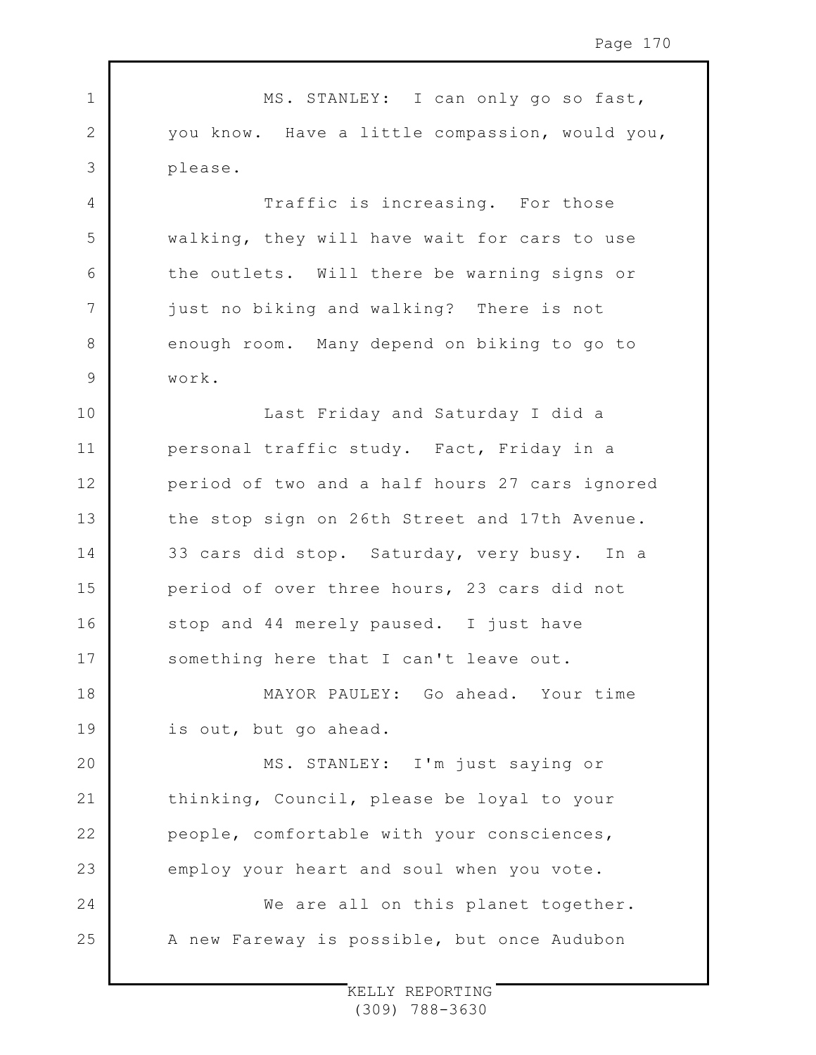MS. STANLEY: I can only go so fast, you know. Have a little compassion, would you, please.

Traffic is increasing. For those walking, they will have wait for cars to use the outlets. Will there be warning signs or just no biking and walking? There is not enough room. Many depend on biking to go to work.

Last Friday and Saturday I did a personal traffic study. Fact, Friday in a period of two and a half hours 27 cars ignored the stop sign on 26th Street and 17th Avenue. 33 cars did stop. Saturday, very busy. In a period of over three hours, 23 cars did not stop and 44 merely paused. I just have something here that I can't leave out.

MAYOR PAULEY: Go ahead. Your time is out, but go ahead.

MS. STANLEY: I'm just saying or thinking, Council, please be loyal to your people, comfortable with your consciences, employ your heart and soul when you vote.

We are all on this planet together. A new Fareway is possible, but once Audubon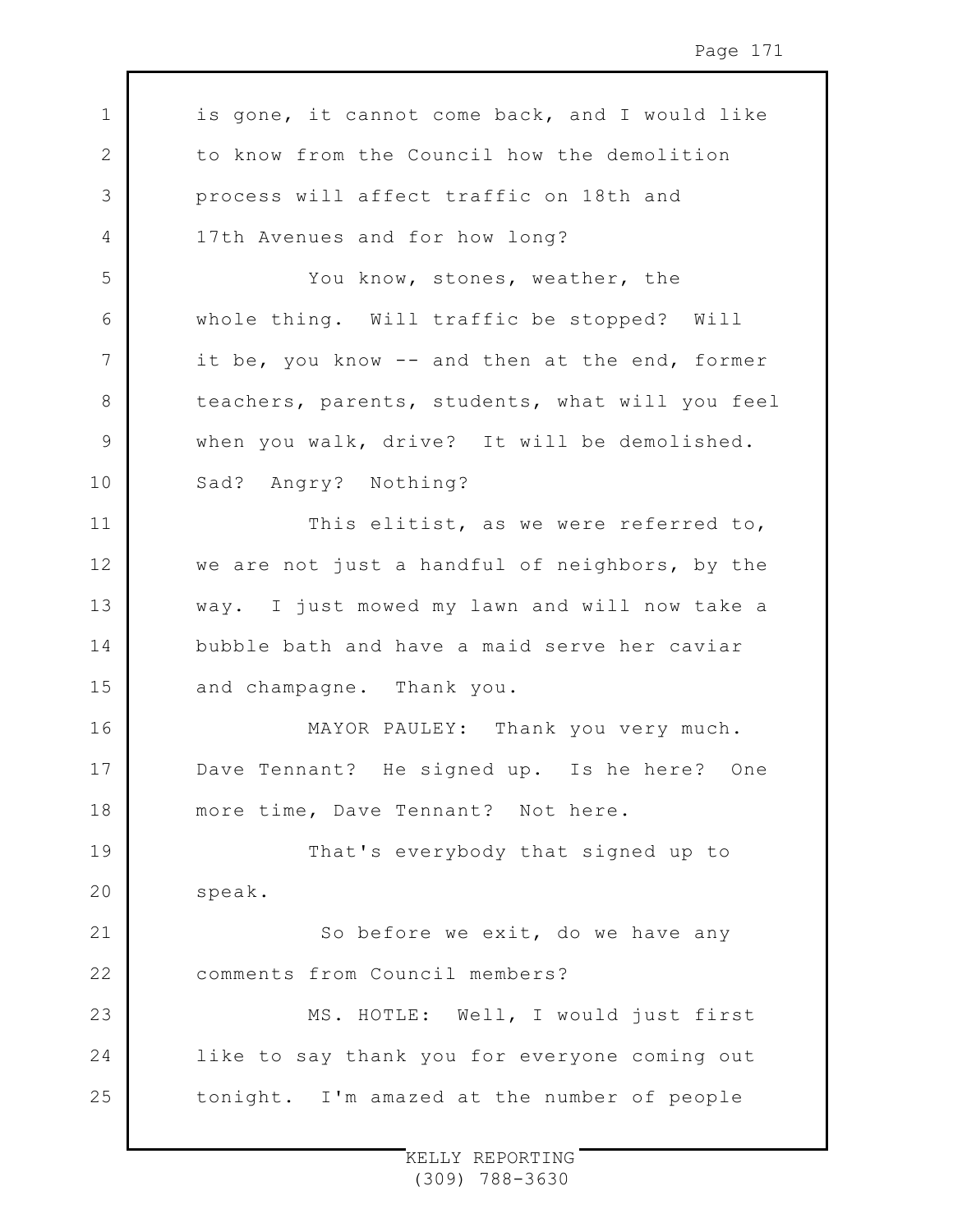is gone, it cannot come back, and I would like to know from the Council how the demolition process will affect traffic on 18th and 17th Avenues and for how long?

You know, stones, weather, the whole thing. Will traffic be stopped? Will it be, you know -- and then at the end, former teachers, parents, students, what will you feel when you walk, drive? It will be demolished. Sad? Angry? Nothing?

This elitist, as we were referred to, we are not just a handful of neighbors, by the way. I just mowed my lawn and will now take a bubble bath and have a maid serve her caviar and champagne. Thank you.

MAYOR PAULEY: Thank you very much. Dave Tennant? He signed up. Is he here? One more time, Dave Tennant? Not here.

That's everybody that signed up to speak.

So before we exit, do we have any comments from Council members?

MS. HOTLE: Well, I would just first like to say thank you for everyone coming out tonight. I'm amazed at the number of people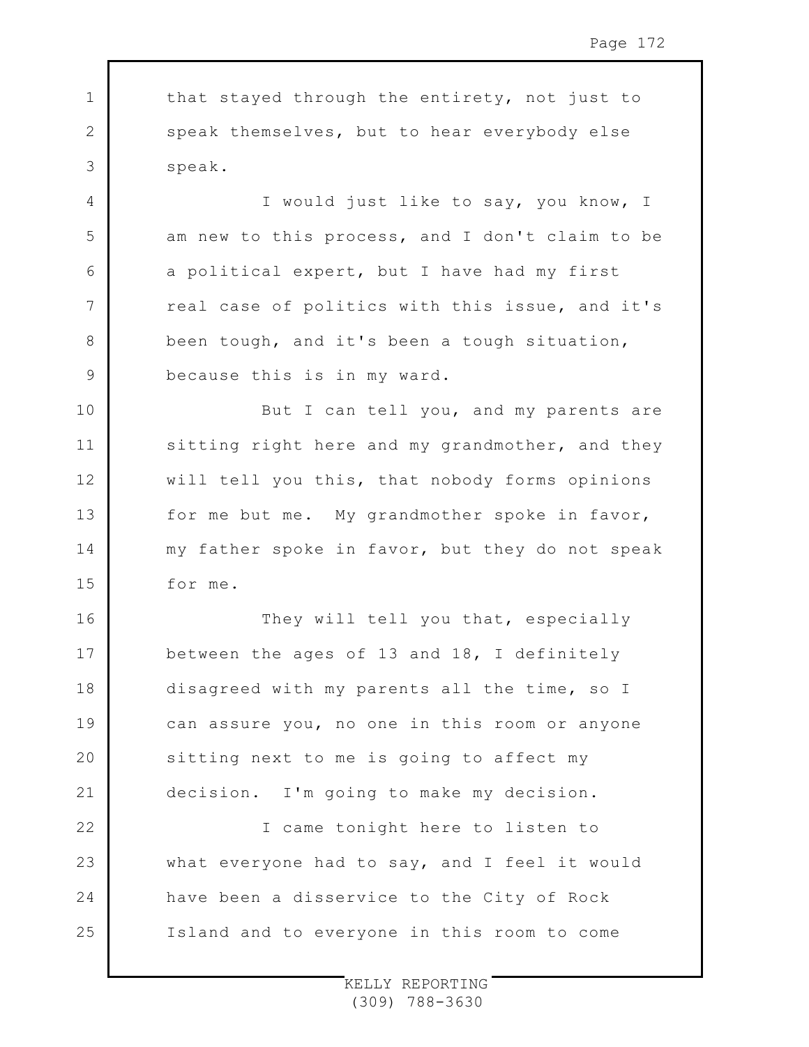that stayed through the entirety, not just to speak themselves, but to hear everybody else speak.

I would just like to say, you know, I am new to this process, and I don't claim to be a political expert, but I have had my first real case of politics with this issue, and it's been tough, and it's been a tough situation, because this is in my ward.

But I can tell you, and my parents are sitting right here and my grandmother, and they will tell you this, that nobody forms opinions for me but me. My grandmother spoke in favor, my father spoke in favor, but they do not speak for me.

They will tell you that, especially between the ages of 13 and 18, I definitely disagreed with my parents all the time, so I can assure you, no one in this room or anyone sitting next to me is going to affect my decision. I'm going to make my decision.

I came tonight here to listen to what everyone had to say, and I feel it would have been a disservice to the City of Rock Island and to everyone in this room to come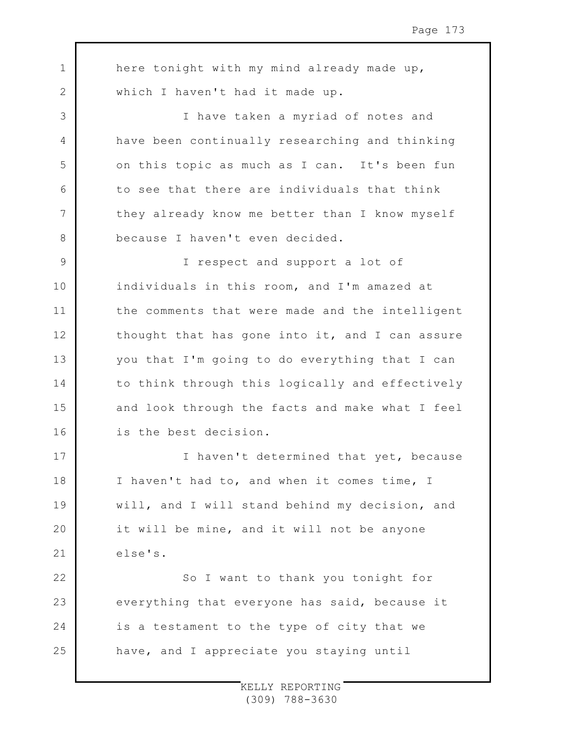here tonight with my mind already made up, which I haven't had it made up.

I have taken a myriad of notes and have been continually researching and thinking on this topic as much as I can. It's been fun to see that there are individuals that think they already know me better than I know myself because I haven't even decided.

I respect and support a lot of individuals in this room, and I'm amazed at the comments that were made and the intelligent thought that has gone into it, and I can assure you that I'm going to do everything that I can to think through this logically and effectively and look through the facts and make what I feel is the best decision.

I haven't determined that yet, because I haven't had to, and when it comes time, I will, and I will stand behind my decision, and it will be mine, and it will not be anyone else's.

So I want to thank you tonight for everything that everyone has said, because it is a testament to the type of city that we have, and I appreciate you staying until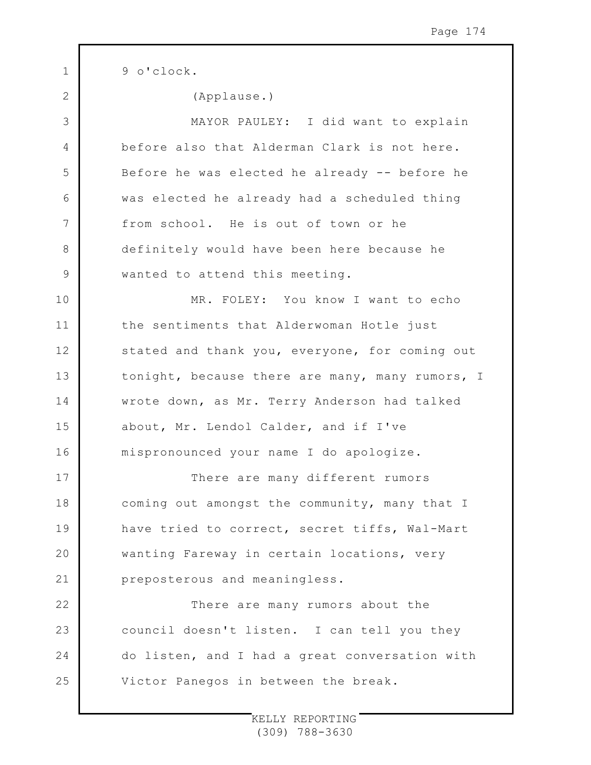9 o'clock.

(Applause.)

MAYOR PAULEY: I did want to explain before also that Alderman Clark is not here. Before he was elected he already -- before he was elected he already had a scheduled thing from school. He is out of town or he definitely would have been here because he wanted to attend this meeting.

MR. FOLEY: You know I want to echo the sentiments that Alderwoman Hotle just stated and thank you, everyone, for coming out tonight, because there are many, many rumors, I wrote down, as Mr. Terry Anderson had talked about, Mr. Lendol Calder, and if I've mispronounced your name I do apologize.

There are many different rumors coming out amongst the community, many that I have tried to correct, secret tiffs, Wal-Mart wanting Fareway in certain locations, very preposterous and meaningless.

There are many rumors about the council doesn't listen. I can tell you they do listen, and I had a great conversation with Victor Panegos in between the break.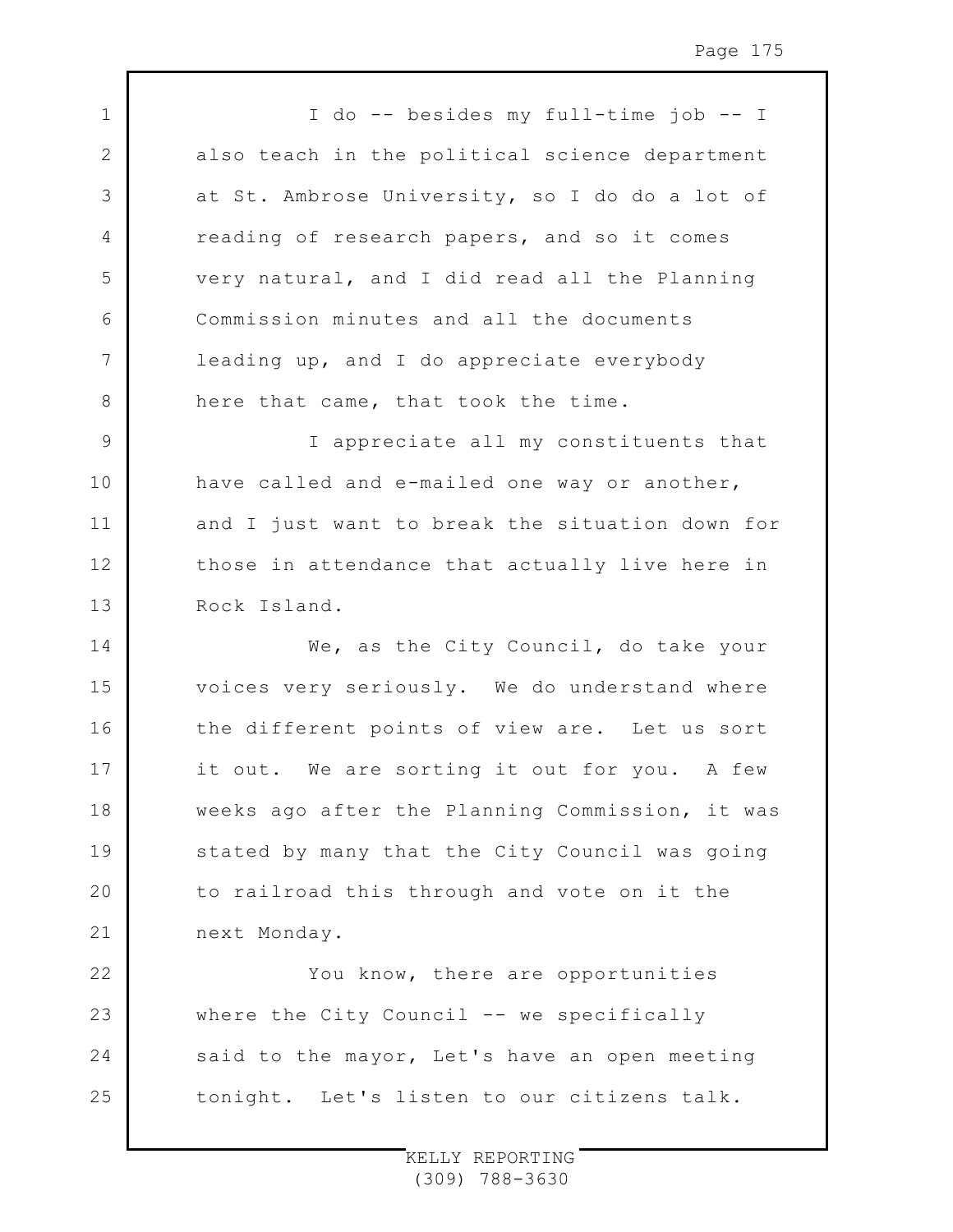I do -- besides my full-time job -- I also teach in the political science department at St. Ambrose University, so I do do a lot of reading of research papers, and so it comes very natural, and I did read all the Planning Commission minutes and all the documents leading up, and I do appreciate everybody here that came, that took the time.

I appreciate all my constituents that have called and e-mailed one way or another, and I just want to break the situation down for those in attendance that actually live here in Rock Island.

We, as the City Council, do take your voices very seriously. We do understand where the different points of view are. Let us sort it out. We are sorting it out for you. A few weeks ago after the Planning Commission, it was stated by many that the City Council was going to railroad this through and vote on it the next Monday.

You know, there are opportunities where the City Council -- we specifically said to the mayor, Let's have an open meeting tonight. Let's listen to our citizens talk.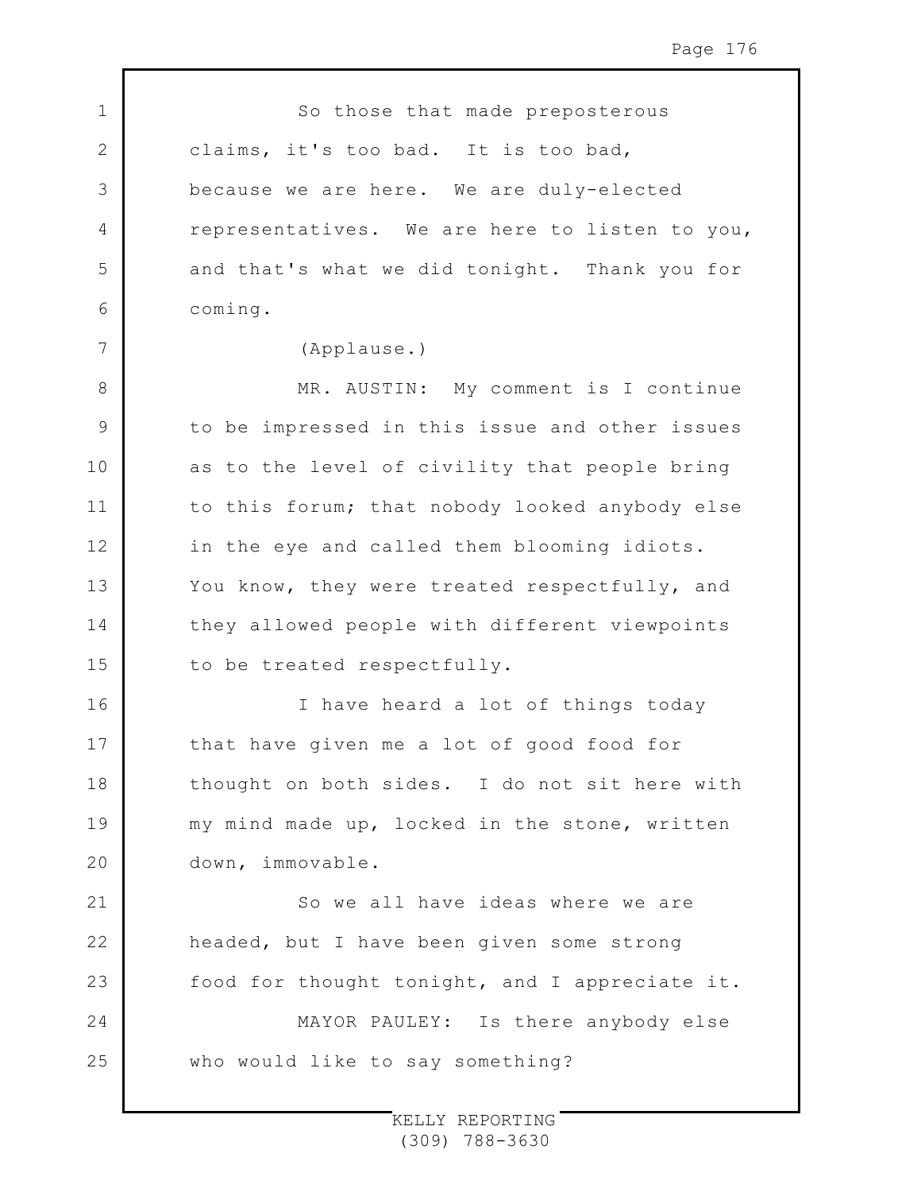So those that made preposterous claims, it's too bad. It is too bad, because we are here. We are duly-elected representatives. We are here to listen to you, and that's what we did tonight. Thank you for coming.

(Applause.)

MR. AUSTIN: My comment is I continue to be impressed in this issue and other issues as to the level of civility that people bring to this forum; that nobody looked anybody else in the eye and called them blooming idiots. You know, they were treated respectfully, and they allowed people with different viewpoints to be treated respectfully.

I have heard a lot of things today that have given me a lot of good food for thought on both sides. I do not sit here with my mind made up, locked in the stone, written down, immovable.

So we all have ideas where we are headed, but I have been given some strong food for thought tonight, and I appreciate it.

MAYOR PAULEY: Is there anybody else who would like to say something?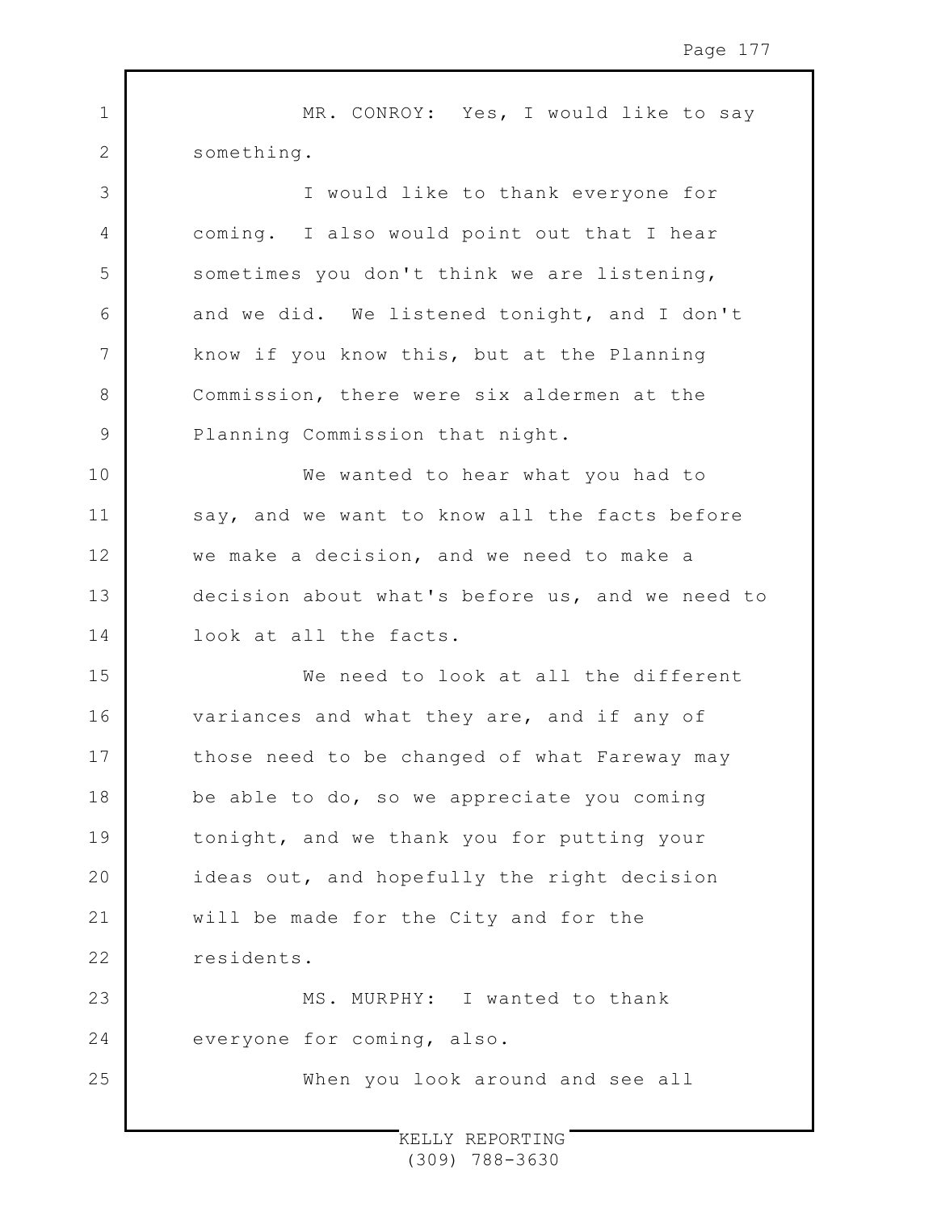MR. CONROY: Yes, I would like to say something.

I would like to thank everyone for coming. I also would point out that I hear sometimes you don't think we are listening, and we did. We listened tonight, and I don't know if you know this, but at the Planning Commission, there were six aldermen at the Planning Commission that night.

We wanted to hear what you had to say, and we want to know all the facts before we make a decision, and we need to make a decision about what's before us, and we need to look at all the facts.

We need to look at all the different variances and what they are, and if any of those need to be changed of what Fareway may be able to do, so we appreciate you coming tonight, and we thank you for putting your ideas out, and hopefully the right decision will be made for the City and for the residents.

MS. MURPHY: I wanted to thank everyone for coming, also.

When you look around and see all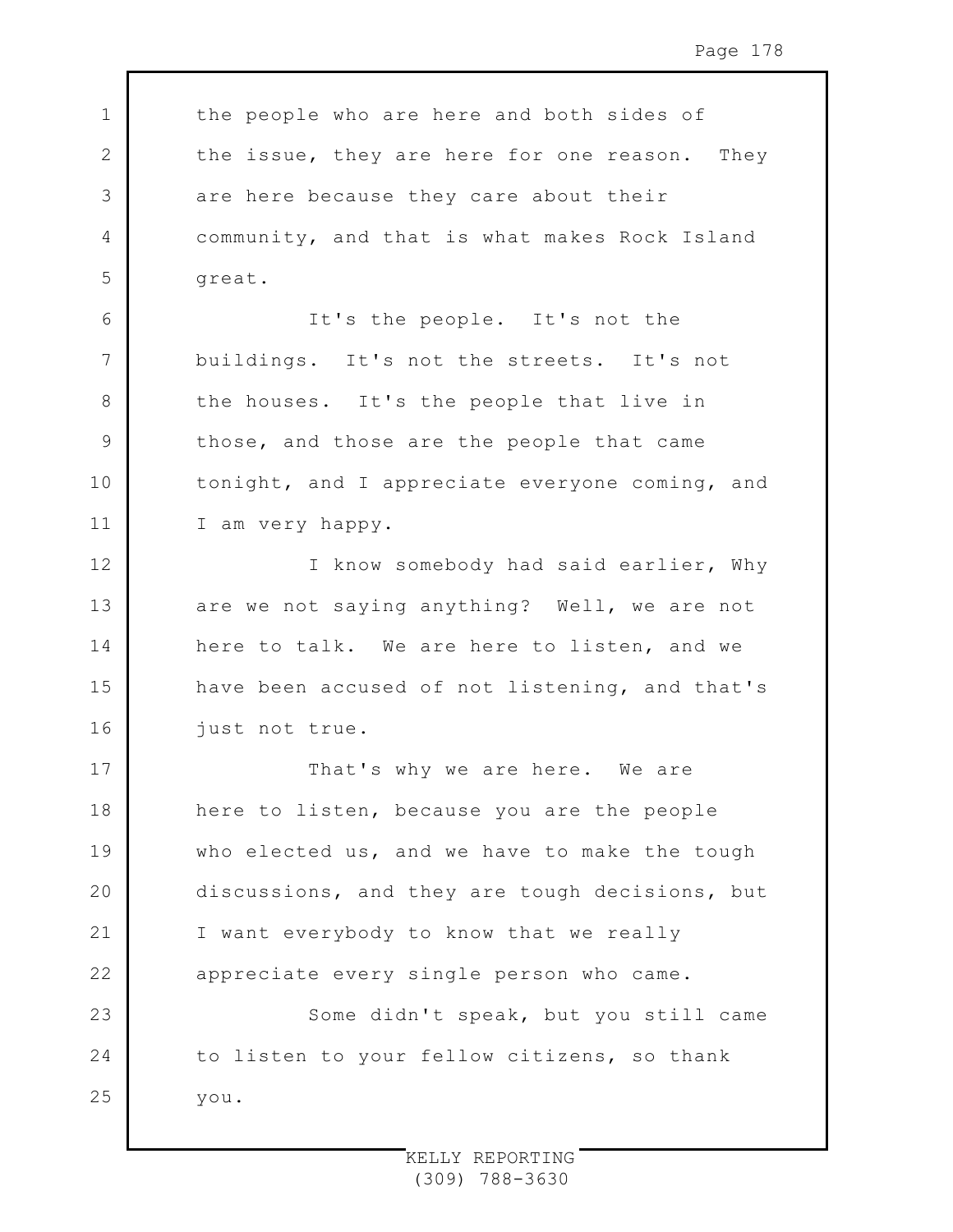the people who are here and both sides of the issue, they are here for one reason. They are here because they care about their community, and that is what makes Rock Island great.

It's the people. It's not the buildings. It's not the streets. It's not the houses. It's the people that live in those, and those are the people that came tonight, and I appreciate everyone coming, and I am very happy.

I know somebody had said earlier, Why are we not saying anything? Well, we are not here to talk. We are here to listen, and we have been accused of not listening, and that's just not true.

That's why we are here. We are here to listen, because you are the people who elected us, and we have to make the tough discussions, and they are tough decisions, but I want everybody to know that we really appreciate every single person who came.

Some didn't speak, but you still came to listen to your fellow citizens, so thank you.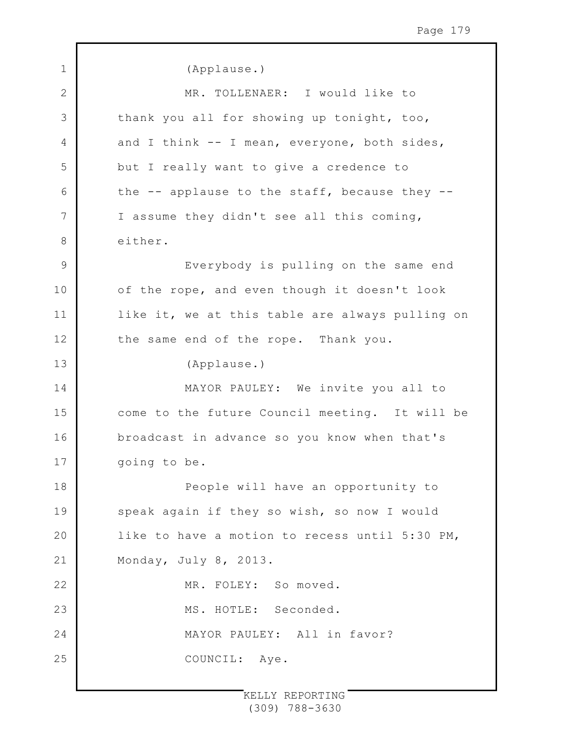(Applause.)

MR. TOLLENAER: I would like to thank you all for showing up tonight, too, and I think -- I mean, everyone, both sides, but I really want to give a credence to the -- applause to the staff, because they -- I assume they didn't see all this coming, either.

Everybody is pulling on the same end of the rope, and even though it doesn't look like it, we at this table are always pulling on the same end of the rope. Thank you.

(Applause.)

MAYOR PAULEY: We invite you all to come to the future Council meeting. It will be broadcast in advance so you know when that's going to be.

People will have an opportunity to speak again if they so wish, so now I would like to have a motion to recess until 5:30 PM, Monday, July 8, 2013.

MR. FOLEY: So moved.

MS. HOTLE: Seconded.

MAYOR PAULEY: All in favor?

COUNCIL: Aye.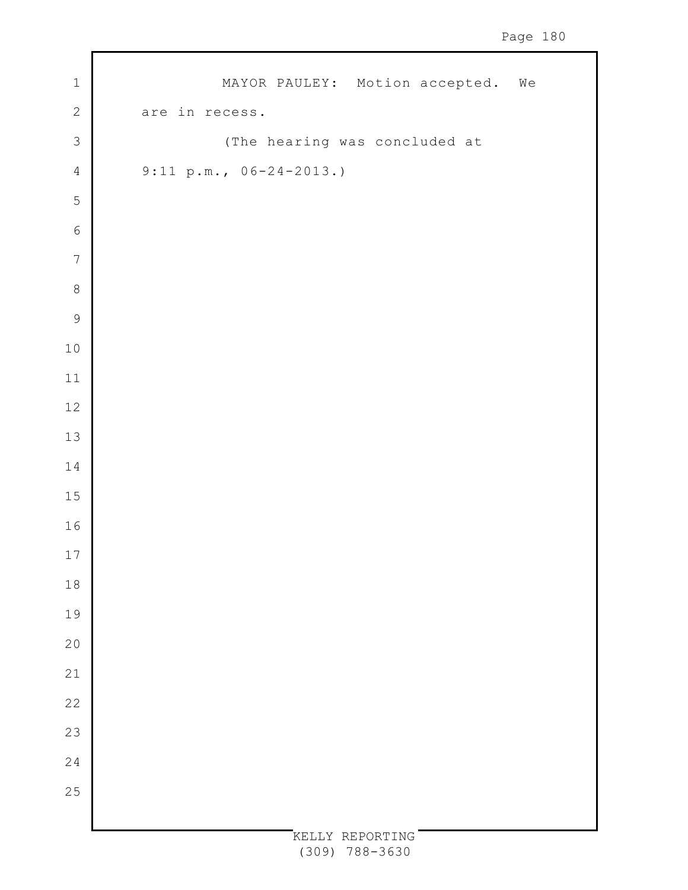MAYOR PAULEY: Motion accepted. We are in recess.

(The hearing was concluded at 9:11 p.m., 06-24-2013.)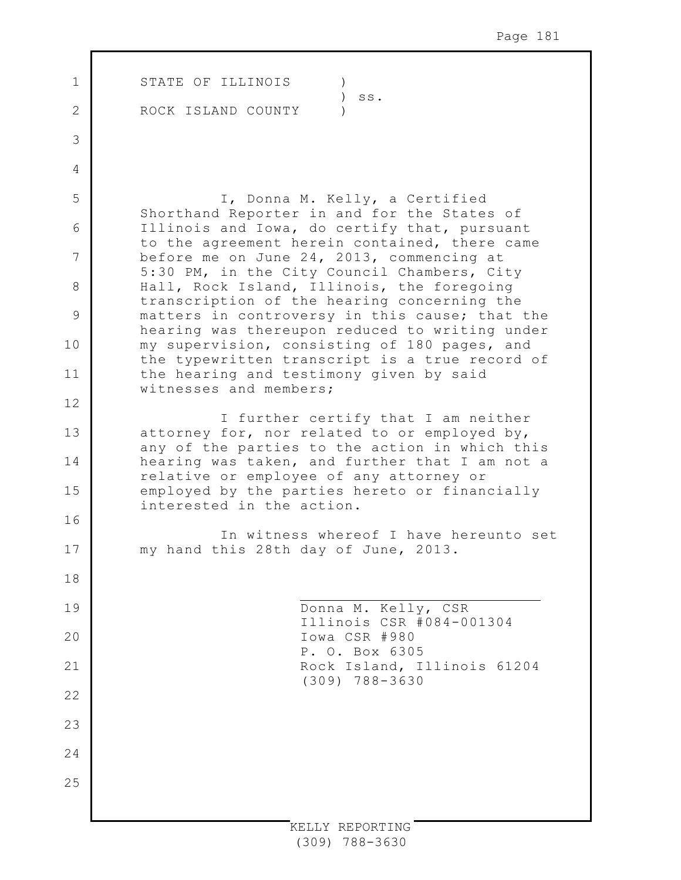STATE OF ILLINOIS )
) ss.
ROCK ISLAND COUNTY )

I, Donna M. Kelly, a Certified Shorthand Reporter in and for the States of Illinois and Iowa, do certify that, pursuant to the agreement herein contained, there came before me on June 24, 2013, commencing at 5:30 PM, in the City Council Chambers, City Hall, Rock Island, Illinois, the foregoing transcription of the hearing concerning the matters in controversy in this cause; that the hearing was thereupon reduced to writing under my supervision, consisting of 180 pages, and the typewritten transcript is a true record of the hearing and testimony given by said witnesses and members;

I further certify that I am neither attorney for, nor related to or employed by, any of the parties to the action in which this hearing was taken, and further that I am not a relative or employee of any attorney or employed by the parties hereto or financially interested in the action.

In witness whereof I have hereunto set my hand this 28th day of June, 2013.

\_\_\_\_\_\_\_\_\_\_\_\_\_\_\_\_\_\_\_\_\_\_\_\_\_\_\_\_

Donna M. Kelly, CSR
Illinois CSR #084-001304
Iowa CSR #980
P. O. Box 6305
Rock Island, Illinois 61204
(309) 788-3630

KELLY REPORTING
(309) 788-3630